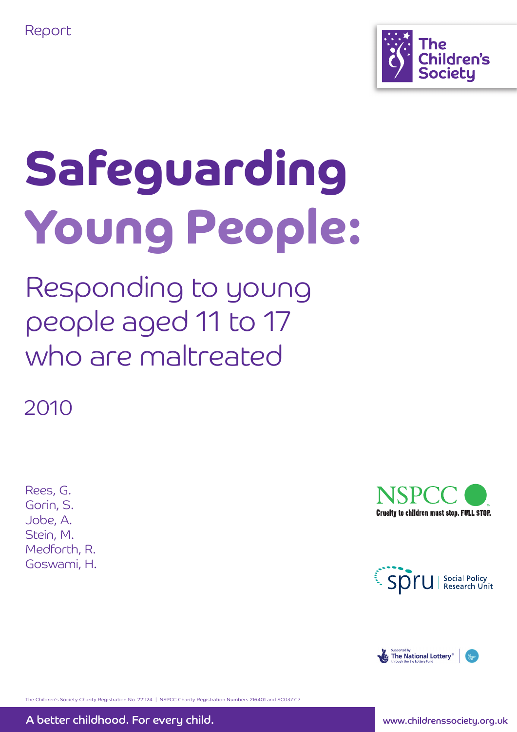Report

The Children's Society

# Safeguarding Young People:

## Responding to young people aged 11 to 17 who are maltreated

2010

Rees, G.
Gorin, S.
Jobe, A.
Stein, M.
Medforth, R.
Goswami, H.

NSPCC
Cruelty to children must stop. FULL STOP.

spru | Social Policy Research Unit

Supported by The National Lottery® through the Big Lottery Fund

The Children's Society Charity Registration No. 221124 | NSPCC Charity Registration Numbers 216401 and SC037717

A better childhood. For every child.

www.childrenssociety.org.uk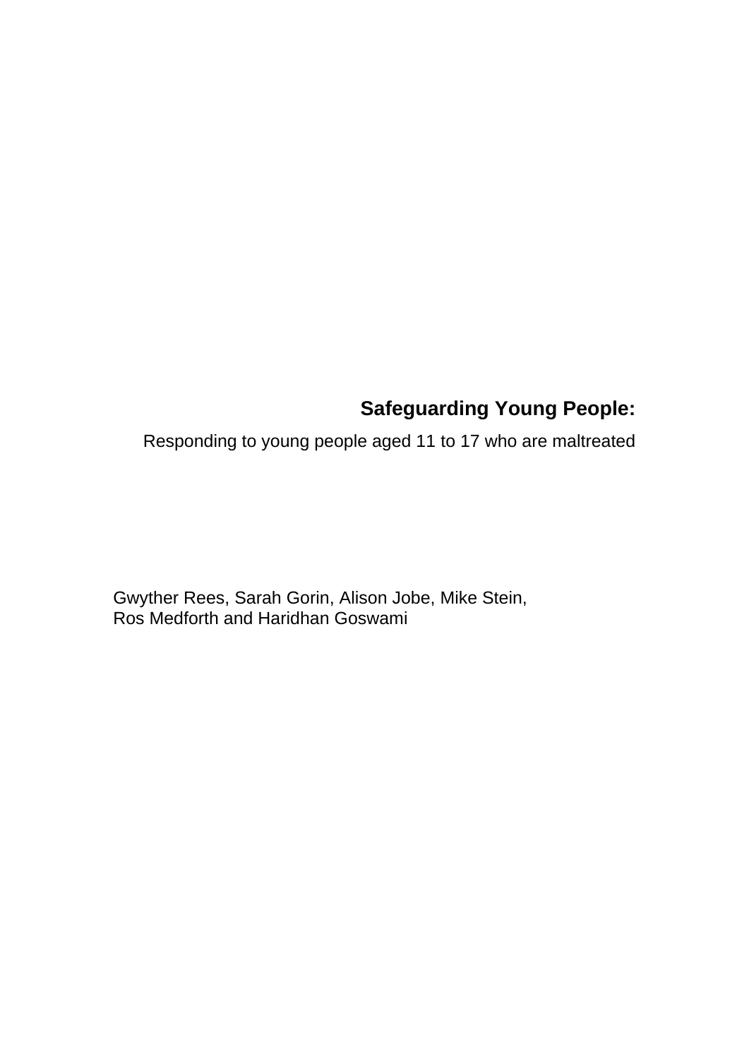# Safeguarding Young People:

Responding to young people aged 11 to 17 who are maltreated

Gwyther Rees, Sarah Gorin, Alison Jobe, Mike Stein,
Ros Medforth and Haridhan Goswami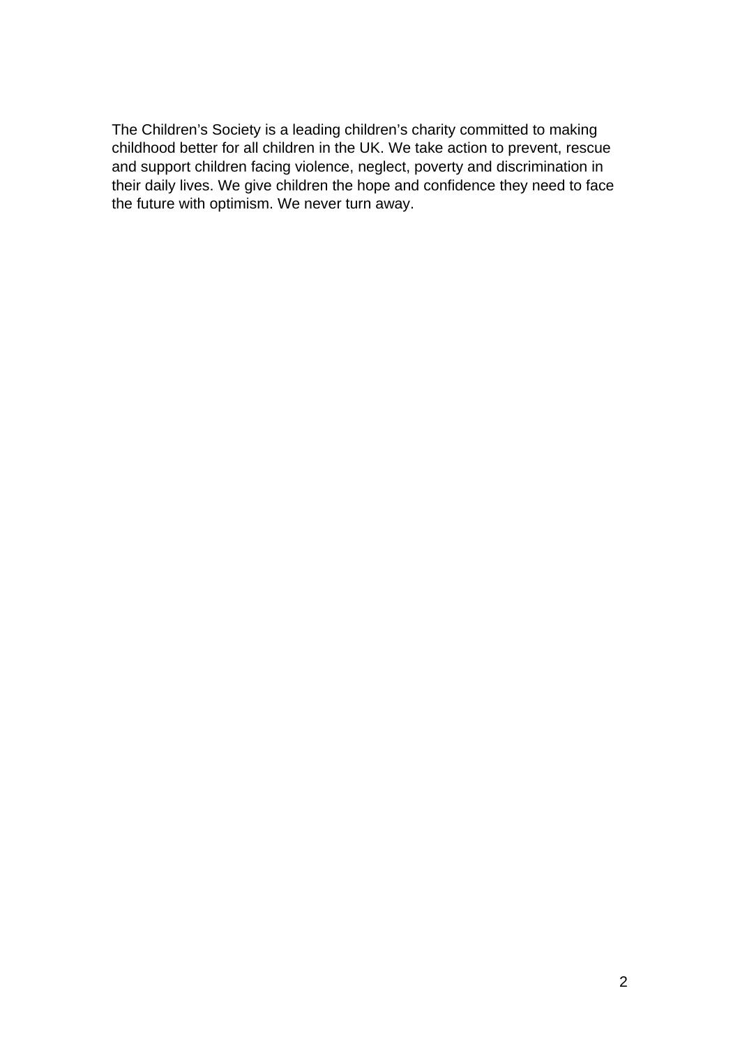The Children’s Society is a leading children’s charity committed to making childhood better for all children in the UK. We take action to prevent, rescue and support children facing violence, neglect, poverty and discrimination in their daily lives. We give children the hope and confidence they need to face the future with optimism. We never turn away.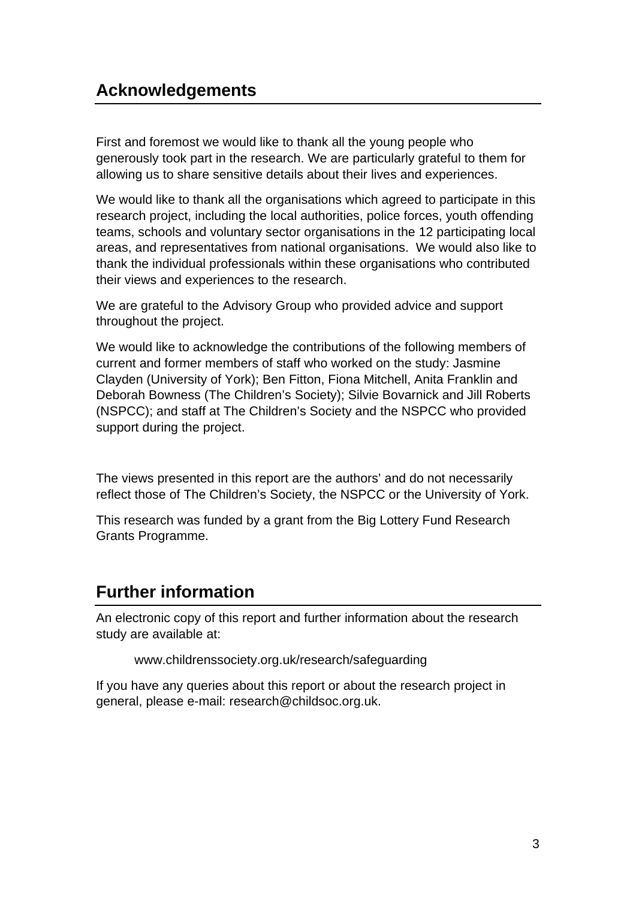## Acknowledgements

First and foremost we would like to thank all the young people who generously took part in the research. We are particularly grateful to them for allowing us to share sensitive details about their lives and experiences.

We would like to thank all the organisations which agreed to participate in this research project, including the local authorities, police forces, youth offending teams, schools and voluntary sector organisations in the 12 participating local areas, and representatives from national organisations. We would also like to thank the individual professionals within these organisations who contributed their views and experiences to the research.

We are grateful to the Advisory Group who provided advice and support throughout the project.

We would like to acknowledge the contributions of the following members of current and former members of staff who worked on the study: Jasmine Clayden (University of York); Ben Fitton, Fiona Mitchell, Anita Franklin and Deborah Bowness (The Children's Society); Silvie Bovarnick and Jill Roberts (NSPCC); and staff at The Children's Society and the NSPCC who provided support during the project.

The views presented in this report are the authors' and do not necessarily reflect those of The Children's Society, the NSPCC or the University of York.

This research was funded by a grant from the Big Lottery Fund Research Grants Programme.

## Further information

An electronic copy of this report and further information about the research study are available at:

www.childrenssociety.org.uk/research/safeguarding

If you have any queries about this report or about the research project in general, please e-mail: research@childsoc.org.uk.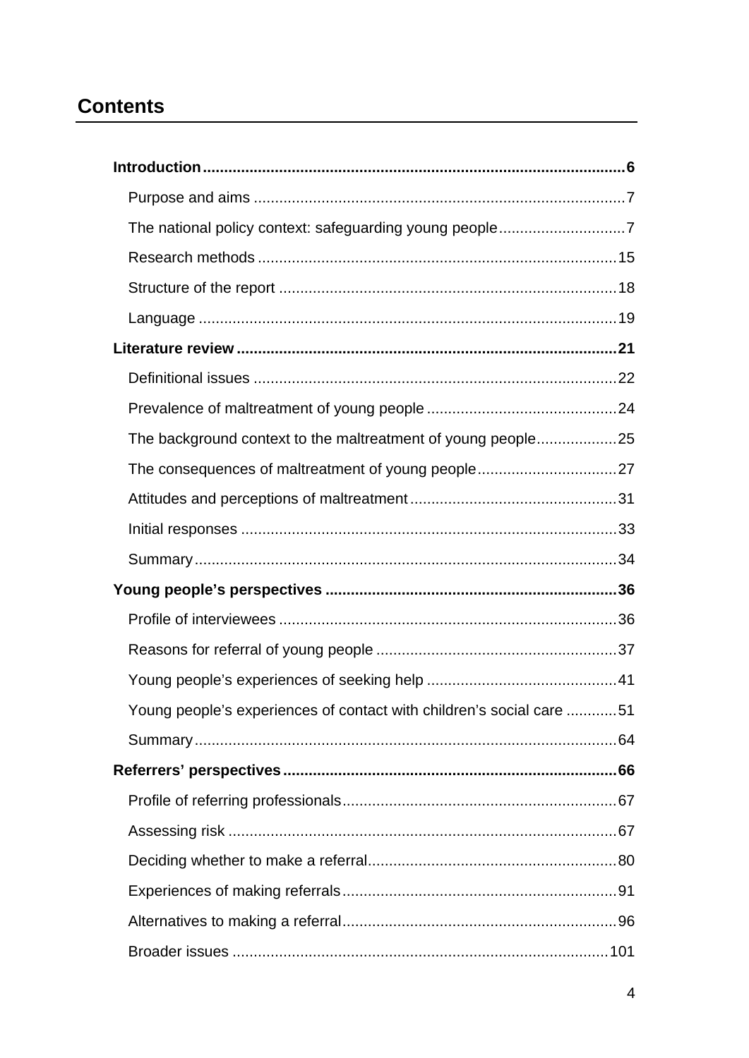## Contents

**Introduction** .......... **6**

- Purpose and aims .......... 7
- The national policy context: safeguarding young people .......... 7
- Research methods .......... 15
- Structure of the report .......... 18
- Language .......... 19

**Literature review** .......... **21**

- Definitional issues .......... 22
- Prevalence of maltreatment of young people .......... 24
- The background context to the maltreatment of young people .......... 25
- The consequences of maltreatment of young people .......... 27
- Attitudes and perceptions of maltreatment .......... 31
- Initial responses .......... 33
- Summary .......... 34

**Young people's perspectives** .......... **36**

- Profile of interviewees .......... 36
- Reasons for referral of young people .......... 37
- Young people's experiences of seeking help .......... 41
- Young people's experiences of contact with children's social care .......... 51
- Summary .......... 64

**Referrers' perspectives** .......... **66**

- Profile of referring professionals .......... 67
- Assessing risk .......... 67
- Deciding whether to make a referral .......... 80
- Experiences of making referrals .......... 91
- Alternatives to making a referral .......... 96
- Broader issues .......... 101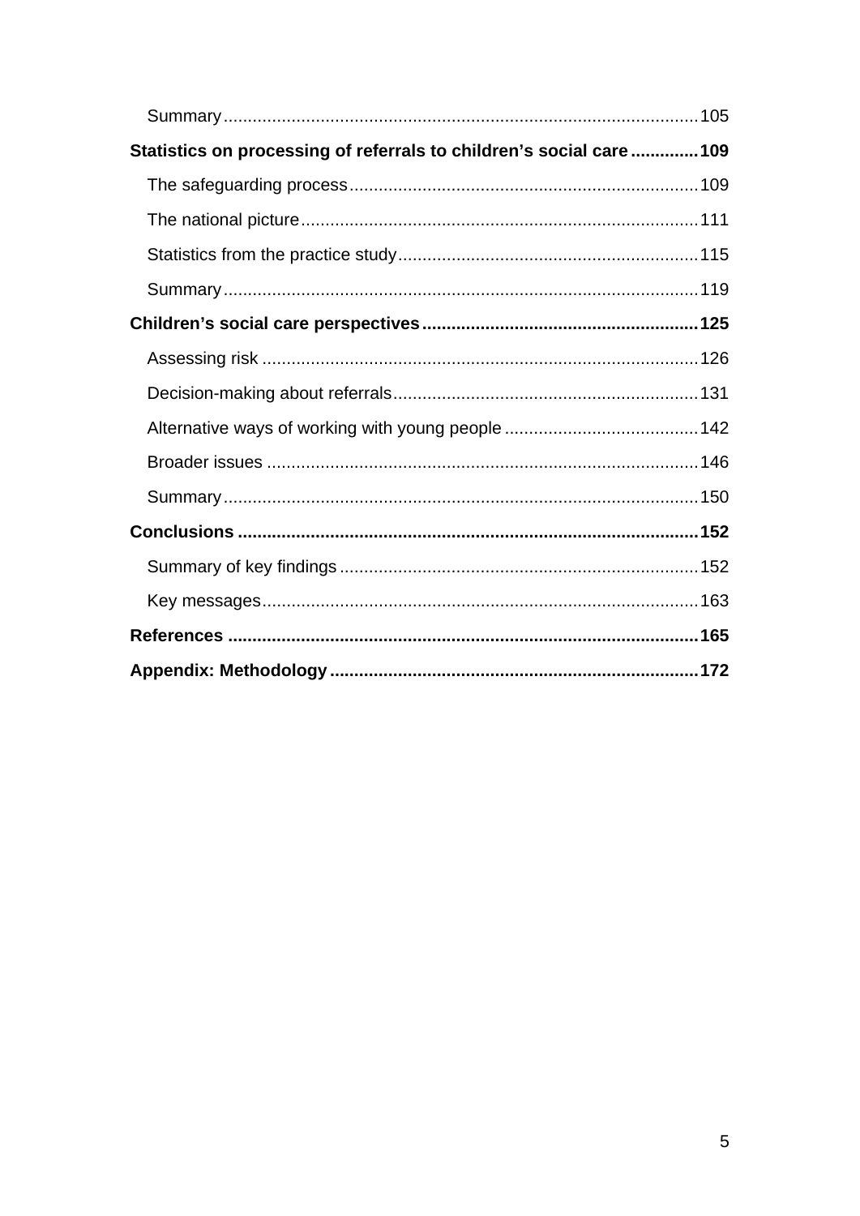Summary ..... 105

**Statistics on processing of referrals to children's social care ..... 109**

The safeguarding process ..... 109

The national picture ..... 111

Statistics from the practice study ..... 115

Summary ..... 119

**Children's social care perspectives ..... 125**

Assessing risk ..... 126

Decision-making about referrals ..... 131

Alternative ways of working with young people ..... 142

Broader issues ..... 146

Summary ..... 150

**Conclusions ..... 152**

Summary of key findings ..... 152

Key messages ..... 163

**References ..... 165**

**Appendix: Methodology ..... 172**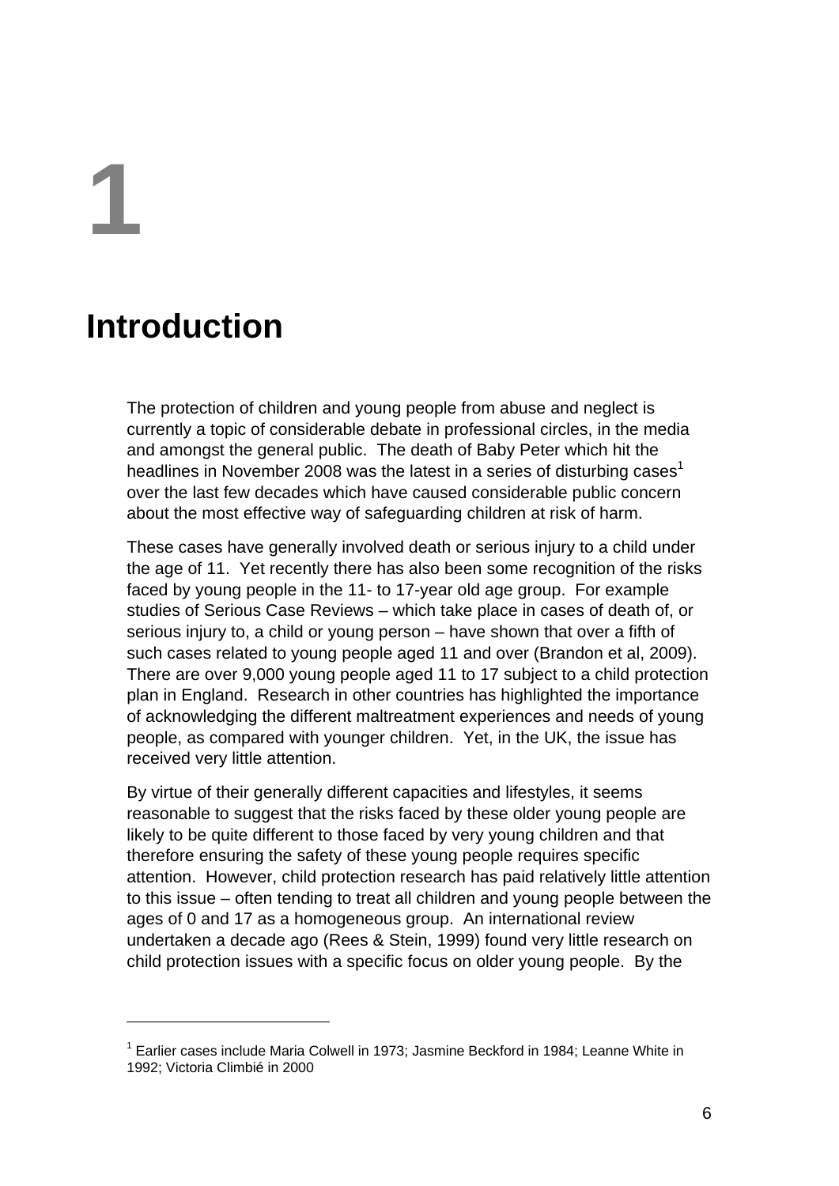# 1

# Introduction

The protection of children and young people from abuse and neglect is currently a topic of considerable debate in professional circles, in the media and amongst the general public. The death of Baby Peter which hit the headlines in November 2008 was the latest in a series of disturbing cases[1] over the last few decades which have caused considerable public concern about the most effective way of safeguarding children at risk of harm.

These cases have generally involved death or serious injury to a child under the age of 11. Yet recently there has also been some recognition of the risks faced by young people in the 11- to 17-year old age group. For example studies of Serious Case Reviews – which take place in cases of death of, or serious injury to, a child or young person – have shown that over a fifth of such cases related to young people aged 11 and over (Brandon et al, 2009). There are over 9,000 young people aged 11 to 17 subject to a child protection plan in England. Research in other countries has highlighted the importance of acknowledging the different maltreatment experiences and needs of young people, as compared with younger children. Yet, in the UK, the issue has received very little attention.

By virtue of their generally different capacities and lifestyles, it seems reasonable to suggest that the risks faced by these older young people are likely to be quite different to those faced by very young children and that therefore ensuring the safety of these young people requires specific attention. However, child protection research has paid relatively little attention to this issue – often tending to treat all children and young people between the ages of 0 and 17 as a homogeneous group. An international review undertaken a decade ago (Rees & Stein, 1999) found very little research on child protection issues with a specific focus on older young people. By the

[1] Earlier cases include Maria Colwell in 1973; Jasmine Beckford in 1984; Leanne White in 1992; Victoria Climbié in 2000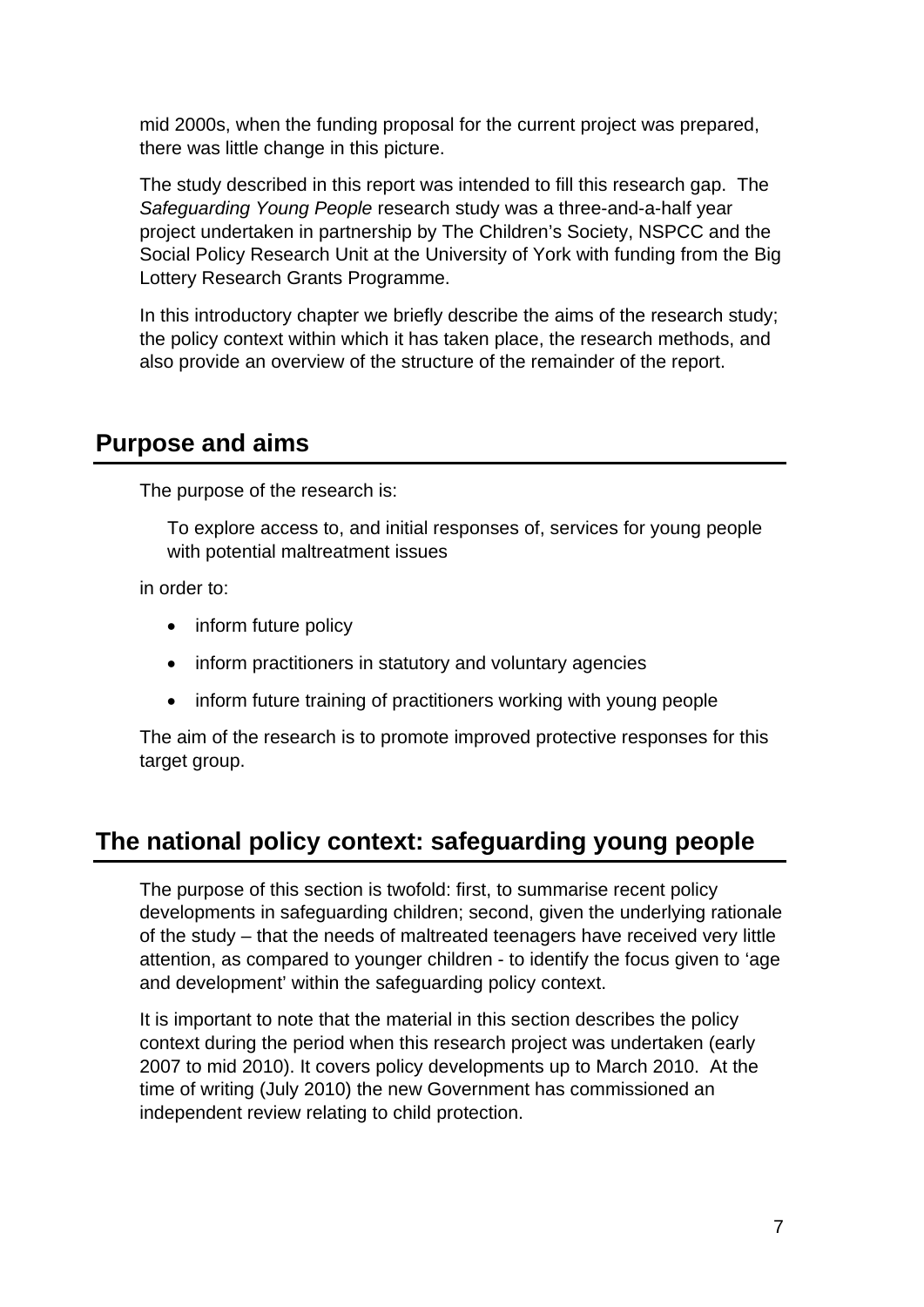mid 2000s, when the funding proposal for the current project was prepared, there was little change in this picture.

The study described in this report was intended to fill this research gap. The *Safeguarding Young People* research study was a three-and-a-half year project undertaken in partnership by The Children's Society, NSPCC and the Social Policy Research Unit at the University of York with funding from the Big Lottery Research Grants Programme.

In this introductory chapter we briefly describe the aims of the research study; the policy context within which it has taken place, the research methods, and also provide an overview of the structure of the remainder of the report.

## Purpose and aims

The purpose of the research is:

> To explore access to, and initial responses of, services for young people with potential maltreatment issues

in order to:

- inform future policy
- inform practitioners in statutory and voluntary agencies
- inform future training of practitioners working with young people

The aim of the research is to promote improved protective responses for this target group.

## The national policy context: safeguarding young people

The purpose of this section is twofold: first, to summarise recent policy developments in safeguarding children; second, given the underlying rationale of the study – that the needs of maltreated teenagers have received very little attention, as compared to younger children - to identify the focus given to 'age and development' within the safeguarding policy context.

It is important to note that the material in this section describes the policy context during the period when this research project was undertaken (early 2007 to mid 2010). It covers policy developments up to March 2010. At the time of writing (July 2010) the new Government has commissioned an independent review relating to child protection.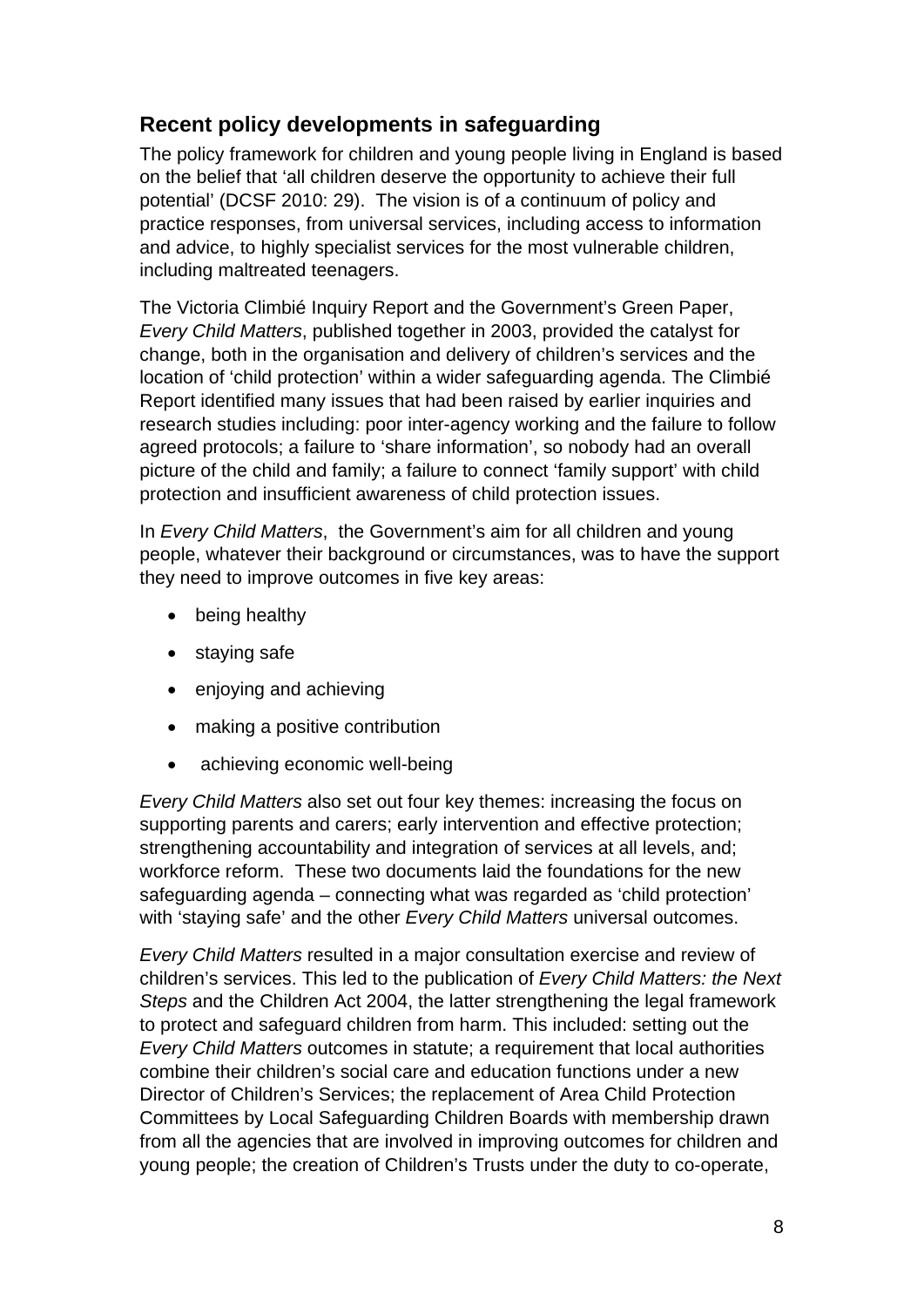## Recent policy developments in safeguarding

The policy framework for children and young people living in England is based on the belief that 'all children deserve the opportunity to achieve their full potential' (DCSF 2010: 29). The vision is of a continuum of policy and practice responses, from universal services, including access to information and advice, to highly specialist services for the most vulnerable children, including maltreated teenagers.

The Victoria Climbié Inquiry Report and the Government's Green Paper, *Every Child Matters*, published together in 2003, provided the catalyst for change, both in the organisation and delivery of children's services and the location of 'child protection' within a wider safeguarding agenda. The Climbié Report identified many issues that had been raised by earlier inquiries and research studies including: poor inter-agency working and the failure to follow agreed protocols; a failure to 'share information', so nobody had an overall picture of the child and family; a failure to connect 'family support' with child protection and insufficient awareness of child protection issues.

In *Every Child Matters*, the Government's aim for all children and young people, whatever their background or circumstances, was to have the support they need to improve outcomes in five key areas:

- being healthy
- staying safe
- enjoying and achieving
- making a positive contribution
- achieving economic well-being

*Every Child Matters* also set out four key themes: increasing the focus on supporting parents and carers; early intervention and effective protection; strengthening accountability and integration of services at all levels, and; workforce reform. These two documents laid the foundations for the new safeguarding agenda – connecting what was regarded as 'child protection' with 'staying safe' and the other *Every Child Matters* universal outcomes.

*Every Child Matters* resulted in a major consultation exercise and review of children's services. This led to the publication of *Every Child Matters: the Next Steps* and the Children Act 2004, the latter strengthening the legal framework to protect and safeguard children from harm. This included: setting out the *Every Child Matters* outcomes in statute; a requirement that local authorities combine their children's social care and education functions under a new Director of Children's Services; the replacement of Area Child Protection Committees by Local Safeguarding Children Boards with membership drawn from all the agencies that are involved in improving outcomes for children and young people; the creation of Children's Trusts under the duty to co-operate,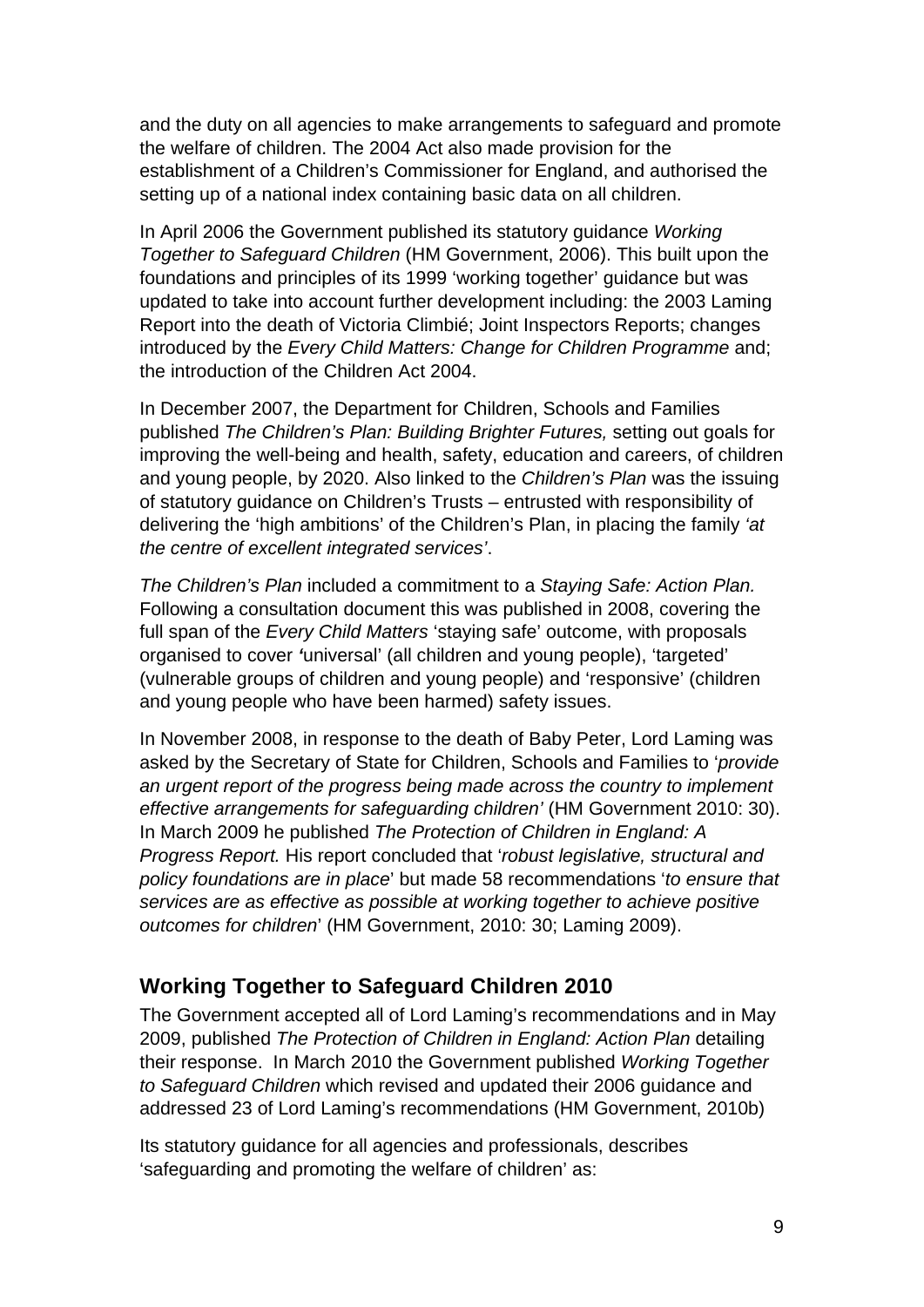and the duty on all agencies to make arrangements to safeguard and promote the welfare of children. The 2004 Act also made provision for the establishment of a Children's Commissioner for England, and authorised the setting up of a national index containing basic data on all children.

In April 2006 the Government published its statutory guidance *Working Together to Safeguard Children* (HM Government, 2006). This built upon the foundations and principles of its 1999 'working together' guidance but was updated to take into account further development including: the 2003 Laming Report into the death of Victoria Climbié; Joint Inspectors Reports; changes introduced by the *Every Child Matters: Change for Children Programme* and; the introduction of the Children Act 2004.

In December 2007, the Department for Children, Schools and Families published *The Children's Plan: Building Brighter Futures,* setting out goals for improving the well-being and health, safety, education and careers, of children and young people, by 2020. Also linked to the *Children's Plan* was the issuing of statutory guidance on Children's Trusts – entrusted with responsibility of delivering the 'high ambitions' of the Children's Plan, in placing the family *'at the centre of excellent integrated services'*.

*The Children's Plan* included a commitment to a *Staying Safe: Action Plan.* Following a consultation document this was published in 2008, covering the full span of the *Every Child Matters* 'staying safe' outcome, with proposals organised to cover 'universal' (all children and young people), 'targeted' (vulnerable groups of children and young people) and 'responsive' (children and young people who have been harmed) safety issues.

In November 2008, in response to the death of Baby Peter, Lord Laming was asked by the Secretary of State for Children, Schools and Families to '*provide an urgent report of the progress being made across the country to implement effective arrangements for safeguarding children'* (HM Government 2010: 30). In March 2009 he published *The Protection of Children in England: A Progress Report.* His report concluded that '*robust legislative, structural and policy foundations are in place*' but made 58 recommendations '*to ensure that services are as effective as possible at working together to achieve positive outcomes for children*' (HM Government, 2010: 30; Laming 2009).

## Working Together to Safeguard Children 2010

The Government accepted all of Lord Laming's recommendations and in May 2009, published *The Protection of Children in England: Action Plan* detailing their response. In March 2010 the Government published *Working Together to Safeguard Children* which revised and updated their 2006 guidance and addressed 23 of Lord Laming's recommendations (HM Government, 2010b)

Its statutory guidance for all agencies and professionals, describes 'safeguarding and promoting the welfare of children' as: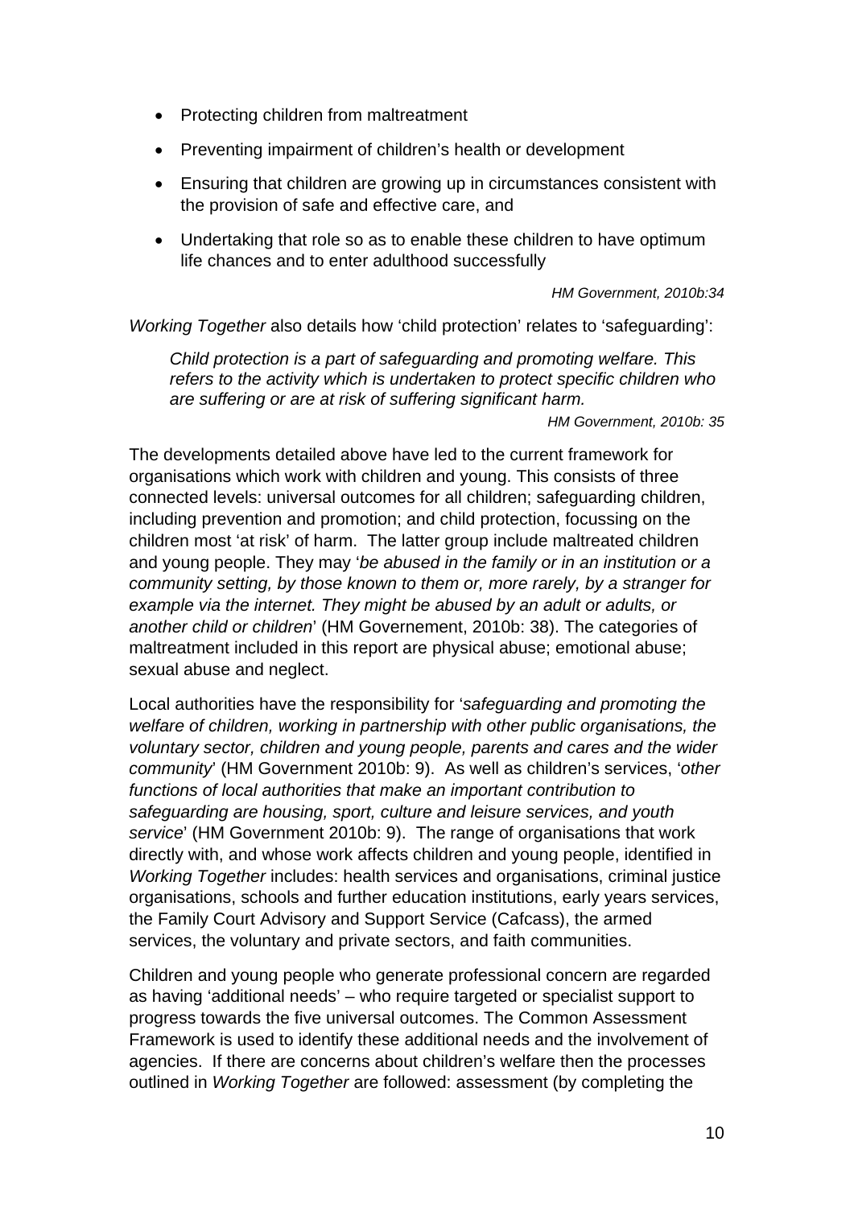- Protecting children from maltreatment
- Preventing impairment of children's health or development
- Ensuring that children are growing up in circumstances consistent with the provision of safe and effective care, and
- Undertaking that role so as to enable these children to have optimum life chances and to enter adulthood successfully

*HM Government, 2010b:34*

*Working Together* also details how 'child protection' relates to 'safeguarding':

> *Child protection is a part of safeguarding and promoting welfare. This refers to the activity which is undertaken to protect specific children who are suffering or are at risk of suffering significant harm.*
>
> *HM Government, 2010b: 35*

The developments detailed above have led to the current framework for organisations which work with children and young. This consists of three connected levels: universal outcomes for all children; safeguarding children, including prevention and promotion; and child protection, focussing on the children most 'at risk' of harm. The latter group include maltreated children and young people. They may '*be abused in the family or in an institution or a community setting, by those known to them or, more rarely, by a stranger for example via the internet. They might be abused by an adult or adults, or another child or children*' (HM Governement, 2010b: 38). The categories of maltreatment included in this report are physical abuse; emotional abuse; sexual abuse and neglect.

Local authorities have the responsibility for '*safeguarding and promoting the welfare of children, working in partnership with other public organisations, the voluntary sector, children and young people, parents and cares and the wider community*' (HM Government 2010b: 9). As well as children's services, '*other functions of local authorities that make an important contribution to safeguarding are housing, sport, culture and leisure services, and youth service*' (HM Government 2010b: 9). The range of organisations that work directly with, and whose work affects children and young people, identified in *Working Together* includes: health services and organisations, criminal justice organisations, schools and further education institutions, early years services, the Family Court Advisory and Support Service (Cafcass), the armed services, the voluntary and private sectors, and faith communities.

Children and young people who generate professional concern are regarded as having 'additional needs' – who require targeted or specialist support to progress towards the five universal outcomes. The Common Assessment Framework is used to identify these additional needs and the involvement of agencies. If there are concerns about children's welfare then the processes outlined in *Working Together* are followed: assessment (by completing the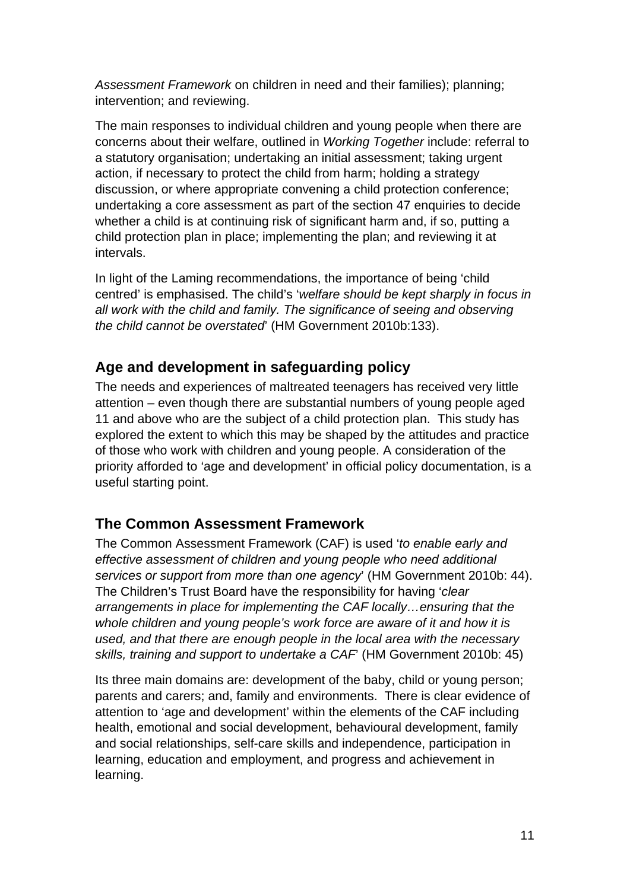*Assessment Framework* on children in need and their families); planning; intervention; and reviewing.

The main responses to individual children and young people when there are concerns about their welfare, outlined in *Working Together* include: referral to a statutory organisation; undertaking an initial assessment; taking urgent action, if necessary to protect the child from harm; holding a strategy discussion, or where appropriate convening a child protection conference; undertaking a core assessment as part of the section 47 enquiries to decide whether a child is at continuing risk of significant harm and, if so, putting a child protection plan in place; implementing the plan; and reviewing it at intervals.

In light of the Laming recommendations, the importance of being 'child centred' is emphasised. The child's '*welfare should be kept sharply in focus in all work with the child and family. The significance of seeing and observing the child cannot be overstated*' (HM Government 2010b:133).

## Age and development in safeguarding policy

The needs and experiences of maltreated teenagers has received very little attention – even though there are substantial numbers of young people aged 11 and above who are the subject of a child protection plan. This study has explored the extent to which this may be shaped by the attitudes and practice of those who work with children and young people. A consideration of the priority afforded to 'age and development' in official policy documentation, is a useful starting point.

## The Common Assessment Framework

The Common Assessment Framework (CAF) is used '*to enable early and effective assessment of children and young people who need additional services or support from more than one agency*' (HM Government 2010b: 44). The Children's Trust Board have the responsibility for having '*clear arrangements in place for implementing the CAF locally…ensuring that the whole children and young people's work force are aware of it and how it is used, and that there are enough people in the local area with the necessary skills, training and support to undertake a CAF*' (HM Government 2010b: 45)

Its three main domains are: development of the baby, child or young person; parents and carers; and, family and environments. There is clear evidence of attention to 'age and development' within the elements of the CAF including health, emotional and social development, behavioural development, family and social relationships, self-care skills and independence, participation in learning, education and employment, and progress and achievement in learning.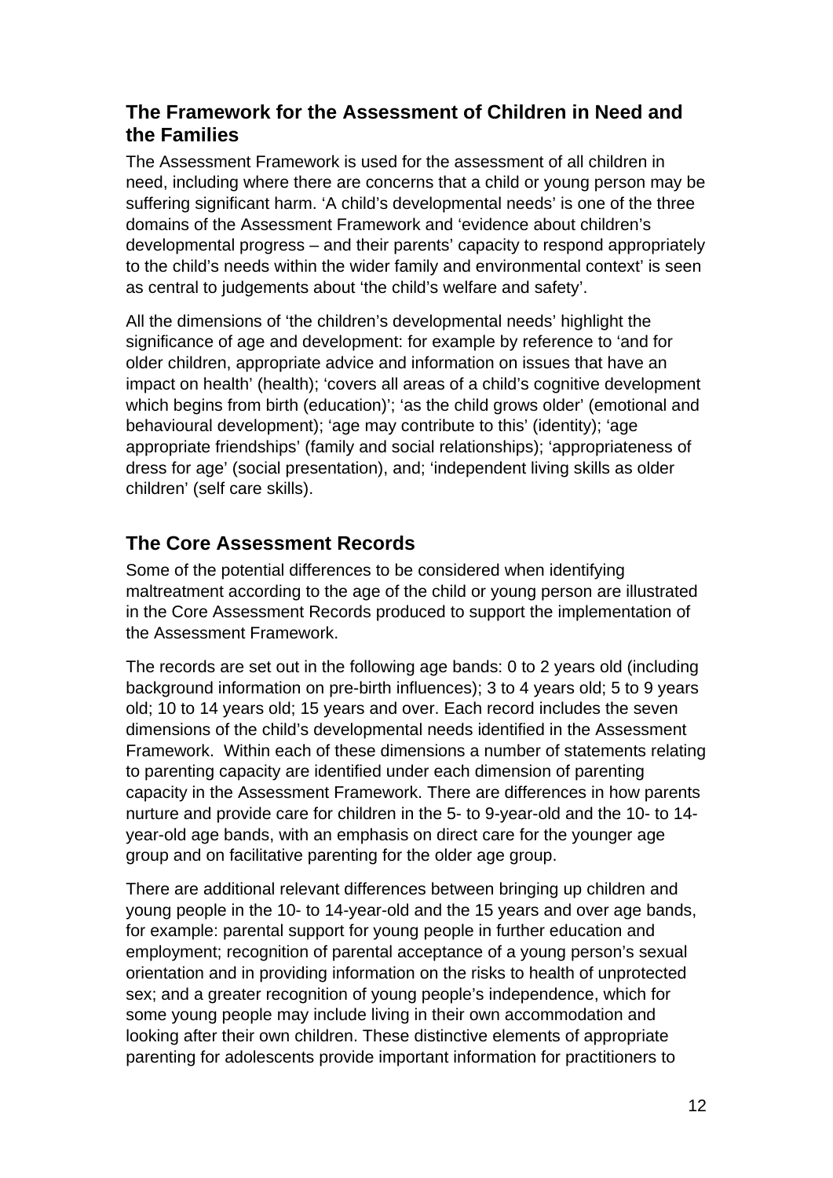## The Framework for the Assessment of Children in Need and the Families

The Assessment Framework is used for the assessment of all children in need, including where there are concerns that a child or young person may be suffering significant harm. ‘A child’s developmental needs’ is one of the three domains of the Assessment Framework and ‘evidence about children’s developmental progress – and their parents’ capacity to respond appropriately to the child’s needs within the wider family and environmental context’ is seen as central to judgements about ‘the child’s welfare and safety’.

All the dimensions of ‘the children’s developmental needs’ highlight the significance of age and development: for example by reference to ‘and for older children, appropriate advice and information on issues that have an impact on health’ (health); ‘covers all areas of a child’s cognitive development which begins from birth (education)’; ‘as the child grows older’ (emotional and behavioural development); ‘age may contribute to this’ (identity); ‘age appropriate friendships’ (family and social relationships); ‘appropriateness of dress for age’ (social presentation), and; ‘independent living skills as older children’ (self care skills).

## The Core Assessment Records

Some of the potential differences to be considered when identifying maltreatment according to the age of the child or young person are illustrated in the Core Assessment Records produced to support the implementation of the Assessment Framework.

The records are set out in the following age bands: 0 to 2 years old (including background information on pre-birth influences); 3 to 4 years old; 5 to 9 years old; 10 to 14 years old; 15 years and over. Each record includes the seven dimensions of the child’s developmental needs identified in the Assessment Framework. Within each of these dimensions a number of statements relating to parenting capacity are identified under each dimension of parenting capacity in the Assessment Framework. There are differences in how parents nurture and provide care for children in the 5- to 9-year-old and the 10- to 14-year-old age bands, with an emphasis on direct care for the younger age group and on facilitative parenting for the older age group.

There are additional relevant differences between bringing up children and young people in the 10- to 14-year-old and the 15 years and over age bands, for example: parental support for young people in further education and employment; recognition of parental acceptance of a young person’s sexual orientation and in providing information on the risks to health of unprotected sex; and a greater recognition of young people’s independence, which for some young people may include living in their own accommodation and looking after their own children. These distinctive elements of appropriate parenting for adolescents provide important information for practitioners to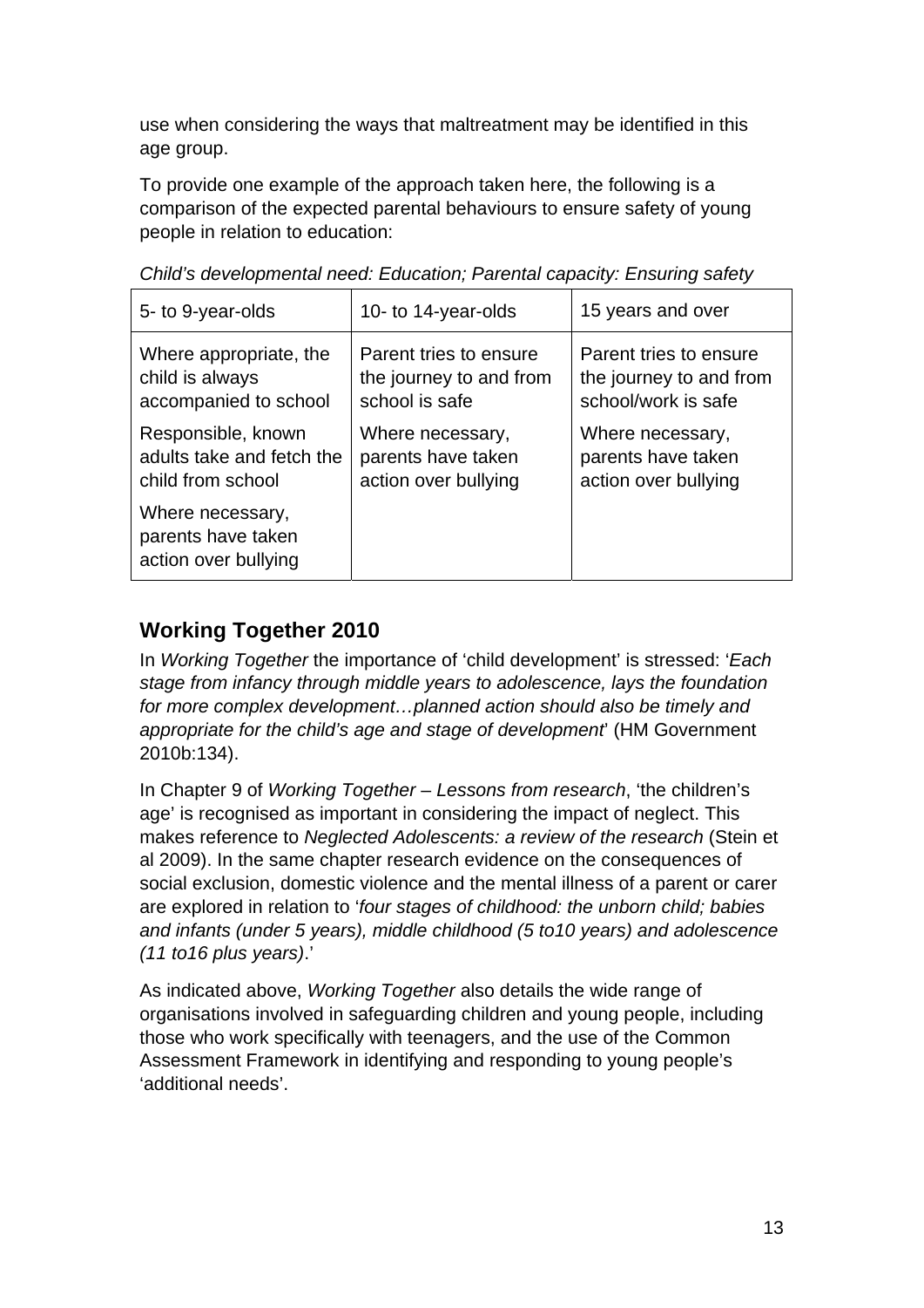use when considering the ways that maltreatment may be identified in this age group.

To provide one example of the approach taken here, the following is a comparison of the expected parental behaviours to ensure safety of young people in relation to education:

*Child's developmental need: Education; Parental capacity: Ensuring safety*

| 5- to 9-year-olds | 10- to 14-year-olds | 15 years and over |
|---|---|---|
| Where appropriate, the child is always accompanied to school<br><br>Responsible, known adults take and fetch the child from school<br><br>Where necessary, parents have taken action over bullying | Parent tries to ensure the journey to and from school is safe<br><br>Where necessary, parents have taken action over bullying | Parent tries to ensure the journey to and from school/work is safe<br><br>Where necessary, parents have taken action over bullying |

## Working Together 2010

In *Working Together* the importance of 'child development' is stressed: '*Each stage from infancy through middle years to adolescence, lays the foundation for more complex development…planned action should also be timely and appropriate for the child's age and stage of development*' (HM Government 2010b:134).

In Chapter 9 of *Working Together – Lessons from research*, 'the children's age' is recognised as important in considering the impact of neglect. This makes reference to *Neglected Adolescents: a review of the research* (Stein et al 2009). In the same chapter research evidence on the consequences of social exclusion, domestic violence and the mental illness of a parent or carer are explored in relation to '*four stages of childhood: the unborn child; babies and infants (under 5 years), middle childhood (5 to10 years) and adolescence (11 to16 plus years)*.'

As indicated above, *Working Together* also details the wide range of organisations involved in safeguarding children and young people, including those who work specifically with teenagers, and the use of the Common Assessment Framework in identifying and responding to young people's 'additional needs'.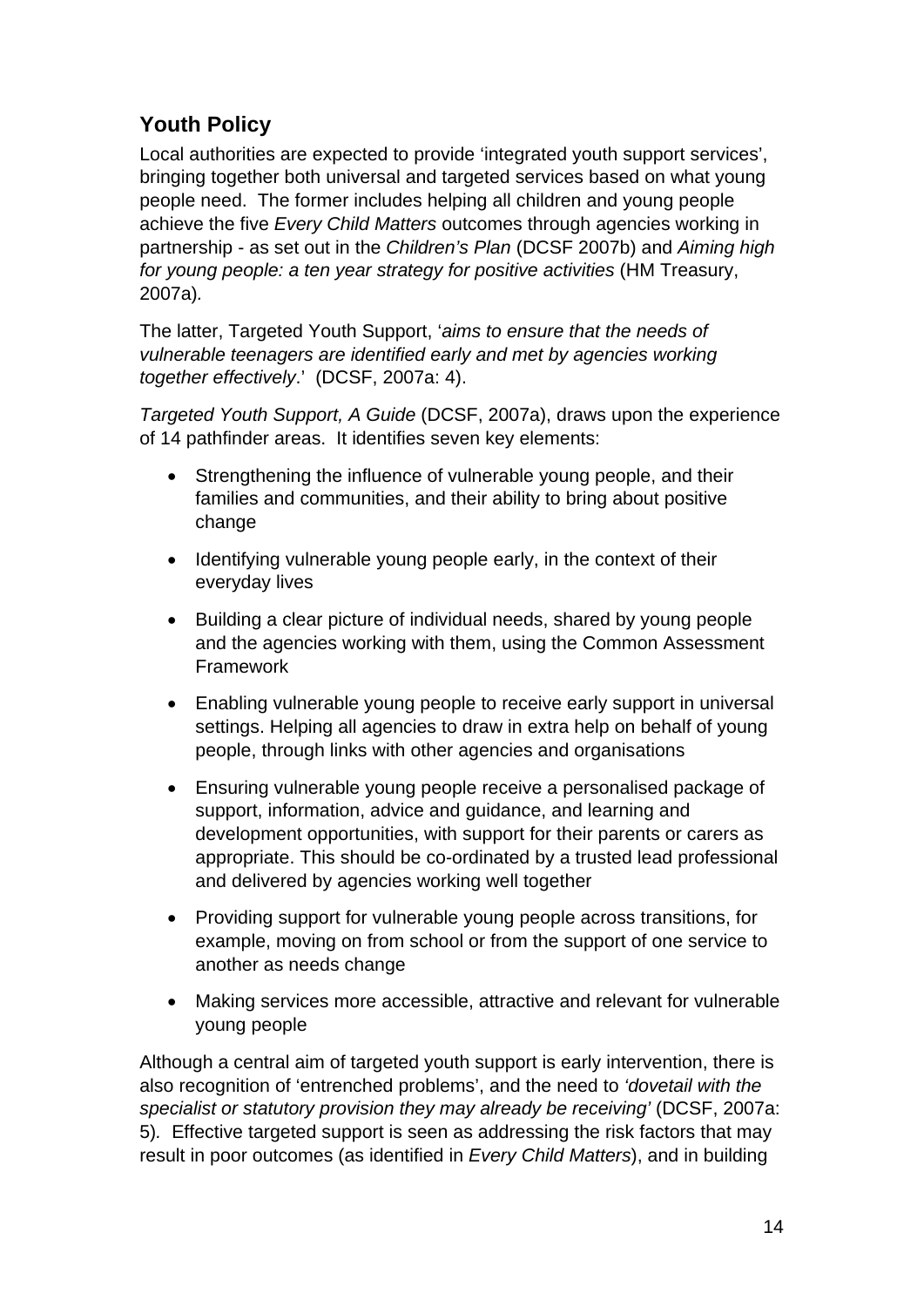## Youth Policy

Local authorities are expected to provide 'integrated youth support services', bringing together both universal and targeted services based on what young people need. The former includes helping all children and young people achieve the five *Every Child Matters* outcomes through agencies working in partnership - as set out in the *Children's Plan* (DCSF 2007b) and *Aiming high for young people: a ten year strategy for positive activities* (HM Treasury, 2007a).

The latter, Targeted Youth Support, '*aims to ensure that the needs of vulnerable teenagers are identified early and met by agencies working together effectively*.' (DCSF, 2007a: 4).

*Targeted Youth Support, A Guide* (DCSF, 2007a), draws upon the experience of 14 pathfinder areas. It identifies seven key elements:

- Strengthening the influence of vulnerable young people, and their families and communities, and their ability to bring about positive change
- Identifying vulnerable young people early, in the context of their everyday lives
- Building a clear picture of individual needs, shared by young people and the agencies working with them, using the Common Assessment Framework
- Enabling vulnerable young people to receive early support in universal settings. Helping all agencies to draw in extra help on behalf of young people, through links with other agencies and organisations
- Ensuring vulnerable young people receive a personalised package of support, information, advice and guidance, and learning and development opportunities, with support for their parents or carers as appropriate. This should be co-ordinated by a trusted lead professional and delivered by agencies working well together
- Providing support for vulnerable young people across transitions, for example, moving on from school or from the support of one service to another as needs change
- Making services more accessible, attractive and relevant for vulnerable young people

Although a central aim of targeted youth support is early intervention, there is also recognition of 'entrenched problems', and the need to *'dovetail with the specialist or statutory provision they may already be receiving'* (DCSF, 2007a: 5). Effective targeted support is seen as addressing the risk factors that may result in poor outcomes (as identified in *Every Child Matters*), and in building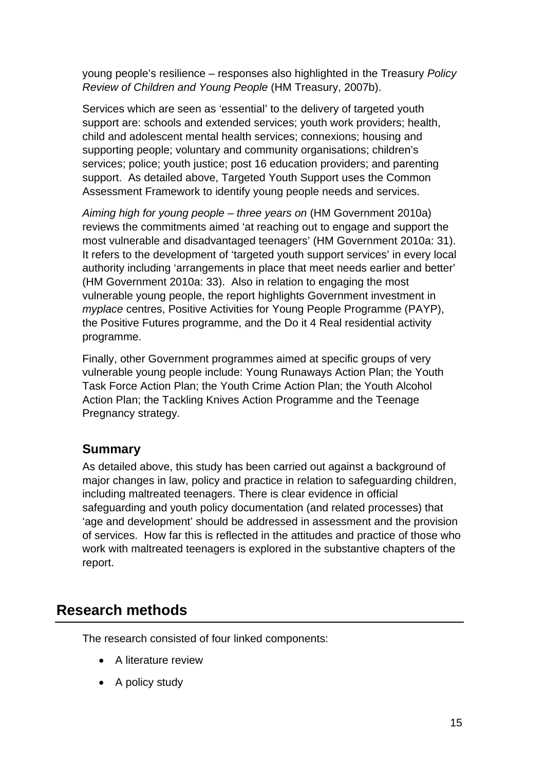young people's resilience – responses also highlighted in the Treasury *Policy Review of Children and Young People* (HM Treasury, 2007b).

Services which are seen as 'essential' to the delivery of targeted youth support are: schools and extended services; youth work providers; health, child and adolescent mental health services; connexions; housing and supporting people; voluntary and community organisations; children's services; police; youth justice; post 16 education providers; and parenting support. As detailed above, Targeted Youth Support uses the Common Assessment Framework to identify young people needs and services.

*Aiming high for young people – three years on* (HM Government 2010a) reviews the commitments aimed 'at reaching out to engage and support the most vulnerable and disadvantaged teenagers' (HM Government 2010a: 31). It refers to the development of 'targeted youth support services' in every local authority including 'arrangements in place that meet needs earlier and better' (HM Government 2010a: 33). Also in relation to engaging the most vulnerable young people, the report highlights Government investment in *myplace* centres, Positive Activities for Young People Programme (PAYP), the Positive Futures programme, and the Do it 4 Real residential activity programme.

Finally, other Government programmes aimed at specific groups of very vulnerable young people include: Young Runaways Action Plan; the Youth Task Force Action Plan; the Youth Crime Action Plan; the Youth Alcohol Action Plan; the Tackling Knives Action Programme and the Teenage Pregnancy strategy.

### Summary

As detailed above, this study has been carried out against a background of major changes in law, policy and practice in relation to safeguarding children, including maltreated teenagers. There is clear evidence in official safeguarding and youth policy documentation (and related processes) that 'age and development' should be addressed in assessment and the provision of services. How far this is reflected in the attitudes and practice of those who work with maltreated teenagers is explored in the substantive chapters of the report.

## Research methods

The research consisted of four linked components:

- A literature review
- A policy study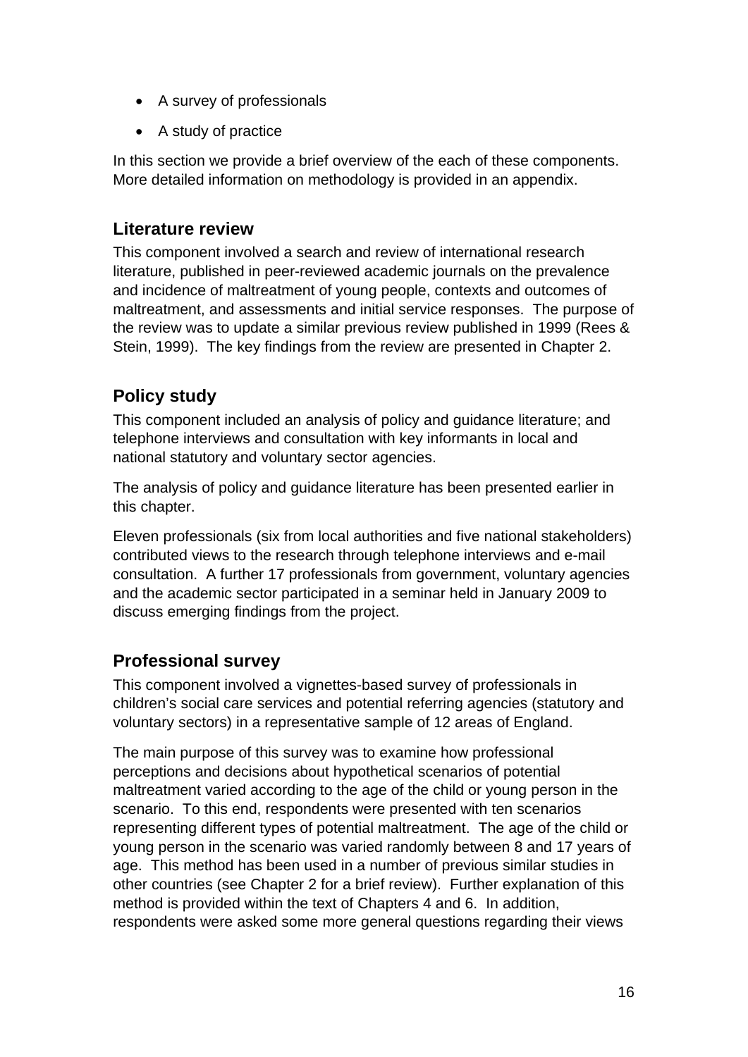- A survey of professionals
- A study of practice

In this section we provide a brief overview of the each of these components. More detailed information on methodology is provided in an appendix.

## Literature review

This component involved a search and review of international research literature, published in peer-reviewed academic journals on the prevalence and incidence of maltreatment of young people, contexts and outcomes of maltreatment, and assessments and initial service responses. The purpose of the review was to update a similar previous review published in 1999 (Rees & Stein, 1999). The key findings from the review are presented in Chapter 2.

## Policy study

This component included an analysis of policy and guidance literature; and telephone interviews and consultation with key informants in local and national statutory and voluntary sector agencies.

The analysis of policy and guidance literature has been presented earlier in this chapter.

Eleven professionals (six from local authorities and five national stakeholders) contributed views to the research through telephone interviews and e-mail consultation. A further 17 professionals from government, voluntary agencies and the academic sector participated in a seminar held in January 2009 to discuss emerging findings from the project.

## Professional survey

This component involved a vignettes-based survey of professionals in children's social care services and potential referring agencies (statutory and voluntary sectors) in a representative sample of 12 areas of England.

The main purpose of this survey was to examine how professional perceptions and decisions about hypothetical scenarios of potential maltreatment varied according to the age of the child or young person in the scenario. To this end, respondents were presented with ten scenarios representing different types of potential maltreatment. The age of the child or young person in the scenario was varied randomly between 8 and 17 years of age. This method has been used in a number of previous similar studies in other countries (see Chapter 2 for a brief review). Further explanation of this method is provided within the text of Chapters 4 and 6. In addition, respondents were asked some more general questions regarding their views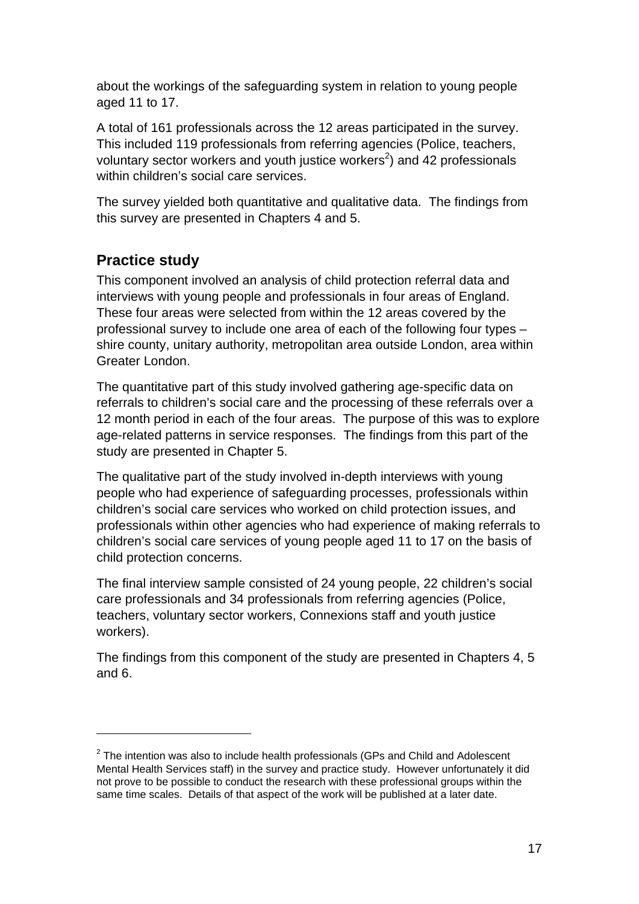about the workings of the safeguarding system in relation to young people aged 11 to 17.

A total of 161 professionals across the 12 areas participated in the survey. This included 119 professionals from referring agencies (Police, teachers, voluntary sector workers and youth justice workers[2]) and 42 professionals within children's social care services.

The survey yielded both quantitative and qualitative data. The findings from this survey are presented in Chapters 4 and 5.

## Practice study

This component involved an analysis of child protection referral data and interviews with young people and professionals in four areas of England. These four areas were selected from within the 12 areas covered by the professional survey to include one area of each of the following four types – shire county, unitary authority, metropolitan area outside London, area within Greater London.

The quantitative part of this study involved gathering age-specific data on referrals to children's social care and the processing of these referrals over a 12 month period in each of the four areas. The purpose of this was to explore age-related patterns in service responses. The findings from this part of the study are presented in Chapter 5.

The qualitative part of the study involved in-depth interviews with young people who had experience of safeguarding processes, professionals within children's social care services who worked on child protection issues, and professionals within other agencies who had experience of making referrals to children's social care services of young people aged 11 to 17 on the basis of child protection concerns.

The final interview sample consisted of 24 young people, 22 children's social care professionals and 34 professionals from referring agencies (Police, teachers, voluntary sector workers, Connexions staff and youth justice workers).

The findings from this component of the study are presented in Chapters 4, 5 and 6.

---

[2] The intention was also to include health professionals (GPs and Child and Adolescent Mental Health Services staff) in the survey and practice study. However unfortunately it did not prove to be possible to conduct the research with these professional groups within the same time scales. Details of that aspect of the work will be published at a later date.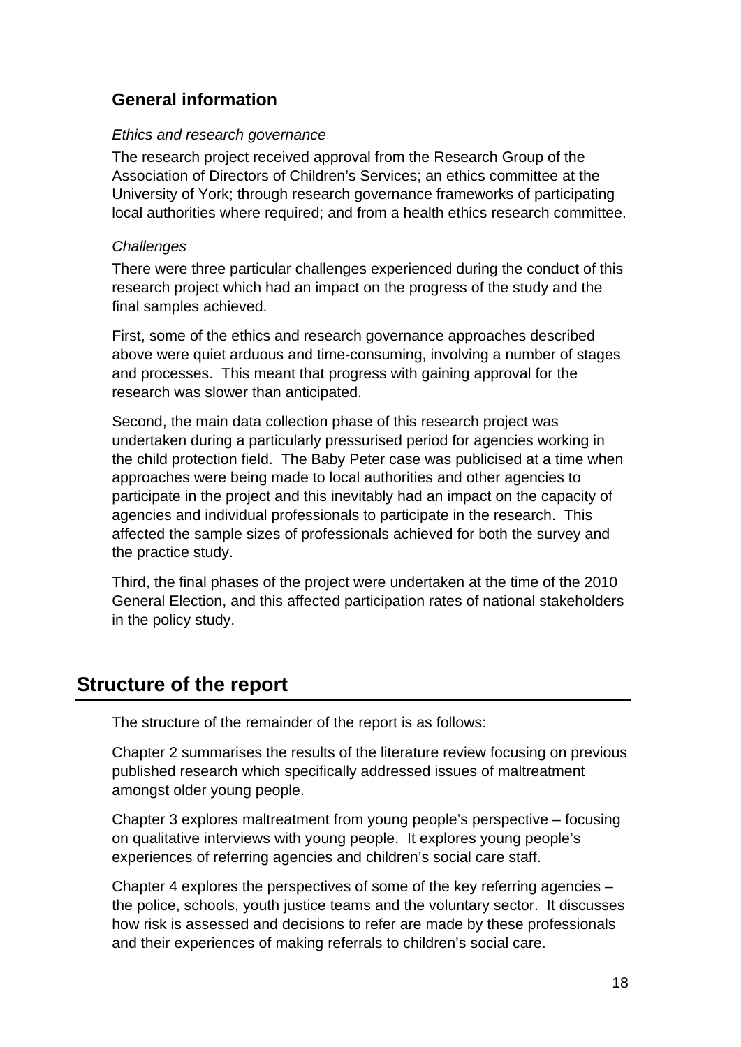### General information

*Ethics and research governance*

The research project received approval from the Research Group of the Association of Directors of Children's Services; an ethics committee at the University of York; through research governance frameworks of participating local authorities where required; and from a health ethics research committee.

*Challenges*

There were three particular challenges experienced during the conduct of this research project which had an impact on the progress of the study and the final samples achieved.

First, some of the ethics and research governance approaches described above were quiet arduous and time-consuming, involving a number of stages and processes. This meant that progress with gaining approval for the research was slower than anticipated.

Second, the main data collection phase of this research project was undertaken during a particularly pressurised period for agencies working in the child protection field. The Baby Peter case was publicised at a time when approaches were being made to local authorities and other agencies to participate in the project and this inevitably had an impact on the capacity of agencies and individual professionals to participate in the research. This affected the sample sizes of professionals achieved for both the survey and the practice study.

Third, the final phases of the project were undertaken at the time of the 2010 General Election, and this affected participation rates of national stakeholders in the policy study.

## Structure of the report

The structure of the remainder of the report is as follows:

Chapter 2 summarises the results of the literature review focusing on previous published research which specifically addressed issues of maltreatment amongst older young people.

Chapter 3 explores maltreatment from young people's perspective – focusing on qualitative interviews with young people. It explores young people's experiences of referring agencies and children's social care staff.

Chapter 4 explores the perspectives of some of the key referring agencies – the police, schools, youth justice teams and the voluntary sector. It discusses how risk is assessed and decisions to refer are made by these professionals and their experiences of making referrals to children's social care.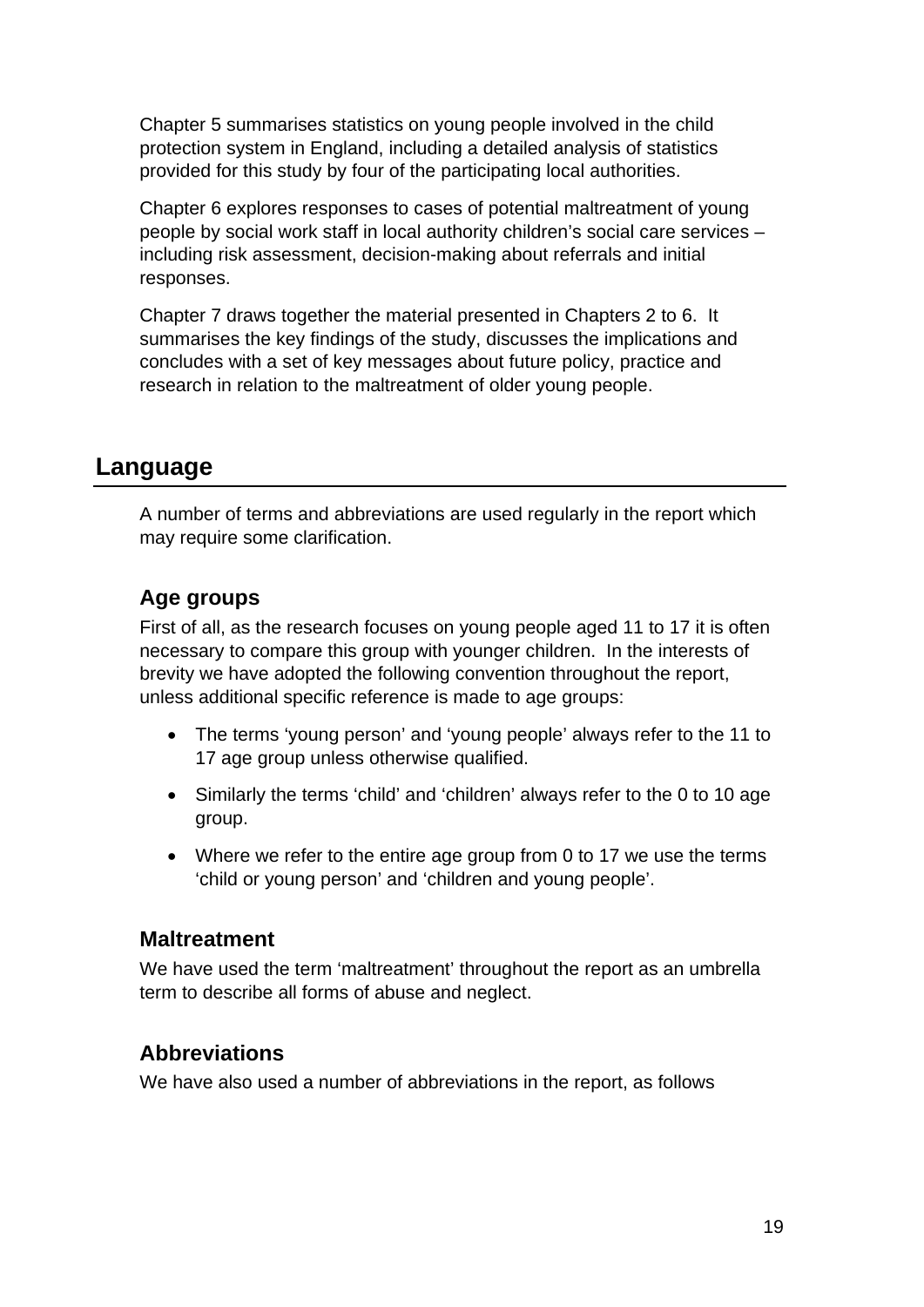Chapter 5 summarises statistics on young people involved in the child protection system in England, including a detailed analysis of statistics provided for this study by four of the participating local authorities.

Chapter 6 explores responses to cases of potential maltreatment of young people by social work staff in local authority children's social care services – including risk assessment, decision-making about referrals and initial responses.

Chapter 7 draws together the material presented in Chapters 2 to 6. It summarises the key findings of the study, discusses the implications and concludes with a set of key messages about future policy, practice and research in relation to the maltreatment of older young people.

## Language

A number of terms and abbreviations are used regularly in the report which may require some clarification.

### Age groups

First of all, as the research focuses on young people aged 11 to 17 it is often necessary to compare this group with younger children. In the interests of brevity we have adopted the following convention throughout the report, unless additional specific reference is made to age groups:

- The terms 'young person' and 'young people' always refer to the 11 to 17 age group unless otherwise qualified.
- Similarly the terms 'child' and 'children' always refer to the 0 to 10 age group.
- Where we refer to the entire age group from 0 to 17 we use the terms 'child or young person' and 'children and young people'.

### Maltreatment

We have used the term 'maltreatment' throughout the report as an umbrella term to describe all forms of abuse and neglect.

### Abbreviations

We have also used a number of abbreviations in the report, as follows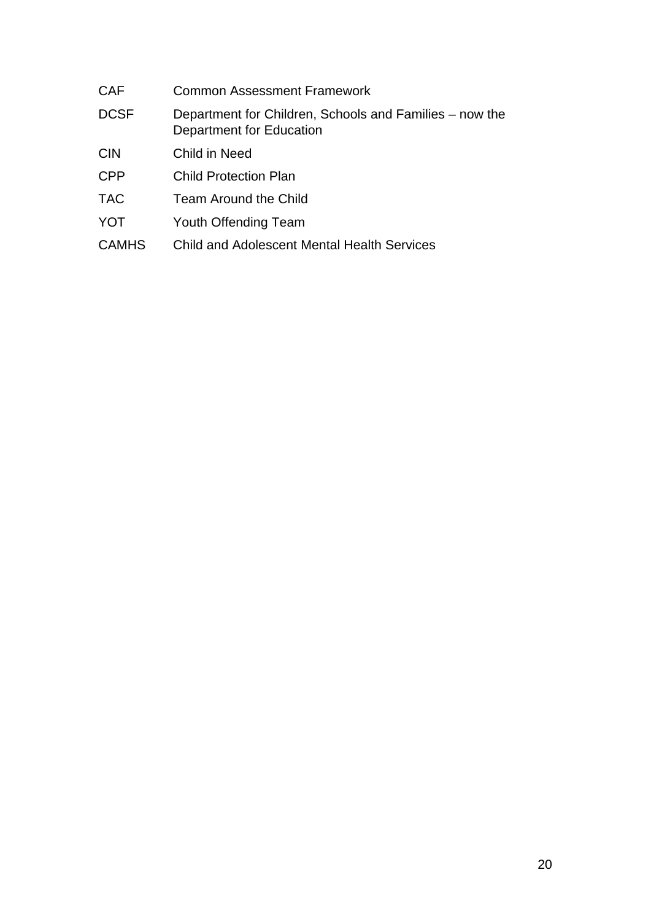| | |
|---|---|
| CAF | Common Assessment Framework |
| DCSF | Department for Children, Schools and Families – now the Department for Education |
| CIN | Child in Need |
| CPP | Child Protection Plan |
| TAC | Team Around the Child |
| YOT | Youth Offending Team |
| CAMHS | Child and Adolescent Mental Health Services |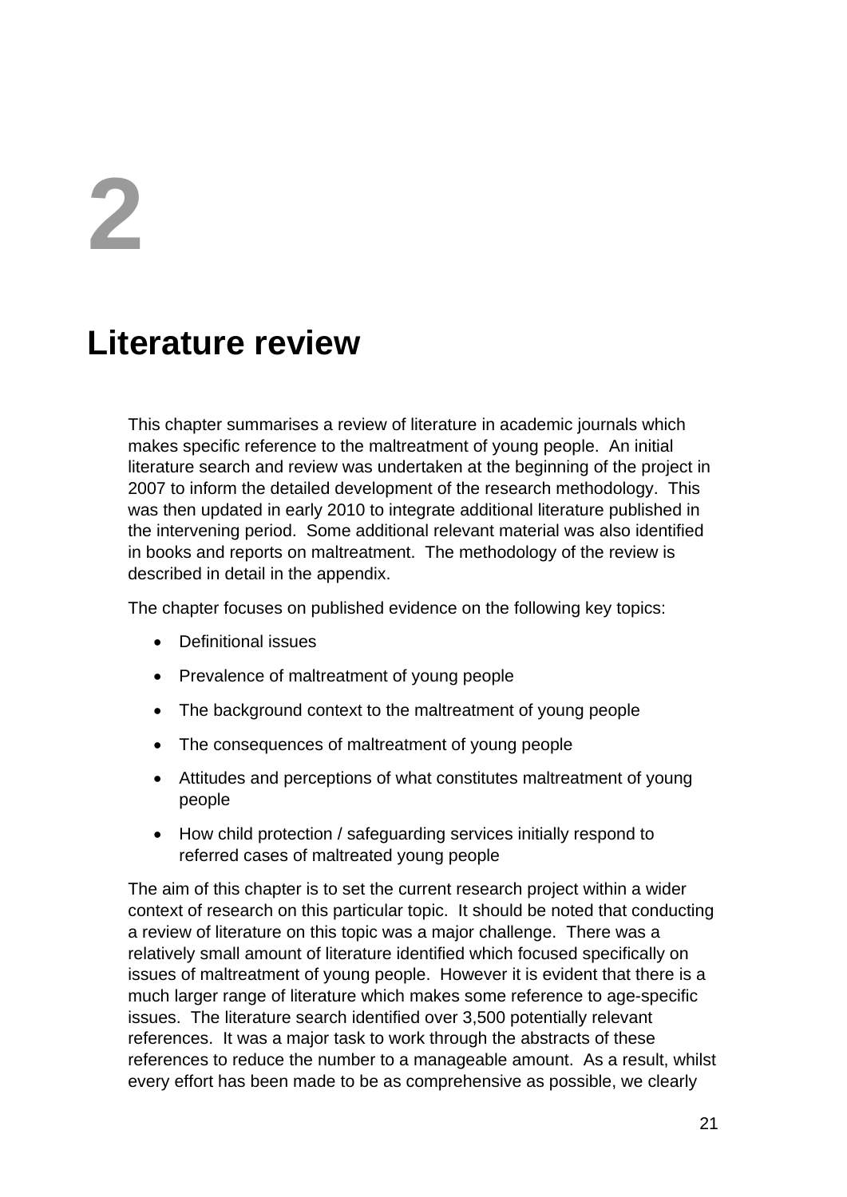# 2

# Literature review

This chapter summarises a review of literature in academic journals which makes specific reference to the maltreatment of young people. An initial literature search and review was undertaken at the beginning of the project in 2007 to inform the detailed development of the research methodology. This was then updated in early 2010 to integrate additional literature published in the intervening period. Some additional relevant material was also identified in books and reports on maltreatment. The methodology of the review is described in detail in the appendix.

The chapter focuses on published evidence on the following key topics:

- Definitional issues
- Prevalence of maltreatment of young people
- The background context to the maltreatment of young people
- The consequences of maltreatment of young people
- Attitudes and perceptions of what constitutes maltreatment of young people
- How child protection / safeguarding services initially respond to referred cases of maltreated young people

The aim of this chapter is to set the current research project within a wider context of research on this particular topic. It should be noted that conducting a review of literature on this topic was a major challenge. There was a relatively small amount of literature identified which focused specifically on issues of maltreatment of young people. However it is evident that there is a much larger range of literature which makes some reference to age-specific issues. The literature search identified over 3,500 potentially relevant references. It was a major task to work through the abstracts of these references to reduce the number to a manageable amount. As a result, whilst every effort has been made to be as comprehensive as possible, we clearly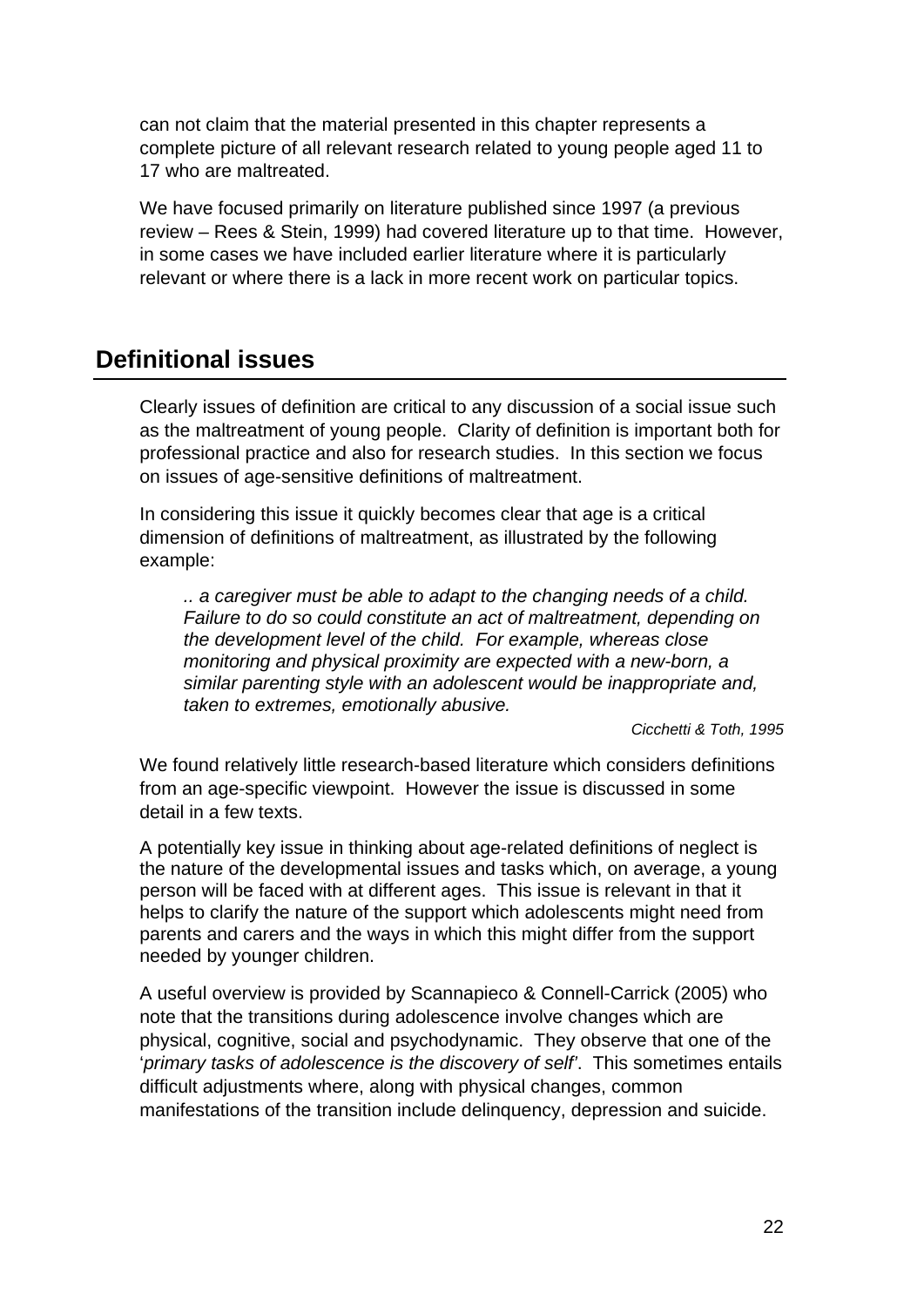can not claim that the material presented in this chapter represents a complete picture of all relevant research related to young people aged 11 to 17 who are maltreated.

We have focused primarily on literature published since 1997 (a previous review – Rees & Stein, 1999) had covered literature up to that time. However, in some cases we have included earlier literature where it is particularly relevant or where there is a lack in more recent work on particular topics.

## Definitional issues

Clearly issues of definition are critical to any discussion of a social issue such as the maltreatment of young people. Clarity of definition is important both for professional practice and also for research studies. In this section we focus on issues of age-sensitive definitions of maltreatment.

In considering this issue it quickly becomes clear that age is a critical dimension of definitions of maltreatment, as illustrated by the following example:

> *.. a caregiver must be able to adapt to the changing needs of a child. Failure to do so could constitute an act of maltreatment, depending on the development level of the child. For example, whereas close monitoring and physical proximity are expected with a new-born, a similar parenting style with an adolescent would be inappropriate and, taken to extremes, emotionally abusive.*
>
> *Cicchetti & Toth, 1995*

We found relatively little research-based literature which considers definitions from an age-specific viewpoint. However the issue is discussed in some detail in a few texts.

A potentially key issue in thinking about age-related definitions of neglect is the nature of the developmental issues and tasks which, on average, a young person will be faced with at different ages. This issue is relevant in that it helps to clarify the nature of the support which adolescents might need from parents and carers and the ways in which this might differ from the support needed by younger children.

A useful overview is provided by Scannapieco & Connell-Carrick (2005) who note that the transitions during adolescence involve changes which are physical, cognitive, social and psychodynamic. They observe that one of the '*primary tasks of adolescence is the discovery of self*'. This sometimes entails difficult adjustments where, along with physical changes, common manifestations of the transition include delinquency, depression and suicide.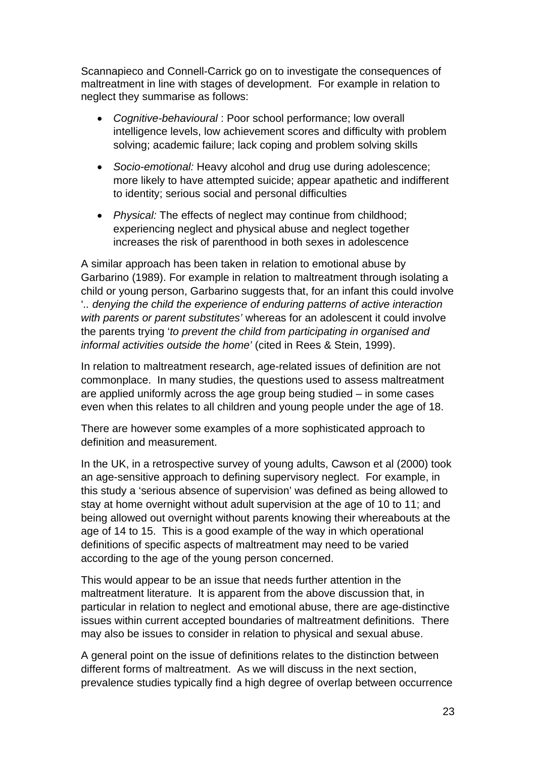Scannapieco and Connell-Carrick go on to investigate the consequences of maltreatment in line with stages of development. For example in relation to neglect they summarise as follows:

- *Cognitive-behavioural* : Poor school performance; low overall intelligence levels, low achievement scores and difficulty with problem solving; academic failure; lack coping and problem solving skills
- *Socio-emotional:* Heavy alcohol and drug use during adolescence; more likely to have attempted suicide; appear apathetic and indifferent to identity; serious social and personal difficulties
- *Physical:* The effects of neglect may continue from childhood; experiencing neglect and physical abuse and neglect together increases the risk of parenthood in both sexes in adolescence

A similar approach has been taken in relation to emotional abuse by Garbarino (1989). For example in relation to maltreatment through isolating a child or young person, Garbarino suggests that, for an infant this could involve '*.. denying the child the experience of enduring patterns of active interaction with parents or parent substitutes'* whereas for an adolescent it could involve the parents trying '*to prevent the child from participating in organised and informal activities outside the home'* (cited in Rees & Stein, 1999).

In relation to maltreatment research, age-related issues of definition are not commonplace. In many studies, the questions used to assess maltreatment are applied uniformly across the age group being studied – in some cases even when this relates to all children and young people under the age of 18.

There are however some examples of a more sophisticated approach to definition and measurement.

In the UK, in a retrospective survey of young adults, Cawson et al (2000) took an age-sensitive approach to defining supervisory neglect. For example, in this study a 'serious absence of supervision' was defined as being allowed to stay at home overnight without adult supervision at the age of 10 to 11; and being allowed out overnight without parents knowing their whereabouts at the age of 14 to 15. This is a good example of the way in which operational definitions of specific aspects of maltreatment may need to be varied according to the age of the young person concerned.

This would appear to be an issue that needs further attention in the maltreatment literature. It is apparent from the above discussion that, in particular in relation to neglect and emotional abuse, there are age-distinctive issues within current accepted boundaries of maltreatment definitions. There may also be issues to consider in relation to physical and sexual abuse.

A general point on the issue of definitions relates to the distinction between different forms of maltreatment. As we will discuss in the next section, prevalence studies typically find a high degree of overlap between occurrence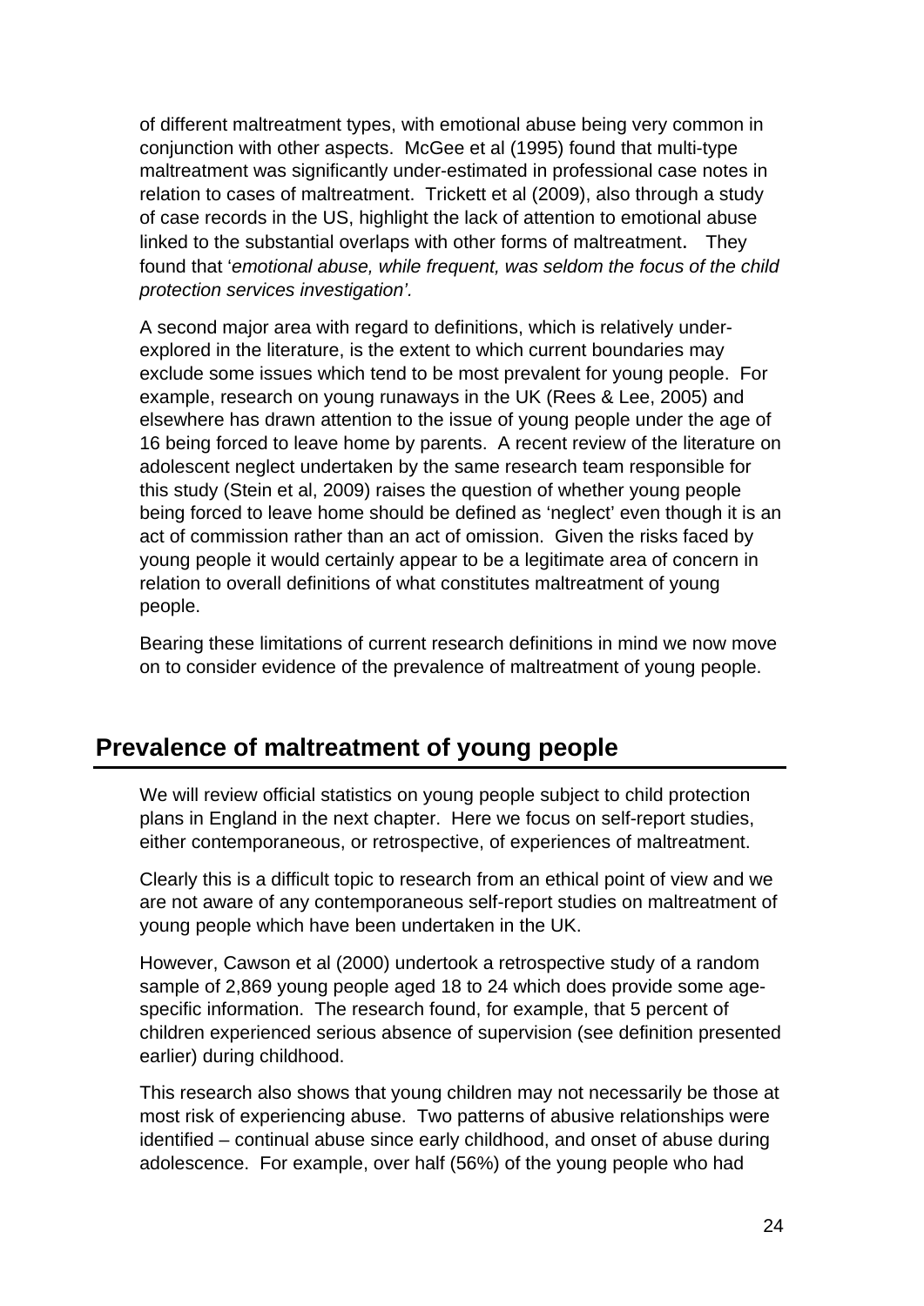of different maltreatment types, with emotional abuse being very common in conjunction with other aspects. McGee et al (1995) found that multi-type maltreatment was significantly under-estimated in professional case notes in relation to cases of maltreatment. Trickett et al (2009), also through a study of case records in the US, highlight the lack of attention to emotional abuse linked to the substantial overlaps with other forms of maltreatment. They found that '*emotional abuse, while frequent, was seldom the focus of the child protection services investigation'*.

A second major area with regard to definitions, which is relatively under-explored in the literature, is the extent to which current boundaries may exclude some issues which tend to be most prevalent for young people. For example, research on young runaways in the UK (Rees & Lee, 2005) and elsewhere has drawn attention to the issue of young people under the age of 16 being forced to leave home by parents. A recent review of the literature on adolescent neglect undertaken by the same research team responsible for this study (Stein et al, 2009) raises the question of whether young people being forced to leave home should be defined as 'neglect' even though it is an act of commission rather than an act of omission. Given the risks faced by young people it would certainly appear to be a legitimate area of concern in relation to overall definitions of what constitutes maltreatment of young people.

Bearing these limitations of current research definitions in mind we now move on to consider evidence of the prevalence of maltreatment of young people.

## Prevalence of maltreatment of young people

We will review official statistics on young people subject to child protection plans in England in the next chapter. Here we focus on self-report studies, either contemporaneous, or retrospective, of experiences of maltreatment.

Clearly this is a difficult topic to research from an ethical point of view and we are not aware of any contemporaneous self-report studies on maltreatment of young people which have been undertaken in the UK.

However, Cawson et al (2000) undertook a retrospective study of a random sample of 2,869 young people aged 18 to 24 which does provide some age-specific information. The research found, for example, that 5 percent of children experienced serious absence of supervision (see definition presented earlier) during childhood.

This research also shows that young children may not necessarily be those at most risk of experiencing abuse. Two patterns of abusive relationships were identified – continual abuse since early childhood, and onset of abuse during adolescence. For example, over half (56%) of the young people who had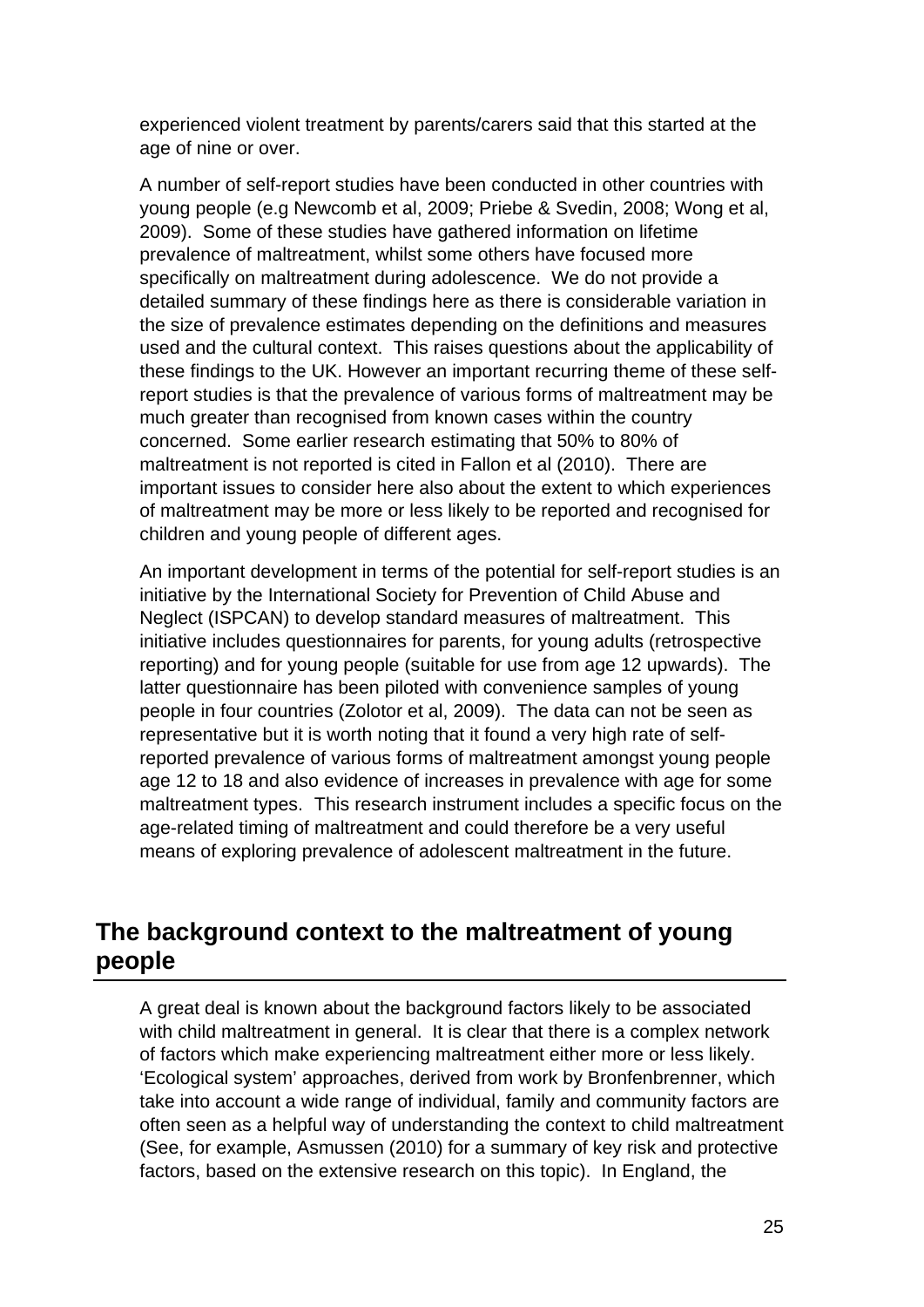experienced violent treatment by parents/carers said that this started at the age of nine or over.

A number of self-report studies have been conducted in other countries with young people (e.g Newcomb et al, 2009; Priebe & Svedin, 2008; Wong et al, 2009). Some of these studies have gathered information on lifetime prevalence of maltreatment, whilst some others have focused more specifically on maltreatment during adolescence. We do not provide a detailed summary of these findings here as there is considerable variation in the size of prevalence estimates depending on the definitions and measures used and the cultural context. This raises questions about the applicability of these findings to the UK. However an important recurring theme of these self-report studies is that the prevalence of various forms of maltreatment may be much greater than recognised from known cases within the country concerned. Some earlier research estimating that 50% to 80% of maltreatment is not reported is cited in Fallon et al (2010). There are important issues to consider here also about the extent to which experiences of maltreatment may be more or less likely to be reported and recognised for children and young people of different ages.

An important development in terms of the potential for self-report studies is an initiative by the International Society for Prevention of Child Abuse and Neglect (ISPCAN) to develop standard measures of maltreatment. This initiative includes questionnaires for parents, for young adults (retrospective reporting) and for young people (suitable for use from age 12 upwards). The latter questionnaire has been piloted with convenience samples of young people in four countries (Zolotor et al, 2009). The data can not be seen as representative but it is worth noting that it found a very high rate of self-reported prevalence of various forms of maltreatment amongst young people age 12 to 18 and also evidence of increases in prevalence with age for some maltreatment types. This research instrument includes a specific focus on the age-related timing of maltreatment and could therefore be a very useful means of exploring prevalence of adolescent maltreatment in the future.

## The background context to the maltreatment of young people

A great deal is known about the background factors likely to be associated with child maltreatment in general. It is clear that there is a complex network of factors which make experiencing maltreatment either more or less likely. 'Ecological system' approaches, derived from work by Bronfenbrenner, which take into account a wide range of individual, family and community factors are often seen as a helpful way of understanding the context to child maltreatment (See, for example, Asmussen (2010) for a summary of key risk and protective factors, based on the extensive research on this topic). In England, the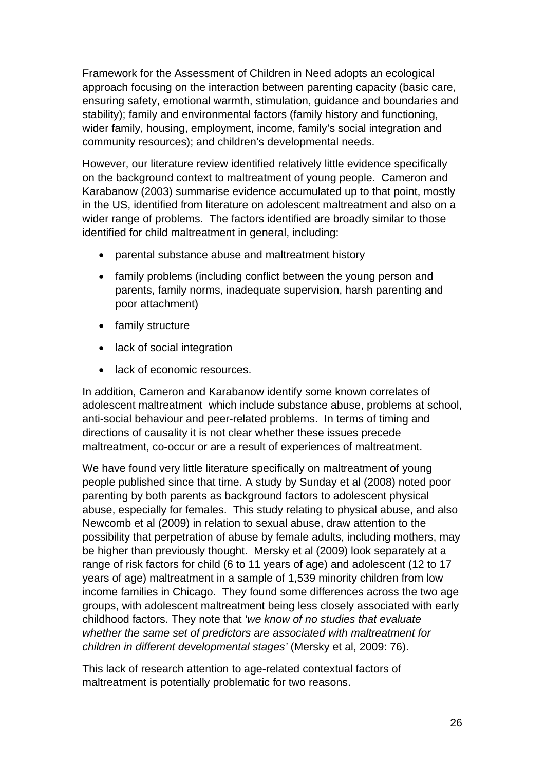Framework for the Assessment of Children in Need adopts an ecological approach focusing on the interaction between parenting capacity (basic care, ensuring safety, emotional warmth, stimulation, guidance and boundaries and stability); family and environmental factors (family history and functioning, wider family, housing, employment, income, family's social integration and community resources); and children's developmental needs.

However, our literature review identified relatively little evidence specifically on the background context to maltreatment of young people. Cameron and Karabanow (2003) summarise evidence accumulated up to that point, mostly in the US, identified from literature on adolescent maltreatment and also on a wider range of problems. The factors identified are broadly similar to those identified for child maltreatment in general, including:

- parental substance abuse and maltreatment history
- family problems (including conflict between the young person and parents, family norms, inadequate supervision, harsh parenting and poor attachment)
- family structure
- lack of social integration
- lack of economic resources.

In addition, Cameron and Karabanow identify some known correlates of adolescent maltreatment which include substance abuse, problems at school, anti-social behaviour and peer-related problems. In terms of timing and directions of causality it is not clear whether these issues precede maltreatment, co-occur or are a result of experiences of maltreatment.

We have found very little literature specifically on maltreatment of young people published since that time. A study by Sunday et al (2008) noted poor parenting by both parents as background factors to adolescent physical abuse, especially for females. This study relating to physical abuse, and also Newcomb et al (2009) in relation to sexual abuse, draw attention to the possibility that perpetration of abuse by female adults, including mothers, may be higher than previously thought. Mersky et al (2009) look separately at a range of risk factors for child (6 to 11 years of age) and adolescent (12 to 17 years of age) maltreatment in a sample of 1,539 minority children from low income families in Chicago. They found some differences across the two age groups, with adolescent maltreatment being less closely associated with early childhood factors. They note that *'we know of no studies that evaluate whether the same set of predictors are associated with maltreatment for children in different developmental stages'* (Mersky et al, 2009: 76).

This lack of research attention to age-related contextual factors of maltreatment is potentially problematic for two reasons.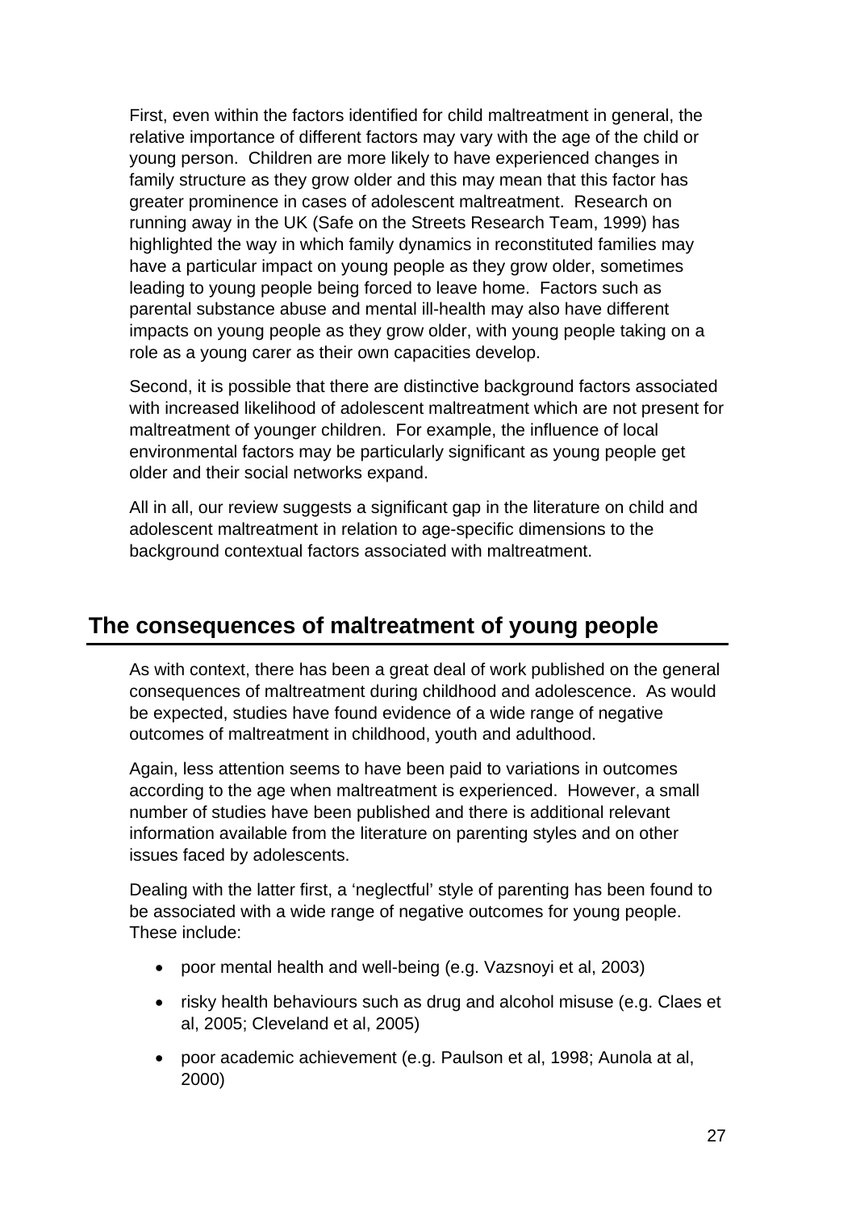First, even within the factors identified for child maltreatment in general, the relative importance of different factors may vary with the age of the child or young person. Children are more likely to have experienced changes in family structure as they grow older and this may mean that this factor has greater prominence in cases of adolescent maltreatment. Research on running away in the UK (Safe on the Streets Research Team, 1999) has highlighted the way in which family dynamics in reconstituted families may have a particular impact on young people as they grow older, sometimes leading to young people being forced to leave home. Factors such as parental substance abuse and mental ill-health may also have different impacts on young people as they grow older, with young people taking on a role as a young carer as their own capacities develop.

Second, it is possible that there are distinctive background factors associated with increased likelihood of adolescent maltreatment which are not present for maltreatment of younger children. For example, the influence of local environmental factors may be particularly significant as young people get older and their social networks expand.

All in all, our review suggests a significant gap in the literature on child and adolescent maltreatment in relation to age-specific dimensions to the background contextual factors associated with maltreatment.

## The consequences of maltreatment of young people

As with context, there has been a great deal of work published on the general consequences of maltreatment during childhood and adolescence. As would be expected, studies have found evidence of a wide range of negative outcomes of maltreatment in childhood, youth and adulthood.

Again, less attention seems to have been paid to variations in outcomes according to the age when maltreatment is experienced. However, a small number of studies have been published and there is additional relevant information available from the literature on parenting styles and on other issues faced by adolescents.

Dealing with the latter first, a 'neglectful' style of parenting has been found to be associated with a wide range of negative outcomes for young people. These include:

- poor mental health and well-being (e.g. Vazsnoyi et al, 2003)
- risky health behaviours such as drug and alcohol misuse (e.g. Claes et al, 2005; Cleveland et al, 2005)
- poor academic achievement (e.g. Paulson et al, 1998; Aunola at al, 2000)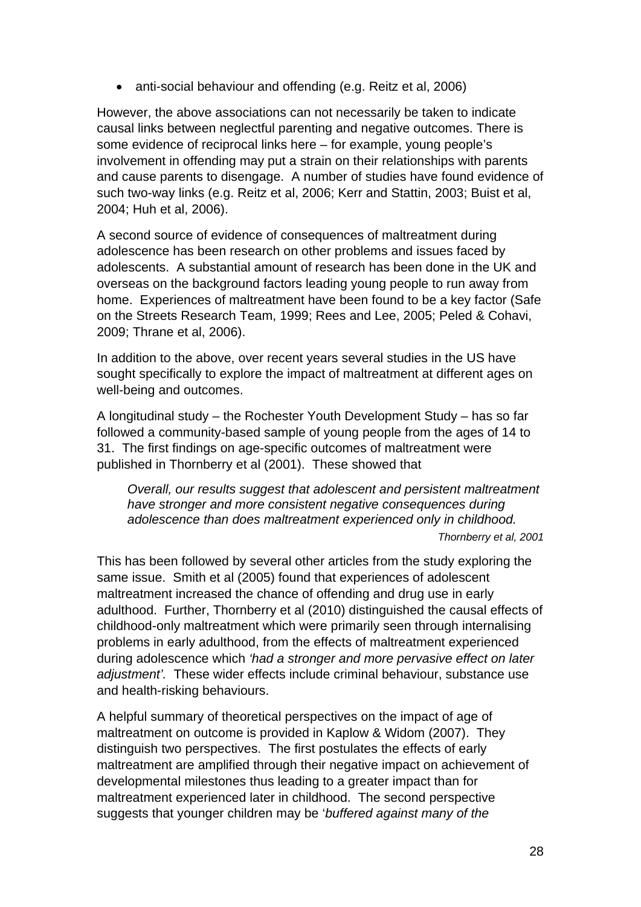- anti-social behaviour and offending (e.g. Reitz et al, 2006)

However, the above associations can not necessarily be taken to indicate causal links between neglectful parenting and negative outcomes. There is some evidence of reciprocal links here – for example, young people's involvement in offending may put a strain on their relationships with parents and cause parents to disengage. A number of studies have found evidence of such two-way links (e.g. Reitz et al, 2006; Kerr and Stattin, 2003; Buist et al, 2004; Huh et al, 2006).

A second source of evidence of consequences of maltreatment during adolescence has been research on other problems and issues faced by adolescents. A substantial amount of research has been done in the UK and overseas on the background factors leading young people to run away from home. Experiences of maltreatment have been found to be a key factor (Safe on the Streets Research Team, 1999; Rees and Lee, 2005; Peled & Cohavi, 2009; Thrane et al, 2006).

In addition to the above, over recent years several studies in the US have sought specifically to explore the impact of maltreatment at different ages on well-being and outcomes.

A longitudinal study – the Rochester Youth Development Study – has so far followed a community-based sample of young people from the ages of 14 to 31. The first findings on age-specific outcomes of maltreatment were published in Thornberry et al (2001). These showed that

> *Overall, our results suggest that adolescent and persistent maltreatment have stronger and more consistent negative consequences during adolescence than does maltreatment experienced only in childhood.*
>
> *Thornberry et al, 2001*

This has been followed by several other articles from the study exploring the same issue. Smith et al (2005) found that experiences of adolescent maltreatment increased the chance of offending and drug use in early adulthood. Further, Thornberry et al (2010) distinguished the causal effects of childhood-only maltreatment which were primarily seen through internalising problems in early adulthood, from the effects of maltreatment experienced during adolescence which *'had a stronger and more pervasive effect on later adjustment'.* These wider effects include criminal behaviour, substance use and health-risking behaviours.

A helpful summary of theoretical perspectives on the impact of age of maltreatment on outcome is provided in Kaplow & Widom (2007). They distinguish two perspectives. The first postulates the effects of early maltreatment are amplified through their negative impact on achievement of developmental milestones thus leading to a greater impact than for maltreatment experienced later in childhood. The second perspective suggests that younger children may be '*buffered against many of the*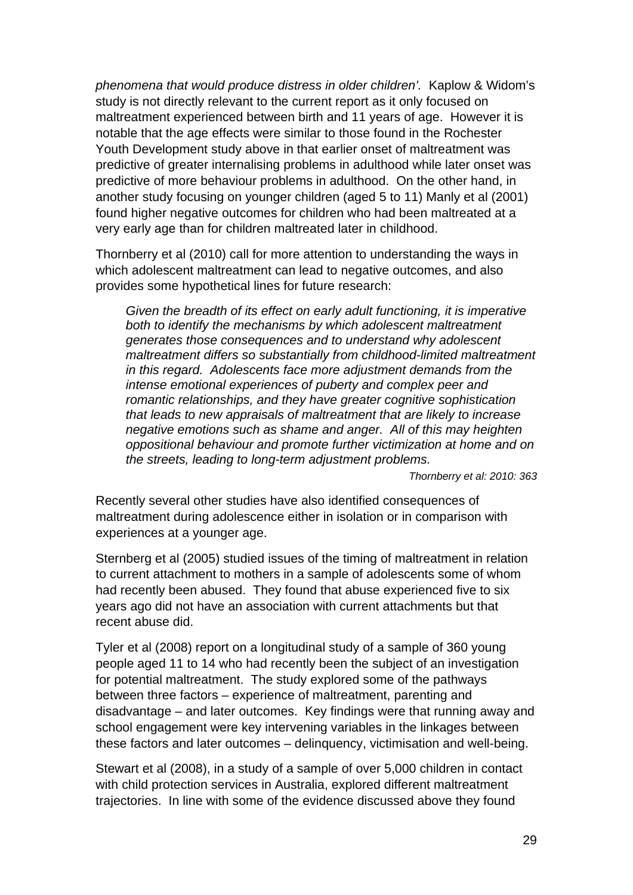*phenomena that would produce distress in older children'.* Kaplow & Widom's study is not directly relevant to the current report as it only focused on maltreatment experienced between birth and 11 years of age. However it is notable that the age effects were similar to those found in the Rochester Youth Development study above in that earlier onset of maltreatment was predictive of greater internalising problems in adulthood while later onset was predictive of more behaviour problems in adulthood. On the other hand, in another study focusing on younger children (aged 5 to 11) Manly et al (2001) found higher negative outcomes for children who had been maltreated at a very early age than for children maltreated later in childhood.

Thornberry et al (2010) call for more attention to understanding the ways in which adolescent maltreatment can lead to negative outcomes, and also provides some hypothetical lines for future research:

> *Given the breadth of its effect on early adult functioning, it is imperative both to identify the mechanisms by which adolescent maltreatment generates those consequences and to understand why adolescent maltreatment differs so substantially from childhood-limited maltreatment in this regard. Adolescents face more adjustment demands from the intense emotional experiences of puberty and complex peer and romantic relationships, and they have greater cognitive sophistication that leads to new appraisals of maltreatment that are likely to increase negative emotions such as shame and anger. All of this may heighten oppositional behaviour and promote further victimization at home and on the streets, leading to long-term adjustment problems.*
>
> *Thornberry et al: 2010: 363*

Recently several other studies have also identified consequences of maltreatment during adolescence either in isolation or in comparison with experiences at a younger age.

Sternberg et al (2005) studied issues of the timing of maltreatment in relation to current attachment to mothers in a sample of adolescents some of whom had recently been abused. They found that abuse experienced five to six years ago did not have an association with current attachments but that recent abuse did.

Tyler et al (2008) report on a longitudinal study of a sample of 360 young people aged 11 to 14 who had recently been the subject of an investigation for potential maltreatment. The study explored some of the pathways between three factors – experience of maltreatment, parenting and disadvantage – and later outcomes. Key findings were that running away and school engagement were key intervening variables in the linkages between these factors and later outcomes – delinquency, victimisation and well-being.

Stewart et al (2008), in a study of a sample of over 5,000 children in contact with child protection services in Australia, explored different maltreatment trajectories. In line with some of the evidence discussed above they found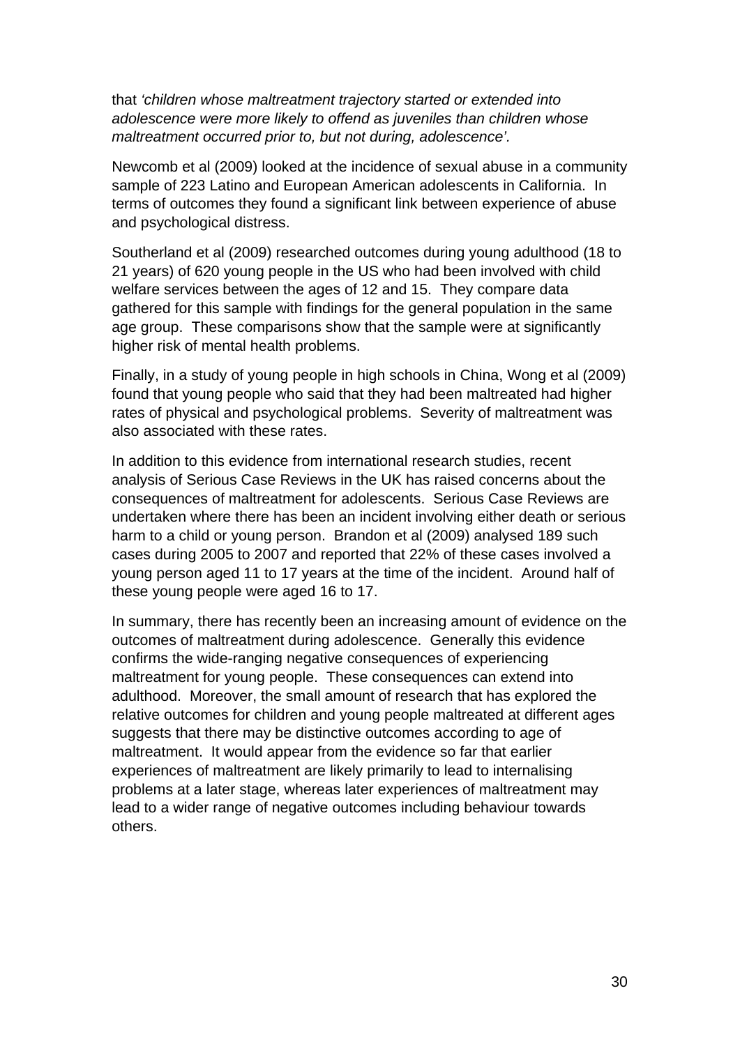that *'children whose maltreatment trajectory started or extended into adolescence were more likely to offend as juveniles than children whose maltreatment occurred prior to, but not during, adolescence'.*

Newcomb et al (2009) looked at the incidence of sexual abuse in a community sample of 223 Latino and European American adolescents in California. In terms of outcomes they found a significant link between experience of abuse and psychological distress.

Southerland et al (2009) researched outcomes during young adulthood (18 to 21 years) of 620 young people in the US who had been involved with child welfare services between the ages of 12 and 15. They compare data gathered for this sample with findings for the general population in the same age group. These comparisons show that the sample were at significantly higher risk of mental health problems.

Finally, in a study of young people in high schools in China, Wong et al (2009) found that young people who said that they had been maltreated had higher rates of physical and psychological problems. Severity of maltreatment was also associated with these rates.

In addition to this evidence from international research studies, recent analysis of Serious Case Reviews in the UK has raised concerns about the consequences of maltreatment for adolescents. Serious Case Reviews are undertaken where there has been an incident involving either death or serious harm to a child or young person. Brandon et al (2009) analysed 189 such cases during 2005 to 2007 and reported that 22% of these cases involved a young person aged 11 to 17 years at the time of the incident. Around half of these young people were aged 16 to 17.

In summary, there has recently been an increasing amount of evidence on the outcomes of maltreatment during adolescence. Generally this evidence confirms the wide-ranging negative consequences of experiencing maltreatment for young people. These consequences can extend into adulthood. Moreover, the small amount of research that has explored the relative outcomes for children and young people maltreated at different ages suggests that there may be distinctive outcomes according to age of maltreatment. It would appear from the evidence so far that earlier experiences of maltreatment are likely primarily to lead to internalising problems at a later stage, whereas later experiences of maltreatment may lead to a wider range of negative outcomes including behaviour towards others.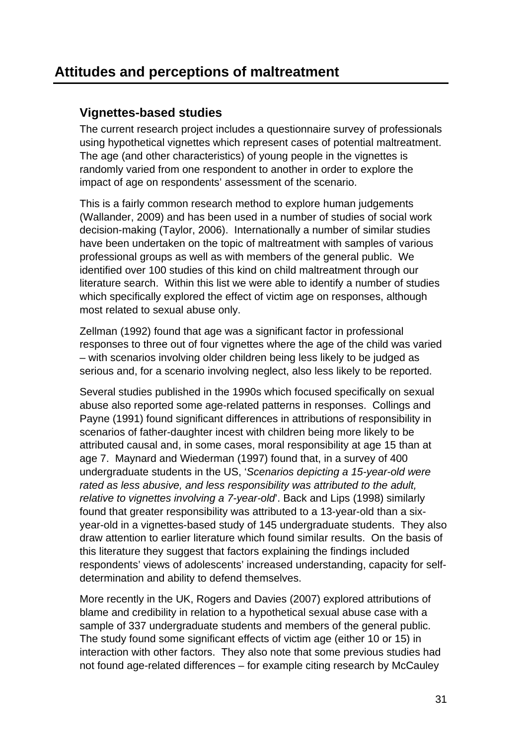# Attitudes and perceptions of maltreatment

## Vignettes-based studies

The current research project includes a questionnaire survey of professionals using hypothetical vignettes which represent cases of potential maltreatment. The age (and other characteristics) of young people in the vignettes is randomly varied from one respondent to another in order to explore the impact of age on respondents' assessment of the scenario.

This is a fairly common research method to explore human judgements (Wallander, 2009) and has been used in a number of studies of social work decision-making (Taylor, 2006). Internationally a number of similar studies have been undertaken on the topic of maltreatment with samples of various professional groups as well as with members of the general public. We identified over 100 studies of this kind on child maltreatment through our literature search. Within this list we were able to identify a number of studies which specifically explored the effect of victim age on responses, although most related to sexual abuse only.

Zellman (1992) found that age was a significant factor in professional responses to three out of four vignettes where the age of the child was varied – with scenarios involving older children being less likely to be judged as serious and, for a scenario involving neglect, also less likely to be reported.

Several studies published in the 1990s which focused specifically on sexual abuse also reported some age-related patterns in responses. Collings and Payne (1991) found significant differences in attributions of responsibility in scenarios of father-daughter incest with children being more likely to be attributed causal and, in some cases, moral responsibility at age 15 than at age 7. Maynard and Wiederman (1997) found that, in a survey of 400 undergraduate students in the US, '*Scenarios depicting a 15-year-old were rated as less abusive, and less responsibility was attributed to the adult, relative to vignettes involving a 7-year-old*'. Back and Lips (1998) similarly found that greater responsibility was attributed to a 13-year-old than a six-year-old in a vignettes-based study of 145 undergraduate students. They also draw attention to earlier literature which found similar results. On the basis of this literature they suggest that factors explaining the findings included respondents' views of adolescents' increased understanding, capacity for self-determination and ability to defend themselves.

More recently in the UK, Rogers and Davies (2007) explored attributions of blame and credibility in relation to a hypothetical sexual abuse case with a sample of 337 undergraduate students and members of the general public. The study found some significant effects of victim age (either 10 or 15) in interaction with other factors. They also note that some previous studies had not found age-related differences – for example citing research by McCauley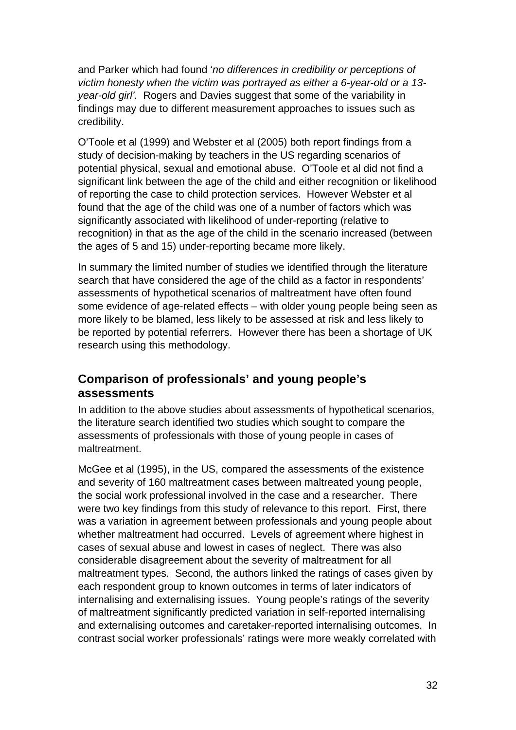and Parker which had found '*no differences in credibility or perceptions of victim honesty when the victim was portrayed as either a 6-year-old or a 13-year-old girl'.* Rogers and Davies suggest that some of the variability in findings may due to different measurement approaches to issues such as credibility.

O'Toole et al (1999) and Webster et al (2005) both report findings from a study of decision-making by teachers in the US regarding scenarios of potential physical, sexual and emotional abuse. O'Toole et al did not find a significant link between the age of the child and either recognition or likelihood of reporting the case to child protection services. However Webster et al found that the age of the child was one of a number of factors which was significantly associated with likelihood of under-reporting (relative to recognition) in that as the age of the child in the scenario increased (between the ages of 5 and 15) under-reporting became more likely.

In summary the limited number of studies we identified through the literature search that have considered the age of the child as a factor in respondents' assessments of hypothetical scenarios of maltreatment have often found some evidence of age-related effects – with older young people being seen as more likely to be blamed, less likely to be assessed at risk and less likely to be reported by potential referrers. However there has been a shortage of UK research using this methodology.

## Comparison of professionals' and young people's assessments

In addition to the above studies about assessments of hypothetical scenarios, the literature search identified two studies which sought to compare the assessments of professionals with those of young people in cases of maltreatment.

McGee et al (1995), in the US, compared the assessments of the existence and severity of 160 maltreatment cases between maltreated young people, the social work professional involved in the case and a researcher. There were two key findings from this study of relevance to this report. First, there was a variation in agreement between professionals and young people about whether maltreatment had occurred. Levels of agreement where highest in cases of sexual abuse and lowest in cases of neglect. There was also considerable disagreement about the severity of maltreatment for all maltreatment types. Second, the authors linked the ratings of cases given by each respondent group to known outcomes in terms of later indicators of internalising and externalising issues. Young people's ratings of the severity of maltreatment significantly predicted variation in self-reported internalising and externalising outcomes and caretaker-reported internalising outcomes. In contrast social worker professionals' ratings were more weakly correlated with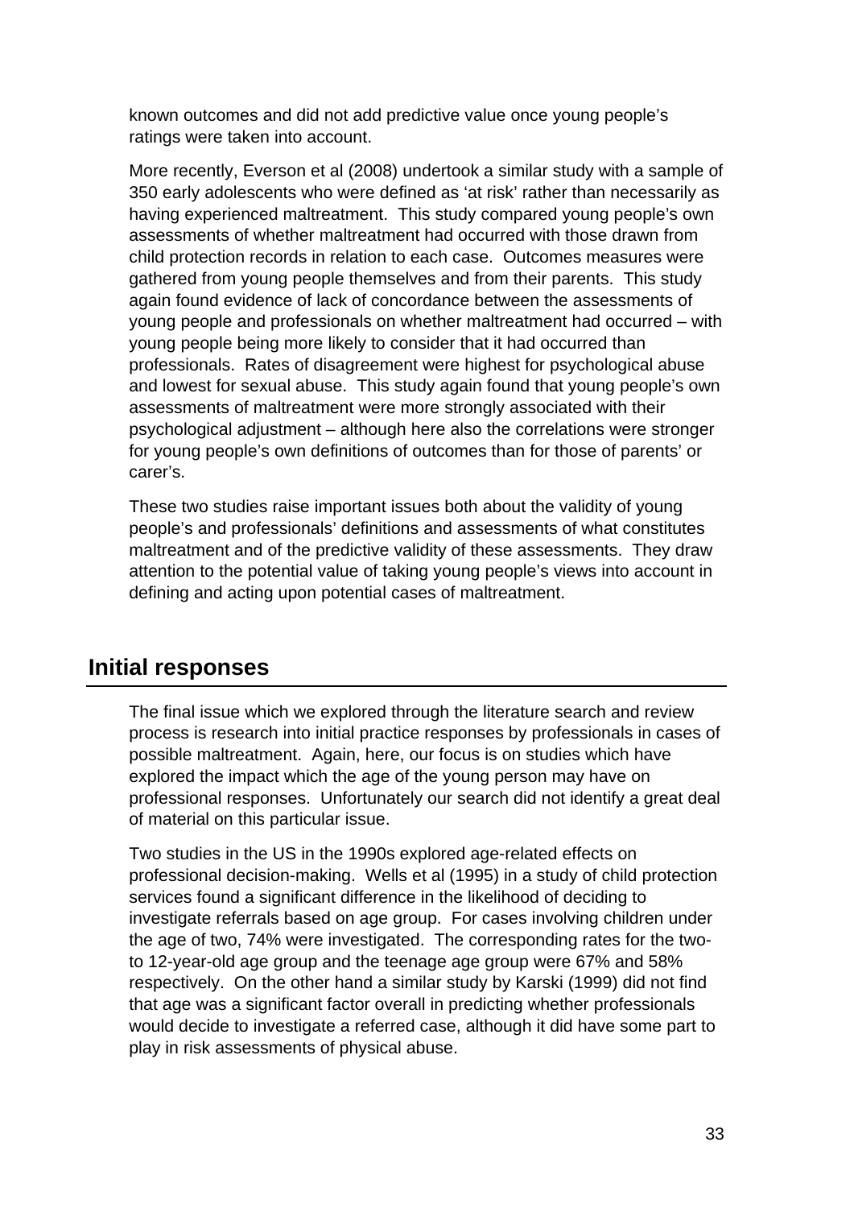known outcomes and did not add predictive value once young people's ratings were taken into account.

More recently, Everson et al (2008) undertook a similar study with a sample of 350 early adolescents who were defined as 'at risk' rather than necessarily as having experienced maltreatment. This study compared young people's own assessments of whether maltreatment had occurred with those drawn from child protection records in relation to each case. Outcomes measures were gathered from young people themselves and from their parents. This study again found evidence of lack of concordance between the assessments of young people and professionals on whether maltreatment had occurred – with young people being more likely to consider that it had occurred than professionals. Rates of disagreement were highest for psychological abuse and lowest for sexual abuse. This study again found that young people's own assessments of maltreatment were more strongly associated with their psychological adjustment – although here also the correlations were stronger for young people's own definitions of outcomes than for those of parents' or carer's.

These two studies raise important issues both about the validity of young people's and professionals' definitions and assessments of what constitutes maltreatment and of the predictive validity of these assessments. They draw attention to the potential value of taking young people's views into account in defining and acting upon potential cases of maltreatment.

## Initial responses

The final issue which we explored through the literature search and review process is research into initial practice responses by professionals in cases of possible maltreatment. Again, here, our focus is on studies which have explored the impact which the age of the young person may have on professional responses. Unfortunately our search did not identify a great deal of material on this particular issue.

Two studies in the US in the 1990s explored age-related effects on professional decision-making. Wells et al (1995) in a study of child protection services found a significant difference in the likelihood of deciding to investigate referrals based on age group. For cases involving children under the age of two, 74% were investigated. The corresponding rates for the two- to 12-year-old age group and the teenage age group were 67% and 58% respectively. On the other hand a similar study by Karski (1999) did not find that age was a significant factor overall in predicting whether professionals would decide to investigate a referred case, although it did have some part to play in risk assessments of physical abuse.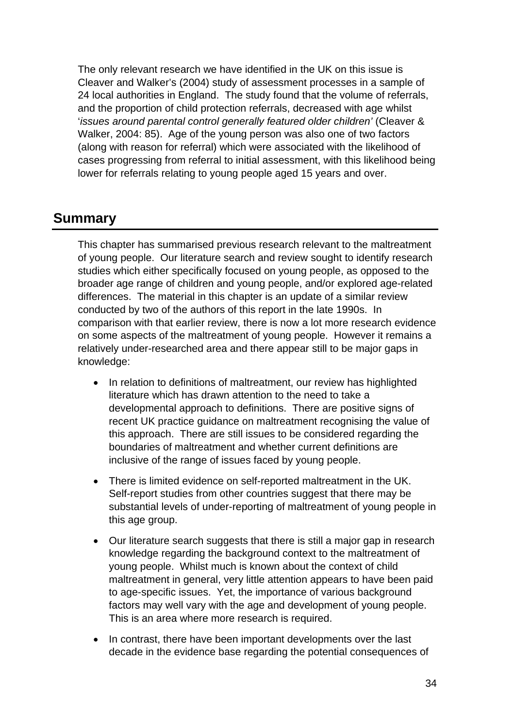The only relevant research we have identified in the UK on this issue is Cleaver and Walker's (2004) study of assessment processes in a sample of 24 local authorities in England. The study found that the volume of referrals, and the proportion of child protection referrals, decreased with age whilst '*issues around parental control generally featured older children'* (Cleaver & Walker, 2004: 85). Age of the young person was also one of two factors (along with reason for referral) which were associated with the likelihood of cases progressing from referral to initial assessment, with this likelihood being lower for referrals relating to young people aged 15 years and over.

## Summary

This chapter has summarised previous research relevant to the maltreatment of young people. Our literature search and review sought to identify research studies which either specifically focused on young people, as opposed to the broader age range of children and young people, and/or explored age-related differences. The material in this chapter is an update of a similar review conducted by two of the authors of this report in the late 1990s. In comparison with that earlier review, there is now a lot more research evidence on some aspects of the maltreatment of young people. However it remains a relatively under-researched area and there appear still to be major gaps in knowledge:

- In relation to definitions of maltreatment, our review has highlighted literature which has drawn attention to the need to take a developmental approach to definitions. There are positive signs of recent UK practice guidance on maltreatment recognising the value of this approach. There are still issues to be considered regarding the boundaries of maltreatment and whether current definitions are inclusive of the range of issues faced by young people.

- There is limited evidence on self-reported maltreatment in the UK. Self-report studies from other countries suggest that there may be substantial levels of under-reporting of maltreatment of young people in this age group.

- Our literature search suggests that there is still a major gap in research knowledge regarding the background context to the maltreatment of young people. Whilst much is known about the context of child maltreatment in general, very little attention appears to have been paid to age-specific issues. Yet, the importance of various background factors may well vary with the age and development of young people. This is an area where more research is required.

- In contrast, there have been important developments over the last decade in the evidence base regarding the potential consequences of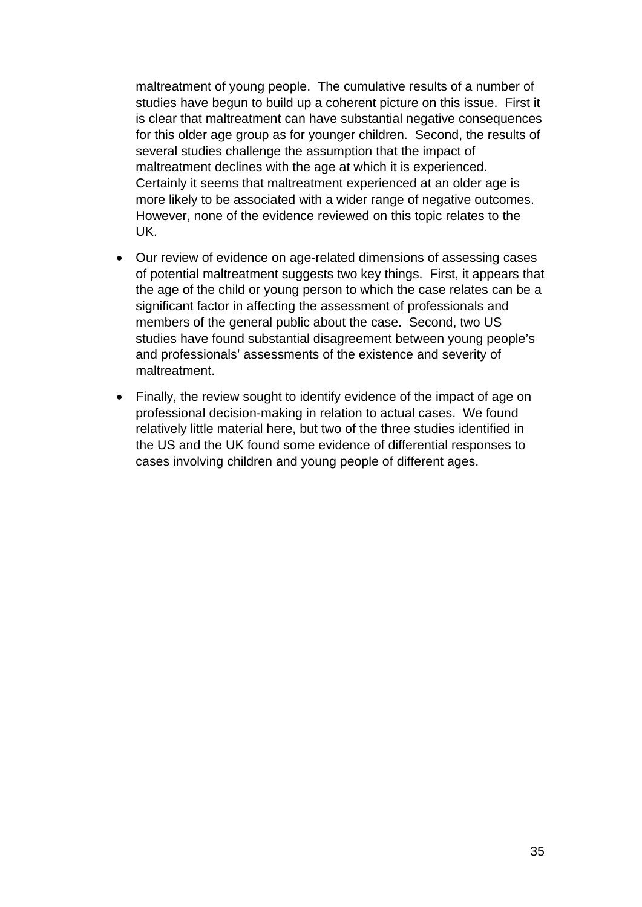maltreatment of young people. The cumulative results of a number of studies have begun to build up a coherent picture on this issue. First it is clear that maltreatment can have substantial negative consequences for this older age group as for younger children. Second, the results of several studies challenge the assumption that the impact of maltreatment declines with the age at which it is experienced. Certainly it seems that maltreatment experienced at an older age is more likely to be associated with a wider range of negative outcomes. However, none of the evidence reviewed on this topic relates to the UK.

- Our review of evidence on age-related dimensions of assessing cases of potential maltreatment suggests two key things. First, it appears that the age of the child or young person to which the case relates can be a significant factor in affecting the assessment of professionals and members of the general public about the case. Second, two US studies have found substantial disagreement between young people's and professionals' assessments of the existence and severity of maltreatment.
- Finally, the review sought to identify evidence of the impact of age on professional decision-making in relation to actual cases. We found relatively little material here, but two of the three studies identified in the US and the UK found some evidence of differential responses to cases involving children and young people of different ages.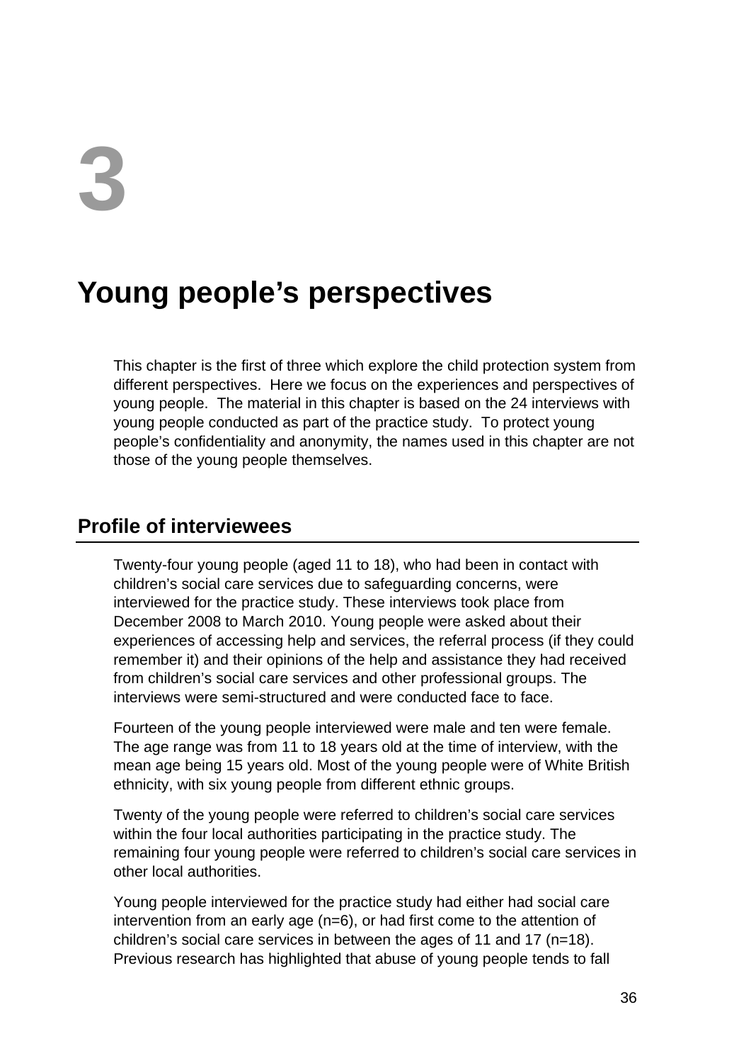# 3

# Young people's perspectives

This chapter is the first of three which explore the child protection system from different perspectives. Here we focus on the experiences and perspectives of young people. The material in this chapter is based on the 24 interviews with young people conducted as part of the practice study. To protect young people's confidentiality and anonymity, the names used in this chapter are not those of the young people themselves.

## Profile of interviewees

Twenty-four young people (aged 11 to 18), who had been in contact with children's social care services due to safeguarding concerns, were interviewed for the practice study. These interviews took place from December 2008 to March 2010. Young people were asked about their experiences of accessing help and services, the referral process (if they could remember it) and their opinions of the help and assistance they had received from children's social care services and other professional groups. The interviews were semi-structured and were conducted face to face.

Fourteen of the young people interviewed were male and ten were female. The age range was from 11 to 18 years old at the time of interview, with the mean age being 15 years old. Most of the young people were of White British ethnicity, with six young people from different ethnic groups.

Twenty of the young people were referred to children's social care services within the four local authorities participating in the practice study. The remaining four young people were referred to children's social care services in other local authorities.

Young people interviewed for the practice study had either had social care intervention from an early age (n=6), or had first come to the attention of children's social care services in between the ages of 11 and 17 (n=18). Previous research has highlighted that abuse of young people tends to fall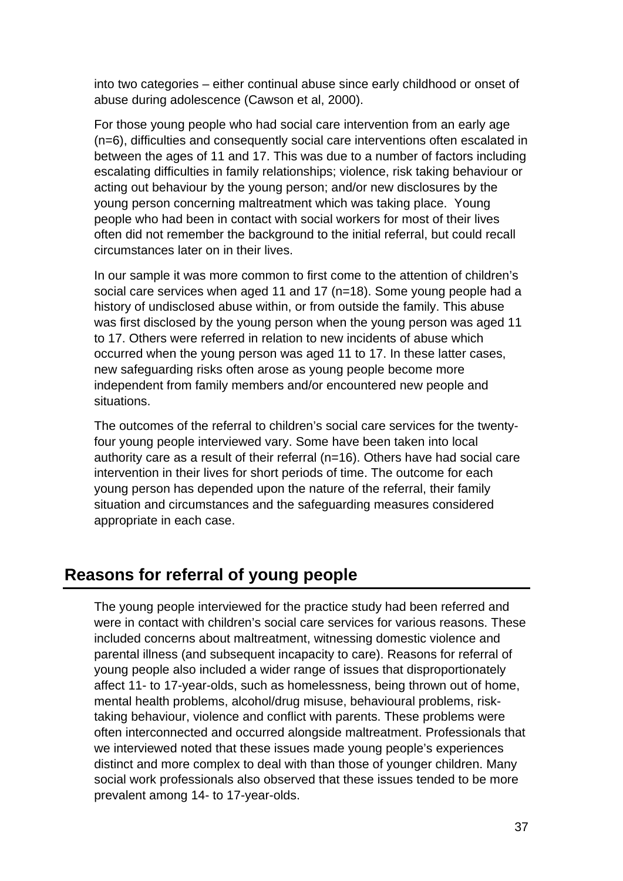into two categories – either continual abuse since early childhood or onset of abuse during adolescence (Cawson et al, 2000).

For those young people who had social care intervention from an early age (n=6), difficulties and consequently social care interventions often escalated in between the ages of 11 and 17. This was due to a number of factors including escalating difficulties in family relationships; violence, risk taking behaviour or acting out behaviour by the young person; and/or new disclosures by the young person concerning maltreatment which was taking place. Young people who had been in contact with social workers for most of their lives often did not remember the background to the initial referral, but could recall circumstances later on in their lives.

In our sample it was more common to first come to the attention of children's social care services when aged 11 and 17 (n=18). Some young people had a history of undisclosed abuse within, or from outside the family. This abuse was first disclosed by the young person when the young person was aged 11 to 17. Others were referred in relation to new incidents of abuse which occurred when the young person was aged 11 to 17. In these latter cases, new safeguarding risks often arose as young people become more independent from family members and/or encountered new people and situations.

The outcomes of the referral to children's social care services for the twenty-four young people interviewed vary. Some have been taken into local authority care as a result of their referral (n=16). Others have had social care intervention in their lives for short periods of time. The outcome for each young person has depended upon the nature of the referral, their family situation and circumstances and the safeguarding measures considered appropriate in each case.

## Reasons for referral of young people

The young people interviewed for the practice study had been referred and were in contact with children's social care services for various reasons. These included concerns about maltreatment, witnessing domestic violence and parental illness (and subsequent incapacity to care). Reasons for referral of young people also included a wider range of issues that disproportionately affect 11- to 17-year-olds, such as homelessness, being thrown out of home, mental health problems, alcohol/drug misuse, behavioural problems, risk-taking behaviour, violence and conflict with parents. These problems were often interconnected and occurred alongside maltreatment. Professionals that we interviewed noted that these issues made young people's experiences distinct and more complex to deal with than those of younger children. Many social work professionals also observed that these issues tended to be more prevalent among 14- to 17-year-olds.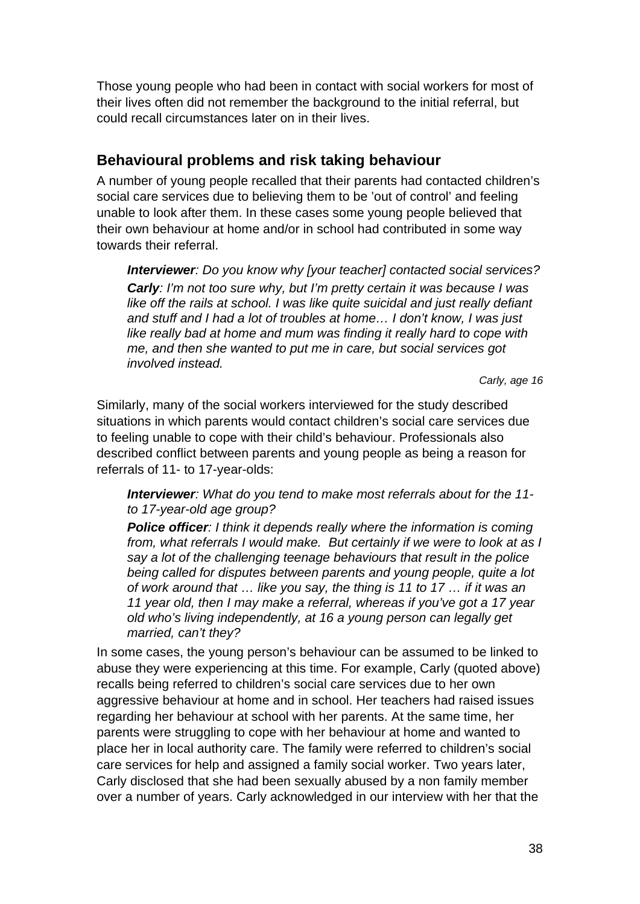Those young people who had been in contact with social workers for most of their lives often did not remember the background to the initial referral, but could recall circumstances later on in their lives.

## Behavioural problems and risk taking behaviour

A number of young people recalled that their parents had contacted children's social care services due to believing them to be 'out of control' and feeling unable to look after them. In these cases some young people believed that their own behaviour at home and/or in school had contributed in some way towards their referral.

> ***Interviewer****: Do you know why [your teacher] contacted social services?*
>
> ***Carly****: I'm not too sure why, but I'm pretty certain it was because I was like off the rails at school. I was like quite suicidal and just really defiant and stuff and I had a lot of troubles at home… I don't know, I was just like really bad at home and mum was finding it really hard to cope with me, and then she wanted to put me in care, but social services got involved instead.*
>
> *Carly, age 16*

Similarly, many of the social workers interviewed for the study described situations in which parents would contact children's social care services due to feeling unable to cope with their child's behaviour. Professionals also described conflict between parents and young people as being a reason for referrals of 11- to 17-year-olds:

> ***Interviewer****: What do you tend to make most referrals about for the 11- to 17-year-old age group?*
>
> ***Police officer****: I think it depends really where the information is coming from, what referrals I would make. But certainly if we were to look at as I say a lot of the challenging teenage behaviours that result in the police being called for disputes between parents and young people, quite a lot of work around that … like you say, the thing is 11 to 17 … if it was an 11 year old, then I may make a referral, whereas if you've got a 17 year old who's living independently, at 16 a young person can legally get married, can't they?*

In some cases, the young person's behaviour can be assumed to be linked to abuse they were experiencing at this time. For example, Carly (quoted above) recalls being referred to children's social care services due to her own aggressive behaviour at home and in school. Her teachers had raised issues regarding her behaviour at school with her parents. At the same time, her parents were struggling to cope with her behaviour at home and wanted to place her in local authority care. The family were referred to children's social care services for help and assigned a family social worker. Two years later, Carly disclosed that she had been sexually abused by a non family member over a number of years. Carly acknowledged in our interview with her that the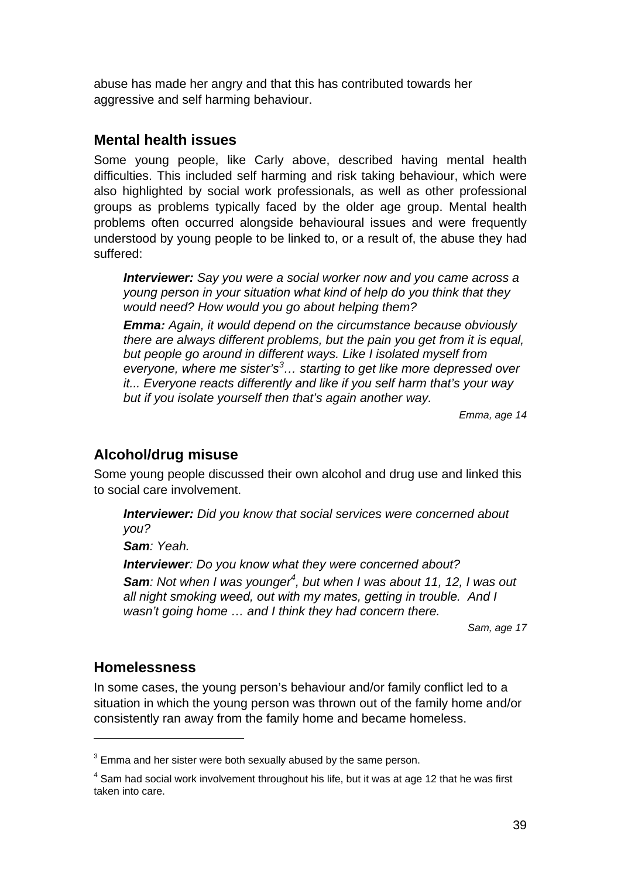abuse has made her angry and that this has contributed towards her aggressive and self harming behaviour.

## Mental health issues

Some young people, like Carly above, described having mental health difficulties. This included self harming and risk taking behaviour, which were also highlighted by social work professionals, as well as other professional groups as problems typically faced by the older age group. Mental health problems often occurred alongside behavioural issues and were frequently understood by young people to be linked to, or a result of, the abuse they had suffered:

> ***Interviewer:*** *Say you were a social worker now and you came across a young person in your situation what kind of help do you think that they would need? How would you go about helping them?*
>
> ***Emma:*** *Again, it would depend on the circumstance because obviously there are always different problems, but the pain you get from it is equal, but people go around in different ways. Like I isolated myself from everyone, where me sister's*[3]*… starting to get like more depressed over it... Everyone reacts differently and like if you self harm that's your way but if you isolate yourself then that's again another way.*
>
> *Emma, age 14*

## Alcohol/drug misuse

Some young people discussed their own alcohol and drug use and linked this to social care involvement.

> ***Interviewer:*** *Did you know that social services were concerned about you?*
>
> ***Sam****: Yeah.*
>
> ***Interviewer****: Do you know what they were concerned about?*
>
> ***Sam****: Not when I was younger*[4]*, but when I was about 11, 12, I was out all night smoking weed, out with my mates, getting in trouble. And I wasn't going home … and I think they had concern there.*
>
> *Sam, age 17*

## Homelessness

In some cases, the young person's behaviour and/or family conflict led to a situation in which the young person was thrown out of the family home and/or consistently ran away from the family home and became homeless.

---

[3] Emma and her sister were both sexually abused by the same person.

[4] Sam had social work involvement throughout his life, but it was at age 12 that he was first taken into care.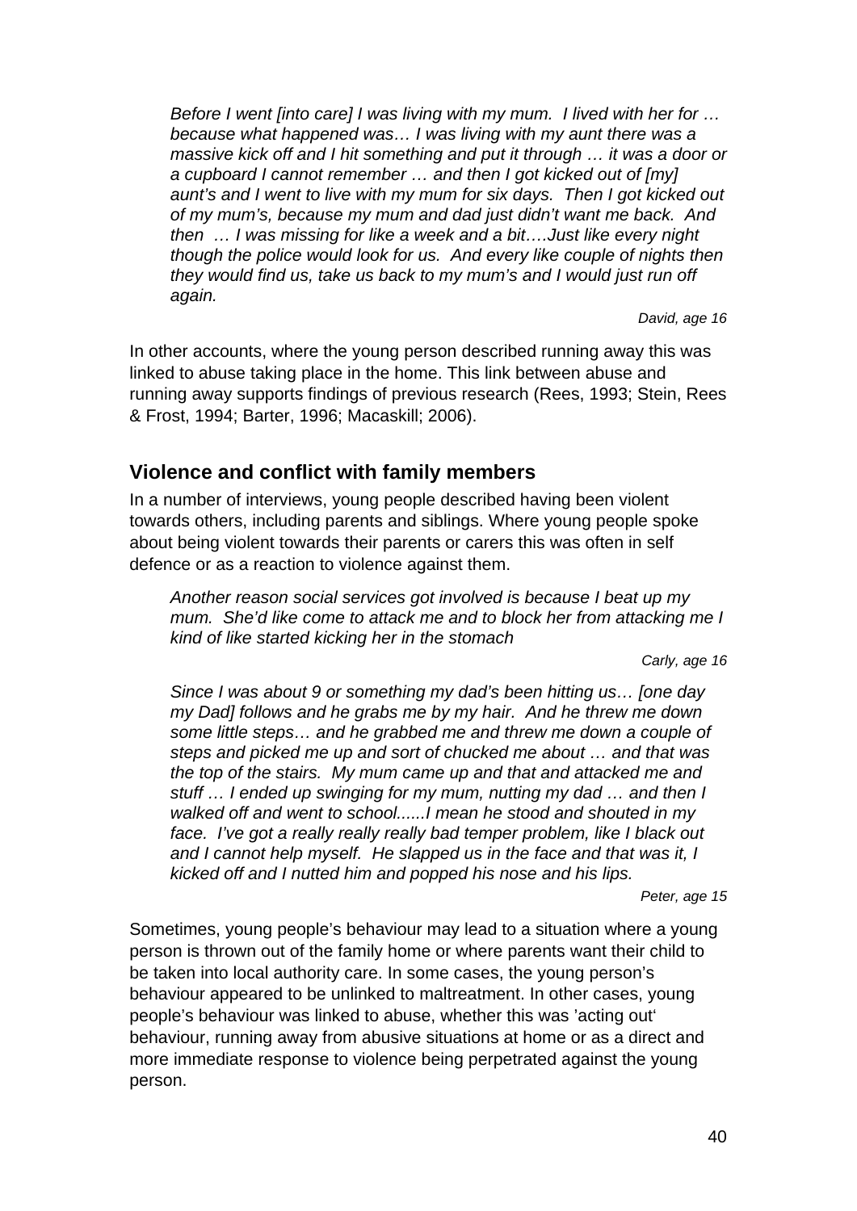> *Before I went [into care] I was living with my mum. I lived with her for … because what happened was… I was living with my aunt there was a massive kick off and I hit something and put it through … it was a door or a cupboard I cannot remember … and then I got kicked out of [my] aunt's and I went to live with my mum for six days. Then I got kicked out of my mum's, because my mum and dad just didn't want me back. And then … I was missing for like a week and a bit….Just like every night though the police would look for us. And every like couple of nights then they would find us, take us back to my mum's and I would just run off again.*
>
> *David, age 16*

In other accounts, where the young person described running away this was linked to abuse taking place in the home. This link between abuse and running away supports findings of previous research (Rees, 1993; Stein, Rees & Frost, 1994; Barter, 1996; Macaskill; 2006).

## Violence and conflict with family members

In a number of interviews, young people described having been violent towards others, including parents and siblings. Where young people spoke about being violent towards their parents or carers this was often in self defence or as a reaction to violence against them.

> *Another reason social services got involved is because I beat up my mum. She'd like come to attack me and to block her from attacking me I kind of like started kicking her in the stomach*
>
> *Carly, age 16*

> *Since I was about 9 or something my dad's been hitting us… [one day my Dad] follows and he grabs me by my hair. And he threw me down some little steps… and he grabbed me and threw me down a couple of steps and picked me up and sort of chucked me about … and that was the top of the stairs. My mum came up and that and attacked me and stuff … I ended up swinging for my mum, nutting my dad … and then I walked off and went to school......I mean he stood and shouted in my face. I've got a really really really bad temper problem, like I black out and I cannot help myself. He slapped us in the face and that was it, I kicked off and I nutted him and popped his nose and his lips.*
>
> *Peter, age 15*

Sometimes, young people's behaviour may lead to a situation where a young person is thrown out of the family home or where parents want their child to be taken into local authority care. In some cases, the young person's behaviour appeared to be unlinked to maltreatment. In other cases, young people's behaviour was linked to abuse, whether this was 'acting out' behaviour, running away from abusive situations at home or as a direct and more immediate response to violence being perpetrated against the young person.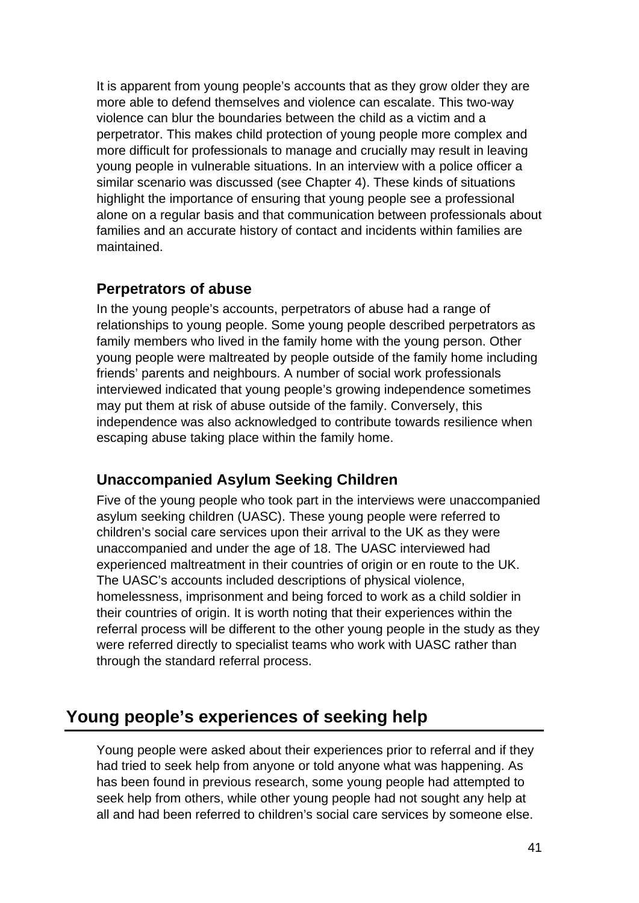It is apparent from young people's accounts that as they grow older they are more able to defend themselves and violence can escalate. This two-way violence can blur the boundaries between the child as a victim and a perpetrator. This makes child protection of young people more complex and more difficult for professionals to manage and crucially may result in leaving young people in vulnerable situations. In an interview with a police officer a similar scenario was discussed (see Chapter 4). These kinds of situations highlight the importance of ensuring that young people see a professional alone on a regular basis and that communication between professionals about families and an accurate history of contact and incidents within families are maintained.

### Perpetrators of abuse

In the young people's accounts, perpetrators of abuse had a range of relationships to young people. Some young people described perpetrators as family members who lived in the family home with the young person. Other young people were maltreated by people outside of the family home including friends' parents and neighbours. A number of social work professionals interviewed indicated that young people's growing independence sometimes may put them at risk of abuse outside of the family. Conversely, this independence was also acknowledged to contribute towards resilience when escaping abuse taking place within the family home.

### Unaccompanied Asylum Seeking Children

Five of the young people who took part in the interviews were unaccompanied asylum seeking children (UASC). These young people were referred to children's social care services upon their arrival to the UK as they were unaccompanied and under the age of 18. The UASC interviewed had experienced maltreatment in their countries of origin or en route to the UK. The UASC's accounts included descriptions of physical violence, homelessness, imprisonment and being forced to work as a child soldier in their countries of origin. It is worth noting that their experiences within the referral process will be different to the other young people in the study as they were referred directly to specialist teams who work with UASC rather than through the standard referral process.

## Young people's experiences of seeking help

Young people were asked about their experiences prior to referral and if they had tried to seek help from anyone or told anyone what was happening. As has been found in previous research, some young people had attempted to seek help from others, while other young people had not sought any help at all and had been referred to children's social care services by someone else.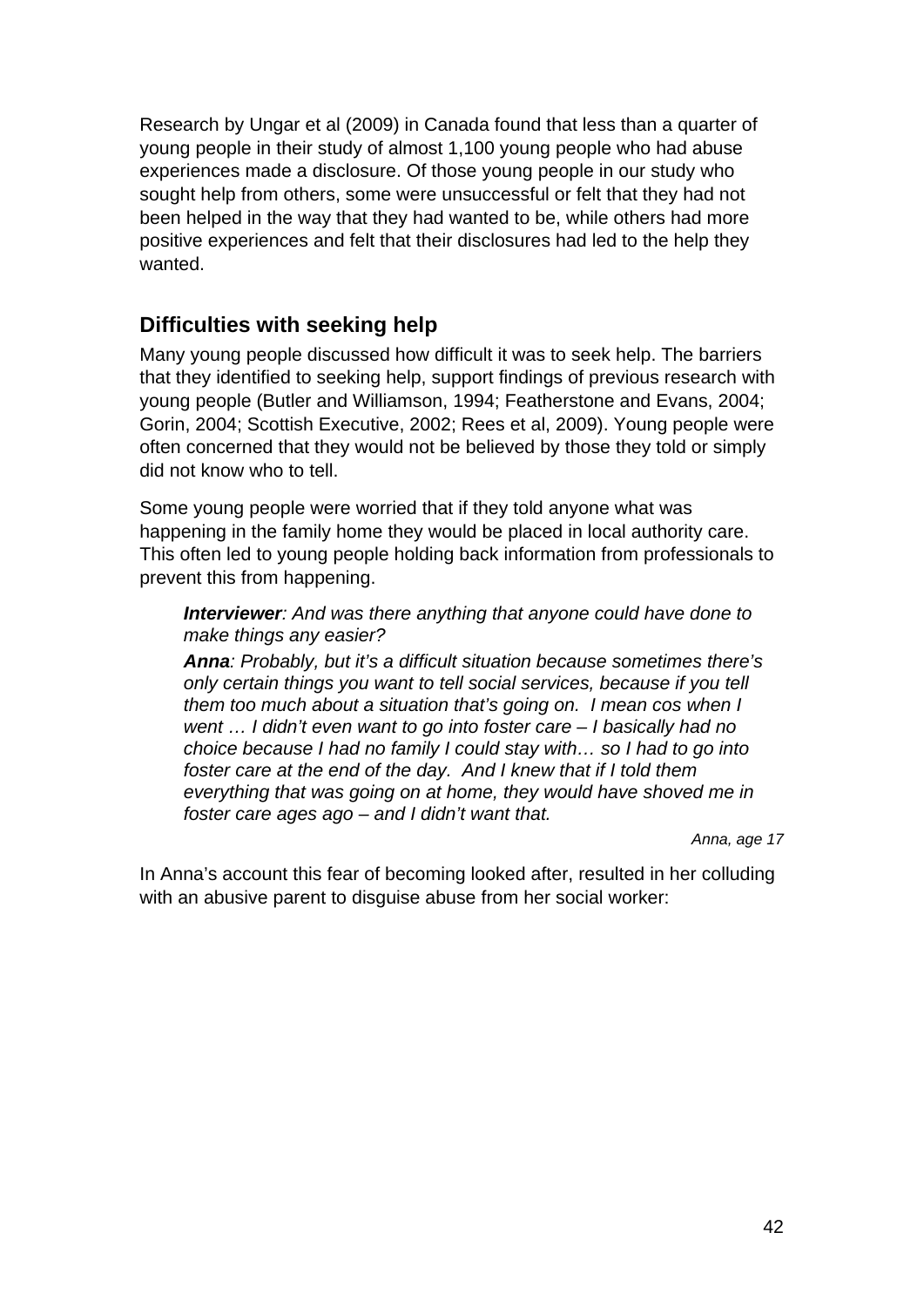Research by Ungar et al (2009) in Canada found that less than a quarter of young people in their study of almost 1,100 young people who had abuse experiences made a disclosure. Of those young people in our study who sought help from others, some were unsuccessful or felt that they had not been helped in the way that they had wanted to be, while others had more positive experiences and felt that their disclosures had led to the help they wanted.

## Difficulties with seeking help

Many young people discussed how difficult it was to seek help. The barriers that they identified to seeking help, support findings of previous research with young people (Butler and Williamson, 1994; Featherstone and Evans, 2004; Gorin, 2004; Scottish Executive, 2002; Rees et al, 2009). Young people were often concerned that they would not be believed by those they told or simply did not know who to tell.

Some young people were worried that if they told anyone what was happening in the family home they would be placed in local authority care. This often led to young people holding back information from professionals to prevent this from happening.

> ***Interviewer****: And was there anything that anyone could have done to make things any easier?*
>
> ***Anna****: Probably, but it's a difficult situation because sometimes there's only certain things you want to tell social services, because if you tell them too much about a situation that's going on. I mean cos when I went … I didn't even want to go into foster care – I basically had no choice because I had no family I could stay with… so I had to go into foster care at the end of the day. And I knew that if I told them everything that was going on at home, they would have shoved me in foster care ages ago – and I didn't want that.*
>
> *Anna, age 17*

In Anna's account this fear of becoming looked after, resulted in her colluding with an abusive parent to disguise abuse from her social worker: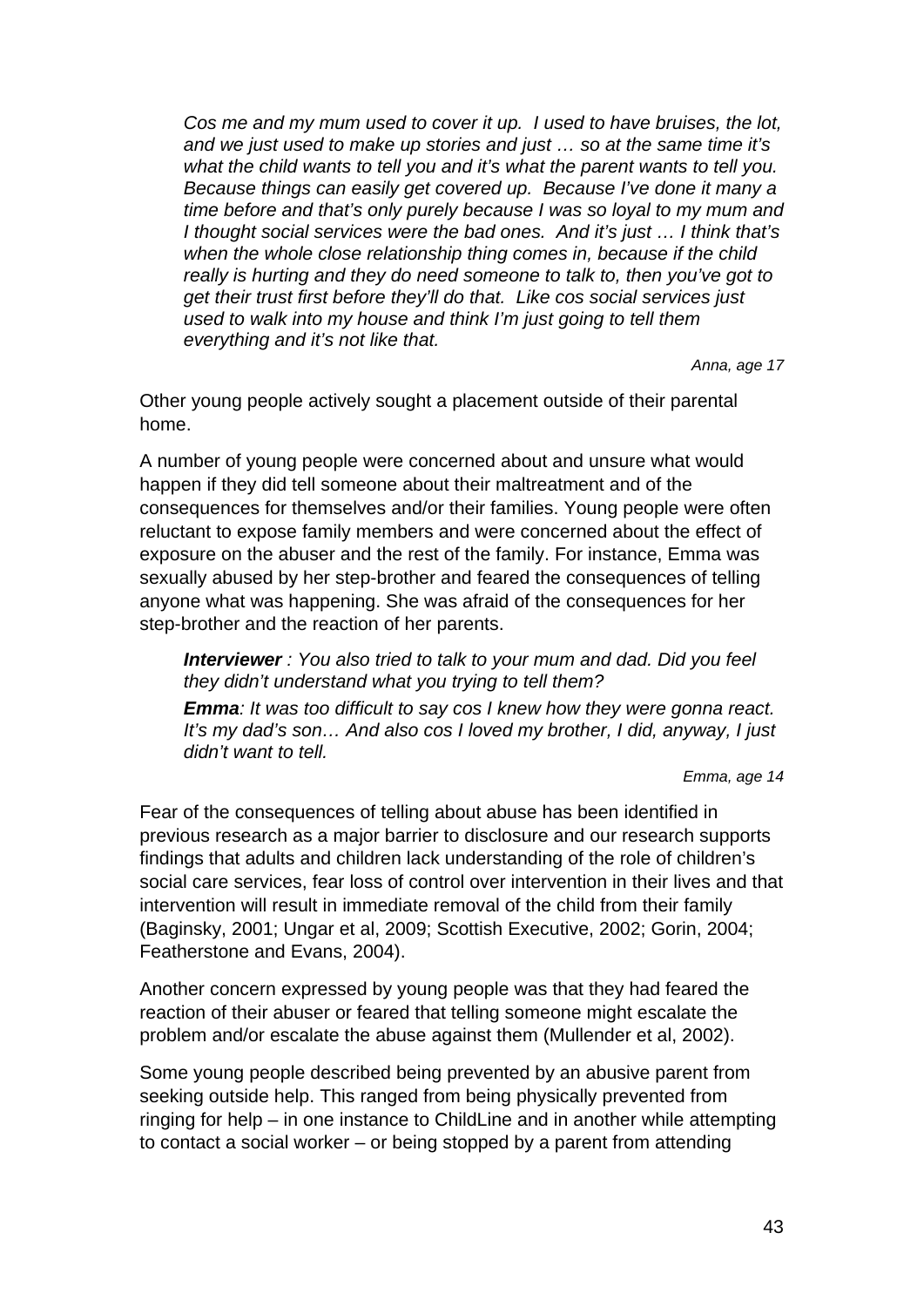> *Cos me and my mum used to cover it up. I used to have bruises, the lot, and we just used to make up stories and just … so at the same time it's what the child wants to tell you and it's what the parent wants to tell you. Because things can easily get covered up. Because I've done it many a time before and that's only purely because I was so loyal to my mum and I thought social services were the bad ones. And it's just … I think that's when the whole close relationship thing comes in, because if the child really is hurting and they do need someone to talk to, then you've got to get their trust first before they'll do that. Like cos social services just used to walk into my house and think I'm just going to tell them everything and it's not like that.*
>
> *Anna, age 17*

Other young people actively sought a placement outside of their parental home.

A number of young people were concerned about and unsure what would happen if they did tell someone about their maltreatment and of the consequences for themselves and/or their families. Young people were often reluctant to expose family members and were concerned about the effect of exposure on the abuser and the rest of the family. For instance, Emma was sexually abused by her step-brother and feared the consequences of telling anyone what was happening. She was afraid of the consequences for her step-brother and the reaction of her parents.

> ***Interviewer** : You also tried to talk to your mum and dad. Did you feel they didn't understand what you trying to tell them?*
>
> ***Emma**: It was too difficult to say cos I knew how they were gonna react. It's my dad's son… And also cos I loved my brother, I did, anyway, I just didn't want to tell.*
>
> *Emma, age 14*

Fear of the consequences of telling about abuse has been identified in previous research as a major barrier to disclosure and our research supports findings that adults and children lack understanding of the role of children's social care services, fear loss of control over intervention in their lives and that intervention will result in immediate removal of the child from their family (Baginsky, 2001; Ungar et al, 2009; Scottish Executive, 2002; Gorin, 2004; Featherstone and Evans, 2004).

Another concern expressed by young people was that they had feared the reaction of their abuser or feared that telling someone might escalate the problem and/or escalate the abuse against them (Mullender et al, 2002).

Some young people described being prevented by an abusive parent from seeking outside help. This ranged from being physically prevented from ringing for help – in one instance to ChildLine and in another while attempting to contact a social worker – or being stopped by a parent from attending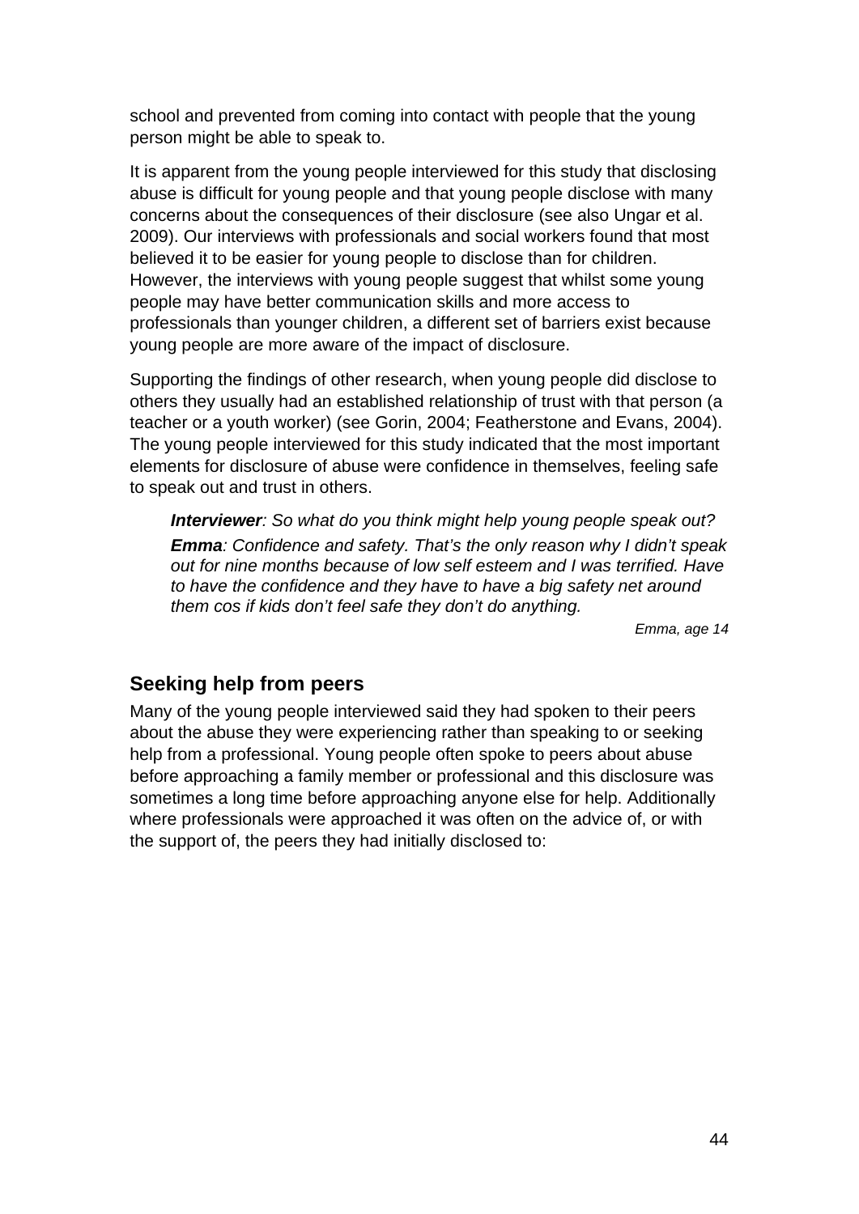school and prevented from coming into contact with people that the young person might be able to speak to.

It is apparent from the young people interviewed for this study that disclosing abuse is difficult for young people and that young people disclose with many concerns about the consequences of their disclosure (see also Ungar et al. 2009). Our interviews with professionals and social workers found that most believed it to be easier for young people to disclose than for children. However, the interviews with young people suggest that whilst some young people may have better communication skills and more access to professionals than younger children, a different set of barriers exist because young people are more aware of the impact of disclosure.

Supporting the findings of other research, when young people did disclose to others they usually had an established relationship of trust with that person (a teacher or a youth worker) (see Gorin, 2004; Featherstone and Evans, 2004). The young people interviewed for this study indicated that the most important elements for disclosure of abuse were confidence in themselves, feeling safe to speak out and trust in others.

> ***Interviewer****: So what do you think might help young people speak out?*
>
> ***Emma****: Confidence and safety. That's the only reason why I didn't speak out for nine months because of low self esteem and I was terrified. Have to have the confidence and they have to have a big safety net around them cos if kids don't feel safe they don't do anything.*
>
> *Emma, age 14*

## Seeking help from peers

Many of the young people interviewed said they had spoken to their peers about the abuse they were experiencing rather than speaking to or seeking help from a professional. Young people often spoke to peers about abuse before approaching a family member or professional and this disclosure was sometimes a long time before approaching anyone else for help. Additionally where professionals were approached it was often on the advice of, or with the support of, the peers they had initially disclosed to: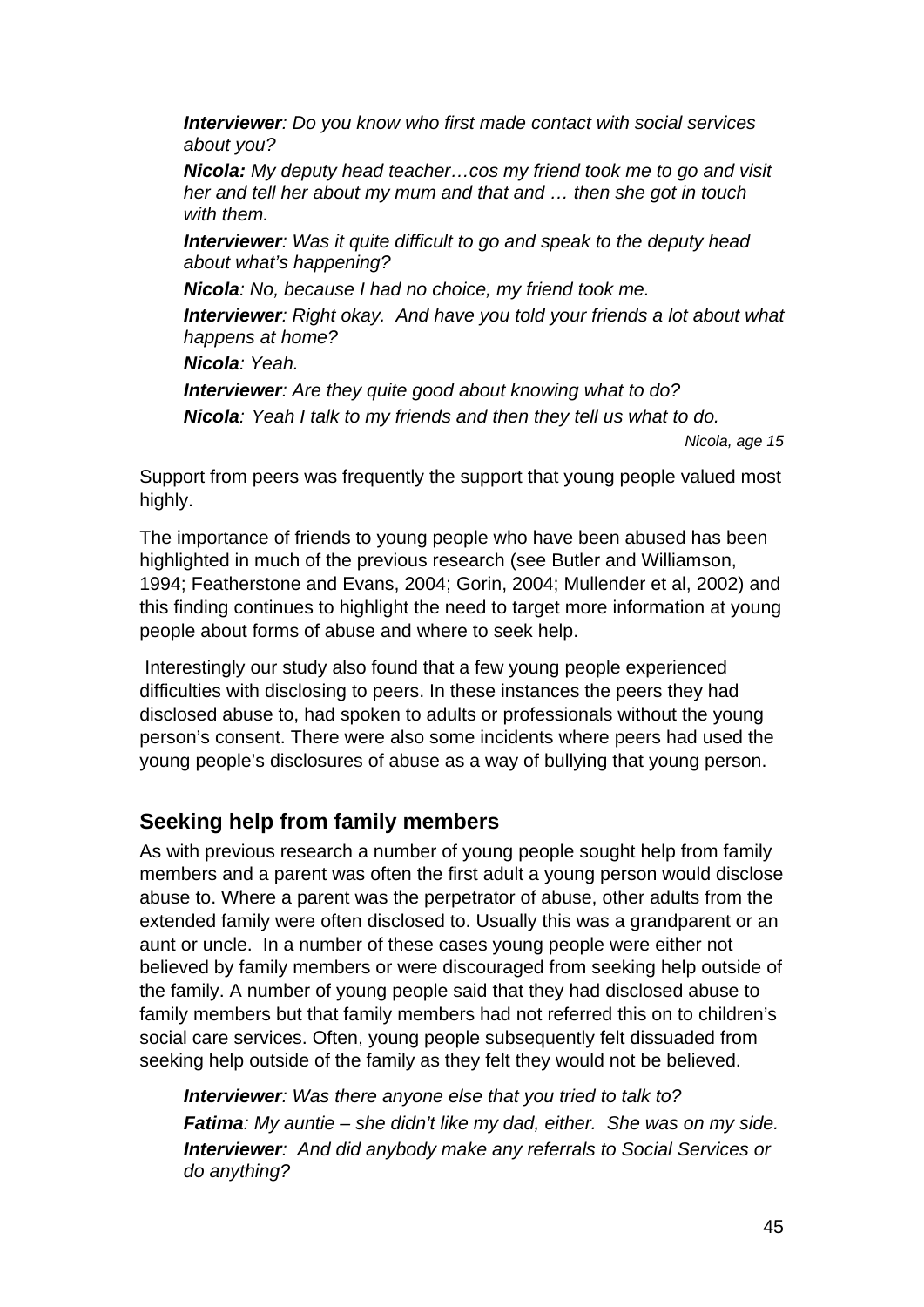*__Interviewer__: Do you know who first made contact with social services about you?*

***Nicola:** My deputy head teacher…cos my friend took me to go and visit her and tell her about my mum and that and … then she got in touch with them.*

***Interviewer**: Was it quite difficult to go and speak to the deputy head about what's happening?*

***Nicola**: No, because I had no choice, my friend took me.*

***Interviewer**: Right okay. And have you told your friends a lot about what happens at home?*

***Nicola**: Yeah.*

***Interviewer**: Are they quite good about knowing what to do?*

***Nicola**: Yeah I talk to my friends and then they tell us what to do.*

*Nicola, age 15*

Support from peers was frequently the support that young people valued most highly.

The importance of friends to young people who have been abused has been highlighted in much of the previous research (see Butler and Williamson, 1994; Featherstone and Evans, 2004; Gorin, 2004; Mullender et al, 2002) and this finding continues to highlight the need to target more information at young people about forms of abuse and where to seek help.

Interestingly our study also found that a few young people experienced difficulties with disclosing to peers. In these instances the peers they had disclosed abuse to, had spoken to adults or professionals without the young person's consent. There were also some incidents where peers had used the young people's disclosures of abuse as a way of bullying that young person.

## Seeking help from family members

As with previous research a number of young people sought help from family members and a parent was often the first adult a young person would disclose abuse to. Where a parent was the perpetrator of abuse, other adults from the extended family were often disclosed to. Usually this was a grandparent or an aunt or uncle. In a number of these cases young people were either not believed by family members or were discouraged from seeking help outside of the family. A number of young people said that they had disclosed abuse to family members but that family members had not referred this on to children's social care services. Often, young people subsequently felt dissuaded from seeking help outside of the family as they felt they would not be believed.

***Interviewer**: Was there anyone else that you tried to talk to?*

***Fatima**: My auntie – she didn't like my dad, either. She was on my side.*

***Interviewer**: And did anybody make any referrals to Social Services or do anything?*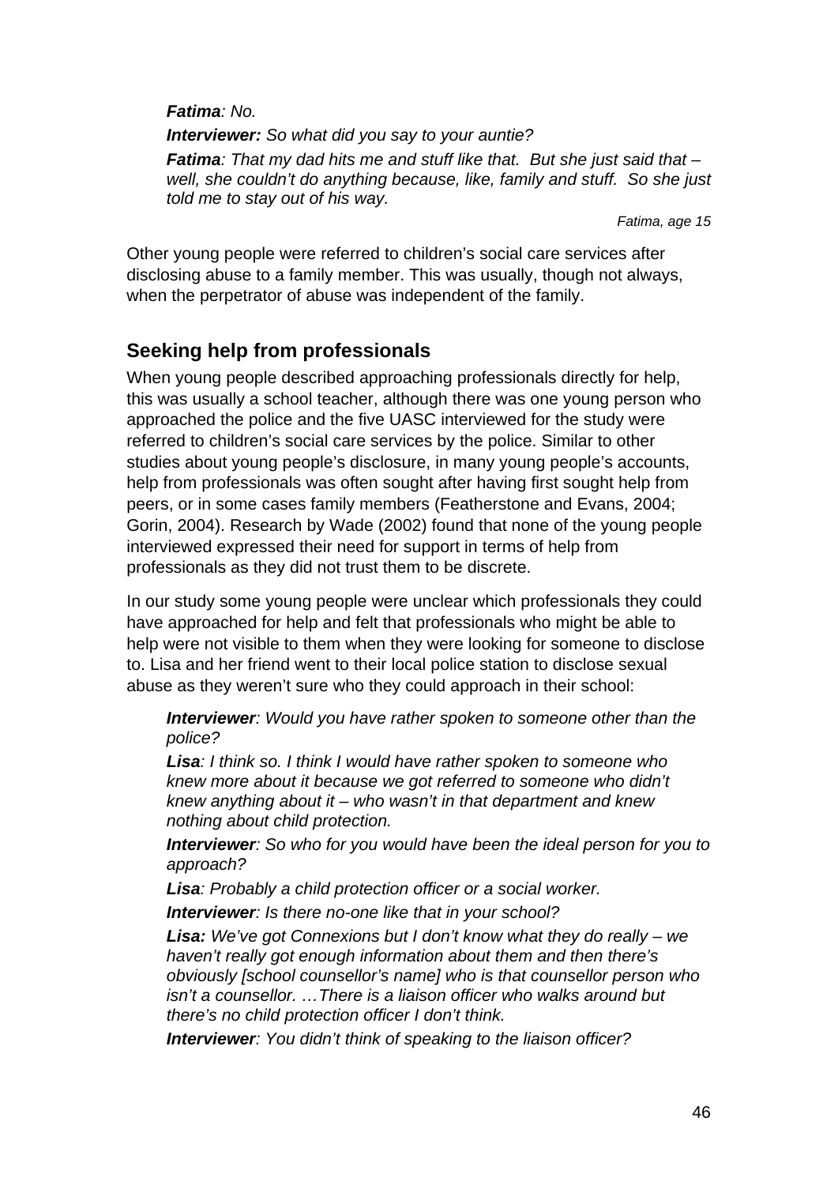> ***Fatima**: No.*
>
> ***Interviewer:** So what did you say to your auntie?*
>
> ***Fatima**: That my dad hits me and stuff like that. But she just said that – well, she couldn't do anything because, like, family and stuff. So she just told me to stay out of his way.*
>
> *Fatima, age 15*

Other young people were referred to children's social care services after disclosing abuse to a family member. This was usually, though not always, when the perpetrator of abuse was independent of the family.

## Seeking help from professionals

When young people described approaching professionals directly for help, this was usually a school teacher, although there was one young person who approached the police and the five UASC interviewed for the study were referred to children's social care services by the police. Similar to other studies about young people's disclosure, in many young people's accounts, help from professionals was often sought after having first sought help from peers, or in some cases family members (Featherstone and Evans, 2004; Gorin, 2004). Research by Wade (2002) found that none of the young people interviewed expressed their need for support in terms of help from professionals as they did not trust them to be discrete.

In our study some young people were unclear which professionals they could have approached for help and felt that professionals who might be able to help were not visible to them when they were looking for someone to disclose to. Lisa and her friend went to their local police station to disclose sexual abuse as they weren't sure who they could approach in their school:

> ***Interviewer**: Would you have rather spoken to someone other than the police?*
>
> ***Lisa**: I think so. I think I would have rather spoken to someone who knew more about it because we got referred to someone who didn't knew anything about it – who wasn't in that department and knew nothing about child protection.*
>
> ***Interviewer**: So who for you would have been the ideal person for you to approach?*
>
> ***Lisa**: Probably a child protection officer or a social worker.*
>
> ***Interviewer**: Is there no-one like that in your school?*
>
> ***Lisa:** We've got Connexions but I don't know what they do really – we haven't really got enough information about them and then there's obviously [school counsellor's name] who is that counsellor person who isn't a counsellor. …There is a liaison officer who walks around but there's no child protection officer I don't think.*
>
> ***Interviewer**: You didn't think of speaking to the liaison officer?*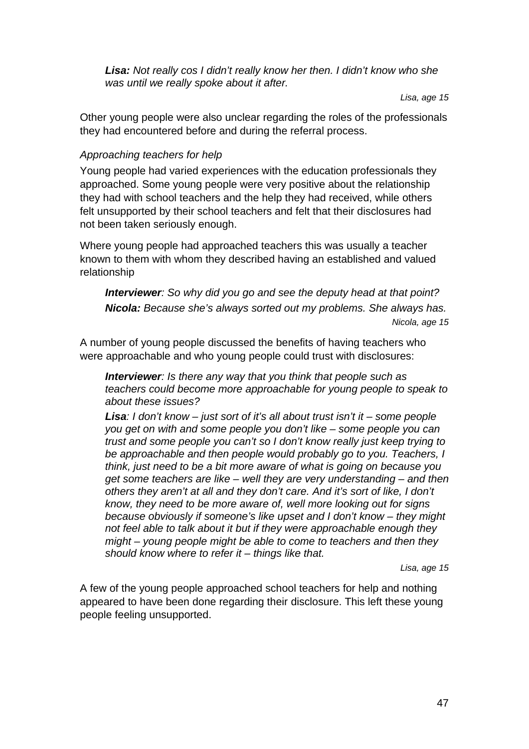> ***Lisa:*** *Not really cos I didn't really know her then. I didn't know who she was until we really spoke about it after.*
>
> *Lisa, age 15*

Other young people were also unclear regarding the roles of the professionals they had encountered before and during the referral process.

*Approaching teachers for help*

Young people had varied experiences with the education professionals they approached. Some young people were very positive about the relationship they had with school teachers and the help they had received, while others felt unsupported by their school teachers and felt that their disclosures had not been taken seriously enough.

Where young people had approached teachers this was usually a teacher known to them with whom they described having an established and valued relationship

> ***Interviewer****: So why did you go and see the deputy head at that point?*
>
> ***Nicola:*** *Because she's always sorted out my problems. She always has.*
>
> *Nicola, age 15*

A number of young people discussed the benefits of having teachers who were approachable and who young people could trust with disclosures:

> ***Interviewer****: Is there any way that you think that people such as teachers could become more approachable for young people to speak to about these issues?*
>
> ***Lisa****: I don't know – just sort of it's all about trust isn't it – some people you get on with and some people you don't like – some people you can trust and some people you can't so I don't know really just keep trying to be approachable and then people would probably go to you. Teachers, I think, just need to be a bit more aware of what is going on because you get some teachers are like – well they are very understanding – and then others they aren't at all and they don't care. And it's sort of like, I don't know, they need to be more aware of, well more looking out for signs because obviously if someone's like upset and I don't know – they might not feel able to talk about it but if they were approachable enough they might – young people might be able to come to teachers and then they should know where to refer it – things like that.*
>
> *Lisa, age 15*

A few of the young people approached school teachers for help and nothing appeared to have been done regarding their disclosure. This left these young people feeling unsupported.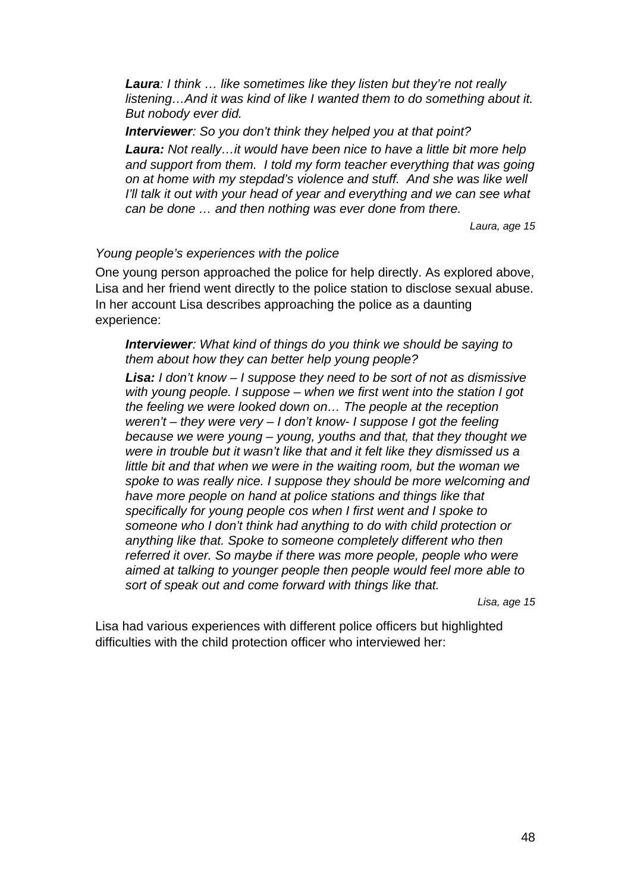> ***Laura****: I think … like sometimes like they listen but they're not really listening…And it was kind of like I wanted them to do something about it. But nobody ever did.*
>
> ***Interviewer****: So you don't think they helped you at that point?*
>
> ***Laura:*** *Not really…it would have been nice to have a little bit more help and support from them. I told my form teacher everything that was going on at home with my stepdad's violence and stuff. And she was like well I'll talk it out with your head of year and everything and we can see what can be done … and then nothing was ever done from there.*
>
> *Laura, age 15*

*Young people's experiences with the police*

One young person approached the police for help directly. As explored above, Lisa and her friend went directly to the police station to disclose sexual abuse. In her account Lisa describes approaching the police as a daunting experience:

> ***Interviewer****: What kind of things do you think we should be saying to them about how they can better help young people?*
>
> ***Lisa:*** *I don't know – I suppose they need to be sort of not as dismissive with young people. I suppose – when we first went into the station I got the feeling we were looked down on… The people at the reception weren't – they were very – I don't know- I suppose I got the feeling because we were young – young, youths and that, that they thought we were in trouble but it wasn't like that and it felt like they dismissed us a little bit and that when we were in the waiting room, but the woman we spoke to was really nice. I suppose they should be more welcoming and have more people on hand at police stations and things like that specifically for young people cos when I first went and I spoke to someone who I don't think had anything to do with child protection or anything like that. Spoke to someone completely different who then referred it over. So maybe if there was more people, people who were aimed at talking to younger people then people would feel more able to sort of speak out and come forward with things like that.*
>
> *Lisa, age 15*

Lisa had various experiences with different police officers but highlighted difficulties with the child protection officer who interviewed her: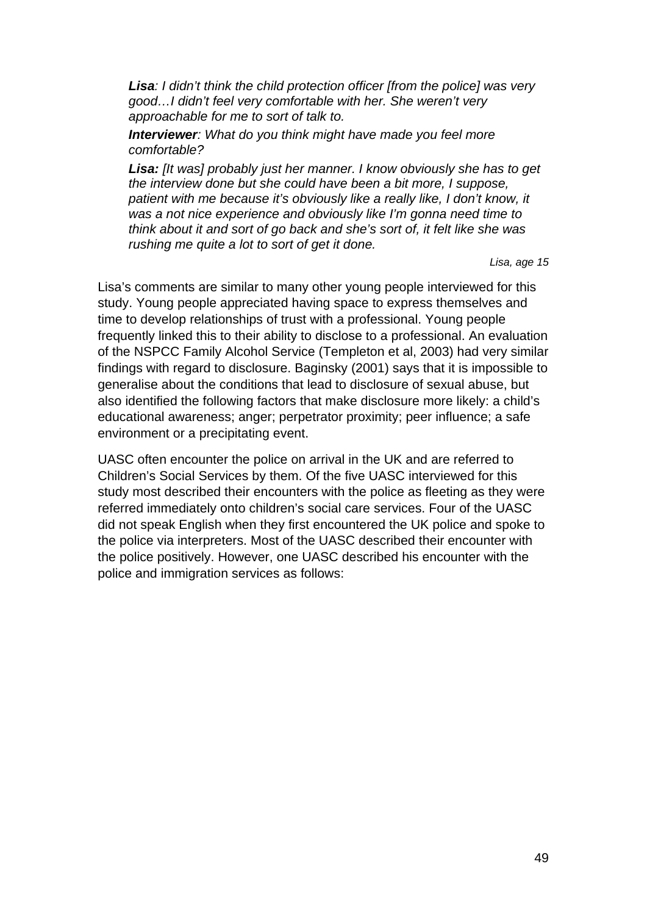> ***Lisa**: I didn't think the child protection officer [from the police] was very good…I didn't feel very comfortable with her. She weren't very approachable for me to sort of talk to.*
>
> ***Interviewer**: What do you think might have made you feel more comfortable?*
>
> ***Lisa:** [It was] probably just her manner. I know obviously she has to get the interview done but she could have been a bit more, I suppose, patient with me because it's obviously like a really like, I don't know, it was a not nice experience and obviously like I'm gonna need time to think about it and sort of go back and she's sort of, it felt like she was rushing me quite a lot to sort of get it done.*
>
> *Lisa, age 15*

Lisa's comments are similar to many other young people interviewed for this study. Young people appreciated having space to express themselves and time to develop relationships of trust with a professional. Young people frequently linked this to their ability to disclose to a professional. An evaluation of the NSPCC Family Alcohol Service (Templeton et al, 2003) had very similar findings with regard to disclosure. Baginsky (2001) says that it is impossible to generalise about the conditions that lead to disclosure of sexual abuse, but also identified the following factors that make disclosure more likely: a child's educational awareness; anger; perpetrator proximity; peer influence; a safe environment or a precipitating event.

UASC often encounter the police on arrival in the UK and are referred to Children's Social Services by them. Of the five UASC interviewed for this study most described their encounters with the police as fleeting as they were referred immediately onto children's social care services. Four of the UASC did not speak English when they first encountered the UK police and spoke to the police via interpreters. Most of the UASC described their encounter with the police positively. However, one UASC described his encounter with the police and immigration services as follows: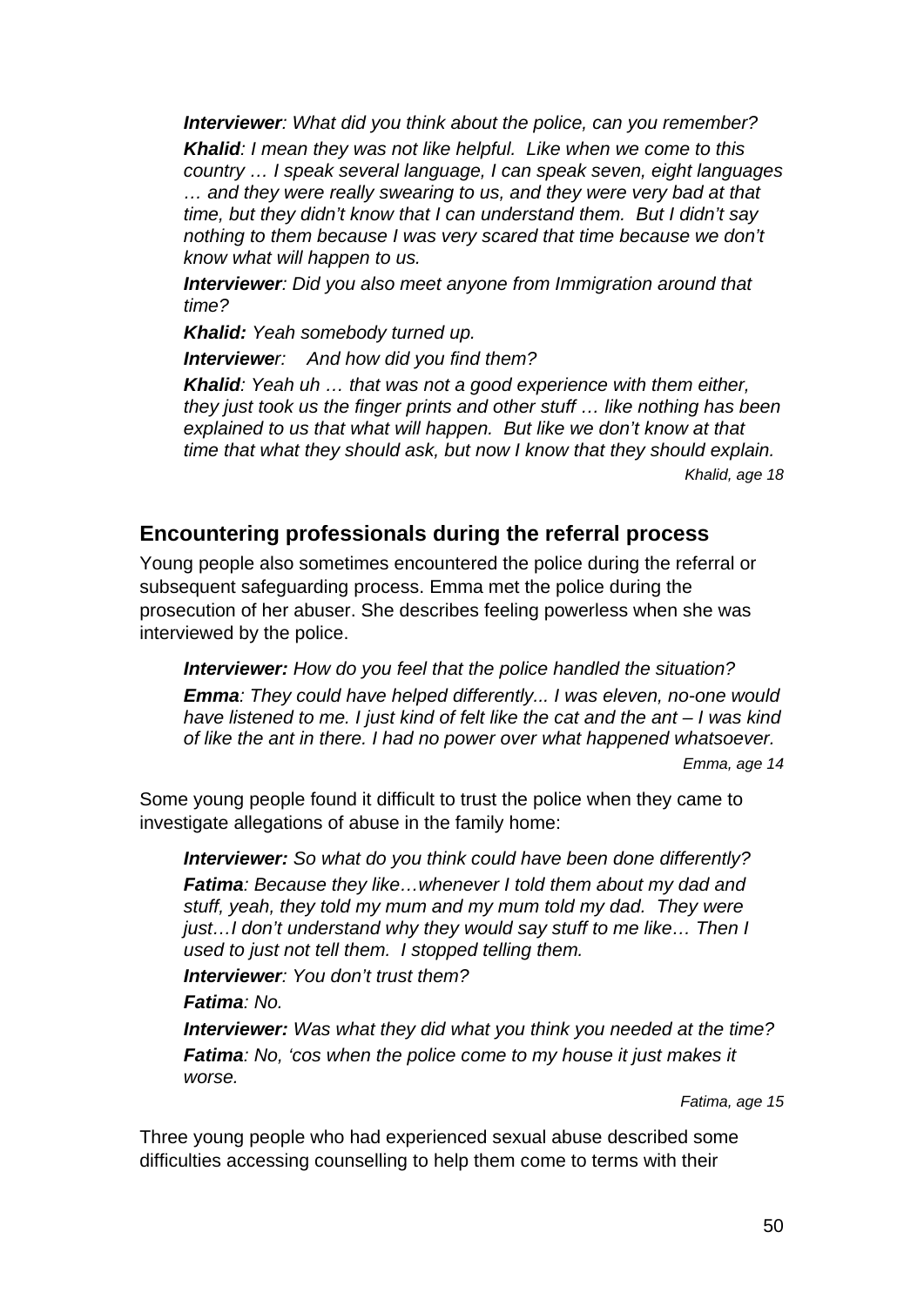> ***Interviewer***: *What did you think about the police, can you remember?*
>
> ***Khalid***: *I mean they was not like helpful. Like when we come to this country … I speak several language, I can speak seven, eight languages … and they were really swearing to us, and they were very bad at that time, but they didn't know that I can understand them. But I didn't say nothing to them because I was very scared that time because we don't know what will happen to us.*
>
> ***Interviewer***: *Did you also meet anyone from Immigration around that time?*
>
> ***Khalid:*** *Yeah somebody turned up.*
>
> ***Interviewer***: *And how did you find them?*
>
> ***Khalid***: *Yeah uh … that was not a good experience with them either, they just took us the finger prints and other stuff … like nothing has been explained to us that what will happen. But like we don't know at that time that what they should ask, but now I know that they should explain.*
>
> *Khalid, age 18*

## Encountering professionals during the referral process

Young people also sometimes encountered the police during the referral or subsequent safeguarding process. Emma met the police during the prosecution of her abuser. She describes feeling powerless when she was interviewed by the police.

> ***Interviewer:*** *How do you feel that the police handled the situation?*
>
> ***Emma***: *They could have helped differently... I was eleven, no-one would have listened to me. I just kind of felt like the cat and the ant – I was kind of like the ant in there. I had no power over what happened whatsoever.*
>
> *Emma, age 14*

Some young people found it difficult to trust the police when they came to investigate allegations of abuse in the family home:

> ***Interviewer:*** *So what do you think could have been done differently?*
>
> ***Fatima***: *Because they like…whenever I told them about my dad and stuff, yeah, they told my mum and my mum told my dad. They were just…I don't understand why they would say stuff to me like… Then I used to just not tell them. I stopped telling them.*
>
> ***Interviewer***: *You don't trust them?*
>
> ***Fatima***: *No.*
>
> ***Interviewer:*** *Was what they did what you think you needed at the time?*
>
> ***Fatima***: *No, 'cos when the police come to my house it just makes it worse.*
>
> *Fatima, age 15*

Three young people who had experienced sexual abuse described some difficulties accessing counselling to help them come to terms with their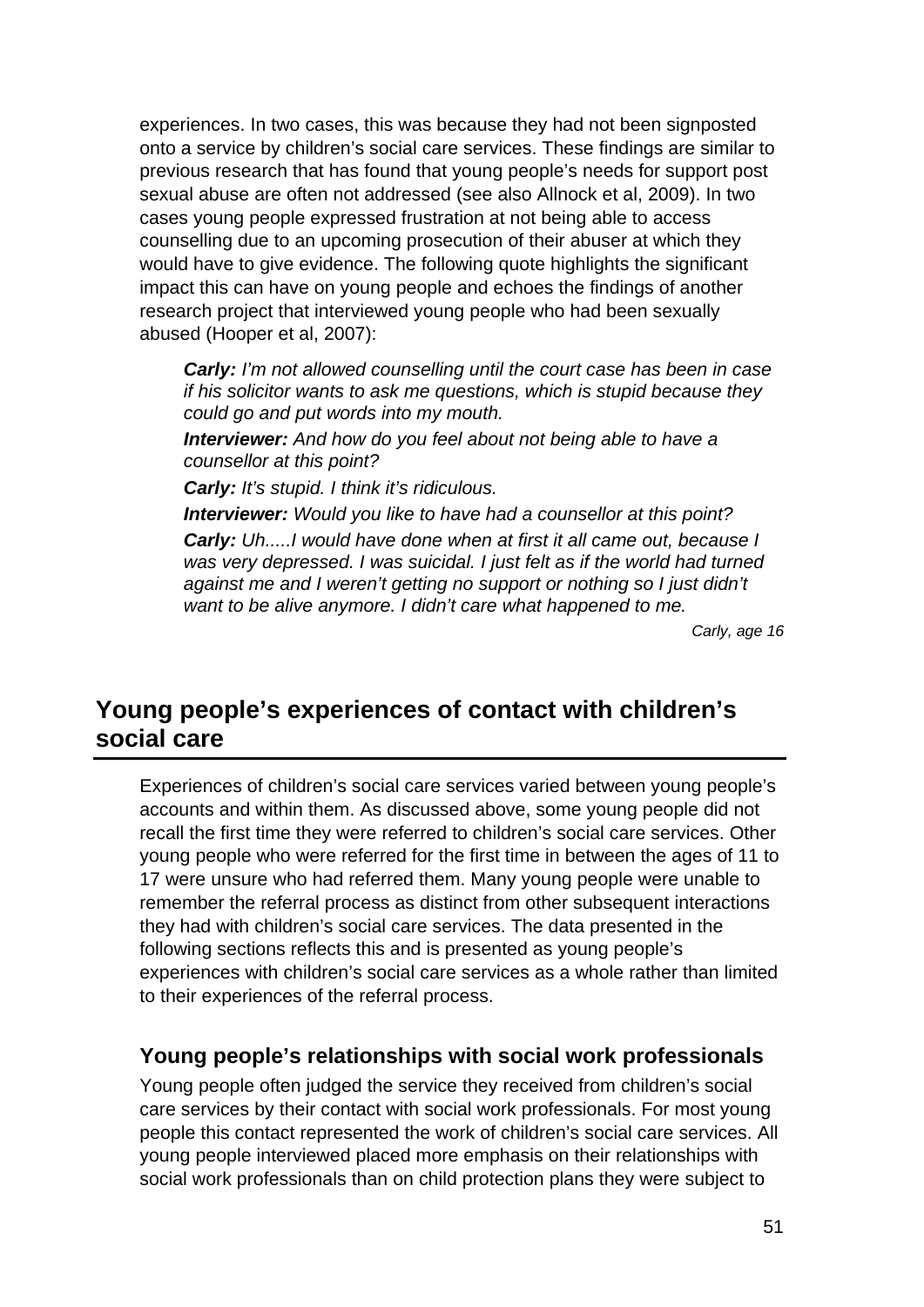experiences. In two cases, this was because they had not been signposted onto a service by children's social care services. These findings are similar to previous research that has found that young people's needs for support post sexual abuse are often not addressed (see also Allnock et al, 2009). In two cases young people expressed frustration at not being able to access counselling due to an upcoming prosecution of their abuser at which they would have to give evidence. The following quote highlights the significant impact this can have on young people and echoes the findings of another research project that interviewed young people who had been sexually abused (Hooper et al, 2007):

> ***Carly:*** *I'm not allowed counselling until the court case has been in case if his solicitor wants to ask me questions, which is stupid because they could go and put words into my mouth.*
>
> ***Interviewer:*** *And how do you feel about not being able to have a counsellor at this point?*
>
> ***Carly:*** *It's stupid. I think it's ridiculous.*
>
> ***Interviewer:*** *Would you like to have had a counsellor at this point?*
>
> ***Carly:*** *Uh.....I would have done when at first it all came out, because I was very depressed. I was suicidal. I just felt as if the world had turned against me and I weren't getting no support or nothing so I just didn't want to be alive anymore. I didn't care what happened to me.*
>
> *Carly, age 16*

## Young people's experiences of contact with children's social care

Experiences of children's social care services varied between young people's accounts and within them. As discussed above, some young people did not recall the first time they were referred to children's social care services. Other young people who were referred for the first time in between the ages of 11 to 17 were unsure who had referred them. Many young people were unable to remember the referral process as distinct from other subsequent interactions they had with children's social care services. The data presented in the following sections reflects this and is presented as young people's experiences with children's social care services as a whole rather than limited to their experiences of the referral process.

### Young people's relationships with social work professionals

Young people often judged the service they received from children's social care services by their contact with social work professionals. For most young people this contact represented the work of children's social care services. All young people interviewed placed more emphasis on their relationships with social work professionals than on child protection plans they were subject to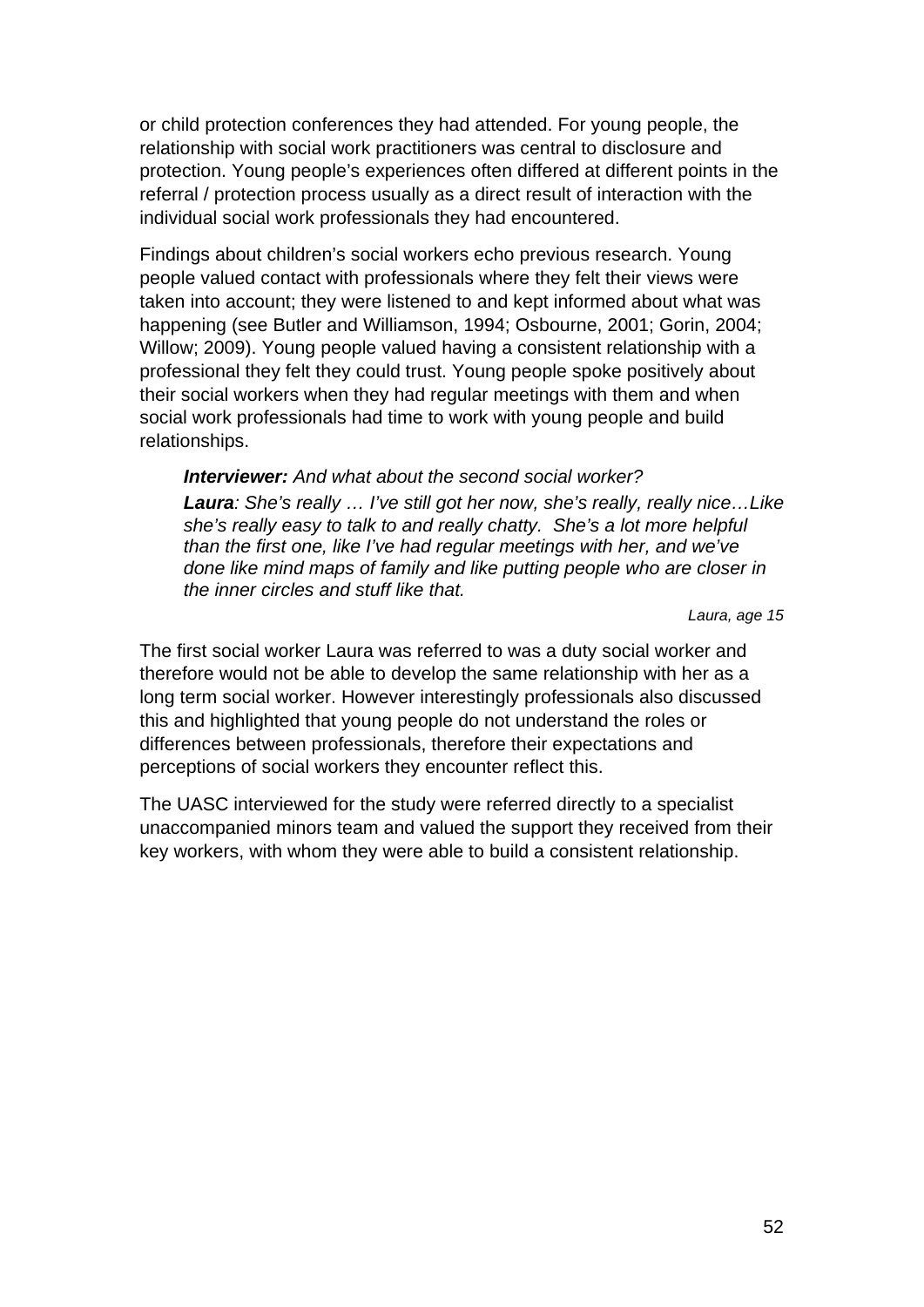or child protection conferences they had attended. For young people, the relationship with social work practitioners was central to disclosure and protection. Young people's experiences often differed at different points in the referral / protection process usually as a direct result of interaction with the individual social work professionals they had encountered.

Findings about children's social workers echo previous research. Young people valued contact with professionals where they felt their views were taken into account; they were listened to and kept informed about what was happening (see Butler and Williamson, 1994; Osbourne, 2001; Gorin, 2004; Willow; 2009). Young people valued having a consistent relationship with a professional they felt they could trust. Young people spoke positively about their social workers when they had regular meetings with them and when social work professionals had time to work with young people and build relationships.

> ***Interviewer:*** *And what about the second social worker?*
>
> ***Laura****: She's really … I've still got her now, she's really, really nice…Like she's really easy to talk to and really chatty. She's a lot more helpful than the first one, like I've had regular meetings with her, and we've done like mind maps of family and like putting people who are closer in the inner circles and stuff like that.*
>
> *Laura, age 15*

The first social worker Laura was referred to was a duty social worker and therefore would not be able to develop the same relationship with her as a long term social worker. However interestingly professionals also discussed this and highlighted that young people do not understand the roles or differences between professionals, therefore their expectations and perceptions of social workers they encounter reflect this.

The UASC interviewed for the study were referred directly to a specialist unaccompanied minors team and valued the support they received from their key workers, with whom they were able to build a consistent relationship.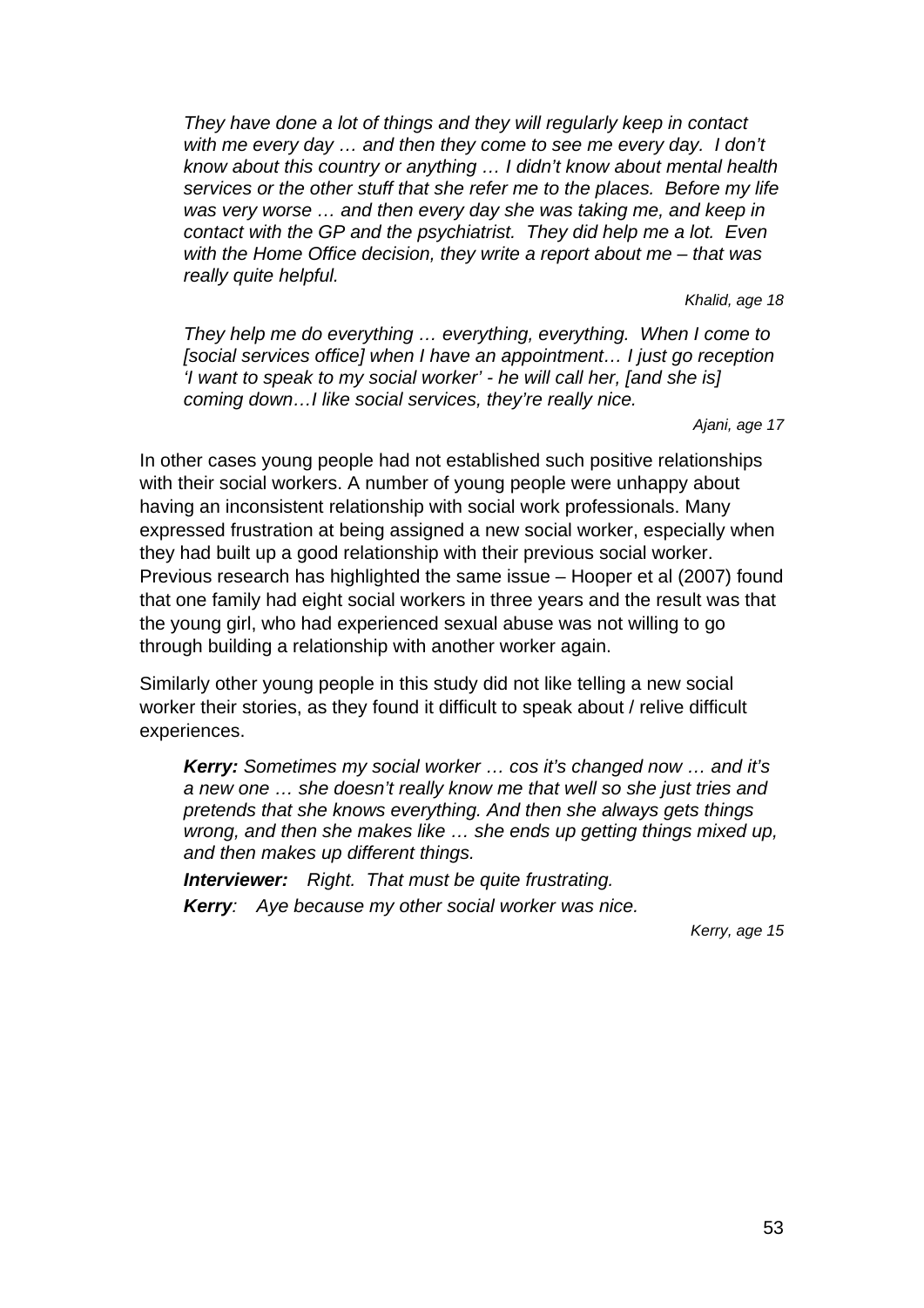> *They have done a lot of things and they will regularly keep in contact with me every day … and then they come to see me every day. I don't know about this country or anything … I didn't know about mental health services or the other stuff that she refer me to the places. Before my life was very worse … and then every day she was taking me, and keep in contact with the GP and the psychiatrist. They did help me a lot. Even with the Home Office decision, they write a report about me – that was really quite helpful.*
>
> *Khalid, age 18*

> *They help me do everything … everything, everything. When I come to [social services office] when I have an appointment… I just go reception 'I want to speak to my social worker' - he will call her, [and she is] coming down…I like social services, they're really nice.*
>
> *Ajani, age 17*

In other cases young people had not established such positive relationships with their social workers. A number of young people were unhappy about having an inconsistent relationship with social work professionals. Many expressed frustration at being assigned a new social worker, especially when they had built up a good relationship with their previous social worker. Previous research has highlighted the same issue – Hooper et al (2007) found that one family had eight social workers in three years and the result was that the young girl, who had experienced sexual abuse was not willing to go through building a relationship with another worker again.

Similarly other young people in this study did not like telling a new social worker their stories, as they found it difficult to speak about / relive difficult experiences.

> ***Kerry:*** *Sometimes my social worker … cos it's changed now … and it's a new one … she doesn't really know me that well so she just tries and pretends that she knows everything. And then she always gets things wrong, and then she makes like … she ends up getting things mixed up, and then makes up different things.*
>
> ***Interviewer:*** *Right. That must be quite frustrating.*
>
> ***Kerry****: Aye because my other social worker was nice.*
>
> *Kerry, age 15*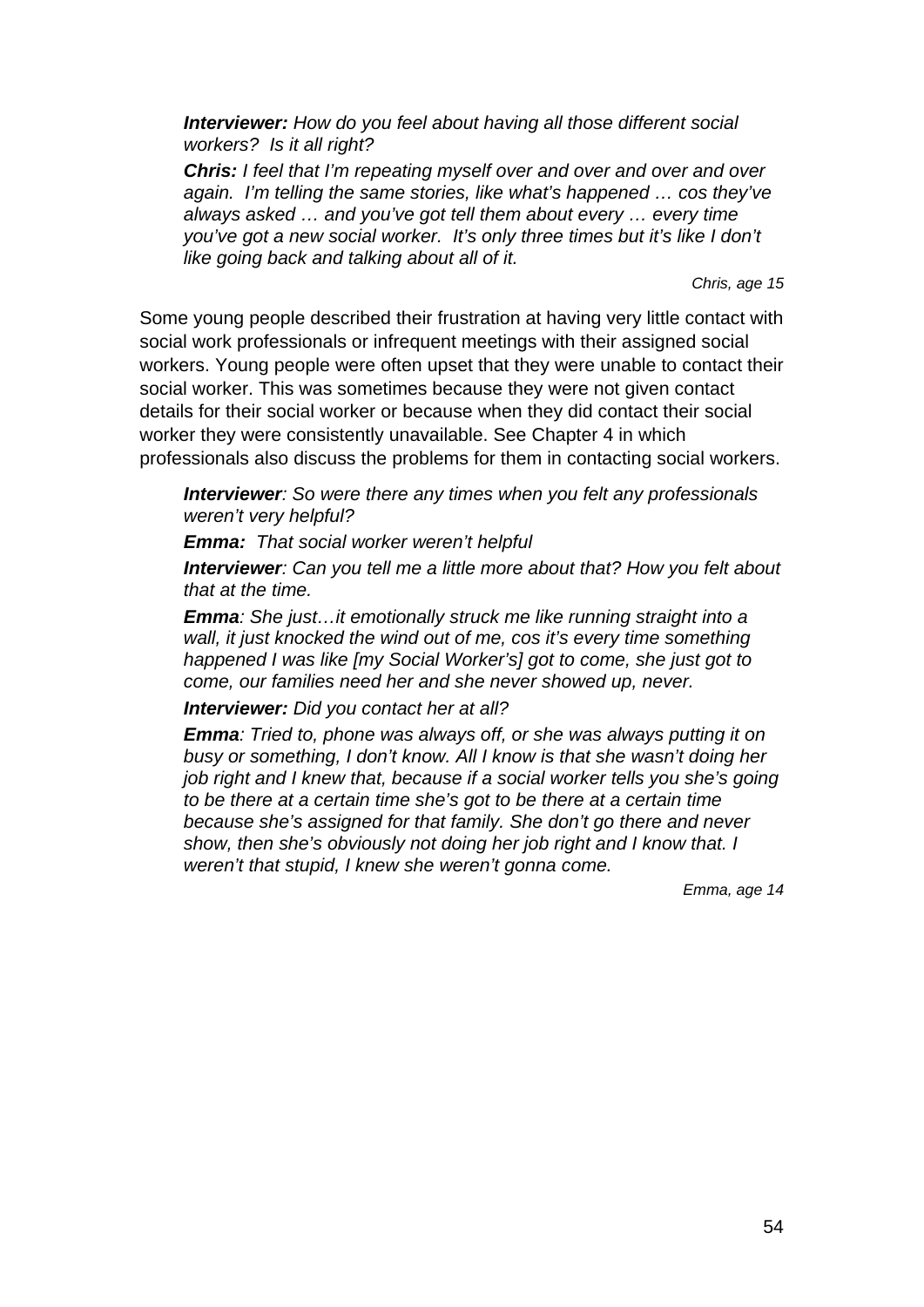> ***Interviewer:*** *How do you feel about having all those different social workers? Is it all right?*
>
> ***Chris:*** *I feel that I'm repeating myself over and over and over and over again. I'm telling the same stories, like what's happened … cos they've always asked … and you've got tell them about every … every time you've got a new social worker. It's only three times but it's like I don't like going back and talking about all of it.*
>
> *Chris, age 15*

Some young people described their frustration at having very little contact with social work professionals or infrequent meetings with their assigned social workers. Young people were often upset that they were unable to contact their social worker. This was sometimes because they were not given contact details for their social worker or because when they did contact their social worker they were consistently unavailable. See Chapter 4 in which professionals also discuss the problems for them in contacting social workers.

> ***Interviewer****: So were there any times when you felt any professionals weren't very helpful?*
>
> ***Emma:*** *That social worker weren't helpful*
>
> ***Interviewer****: Can you tell me a little more about that? How you felt about that at the time.*
>
> ***Emma****: She just…it emotionally struck me like running straight into a wall, it just knocked the wind out of me, cos it's every time something happened I was like [my Social Worker's] got to come, she just got to come, our families need her and she never showed up, never.*
>
> ***Interviewer:*** *Did you contact her at all?*
>
> ***Emma****: Tried to, phone was always off, or she was always putting it on busy or something, I don't know. All I know is that she wasn't doing her job right and I knew that, because if a social worker tells you she's going to be there at a certain time she's got to be there at a certain time because she's assigned for that family. She don't go there and never show, then she's obviously not doing her job right and I know that. I weren't that stupid, I knew she weren't gonna come.*
>
> *Emma, age 14*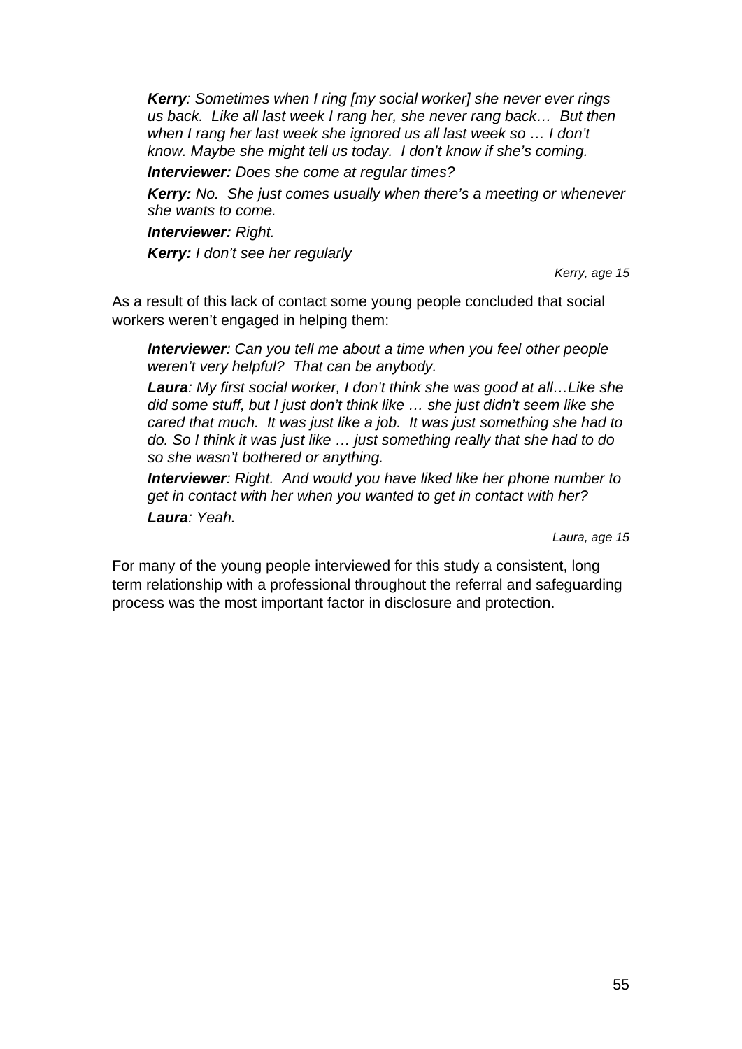> ***Kerry**: Sometimes when I ring [my social worker] she never ever rings us back. Like all last week I rang her, she never rang back… But then when I rang her last week she ignored us all last week so … I don't know. Maybe she might tell us today. I don't know if she's coming.*
>
> ***Interviewer:** Does she come at regular times?*
>
> ***Kerry:** No. She just comes usually when there's a meeting or whenever she wants to come.*
>
> ***Interviewer:** Right.*
>
> ***Kerry:** I don't see her regularly*
>
> *Kerry, age 15*

As a result of this lack of contact some young people concluded that social workers weren't engaged in helping them:

> ***Interviewer**: Can you tell me about a time when you feel other people weren't very helpful? That can be anybody.*
>
> ***Laura**: My first social worker, I don't think she was good at all…Like she did some stuff, but I just don't think like … she just didn't seem like she cared that much. It was just like a job. It was just something she had to do. So I think it was just like … just something really that she had to do so she wasn't bothered or anything.*
>
> ***Interviewer**: Right. And would you have liked like her phone number to get in contact with her when you wanted to get in contact with her?*
>
> ***Laura**: Yeah.*
>
> *Laura, age 15*

For many of the young people interviewed for this study a consistent, long term relationship with a professional throughout the referral and safeguarding process was the most important factor in disclosure and protection.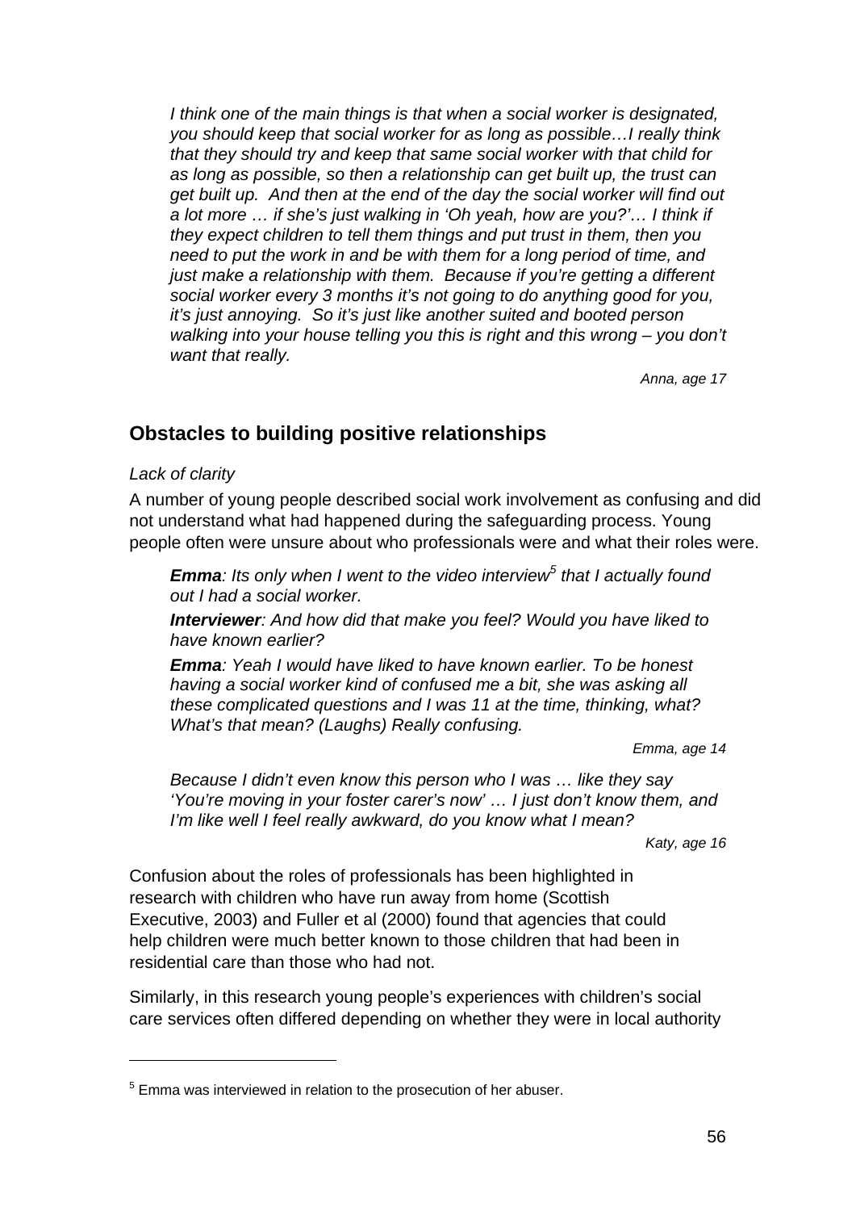*I think one of the main things is that when a social worker is designated, you should keep that social worker for as long as possible…I really think that they should try and keep that same social worker with that child for as long as possible, so then a relationship can get built up, the trust can get built up. And then at the end of the day the social worker will find out a lot more … if she's just walking in 'Oh yeah, how are you?'… I think if they expect children to tell them things and put trust in them, then you need to put the work in and be with them for a long period of time, and just make a relationship with them. Because if you're getting a different social worker every 3 months it's not going to do anything good for you, it's just annoying. So it's just like another suited and booted person walking into your house telling you this is right and this wrong – you don't want that really.*

*Anna, age 17*

## Obstacles to building positive relationships

*Lack of clarity*

A number of young people described social work involvement as confusing and did not understand what had happened during the safeguarding process. Young people often were unsure about who professionals were and what their roles were.

***Emma**: Its only when I went to the video interview[5] that I actually found out I had a social worker.*

***Interviewer**: And how did that make you feel? Would you have liked to have known earlier?*

***Emma**: Yeah I would have liked to have known earlier. To be honest having a social worker kind of confused me a bit, she was asking all these complicated questions and I was 11 at the time, thinking, what? What's that mean? (Laughs) Really confusing.*

*Emma, age 14*

*Because I didn't even know this person who I was … like they say 'You're moving in your foster carer's now' … I just don't know them, and I'm like well I feel really awkward, do you know what I mean?*

*Katy, age 16*

Confusion about the roles of professionals has been highlighted in research with children who have run away from home (Scottish Executive, 2003) and Fuller et al (2000) found that agencies that could help children were much better known to those children that had been in residential care than those who had not.

Similarly, in this research young people's experiences with children's social care services often differed depending on whether they were in local authority

[5] Emma was interviewed in relation to the prosecution of her abuser.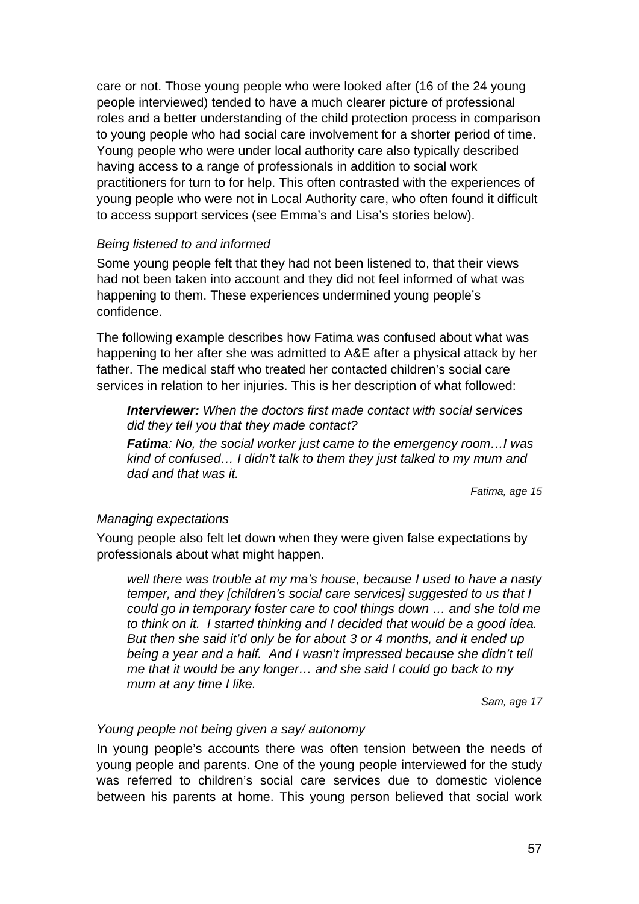care or not. Those young people who were looked after (16 of the 24 young people interviewed) tended to have a much clearer picture of professional roles and a better understanding of the child protection process in comparison to young people who had social care involvement for a shorter period of time. Young people who were under local authority care also typically described having access to a range of professionals in addition to social work practitioners for turn to for help. This often contrasted with the experiences of young people who were not in Local Authority care, who often found it difficult to access support services (see Emma's and Lisa's stories below).

*Being listened to and informed*

Some young people felt that they had not been listened to, that their views had not been taken into account and they did not feel informed of what was happening to them. These experiences undermined young people's confidence.

The following example describes how Fatima was confused about what was happening to her after she was admitted to A&E after a physical attack by her father. The medical staff who treated her contacted children's social care services in relation to her injuries. This is her description of what followed:

> ***Interviewer:*** *When the doctors first made contact with social services did they tell you that they made contact?*
>
> ***Fatima****: No, the social worker just came to the emergency room…I was kind of confused… I didn't talk to them they just talked to my mum and dad and that was it.*
>
> *Fatima, age 15*

*Managing expectations*

Young people also felt let down when they were given false expectations by professionals about what might happen.

> *well there was trouble at my ma's house, because I used to have a nasty temper, and they [children's social care services] suggested to us that I could go in temporary foster care to cool things down … and she told me to think on it. I started thinking and I decided that would be a good idea. But then she said it'd only be for about 3 or 4 months, and it ended up being a year and a half. And I wasn't impressed because she didn't tell me that it would be any longer… and she said I could go back to my mum at any time I like.*
>
> *Sam, age 17*

*Young people not being given a say/ autonomy*

In young people's accounts there was often tension between the needs of young people and parents. One of the young people interviewed for the study was referred to children's social care services due to domestic violence between his parents at home. This young person believed that social work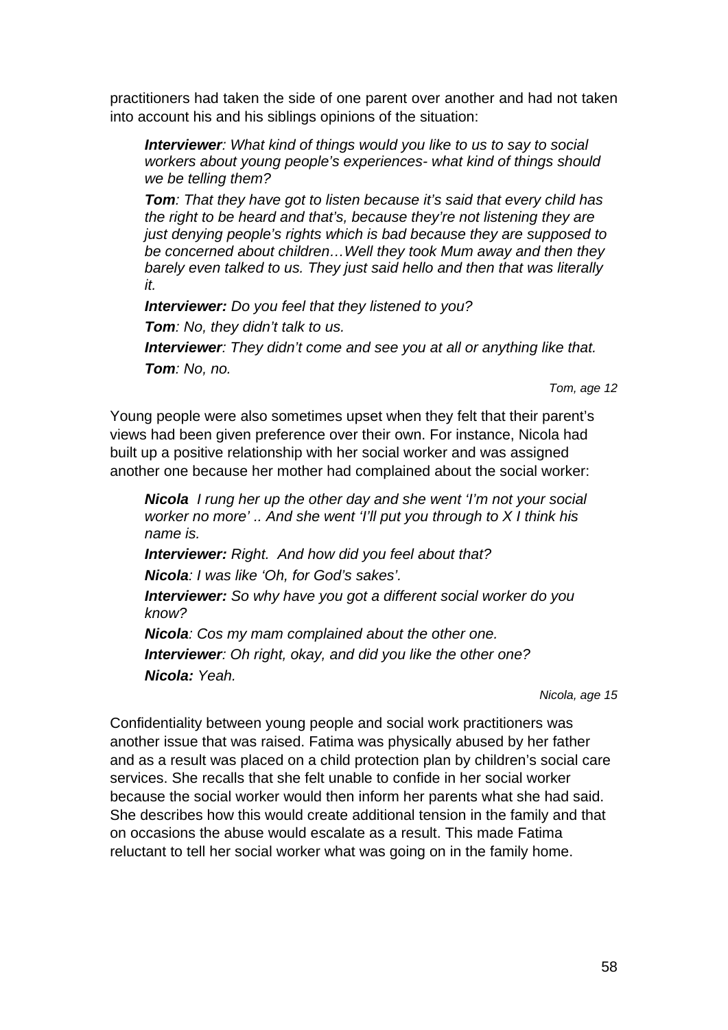practitioners had taken the side of one parent over another and had not taken into account his and his siblings opinions of the situation:

> ***Interviewer****: What kind of things would you like to us to say to social workers about young people's experiences- what kind of things should we be telling them?*
>
> ***Tom****: That they have got to listen because it's said that every child has the right to be heard and that's, because they're not listening they are just denying people's rights which is bad because they are supposed to be concerned about children…Well they took Mum away and then they barely even talked to us. They just said hello and then that was literally it.*
>
> ***Interviewer:*** *Do you feel that they listened to you?*
>
> ***Tom****: No, they didn't talk to us.*
>
> ***Interviewer****: They didn't come and see you at all or anything like that.*
>
> ***Tom****: No, no.*
>
> *Tom, age 12*

Young people were also sometimes upset when they felt that their parent's views had been given preference over their own. For instance, Nicola had built up a positive relationship with her social worker and was assigned another one because her mother had complained about the social worker:

> ***Nicola*** *I rung her up the other day and she went 'I'm not your social worker no more' .. And she went 'I'll put you through to X I think his name is.*
>
> ***Interviewer:*** *Right. And how did you feel about that?*
>
> ***Nicola****: I was like 'Oh, for God's sakes'.*
>
> ***Interviewer:*** *So why have you got a different social worker do you know?*
>
> ***Nicola****: Cos my mam complained about the other one.*
>
> ***Interviewer****: Oh right, okay, and did you like the other one?*
>
> ***Nicola:*** *Yeah.*
>
> *Nicola, age 15*

Confidentiality between young people and social work practitioners was another issue that was raised. Fatima was physically abused by her father and as a result was placed on a child protection plan by children's social care services. She recalls that she felt unable to confide in her social worker because the social worker would then inform her parents what she had said. She describes how this would create additional tension in the family and that on occasions the abuse would escalate as a result. This made Fatima reluctant to tell her social worker what was going on in the family home.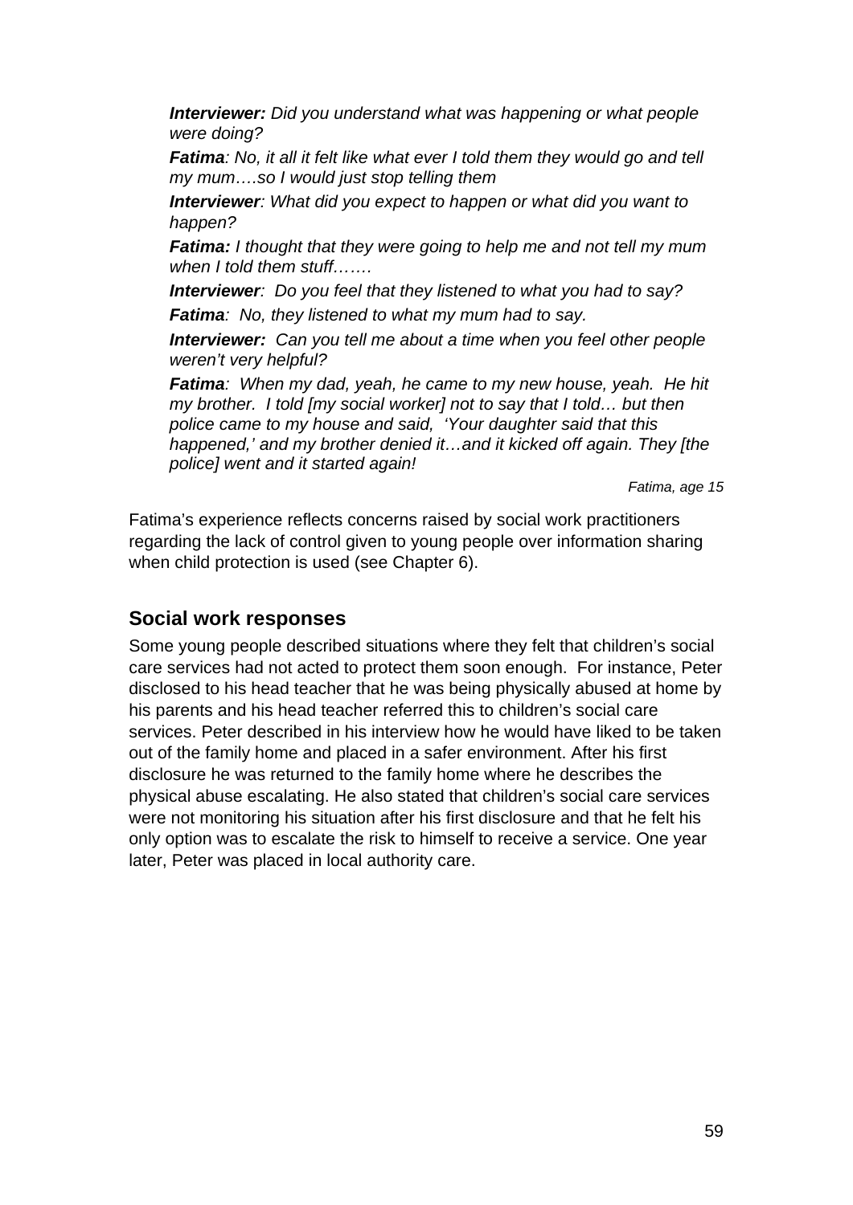***Interviewer:*** *Did you understand what was happening or what people were doing?*

***Fatima****: No, it all it felt like what ever I told them they would go and tell my mum….so I would just stop telling them*

***Interviewer****: What did you expect to happen or what did you want to happen?*

***Fatima:*** *I thought that they were going to help me and not tell my mum when I told them stuff…….*

***Interviewer****: Do you feel that they listened to what you had to say?*

***Fatima****: No, they listened to what my mum had to say.*

***Interviewer:*** *Can you tell me about a time when you feel other people weren't very helpful?*

***Fatima****: When my dad, yeah, he came to my new house, yeah. He hit my brother. I told [my social worker] not to say that I told… but then police came to my house and said, 'Your daughter said that this happened,' and my brother denied it…and it kicked off again. They [the police] went and it started again!*

*Fatima, age 15*

Fatima's experience reflects concerns raised by social work practitioners regarding the lack of control given to young people over information sharing when child protection is used (see Chapter 6).

## Social work responses

Some young people described situations where they felt that children's social care services had not acted to protect them soon enough. For instance, Peter disclosed to his head teacher that he was being physically abused at home by his parents and his head teacher referred this to children's social care services. Peter described in his interview how he would have liked to be taken out of the family home and placed in a safer environment. After his first disclosure he was returned to the family home where he describes the physical abuse escalating. He also stated that children's social care services were not monitoring his situation after his first disclosure and that he felt his only option was to escalate the risk to himself to receive a service. One year later, Peter was placed in local authority care.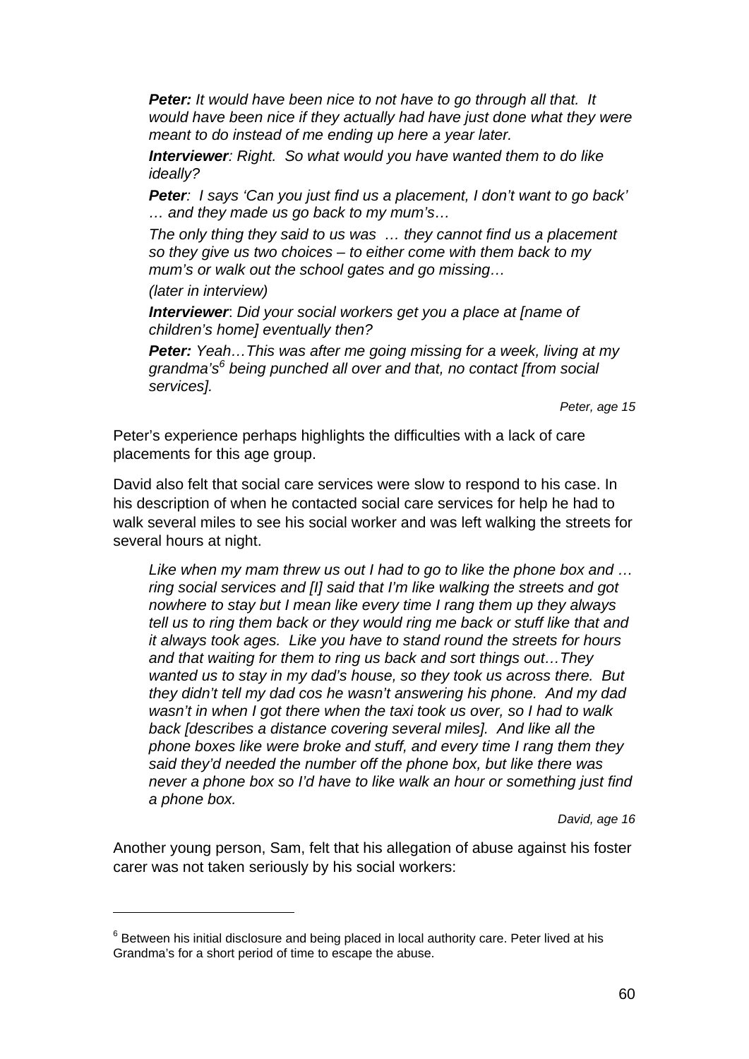> ***Peter:*** *It would have been nice to not have to go through all that. It would have been nice if they actually had have just done what they were meant to do instead of me ending up here a year later.*
>
> ***Interviewer****: Right. So what would you have wanted them to do like ideally?*
>
> ***Peter****: I says 'Can you just find us a placement, I don't want to go back' … and they made us go back to my mum's…*
>
> *The only thing they said to us was … they cannot find us a placement so they give us two choices – to either come with them back to my mum's or walk out the school gates and go missing…*
>
> *(later in interview)*
>
> ***Interviewer****: Did your social workers get you a place at [name of children's home] eventually then?*
>
> ***Peter:*** *Yeah…This was after me going missing for a week, living at my grandma's*[6] *being punched all over and that, no contact [from social services].*
>
> *Peter, age 15*

Peter's experience perhaps highlights the difficulties with a lack of care placements for this age group.

David also felt that social care services were slow to respond to his case. In his description of when he contacted social care services for help he had to walk several miles to see his social worker and was left walking the streets for several hours at night.

> *Like when my mam threw us out I had to go to like the phone box and … ring social services and [I] said that I'm like walking the streets and got nowhere to stay but I mean like every time I rang them up they always tell us to ring them back or they would ring me back or stuff like that and it always took ages. Like you have to stand round the streets for hours and that waiting for them to ring us back and sort things out…They wanted us to stay in my dad's house, so they took us across there. But they didn't tell my dad cos he wasn't answering his phone. And my dad wasn't in when I got there when the taxi took us over, so I had to walk back [describes a distance covering several miles]. And like all the phone boxes like were broke and stuff, and every time I rang them they said they'd needed the number off the phone box, but like there was never a phone box so I'd have to like walk an hour or something just find a phone box.*
>
> *David, age 16*

Another young person, Sam, felt that his allegation of abuse against his foster carer was not taken seriously by his social workers:

---

[6] Between his initial disclosure and being placed in local authority care. Peter lived at his Grandma's for a short period of time to escape the abuse.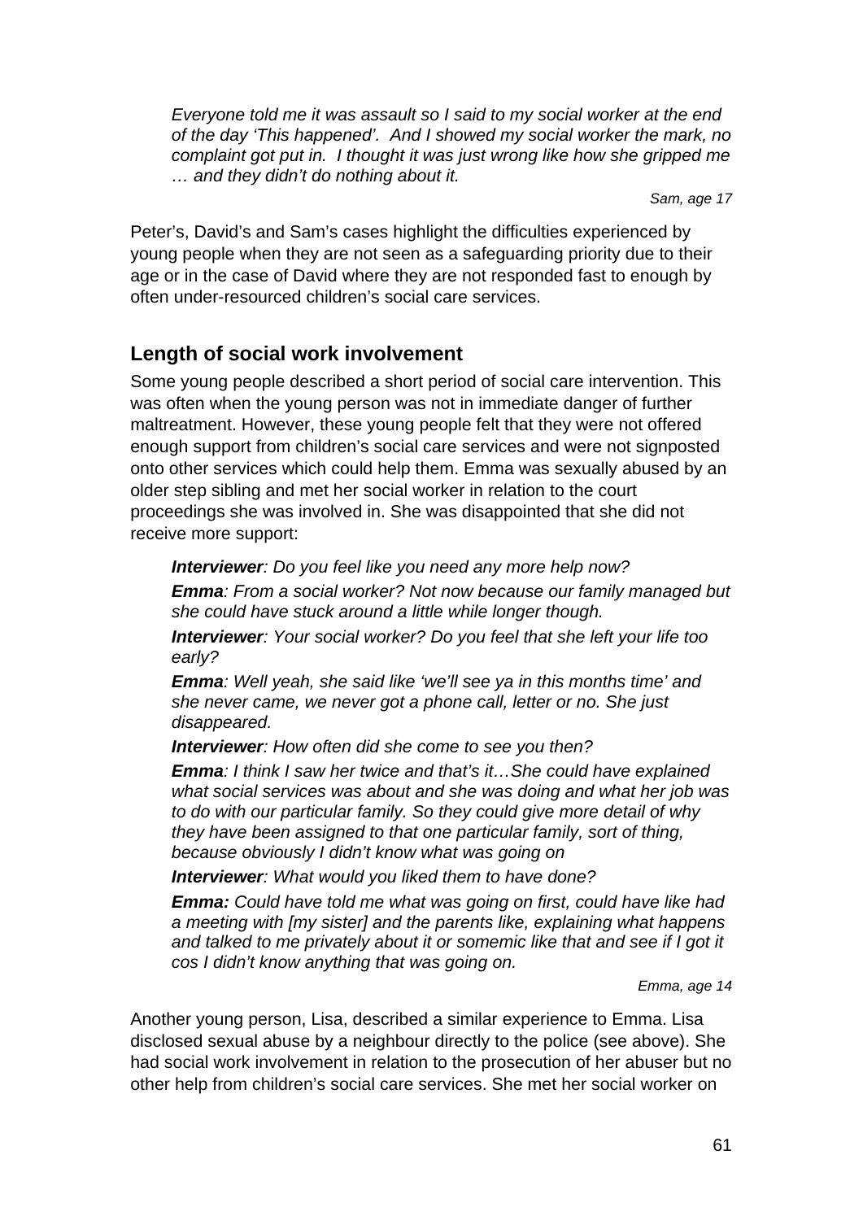> *Everyone told me it was assault so I said to my social worker at the end of the day 'This happened'. And I showed my social worker the mark, no complaint got put in. I thought it was just wrong like how she gripped me … and they didn't do nothing about it.*
>
> *Sam, age 17*

Peter's, David's and Sam's cases highlight the difficulties experienced by young people when they are not seen as a safeguarding priority due to their age or in the case of David where they are not responded fast to enough by often under-resourced children's social care services.

## Length of social work involvement

Some young people described a short period of social care intervention. This was often when the young person was not in immediate danger of further maltreatment. However, these young people felt that they were not offered enough support from children's social care services and were not signposted onto other services which could help them. Emma was sexually abused by an older step sibling and met her social worker in relation to the court proceedings she was involved in. She was disappointed that she did not receive more support:

> ***Interviewer**: Do you feel like you need any more help now?*
>
> ***Emma**: From a social worker? Not now because our family managed but she could have stuck around a little while longer though.*
>
> ***Interviewer**: Your social worker? Do you feel that she left your life too early?*
>
> ***Emma**: Well yeah, she said like 'we'll see ya in this months time' and she never came, we never got a phone call, letter or no. She just disappeared.*
>
> ***Interviewer**: How often did she come to see you then?*
>
> ***Emma**: I think I saw her twice and that's it…She could have explained what social services was about and she was doing and what her job was to do with our particular family. So they could give more detail of why they have been assigned to that one particular family, sort of thing, because obviously I didn't know what was going on*
>
> ***Interviewer**: What would you liked them to have done?*
>
> ***Emma:** Could have told me what was going on first, could have like had a meeting with [my sister] and the parents like, explaining what happens and talked to me privately about it or somemic like that and see if I got it cos I didn't know anything that was going on.*
>
> *Emma, age 14*

Another young person, Lisa, described a similar experience to Emma. Lisa disclosed sexual abuse by a neighbour directly to the police (see above). She had social work involvement in relation to the prosecution of her abuser but no other help from children's social care services. She met her social worker on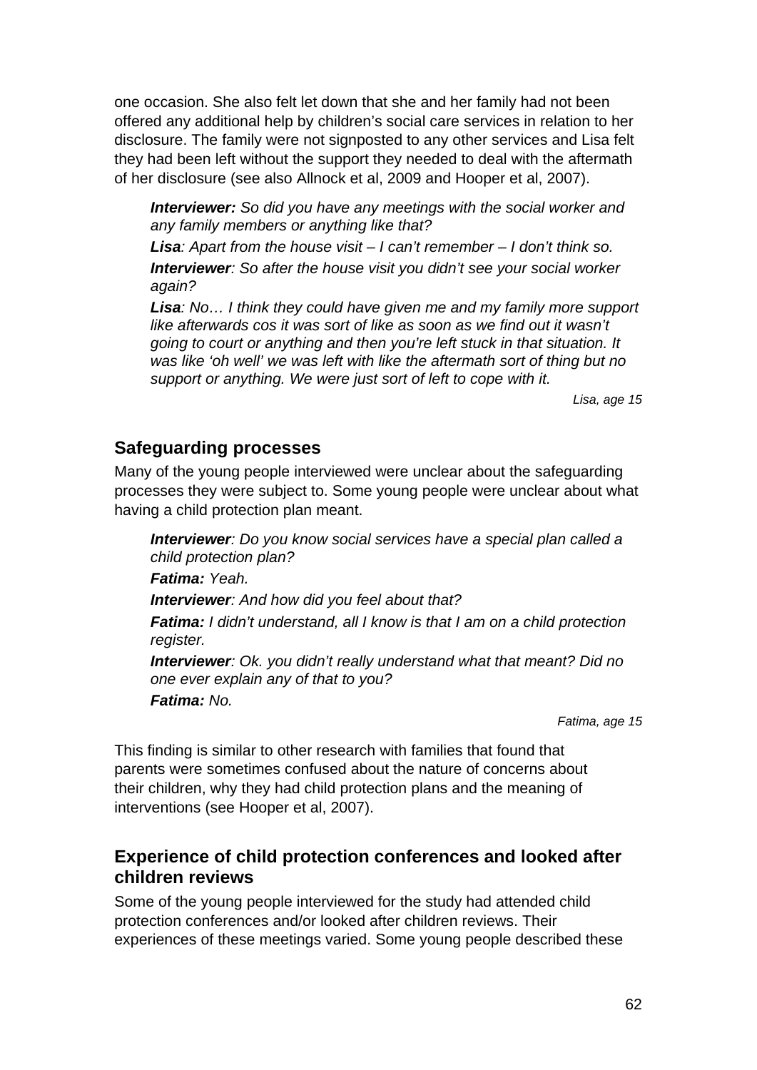one occasion. She also felt let down that she and her family had not been offered any additional help by children's social care services in relation to her disclosure. The family were not signposted to any other services and Lisa felt they had been left without the support they needed to deal with the aftermath of her disclosure (see also Allnock et al, 2009 and Hooper et al, 2007).

> ***Interviewer:*** *So did you have any meetings with the social worker and any family members or anything like that?*
>
> ***Lisa****: Apart from the house visit – I can't remember – I don't think so.*
>
> ***Interviewer****: So after the house visit you didn't see your social worker again?*
>
> ***Lisa****: No… I think they could have given me and my family more support like afterwards cos it was sort of like as soon as we find out it wasn't going to court or anything and then you're left stuck in that situation. It was like 'oh well' we was left with like the aftermath sort of thing but no support or anything. We were just sort of left to cope with it.*
>
> *Lisa, age 15*

## Safeguarding processes

Many of the young people interviewed were unclear about the safeguarding processes they were subject to. Some young people were unclear about what having a child protection plan meant.

> ***Interviewer****: Do you know social services have a special plan called a child protection plan?*
>
> ***Fatima:*** *Yeah.*
>
> ***Interviewer****: And how did you feel about that?*
>
> ***Fatima:*** *I didn't understand, all I know is that I am on a child protection register.*
>
> ***Interviewer****: Ok. you didn't really understand what that meant? Did no one ever explain any of that to you?*
>
> ***Fatima:*** *No.*
>
> *Fatima, age 15*

This finding is similar to other research with families that found that parents were sometimes confused about the nature of concerns about their children, why they had child protection plans and the meaning of interventions (see Hooper et al, 2007).

## Experience of child protection conferences and looked after children reviews

Some of the young people interviewed for the study had attended child protection conferences and/or looked after children reviews. Their experiences of these meetings varied. Some young people described these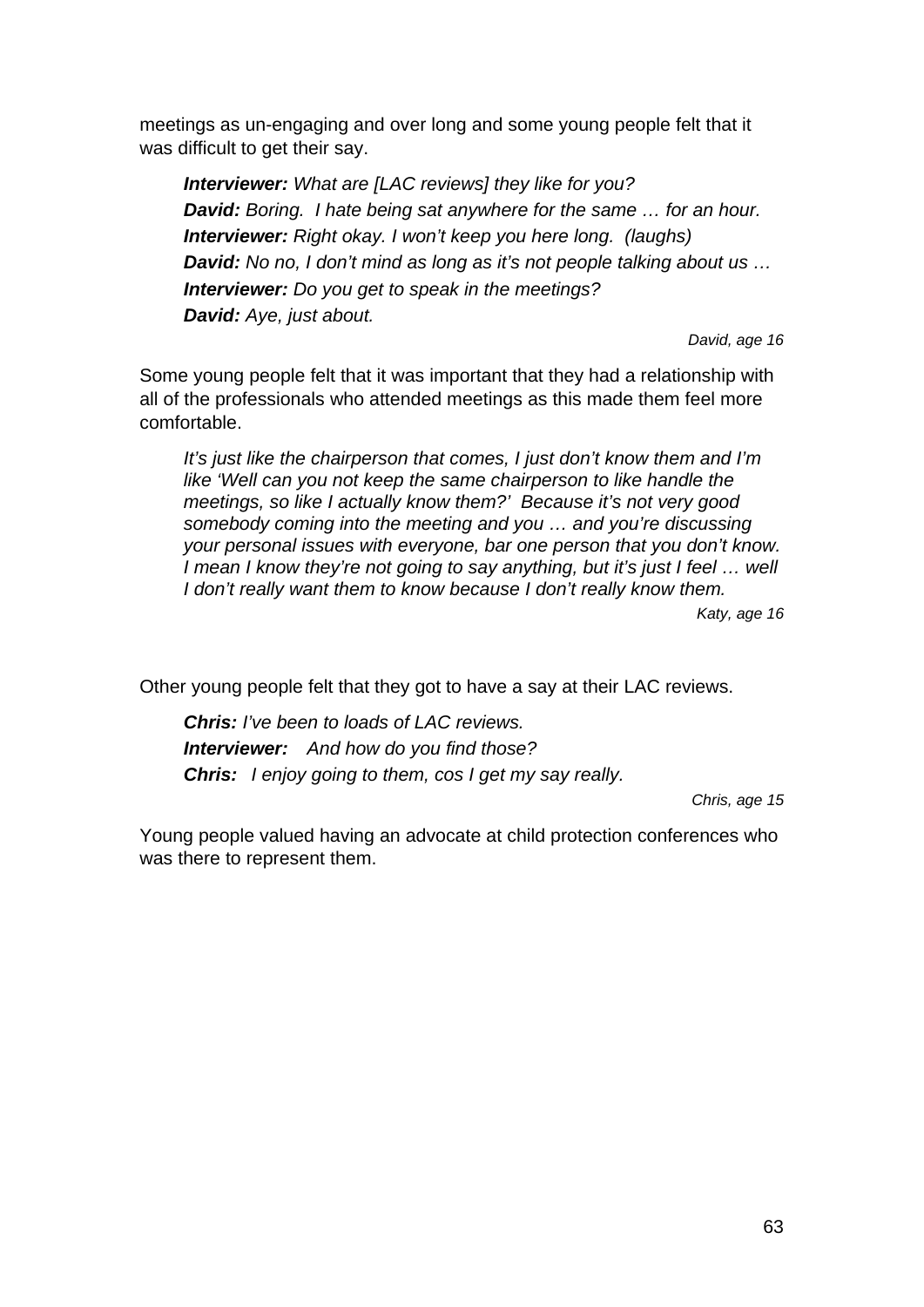meetings as un-engaging and over long and some young people felt that it was difficult to get their say.

> ***Interviewer:*** *What are [LAC reviews] they like for you?*
> ***David:*** *Boring. I hate being sat anywhere for the same … for an hour.*
> ***Interviewer:*** *Right okay. I won't keep you here long. (laughs)*
> ***David:*** *No no, I don't mind as long as it's not people talking about us …*
> ***Interviewer:*** *Do you get to speak in the meetings?*
> ***David:*** *Aye, just about.*
>
> *David, age 16*

Some young people felt that it was important that they had a relationship with all of the professionals who attended meetings as this made them feel more comfortable.

> *It's just like the chairperson that comes, I just don't know them and I'm like 'Well can you not keep the same chairperson to like handle the meetings, so like I actually know them?' Because it's not very good somebody coming into the meeting and you … and you're discussing your personal issues with everyone, bar one person that you don't know. I mean I know they're not going to say anything, but it's just I feel … well I don't really want them to know because I don't really know them.*
>
> *Katy, age 16*

Other young people felt that they got to have a say at their LAC reviews.

> ***Chris:*** *I've been to loads of LAC reviews.*
> ***Interviewer:*** *And how do you find those?*
> ***Chris:*** *I enjoy going to them, cos I get my say really.*
>
> *Chris, age 15*

Young people valued having an advocate at child protection conferences who was there to represent them.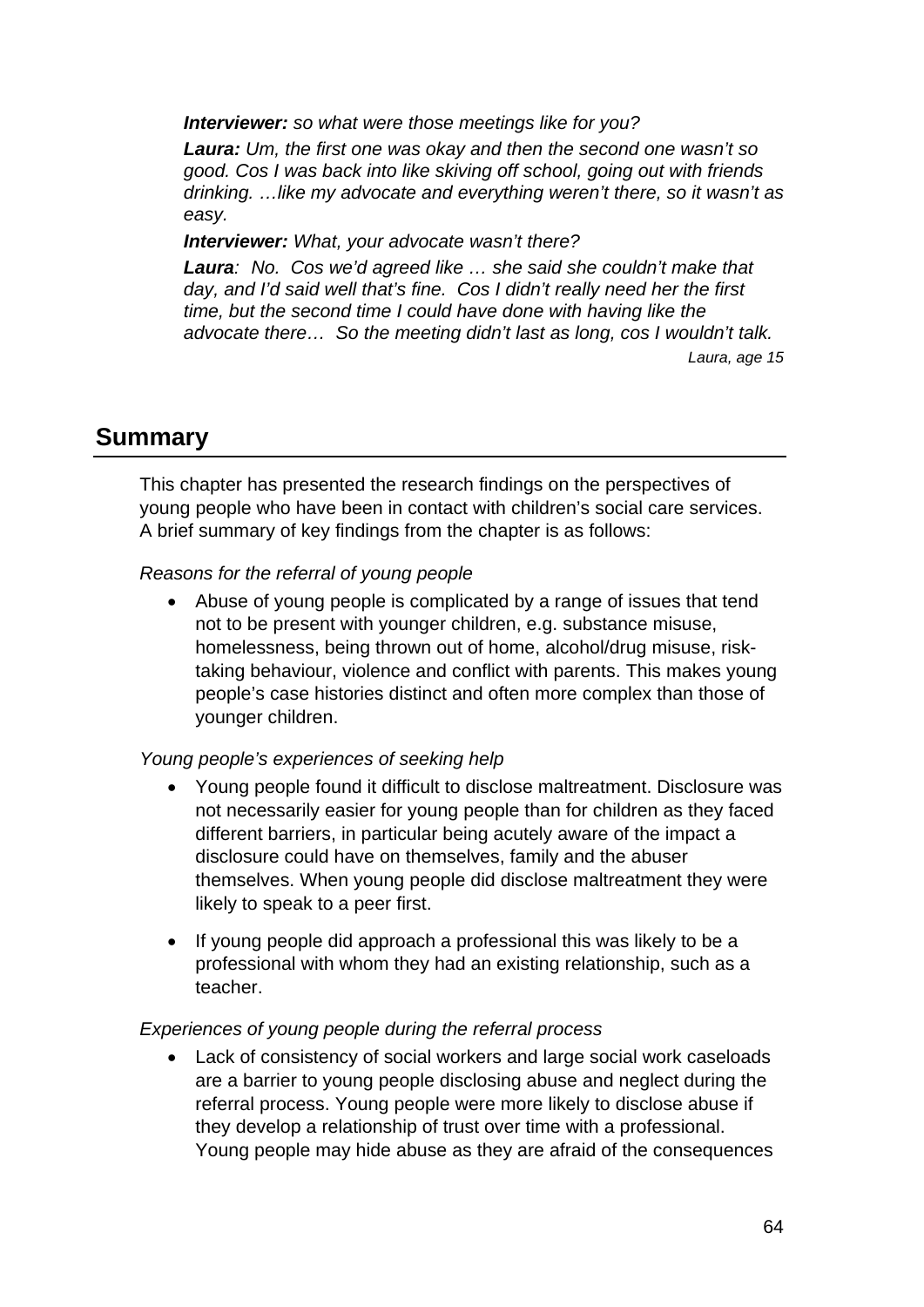> ***Interviewer:*** *so what were those meetings like for you?*
>
> ***Laura:*** *Um, the first one was okay and then the second one wasn't so good. Cos I was back into like skiving off school, going out with friends drinking. …like my advocate and everything weren't there, so it wasn't as easy.*
>
> ***Interviewer:*** *What, your advocate wasn't there?*
>
> ***Laura****: No. Cos we'd agreed like … she said she couldn't make that day, and I'd said well that's fine. Cos I didn't really need her the first time, but the second time I could have done with having like the advocate there… So the meeting didn't last as long, cos I wouldn't talk.*
>
> *Laura, age 15*

## Summary

This chapter has presented the research findings on the perspectives of young people who have been in contact with children's social care services. A brief summary of key findings from the chapter is as follows:

*Reasons for the referral of young people*

- Abuse of young people is complicated by a range of issues that tend not to be present with younger children, e.g. substance misuse, homelessness, being thrown out of home, alcohol/drug misuse, risk-taking behaviour, violence and conflict with parents. This makes young people's case histories distinct and often more complex than those of younger children.

*Young people's experiences of seeking help*

- Young people found it difficult to disclose maltreatment. Disclosure was not necessarily easier for young people than for children as they faced different barriers, in particular being acutely aware of the impact a disclosure could have on themselves, family and the abuser themselves. When young people did disclose maltreatment they were likely to speak to a peer first.
- If young people did approach a professional this was likely to be a professional with whom they had an existing relationship, such as a teacher.

*Experiences of young people during the referral process*

- Lack of consistency of social workers and large social work caseloads are a barrier to young people disclosing abuse and neglect during the referral process. Young people were more likely to disclose abuse if they develop a relationship of trust over time with a professional. Young people may hide abuse as they are afraid of the consequences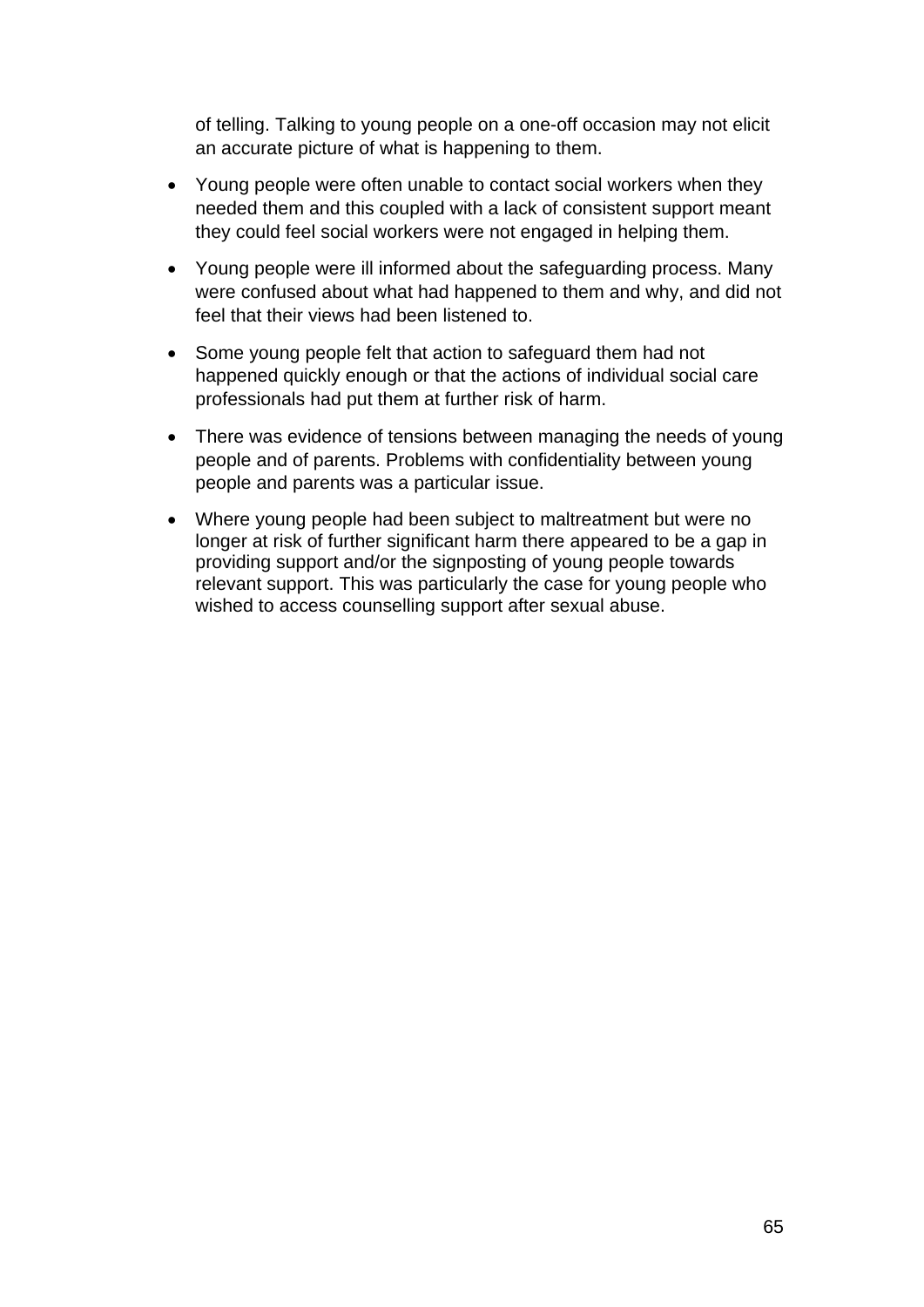of telling. Talking to young people on a one-off occasion may not elicit an accurate picture of what is happening to them.

- Young people were often unable to contact social workers when they needed them and this coupled with a lack of consistent support meant they could feel social workers were not engaged in helping them.
- Young people were ill informed about the safeguarding process. Many were confused about what had happened to them and why, and did not feel that their views had been listened to.
- Some young people felt that action to safeguard them had not happened quickly enough or that the actions of individual social care professionals had put them at further risk of harm.
- There was evidence of tensions between managing the needs of young people and of parents. Problems with confidentiality between young people and parents was a particular issue.
- Where young people had been subject to maltreatment but were no longer at risk of further significant harm there appeared to be a gap in providing support and/or the signposting of young people towards relevant support. This was particularly the case for young people who wished to access counselling support after sexual abuse.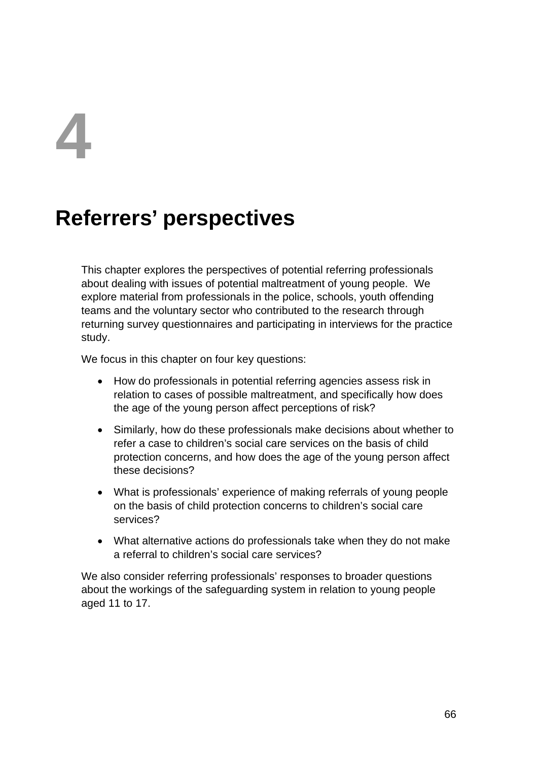# 4

# Referrers' perspectives

This chapter explores the perspectives of potential referring professionals about dealing with issues of potential maltreatment of young people. We explore material from professionals in the police, schools, youth offending teams and the voluntary sector who contributed to the research through returning survey questionnaires and participating in interviews for the practice study.

We focus in this chapter on four key questions:

- How do professionals in potential referring agencies assess risk in relation to cases of possible maltreatment, and specifically how does the age of the young person affect perceptions of risk?
- Similarly, how do these professionals make decisions about whether to refer a case to children's social care services on the basis of child protection concerns, and how does the age of the young person affect these decisions?
- What is professionals' experience of making referrals of young people on the basis of child protection concerns to children's social care services?
- What alternative actions do professionals take when they do not make a referral to children's social care services?

We also consider referring professionals' responses to broader questions about the workings of the safeguarding system in relation to young people aged 11 to 17.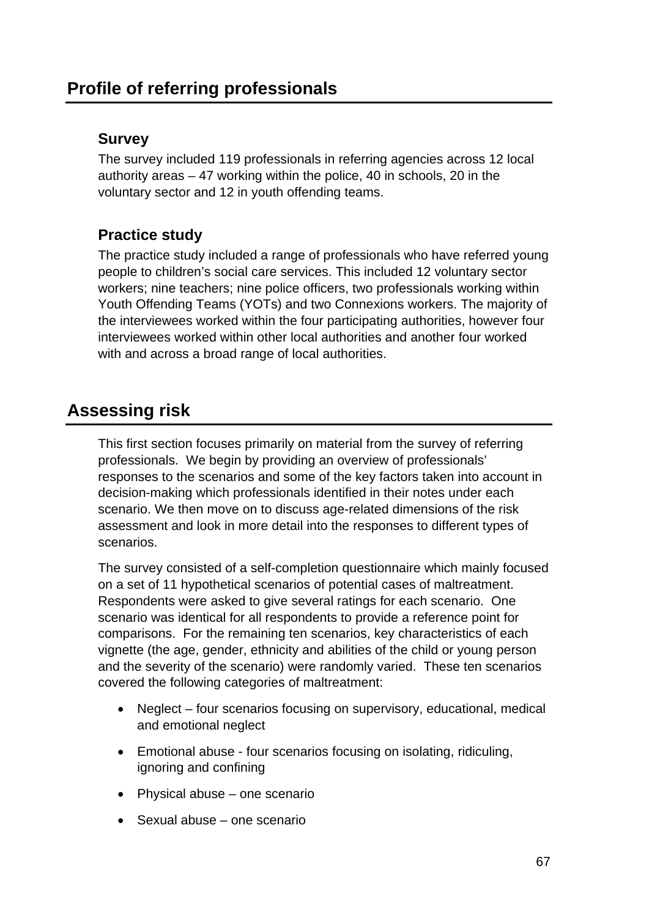## Profile of referring professionals

### Survey

The survey included 119 professionals in referring agencies across 12 local authority areas – 47 working within the police, 40 in schools, 20 in the voluntary sector and 12 in youth offending teams.

### Practice study

The practice study included a range of professionals who have referred young people to children's social care services. This included 12 voluntary sector workers; nine teachers; nine police officers, two professionals working within Youth Offending Teams (YOTs) and two Connexions workers. The majority of the interviewees worked within the four participating authorities, however four interviewees worked within other local authorities and another four worked with and across a broad range of local authorities.

## Assessing risk

This first section focuses primarily on material from the survey of referring professionals. We begin by providing an overview of professionals' responses to the scenarios and some of the key factors taken into account in decision-making which professionals identified in their notes under each scenario. We then move on to discuss age-related dimensions of the risk assessment and look in more detail into the responses to different types of scenarios.

The survey consisted of a self-completion questionnaire which mainly focused on a set of 11 hypothetical scenarios of potential cases of maltreatment. Respondents were asked to give several ratings for each scenario. One scenario was identical for all respondents to provide a reference point for comparisons. For the remaining ten scenarios, key characteristics of each vignette (the age, gender, ethnicity and abilities of the child or young person and the severity of the scenario) were randomly varied. These ten scenarios covered the following categories of maltreatment:

- Neglect – four scenarios focusing on supervisory, educational, medical and emotional neglect
- Emotional abuse - four scenarios focusing on isolating, ridiculing, ignoring and confining
- Physical abuse – one scenario
- Sexual abuse – one scenario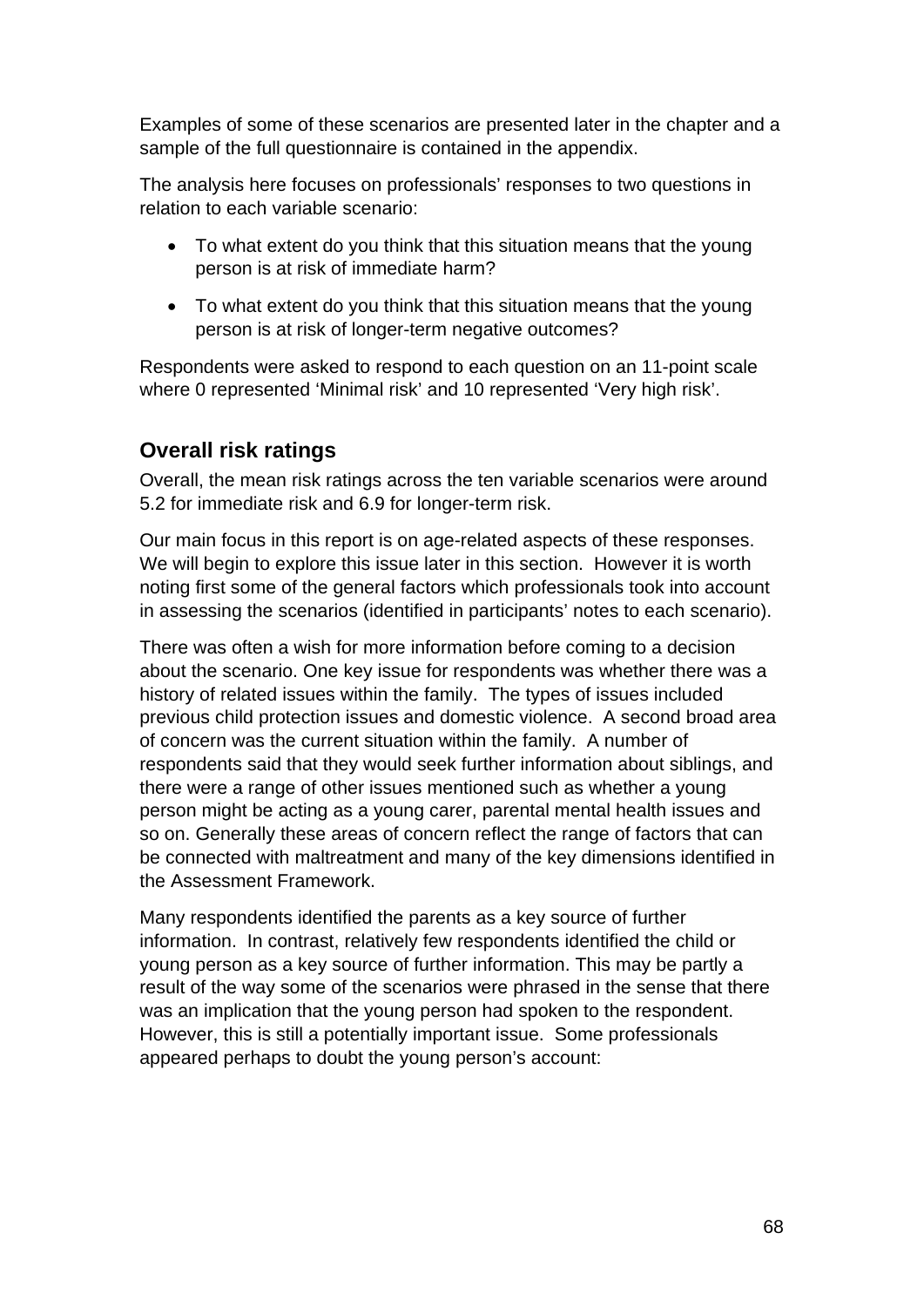Examples of some of these scenarios are presented later in the chapter and a sample of the full questionnaire is contained in the appendix.

The analysis here focuses on professionals' responses to two questions in relation to each variable scenario:

- To what extent do you think that this situation means that the young person is at risk of immediate harm?
- To what extent do you think that this situation means that the young person is at risk of longer-term negative outcomes?

Respondents were asked to respond to each question on an 11-point scale where 0 represented 'Minimal risk' and 10 represented 'Very high risk'.

## Overall risk ratings

Overall, the mean risk ratings across the ten variable scenarios were around 5.2 for immediate risk and 6.9 for longer-term risk.

Our main focus in this report is on age-related aspects of these responses. We will begin to explore this issue later in this section. However it is worth noting first some of the general factors which professionals took into account in assessing the scenarios (identified in participants' notes to each scenario).

There was often a wish for more information before coming to a decision about the scenario. One key issue for respondents was whether there was a history of related issues within the family. The types of issues included previous child protection issues and domestic violence. A second broad area of concern was the current situation within the family. A number of respondents said that they would seek further information about siblings, and there were a range of other issues mentioned such as whether a young person might be acting as a young carer, parental mental health issues and so on. Generally these areas of concern reflect the range of factors that can be connected with maltreatment and many of the key dimensions identified in the Assessment Framework.

Many respondents identified the parents as a key source of further information. In contrast, relatively few respondents identified the child or young person as a key source of further information. This may be partly a result of the way some of the scenarios were phrased in the sense that there was an implication that the young person had spoken to the respondent. However, this is still a potentially important issue. Some professionals appeared perhaps to doubt the young person's account: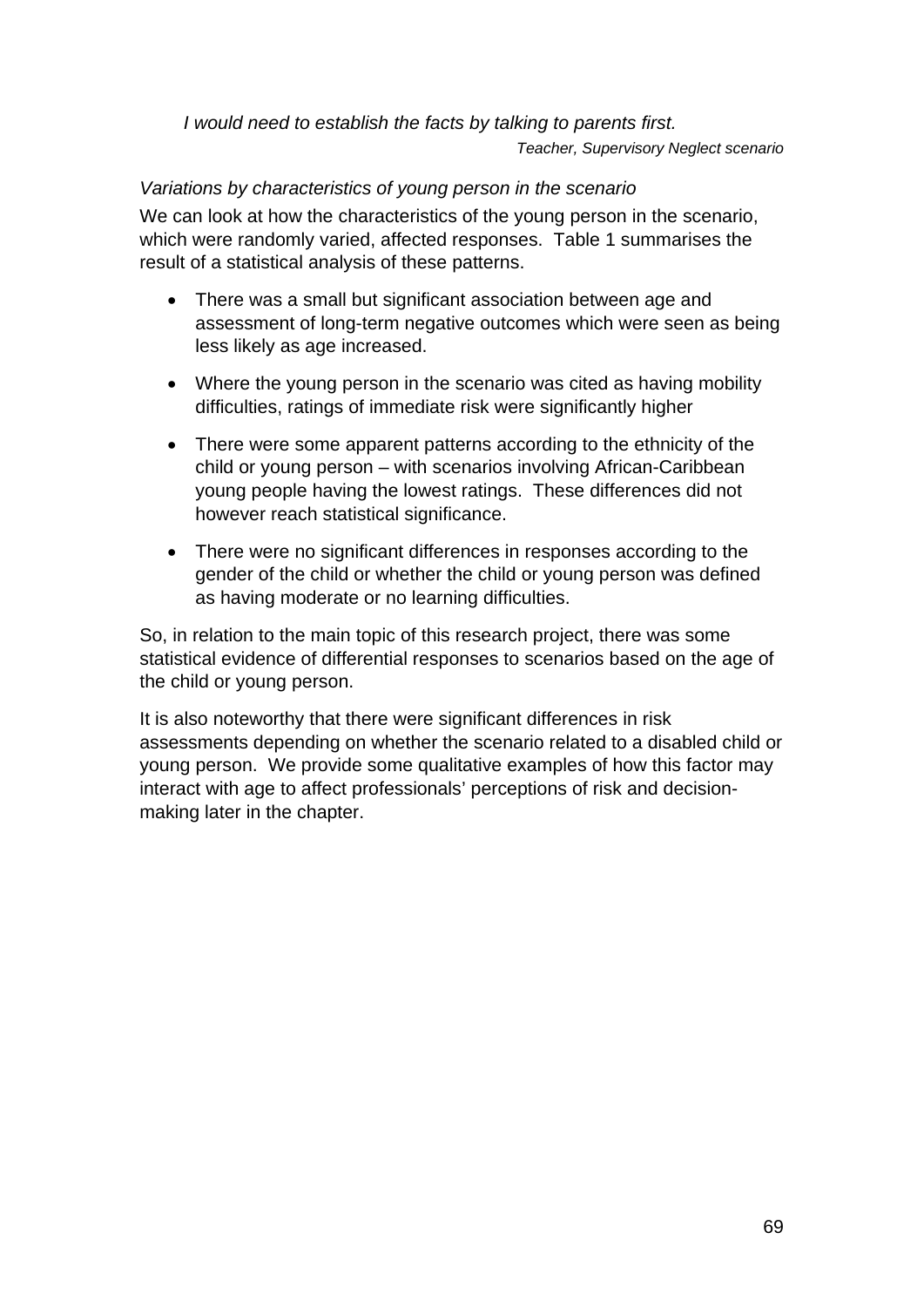*I would need to establish the facts by talking to parents first.*

*Teacher, Supervisory Neglect scenario*

*Variations by characteristics of young person in the scenario*

We can look at how the characteristics of the young person in the scenario, which were randomly varied, affected responses. Table 1 summarises the result of a statistical analysis of these patterns.

- There was a small but significant association between age and assessment of long-term negative outcomes which were seen as being less likely as age increased.
- Where the young person in the scenario was cited as having mobility difficulties, ratings of immediate risk were significantly higher
- There were some apparent patterns according to the ethnicity of the child or young person – with scenarios involving African-Caribbean young people having the lowest ratings. These differences did not however reach statistical significance.
- There were no significant differences in responses according to the gender of the child or whether the child or young person was defined as having moderate or no learning difficulties.

So, in relation to the main topic of this research project, there was some statistical evidence of differential responses to scenarios based on the age of the child or young person.

It is also noteworthy that there were significant differences in risk assessments depending on whether the scenario related to a disabled child or young person. We provide some qualitative examples of how this factor may interact with age to affect professionals' perceptions of risk and decision-making later in the chapter.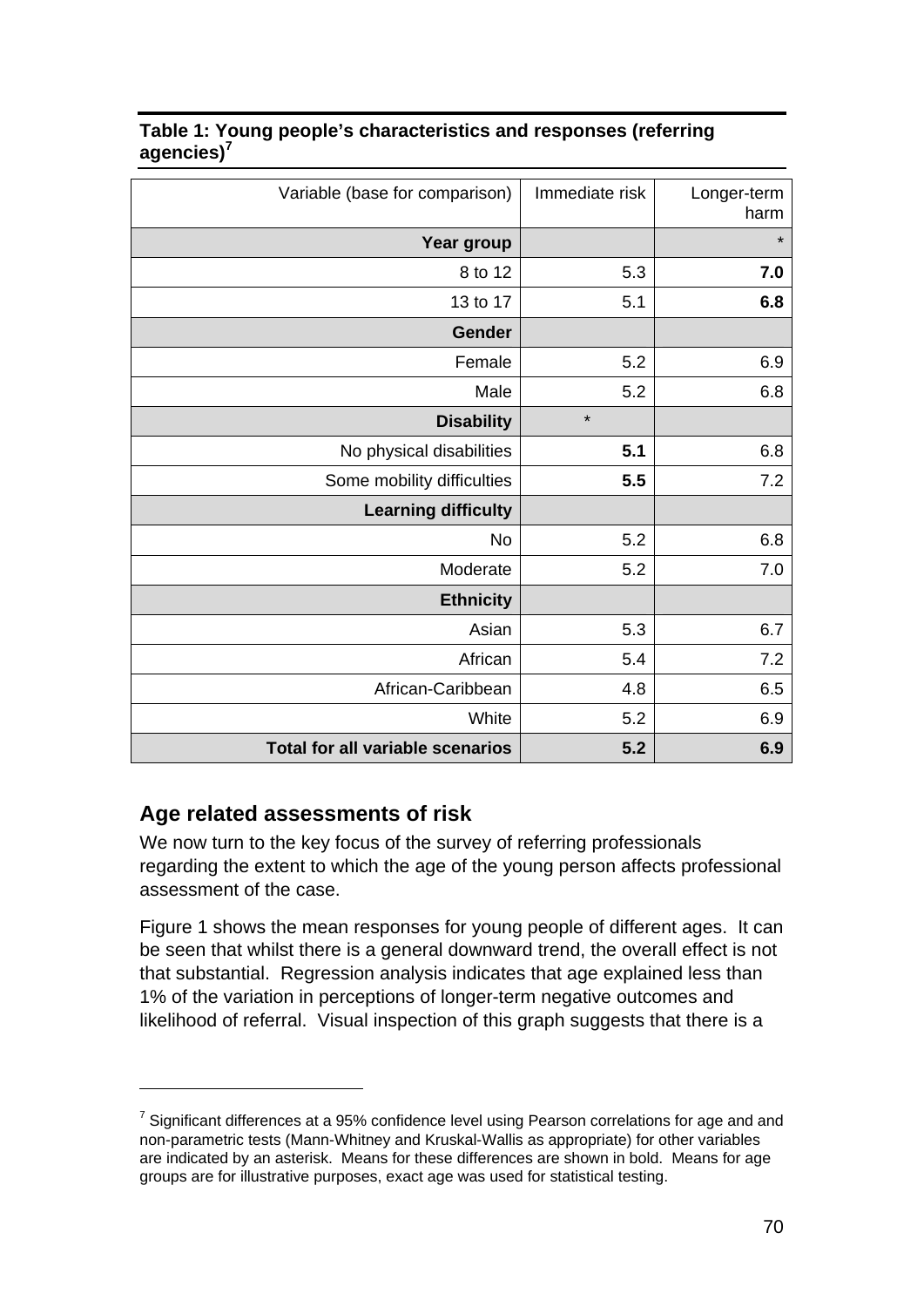**Table 1: Young people's characteristics and responses (referring agencies)[7]**

| Variable (base for comparison) | Immediate risk | Longer-term harm |
|---|---|---|
| **Year group** | | * |
| 8 to 12 | 5.3 | **7.0** |
| 13 to 17 | 5.1 | **6.8** |
| **Gender** | | |
| Female | 5.2 | 6.9 |
| Male | 5.2 | 6.8 |
| **Disability** | * | |
| No physical disabilities | **5.1** | 6.8 |
| Some mobility difficulties | **5.5** | 7.2 |
| **Learning difficulty** | | |
| No | 5.2 | 6.8 |
| Moderate | 5.2 | 7.0 |
| **Ethnicity** | | |
| Asian | 5.3 | 6.7 |
| African | 5.4 | 7.2 |
| African-Caribbean | 4.8 | 6.5 |
| White | 5.2 | 6.9 |
| **Total for all variable scenarios** | **5.2** | **6.9** |

## Age related assessments of risk

We now turn to the key focus of the survey of referring professionals regarding the extent to which the age of the young person affects professional assessment of the case.

Figure 1 shows the mean responses for young people of different ages. It can be seen that whilst there is a general downward trend, the overall effect is not that substantial. Regression analysis indicates that age explained less than 1% of the variation in perceptions of longer-term negative outcomes and likelihood of referral. Visual inspection of this graph suggests that there is a

[7] Significant differences at a 95% confidence level using Pearson correlations for age and and non-parametric tests (Mann-Whitney and Kruskal-Wallis as appropriate) for other variables are indicated by an asterisk. Means for these differences are shown in bold. Means for age groups are for illustrative purposes, exact age was used for statistical testing.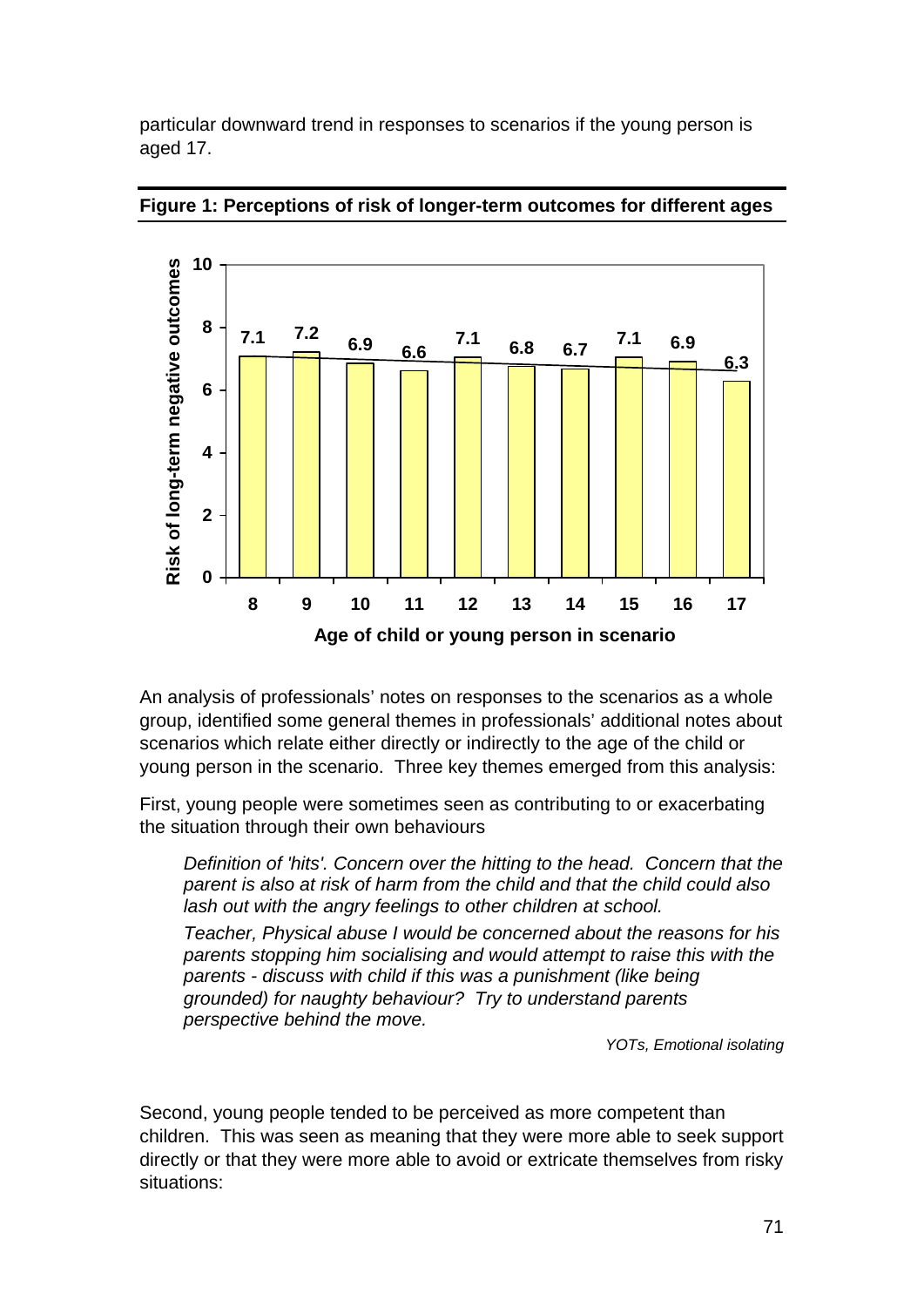particular downward trend in responses to scenarios if the young person is aged 17.

**Figure 1: Perceptions of risk of longer-term outcomes for different ages**

| Age of child or young person in scenario | 8 | 9 | 10 | 11 | 12 | 13 | 14 | 15 | 16 | 17 |
|---|---|---|---|---|---|---|---|---|---|---|
| Risk of long-term negative outcomes | 7.1 | 7.2 | 6.9 | 6.6 | 7.1 | 6.8 | 6.7 | 7.1 | 6.9 | 6.3 |

An analysis of professionals' notes on responses to the scenarios as a whole group, identified some general themes in professionals' additional notes about scenarios which relate either directly or indirectly to the age of the child or young person in the scenario. Three key themes emerged from this analysis:

First, young people were sometimes seen as contributing to or exacerbating the situation through their own behaviours

> *Definition of 'hits'. Concern over the hitting to the head. Concern that the parent is also at risk of harm from the child and that the child could also lash out with the angry feelings to other children at school.*
>
> *Teacher, Physical abuse I would be concerned about the reasons for his parents stopping him socialising and would attempt to raise this with the parents - discuss with child if this was a punishment (like being grounded) for naughty behaviour? Try to understand parents perspective behind the move.*
>
> *YOTs, Emotional isolating*

Second, young people tended to be perceived as more competent than children. This was seen as meaning that they were more able to seek support directly or that they were more able to avoid or extricate themselves from risky situations: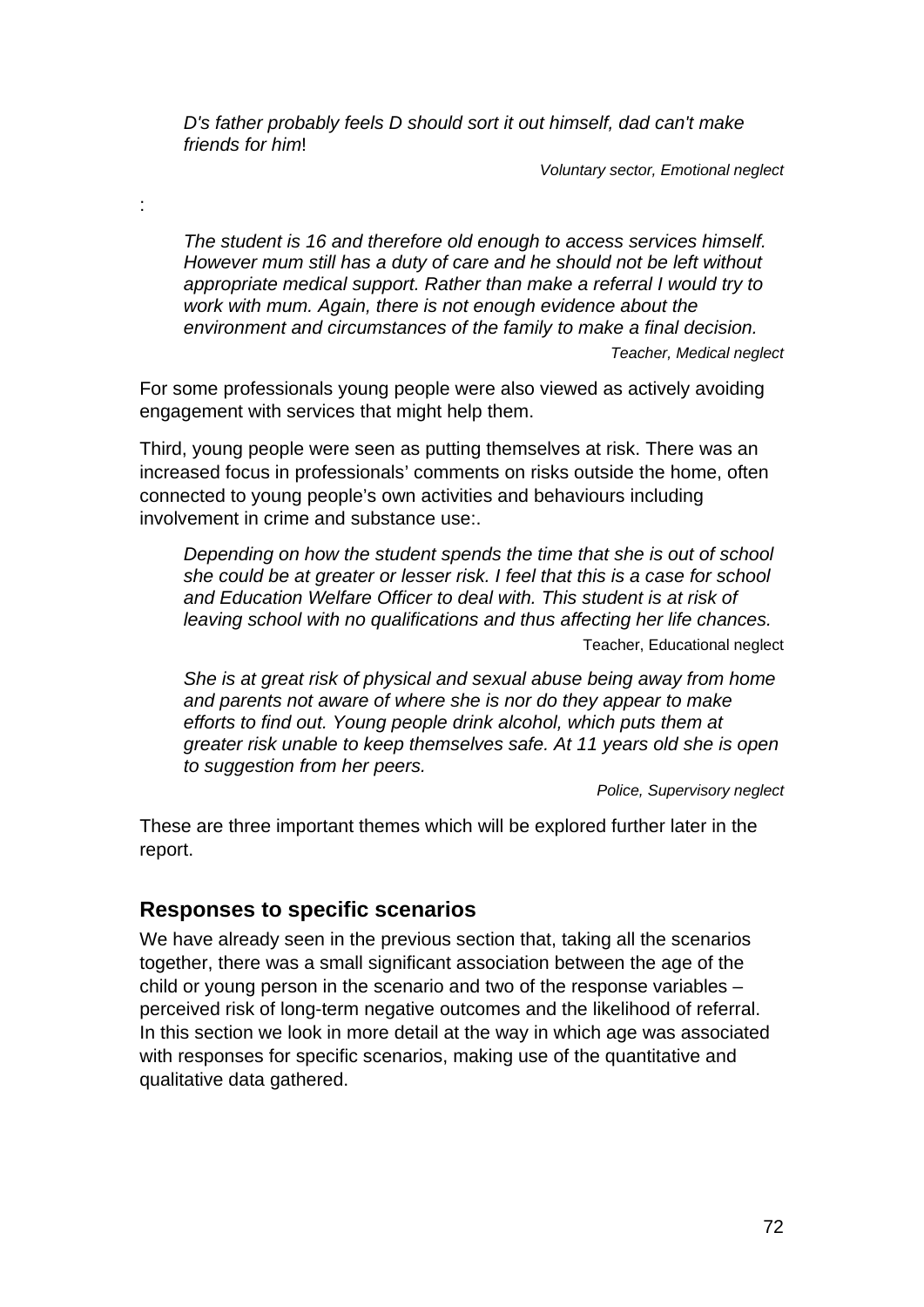> *D's father probably feels D should sort it out himself, dad can't make friends for him*!
>
> *Voluntary sector, Emotional neglect*

:

> *The student is 16 and therefore old enough to access services himself. However mum still has a duty of care and he should not be left without appropriate medical support. Rather than make a referral I would try to work with mum. Again, there is not enough evidence about the environment and circumstances of the family to make a final decision.*
>
> *Teacher, Medical neglect*

For some professionals young people were also viewed as actively avoiding engagement with services that might help them.

Third, young people were seen as putting themselves at risk. There was an increased focus in professionals' comments on risks outside the home, often connected to young people's own activities and behaviours including involvement in crime and substance use:.

> *Depending on how the student spends the time that she is out of school she could be at greater or lesser risk. I feel that this is a case for school and Education Welfare Officer to deal with. This student is at risk of leaving school with no qualifications and thus affecting her life chances.*
>
> Teacher, Educational neglect

> *She is at great risk of physical and sexual abuse being away from home and parents not aware of where she is nor do they appear to make efforts to find out. Young people drink alcohol, which puts them at greater risk unable to keep themselves safe. At 11 years old she is open to suggestion from her peers.*
>
> *Police, Supervisory neglect*

These are three important themes which will be explored further later in the report.

## Responses to specific scenarios

We have already seen in the previous section that, taking all the scenarios together, there was a small significant association between the age of the child or young person in the scenario and two of the response variables – perceived risk of long-term negative outcomes and the likelihood of referral. In this section we look in more detail at the way in which age was associated with responses for specific scenarios, making use of the quantitative and qualitative data gathered.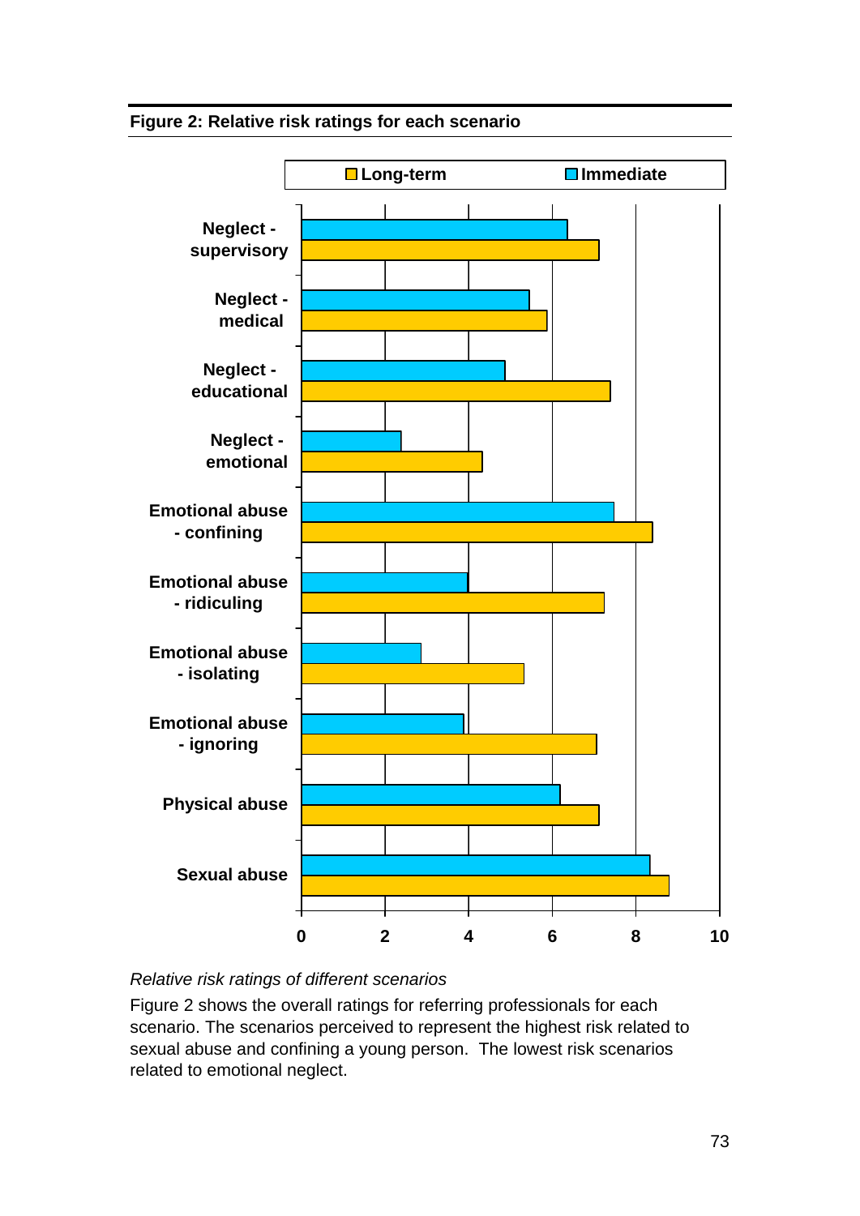**Figure 2: Relative risk ratings for each scenario**

*Relative risk ratings of different scenarios*

Figure 2 shows the overall ratings for referring professionals for each scenario. The scenarios perceived to represent the highest risk related to sexual abuse and confining a young person. The lowest risk scenarios related to emotional neglect.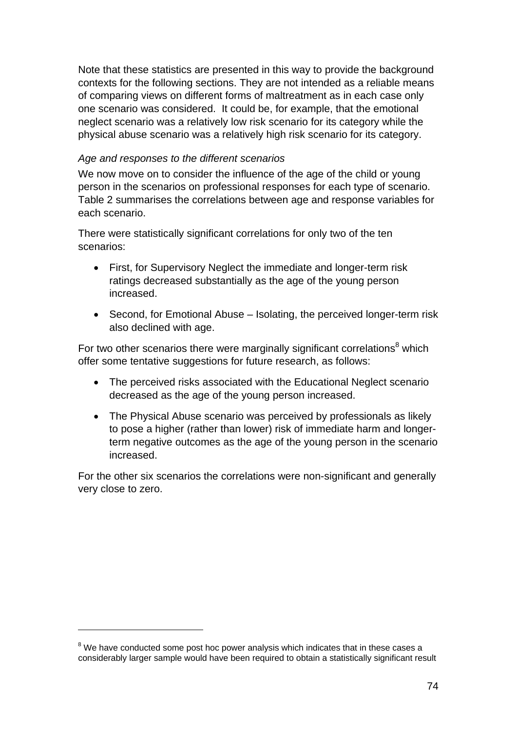Note that these statistics are presented in this way to provide the background contexts for the following sections. They are not intended as a reliable means of comparing views on different forms of maltreatment as in each case only one scenario was considered. It could be, for example, that the emotional neglect scenario was a relatively low risk scenario for its category while the physical abuse scenario was a relatively high risk scenario for its category.

*Age and responses to the different scenarios*

We now move on to consider the influence of the age of the child or young person in the scenarios on professional responses for each type of scenario. Table 2 summarises the correlations between age and response variables for each scenario.

There were statistically significant correlations for only two of the ten scenarios:

- First, for Supervisory Neglect the immediate and longer-term risk ratings decreased substantially as the age of the young person increased.
- Second, for Emotional Abuse – Isolating, the perceived longer-term risk also declined with age.

For two other scenarios there were marginally significant correlations[8] which offer some tentative suggestions for future research, as follows:

- The perceived risks associated with the Educational Neglect scenario decreased as the age of the young person increased.
- The Physical Abuse scenario was perceived by professionals as likely to pose a higher (rather than lower) risk of immediate harm and longer-term negative outcomes as the age of the young person in the scenario increased.

For the other six scenarios the correlations were non-significant and generally very close to zero.

[8] We have conducted some post hoc power analysis which indicates that in these cases a considerably larger sample would have been required to obtain a statistically significant result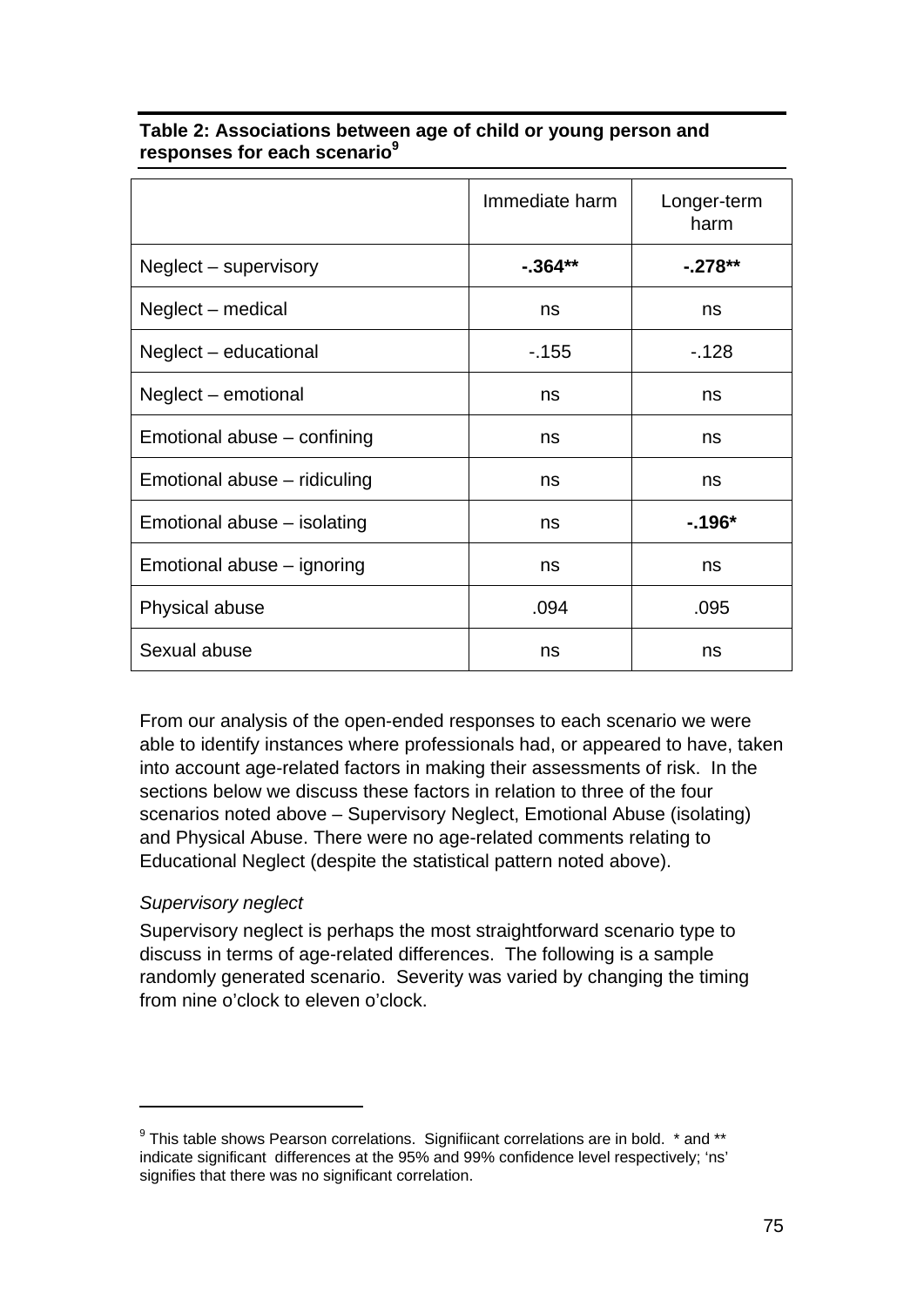**Table 2: Associations between age of child or young person and responses for each scenario[9]**

| | Immediate harm | Longer-term harm |
|---|---|---|
| Neglect – supervisory | **-.364**** | **-.278**** |
| Neglect – medical | ns | ns |
| Neglect – educational | -.155 | -.128 |
| Neglect – emotional | ns | ns |
| Emotional abuse – confining | ns | ns |
| Emotional abuse – ridiculing | ns | ns |
| Emotional abuse – isolating | ns | **-.196*** |
| Emotional abuse – ignoring | ns | ns |
| Physical abuse | .094 | .095 |
| Sexual abuse | ns | ns |

From our analysis of the open-ended responses to each scenario we were able to identify instances where professionals had, or appeared to have, taken into account age-related factors in making their assessments of risk. In the sections below we discuss these factors in relation to three of the four scenarios noted above – Supervisory Neglect, Emotional Abuse (isolating) and Physical Abuse. There were no age-related comments relating to Educational Neglect (despite the statistical pattern noted above).

*Supervisory neglect*

Supervisory neglect is perhaps the most straightforward scenario type to discuss in terms of age-related differences. The following is a sample randomly generated scenario. Severity was varied by changing the timing from nine o'clock to eleven o'clock.

---

[9] This table shows Pearson correlations. Signifiicant correlations are in bold. * and ** indicate significant differences at the 95% and 99% confidence level respectively; 'ns' signifies that there was no significant correlation.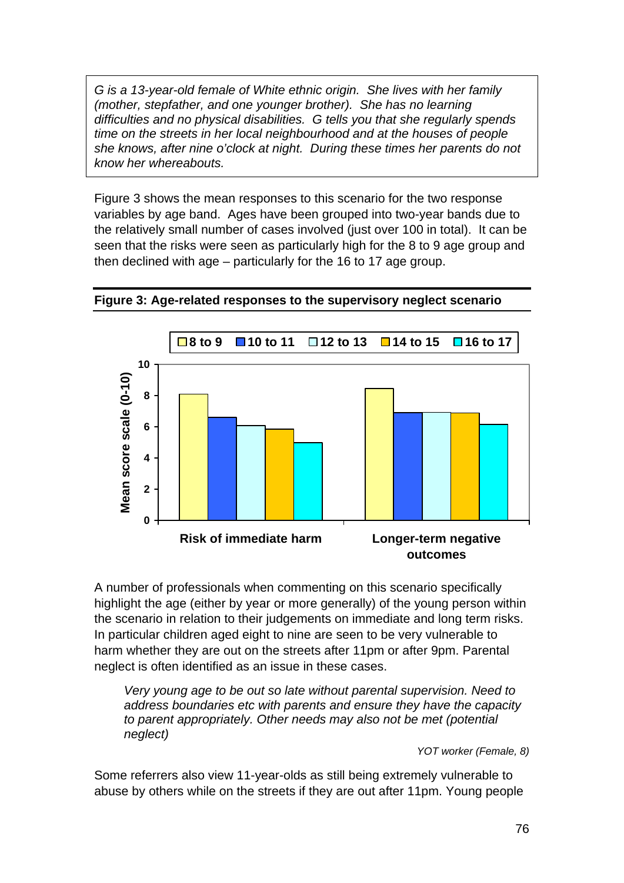*G is a 13-year-old female of White ethnic origin. She lives with her family (mother, stepfather, and one younger brother). She has no learning difficulties and no physical disabilities. G tells you that she regularly spends time on the streets in her local neighbourhood and at the houses of people she knows, after nine o'clock at night. During these times her parents do not know her whereabouts.*

Figure 3 shows the mean responses to this scenario for the two response variables by age band. Ages have been grouped into two-year bands due to the relatively small number of cases involved (just over 100 in total). It can be seen that the risks were seen as particularly high for the 8 to 9 age group and then declined with age – particularly for the 16 to 17 age group.

**Figure 3: Age-related responses to the supervisory neglect scenario**

A number of professionals when commenting on this scenario specifically highlight the age (either by year or more generally) of the young person within the scenario in relation to their judgements on immediate and long term risks. In particular children aged eight to nine are seen to be very vulnerable to harm whether they are out on the streets after 11pm or after 9pm. Parental neglect is often identified as an issue in these cases.

> *Very young age to be out so late without parental supervision. Need to address boundaries etc with parents and ensure they have the capacity to parent appropriately. Other needs may also not be met (potential neglect)*
>
> *YOT worker (Female, 8)*

Some referrers also view 11-year-olds as still being extremely vulnerable to abuse by others while on the streets if they are out after 11pm. Young people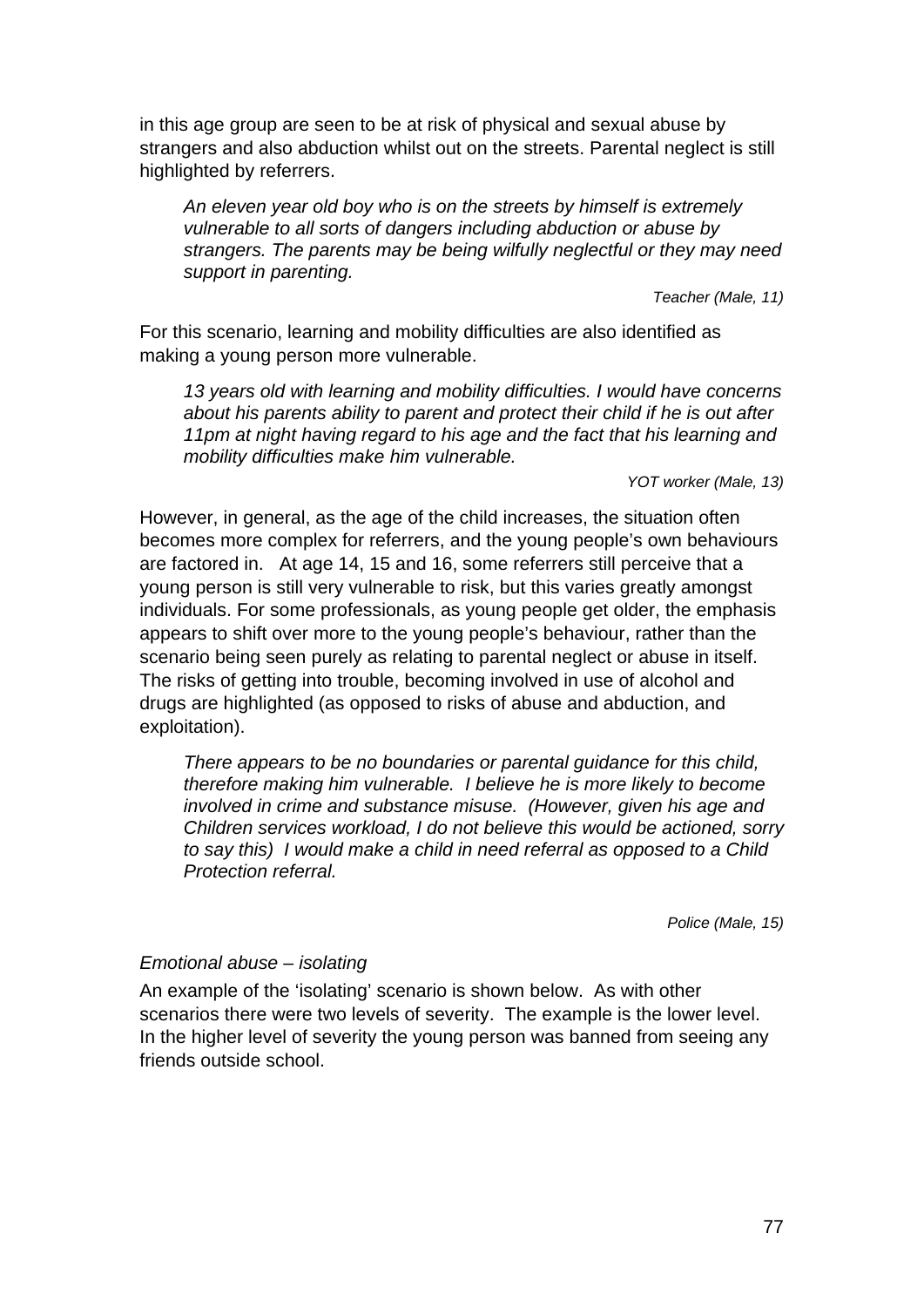in this age group are seen to be at risk of physical and sexual abuse by strangers and also abduction whilst out on the streets. Parental neglect is still highlighted by referrers.

> *An eleven year old boy who is on the streets by himself is extremely vulnerable to all sorts of dangers including abduction or abuse by strangers. The parents may be being wilfully neglectful or they may need support in parenting.*
>
> *Teacher (Male, 11)*

For this scenario, learning and mobility difficulties are also identified as making a young person more vulnerable.

> *13 years old with learning and mobility difficulties. I would have concerns about his parents ability to parent and protect their child if he is out after 11pm at night having regard to his age and the fact that his learning and mobility difficulties make him vulnerable.*
>
> *YOT worker (Male, 13)*

However, in general, as the age of the child increases, the situation often becomes more complex for referrers, and the young people's own behaviours are factored in. At age 14, 15 and 16, some referrers still perceive that a young person is still very vulnerable to risk, but this varies greatly amongst individuals. For some professionals, as young people get older, the emphasis appears to shift over more to the young people's behaviour, rather than the scenario being seen purely as relating to parental neglect or abuse in itself. The risks of getting into trouble, becoming involved in use of alcohol and drugs are highlighted (as opposed to risks of abuse and abduction, and exploitation).

> *There appears to be no boundaries or parental guidance for this child, therefore making him vulnerable. I believe he is more likely to become involved in crime and substance misuse. (However, given his age and Children services workload, I do not believe this would be actioned, sorry to say this) I would make a child in need referral as opposed to a Child Protection referral.*
>
> *Police (Male, 15)*

*Emotional abuse – isolating*

An example of the 'isolating' scenario is shown below. As with other scenarios there were two levels of severity. The example is the lower level. In the higher level of severity the young person was banned from seeing any friends outside school.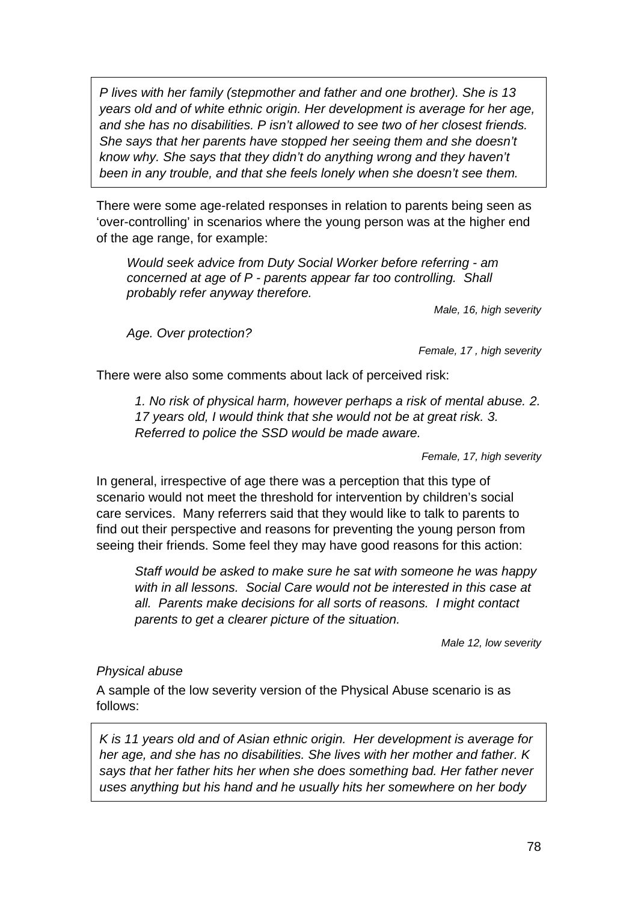> *P lives with her family (stepmother and father and one brother). She is 13 years old and of white ethnic origin. Her development is average for her age, and she has no disabilities. P isn't allowed to see two of her closest friends. She says that her parents have stopped her seeing them and she doesn't know why. She says that they didn't do anything wrong and they haven't been in any trouble, and that she feels lonely when she doesn't see them.*

There were some age-related responses in relation to parents being seen as 'over-controlling' in scenarios where the young person was at the higher end of the age range, for example:

> *Would seek advice from Duty Social Worker before referring - am concerned at age of P - parents appear far too controlling. Shall probably refer anyway therefore.*
>
> *Male, 16, high severity*

> *Age. Over protection?*
>
> *Female, 17 , high severity*

There were also some comments about lack of perceived risk:

> *1. No risk of physical harm, however perhaps a risk of mental abuse. 2. 17 years old, I would think that she would not be at great risk. 3. Referred to police the SSD would be made aware.*
>
> *Female, 17, high severity*

In general, irrespective of age there was a perception that this type of scenario would not meet the threshold for intervention by children's social care services. Many referrers said that they would like to talk to parents to find out their perspective and reasons for preventing the young person from seeing their friends. Some feel they may have good reasons for this action:

> *Staff would be asked to make sure he sat with someone he was happy with in all lessons. Social Care would not be interested in this case at all. Parents make decisions for all sorts of reasons. I might contact parents to get a clearer picture of the situation.*
>
> *Male 12, low severity*

*Physical abuse*

A sample of the low severity version of the Physical Abuse scenario is as follows:

> *K is 11 years old and of Asian ethnic origin. Her development is average for her age, and she has no disabilities. She lives with her mother and father. K says that her father hits her when she does something bad. Her father never uses anything but his hand and he usually hits her somewhere on her body*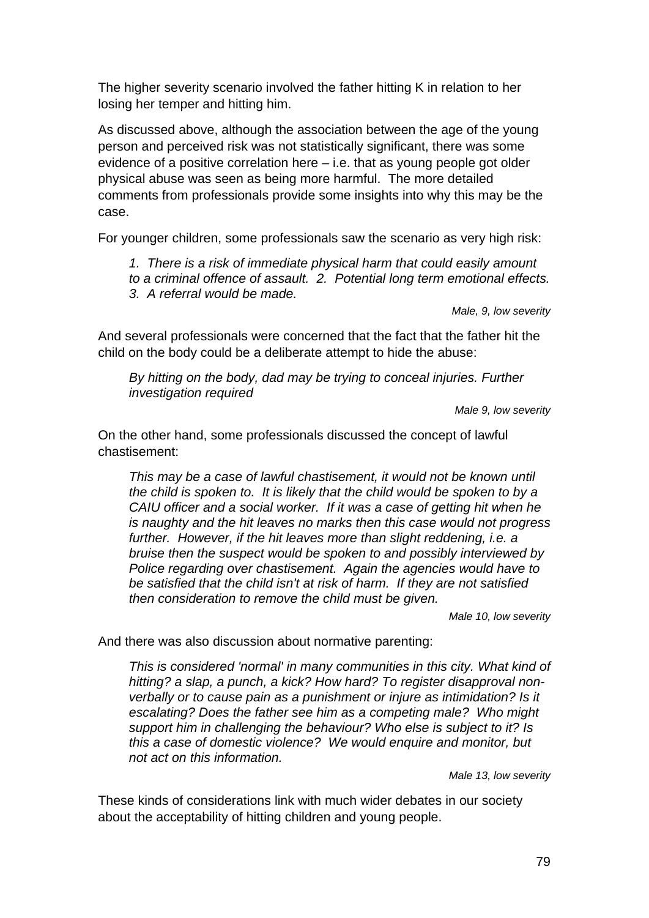The higher severity scenario involved the father hitting K in relation to her losing her temper and hitting him.

As discussed above, although the association between the age of the young person and perceived risk was not statistically significant, there was some evidence of a positive correlation here – i.e. that as young people got older physical abuse was seen as being more harmful. The more detailed comments from professionals provide some insights into why this may be the case.

For younger children, some professionals saw the scenario as very high risk:

> *1. There is a risk of immediate physical harm that could easily amount to a criminal offence of assault. 2. Potential long term emotional effects. 3. A referral would be made.*
>
> *Male, 9, low severity*

And several professionals were concerned that the fact that the father hit the child on the body could be a deliberate attempt to hide the abuse:

> *By hitting on the body, dad may be trying to conceal injuries. Further investigation required*
>
> *Male 9, low severity*

On the other hand, some professionals discussed the concept of lawful chastisement:

> *This may be a case of lawful chastisement, it would not be known until the child is spoken to. It is likely that the child would be spoken to by a CAIU officer and a social worker. If it was a case of getting hit when he is naughty and the hit leaves no marks then this case would not progress further. However, if the hit leaves more than slight reddening, i.e. a bruise then the suspect would be spoken to and possibly interviewed by Police regarding over chastisement. Again the agencies would have to be satisfied that the child isn't at risk of harm. If they are not satisfied then consideration to remove the child must be given.*
>
> *Male 10, low severity*

And there was also discussion about normative parenting:

> *This is considered 'normal' in many communities in this city. What kind of hitting? a slap, a punch, a kick? How hard? To register disapproval non-verbally or to cause pain as a punishment or injure as intimidation? Is it escalating? Does the father see him as a competing male? Who might support him in challenging the behaviour? Who else is subject to it? Is this a case of domestic violence? We would enquire and monitor, but not act on this information.*
>
> *Male 13, low severity*

These kinds of considerations link with much wider debates in our society about the acceptability of hitting children and young people.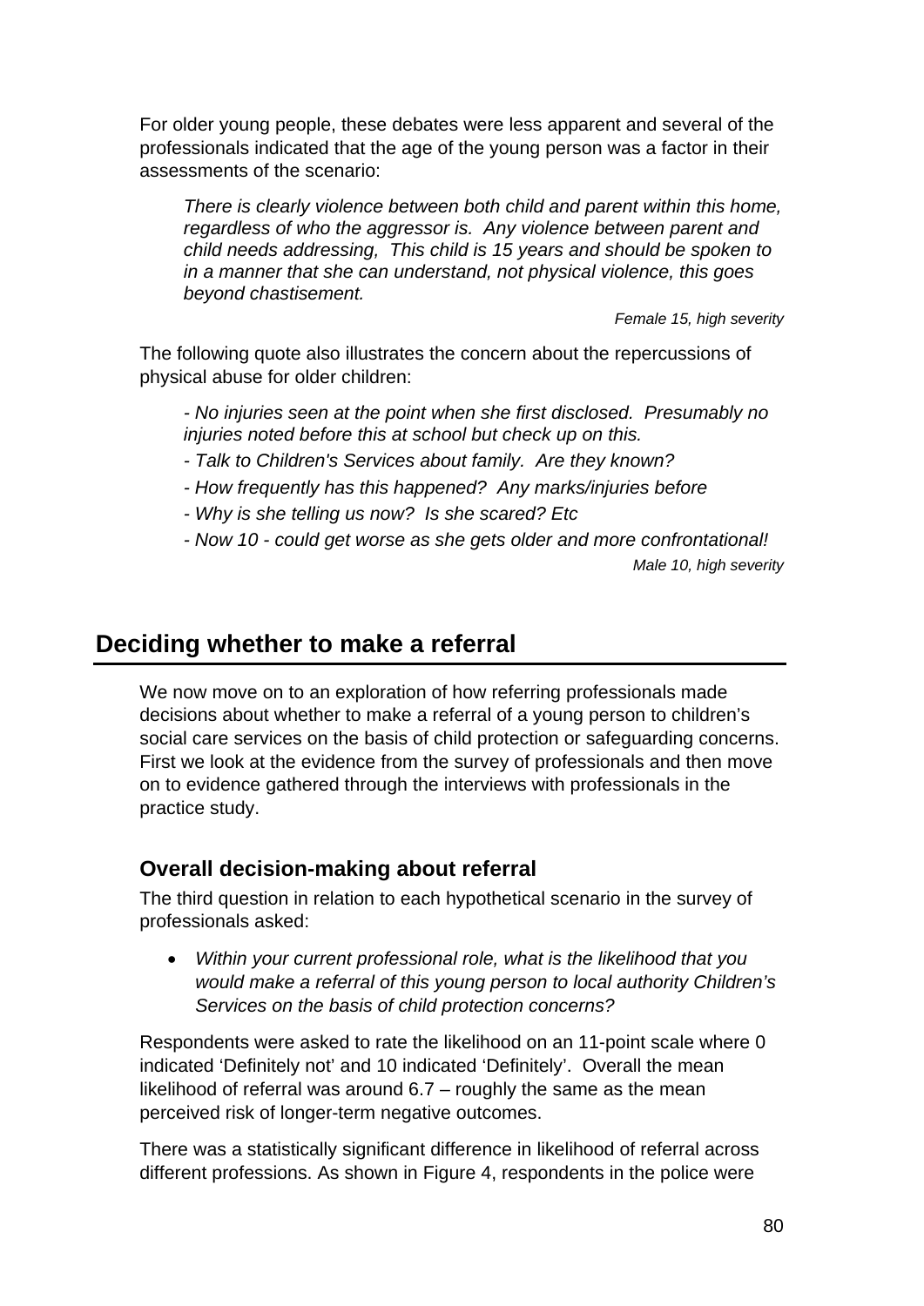For older young people, these debates were less apparent and several of the professionals indicated that the age of the young person was a factor in their assessments of the scenario:

> *There is clearly violence between both child and parent within this home, regardless of who the aggressor is. Any violence between parent and child needs addressing, This child is 15 years and should be spoken to in a manner that she can understand, not physical violence, this goes beyond chastisement.*
>
> *Female 15, high severity*

The following quote also illustrates the concern about the repercussions of physical abuse for older children:

> *- No injuries seen at the point when she first disclosed. Presumably no injuries noted before this at school but check up on this.*
>
> *- Talk to Children's Services about family. Are they known?*
>
> *- How frequently has this happened? Any marks/injuries before*
>
> *- Why is she telling us now? Is she scared? Etc*
>
> *- Now 10 - could get worse as she gets older and more confrontational!*
>
> *Male 10, high severity*

## Deciding whether to make a referral

We now move on to an exploration of how referring professionals made decisions about whether to make a referral of a young person to children's social care services on the basis of child protection or safeguarding concerns. First we look at the evidence from the survey of professionals and then move on to evidence gathered through the interviews with professionals in the practice study.

### Overall decision-making about referral

The third question in relation to each hypothetical scenario in the survey of professionals asked:

- *Within your current professional role, what is the likelihood that you would make a referral of this young person to local authority Children's Services on the basis of child protection concerns?*

Respondents were asked to rate the likelihood on an 11-point scale where 0 indicated 'Definitely not' and 10 indicated 'Definitely'. Overall the mean likelihood of referral was around 6.7 – roughly the same as the mean perceived risk of longer-term negative outcomes.

There was a statistically significant difference in likelihood of referral across different professions. As shown in Figure 4, respondents in the police were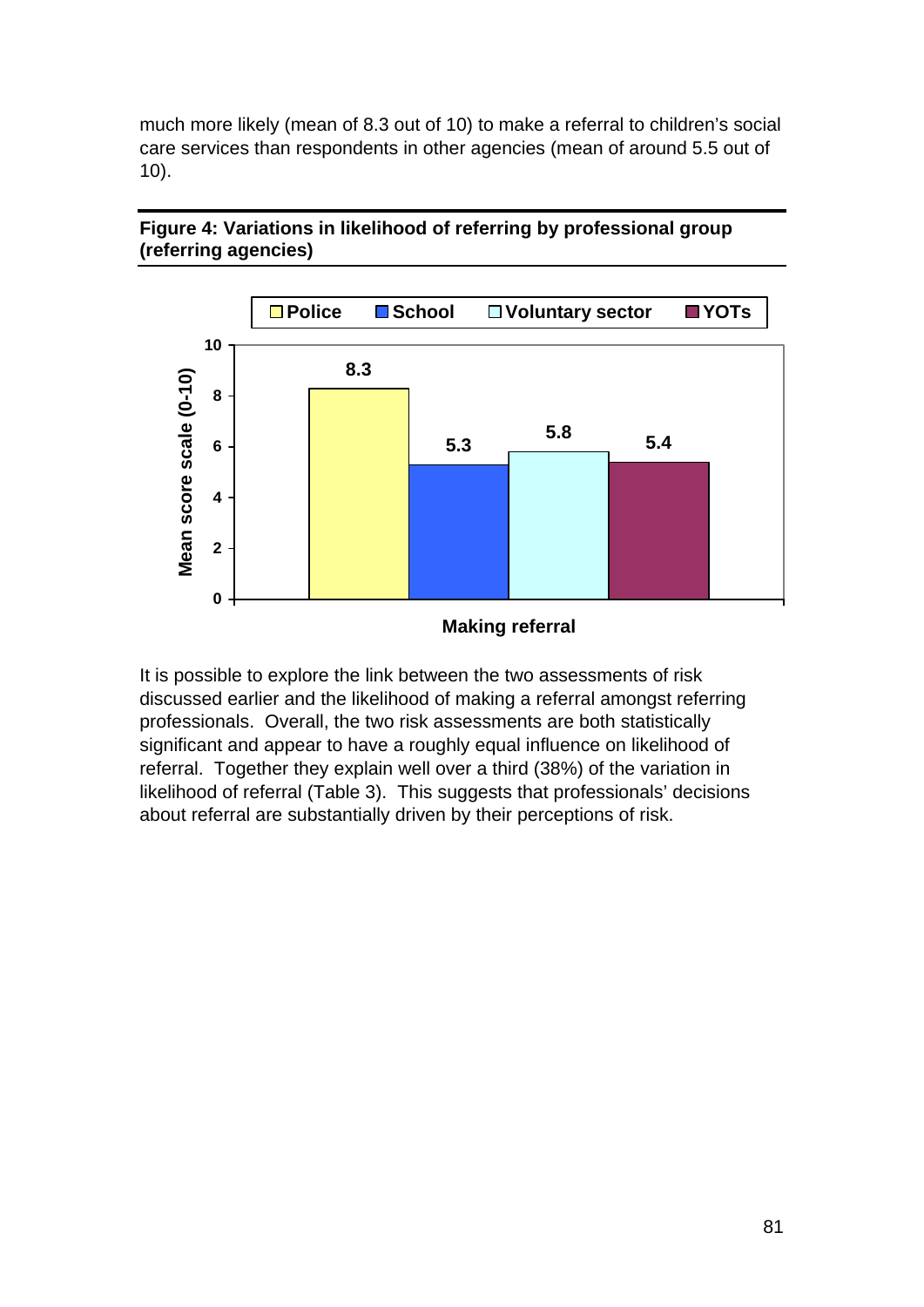much more likely (mean of 8.3 out of 10) to make a referral to children's social care services than respondents in other agencies (mean of around 5.5 out of 10).

**Figure 4: Variations in likelihood of referring by professional group (referring agencies)**

| Making referral | Mean score scale (0-10) |
|---|---|
| Police | 8.3 |
| School | 5.3 |
| Voluntary sector | 5.8 |
| YOTs | 5.4 |

It is possible to explore the link between the two assessments of risk discussed earlier and the likelihood of making a referral amongst referring professionals. Overall, the two risk assessments are both statistically significant and appear to have a roughly equal influence on likelihood of referral. Together they explain well over a third (38%) of the variation in likelihood of referral (Table 3). This suggests that professionals' decisions about referral are substantially driven by their perceptions of risk.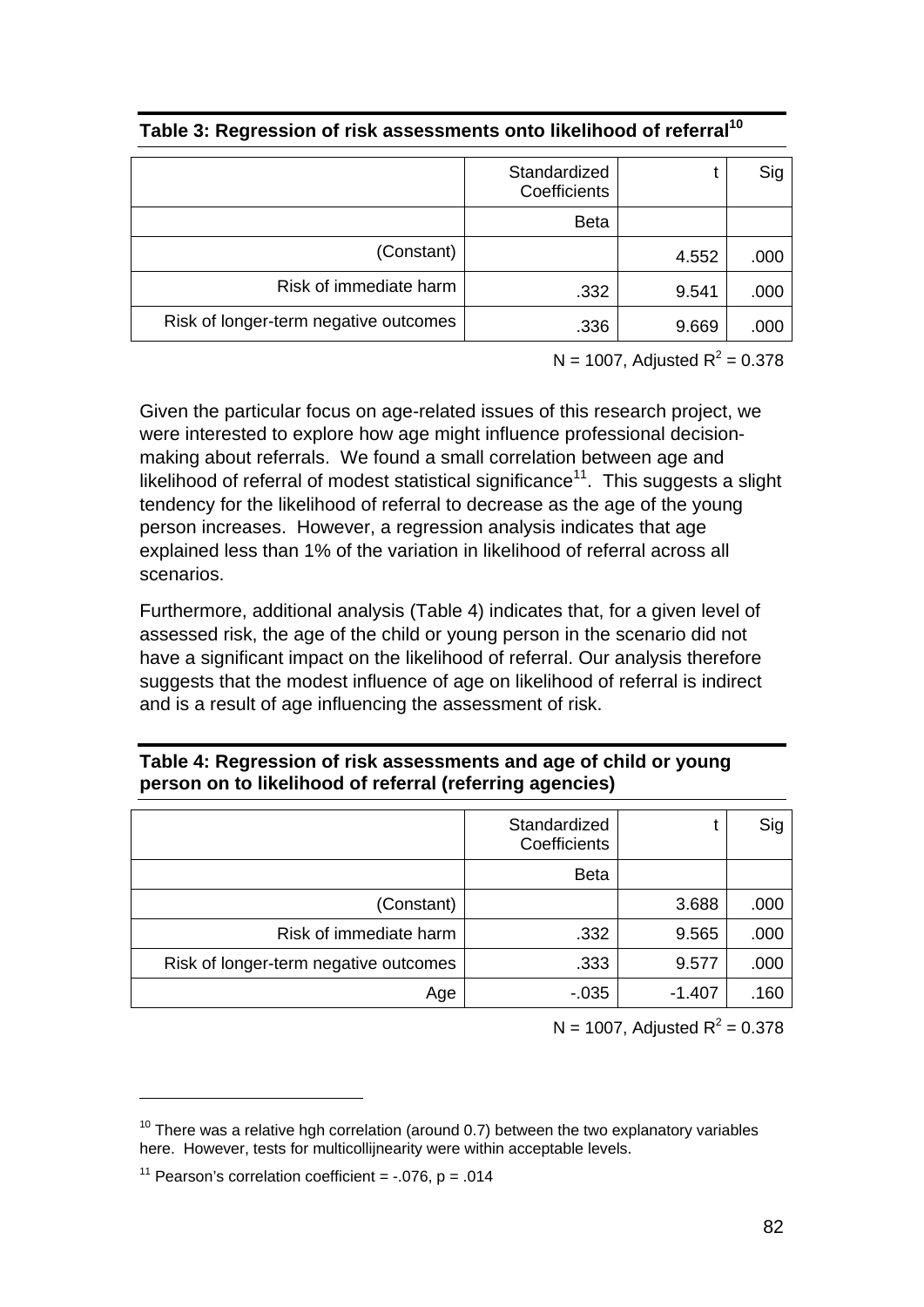**Table 3: Regression of risk assessments onto likelihood of referral[10]**

| | Standardized Coefficients | t | Sig |
|---|---|---|---|
| | Beta | | |
| (Constant) | | 4.552 | .000 |
| Risk of immediate harm | .332 | 9.541 | .000 |
| Risk of longer-term negative outcomes | .336 | 9.669 | .000 |

N = 1007, Adjusted $R^2 = 0.378$

Given the particular focus on age-related issues of this research project, we were interested to explore how age might influence professional decision-making about referrals. We found a small correlation between age and likelihood of referral of modest statistical significance[11]. This suggests a slight tendency for the likelihood of referral to decrease as the age of the young person increases. However, a regression analysis indicates that age explained less than 1% of the variation in likelihood of referral across all scenarios.

Furthermore, additional analysis (Table 4) indicates that, for a given level of assessed risk, the age of the child or young person in the scenario did not have a significant impact on the likelihood of referral. Our analysis therefore suggests that the modest influence of age on likelihood of referral is indirect and is a result of age influencing the assessment of risk.

**Table 4: Regression of risk assessments and age of child or young person on to likelihood of referral (referring agencies)**

| | Standardized Coefficients | t | Sig |
|---|---|---|---|
| | Beta | | |
| (Constant) | | 3.688 | .000 |
| Risk of immediate harm | .332 | 9.565 | .000 |
| Risk of longer-term negative outcomes | .333 | 9.577 | .000 |
| Age | -.035 | -1.407 | .160 |

N = 1007, Adjusted $R^2 = 0.378$

---

[10] There was a relative hgh correlation (around 0.7) between the two explanatory variables here. However, tests for multicollijnearity were within acceptable levels.

[11] Pearson's correlation coefficient = -.076, $p = .014$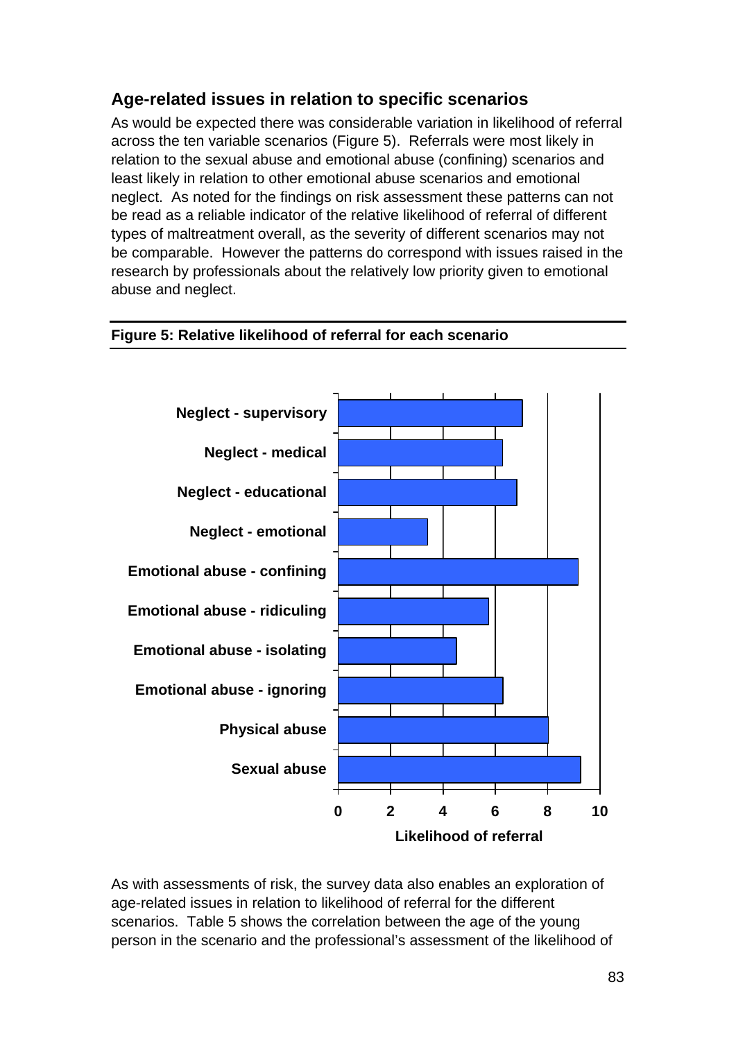## Age-related issues in relation to specific scenarios

As would be expected there was considerable variation in likelihood of referral across the ten variable scenarios (Figure 5). Referrals were most likely in relation to the sexual abuse and emotional abuse (confining) scenarios and least likely in relation to other emotional abuse scenarios and emotional neglect. As noted for the findings on risk assessment these patterns can not be read as a reliable indicator of the relative likelihood of referral of different types of maltreatment overall, as the severity of different scenarios may not be comparable. However the patterns do correspond with issues raised in the research by professionals about the relatively low priority given to emotional abuse and neglect.

**Figure 5: Relative likelihood of referral for each scenario**

As with assessments of risk, the survey data also enables an exploration of age-related issues in relation to likelihood of referral for the different scenarios. Table 5 shows the correlation between the age of the young person in the scenario and the professional's assessment of the likelihood of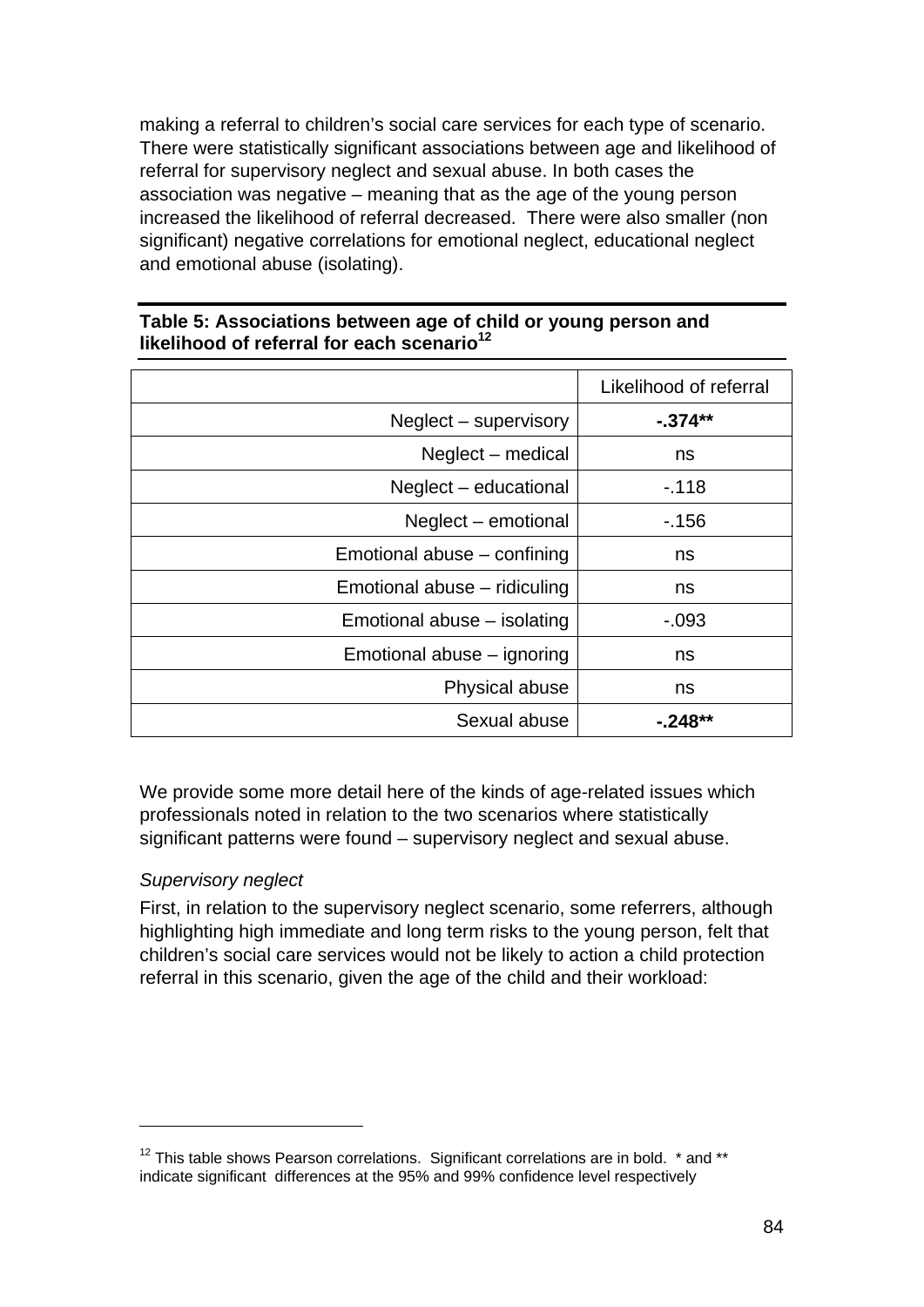making a referral to children's social care services for each type of scenario. There were statistically significant associations between age and likelihood of referral for supervisory neglect and sexual abuse. In both cases the association was negative – meaning that as the age of the young person increased the likelihood of referral decreased. There were also smaller (non significant) negative correlations for emotional neglect, educational neglect and emotional abuse (isolating).

**Table 5: Associations between age of child or young person and likelihood of referral for each scenario**[12]

| | Likelihood of referral |
|---|---|
| Neglect – supervisory | **-.374**** |
| Neglect – medical | ns |
| Neglect – educational | -.118 |
| Neglect – emotional | -.156 |
| Emotional abuse – confining | ns |
| Emotional abuse – ridiculing | ns |
| Emotional abuse – isolating | -.093 |
| Emotional abuse – ignoring | ns |
| Physical abuse | ns |
| Sexual abuse | **-.248**** |

We provide some more detail here of the kinds of age-related issues which professionals noted in relation to the two scenarios where statistically significant patterns were found – supervisory neglect and sexual abuse.

*Supervisory neglect*

First, in relation to the supervisory neglect scenario, some referrers, although highlighting high immediate and long term risks to the young person, felt that children's social care services would not be likely to action a child protection referral in this scenario, given the age of the child and their workload:

[12] This table shows Pearson correlations. Significant correlations are in bold. * and ** indicate significant differences at the 95% and 99% confidence level respectively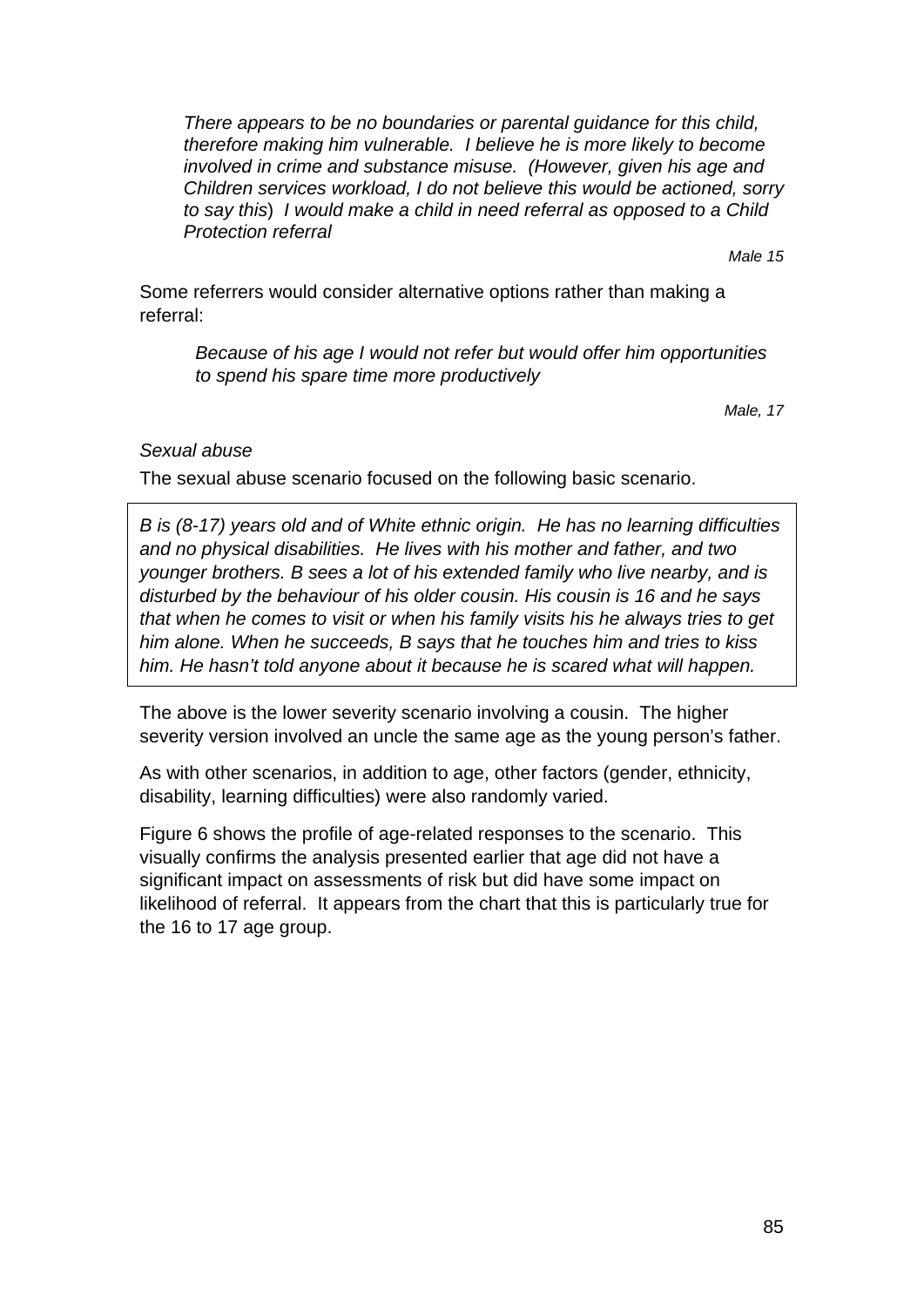*There appears to be no boundaries or parental guidance for this child, therefore making him vulnerable. I believe he is more likely to become involved in crime and substance misuse. (However, given his age and Children services workload, I do not believe this would be actioned, sorry to say this) I would make a child in need referral as opposed to a Child Protection referral*

*Male 15*

Some referrers would consider alternative options rather than making a referral:

*Because of his age I would not refer but would offer him opportunities to spend his spare time more productively*

*Male, 17*

*Sexual abuse*

The sexual abuse scenario focused on the following basic scenario.

*B is (8-17) years old and of White ethnic origin. He has no learning difficulties and no physical disabilities. He lives with his mother and father, and two younger brothers. B sees a lot of his extended family who live nearby, and is disturbed by the behaviour of his older cousin. His cousin is 16 and he says that when he comes to visit or when his family visits his he always tries to get him alone. When he succeeds, B says that he touches him and tries to kiss him. He hasn't told anyone about it because he is scared what will happen.*

The above is the lower severity scenario involving a cousin. The higher severity version involved an uncle the same age as the young person's father.

As with other scenarios, in addition to age, other factors (gender, ethnicity, disability, learning difficulties) were also randomly varied.

Figure 6 shows the profile of age-related responses to the scenario. This visually confirms the analysis presented earlier that age did not have a significant impact on assessments of risk but did have some impact on likelihood of referral. It appears from the chart that this is particularly true for the 16 to 17 age group.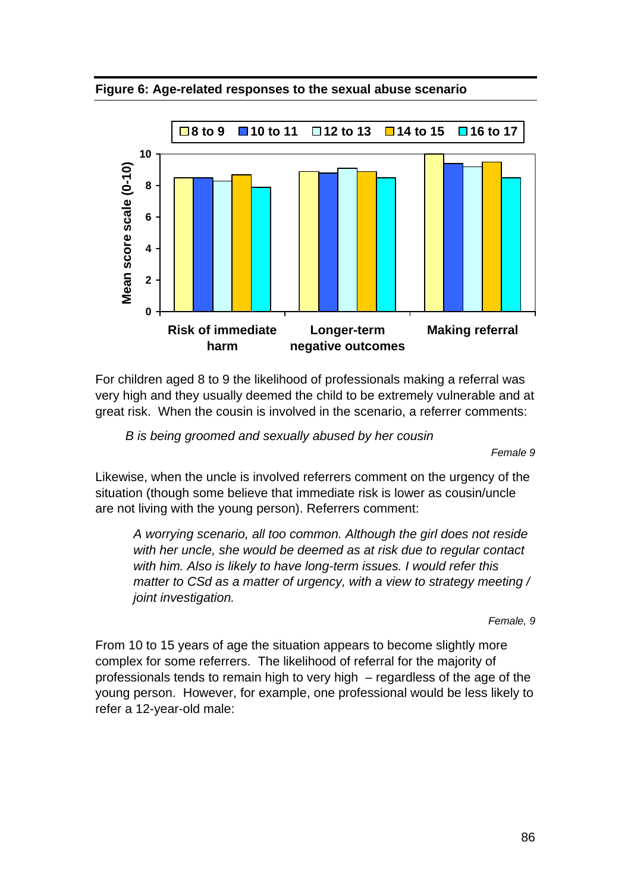**Figure 6: Age-related responses to the sexual abuse scenario**

For children aged 8 to 9 the likelihood of professionals making a referral was very high and they usually deemed the child to be extremely vulnerable and at great risk. When the cousin is involved in the scenario, a referrer comments:

> *B is being groomed and sexually abused by her cousin*
>
> *Female 9*

Likewise, when the uncle is involved referrers comment on the urgency of the situation (though some believe that immediate risk is lower as cousin/uncle are not living with the young person). Referrers comment:

> *A worrying scenario, all too common. Although the girl does not reside with her uncle, she would be deemed as at risk due to regular contact with him. Also is likely to have long-term issues. I would refer this matter to CSd as a matter of urgency, with a view to strategy meeting / joint investigation.*
>
> *Female, 9*

From 10 to 15 years of age the situation appears to become slightly more complex for some referrers. The likelihood of referral for the majority of professionals tends to remain high to very high – regardless of the age of the young person. However, for example, one professional would be less likely to refer a 12-year-old male: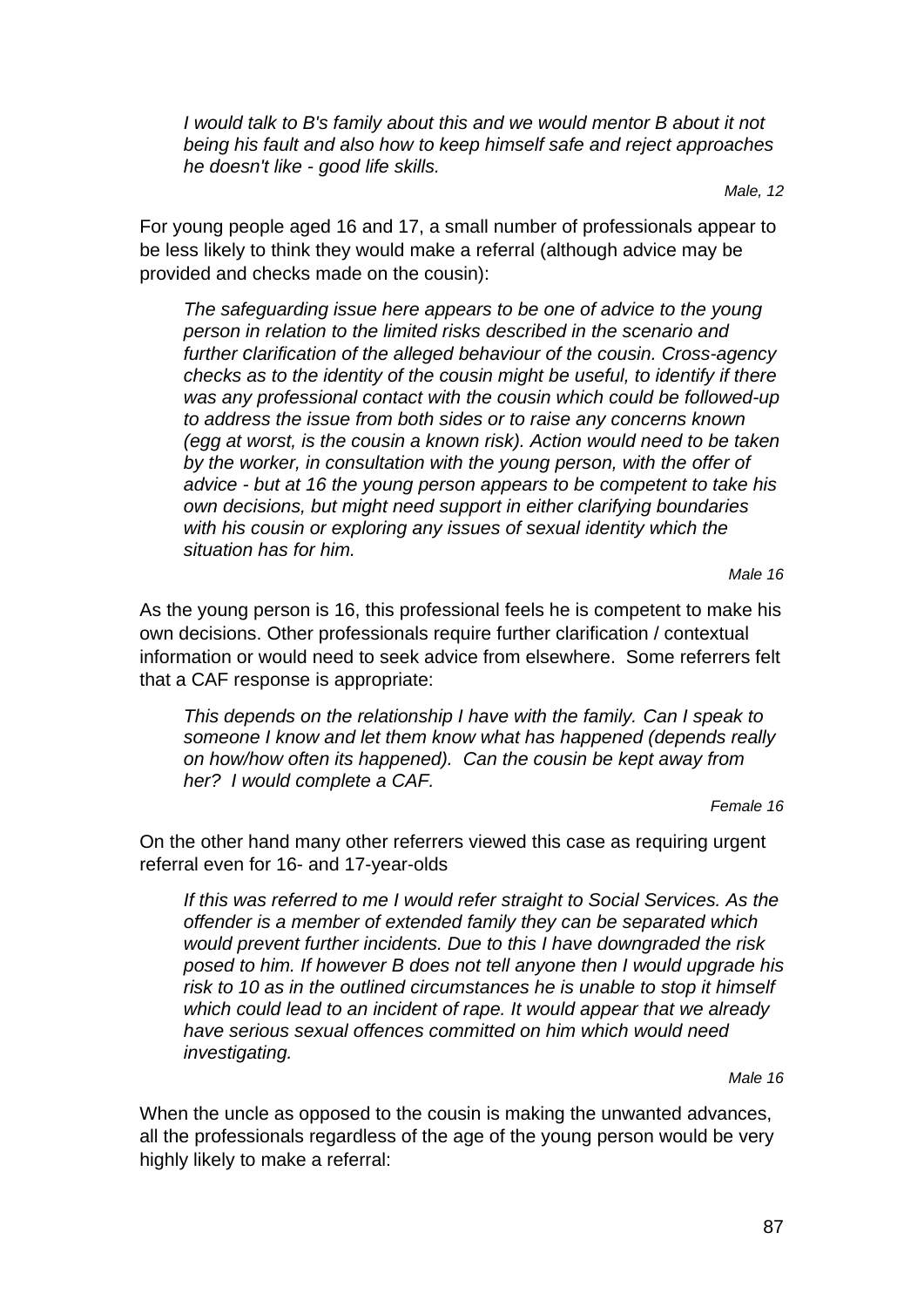*I would talk to B's family about this and we would mentor B about it not being his fault and also how to keep himself safe and reject approaches he doesn't like - good life skills.*

*Male, 12*

For young people aged 16 and 17, a small number of professionals appear to be less likely to think they would make a referral (although advice may be provided and checks made on the cousin):

*The safeguarding issue here appears to be one of advice to the young person in relation to the limited risks described in the scenario and further clarification of the alleged behaviour of the cousin. Cross-agency checks as to the identity of the cousin might be useful, to identify if there was any professional contact with the cousin which could be followed-up to address the issue from both sides or to raise any concerns known (egg at worst, is the cousin a known risk). Action would need to be taken by the worker, in consultation with the young person, with the offer of advice - but at 16 the young person appears to be competent to take his own decisions, but might need support in either clarifying boundaries with his cousin or exploring any issues of sexual identity which the situation has for him.*

*Male 16*

As the young person is 16, this professional feels he is competent to make his own decisions. Other professionals require further clarification / contextual information or would need to seek advice from elsewhere. Some referrers felt that a CAF response is appropriate:

*This depends on the relationship I have with the family. Can I speak to someone I know and let them know what has happened (depends really on how/how often its happened). Can the cousin be kept away from her? I would complete a CAF.*

*Female 16*

On the other hand many other referrers viewed this case as requiring urgent referral even for 16- and 17-year-olds

*If this was referred to me I would refer straight to Social Services. As the offender is a member of extended family they can be separated which would prevent further incidents. Due to this I have downgraded the risk posed to him. If however B does not tell anyone then I would upgrade his risk to 10 as in the outlined circumstances he is unable to stop it himself which could lead to an incident of rape. It would appear that we already have serious sexual offences committed on him which would need investigating.*

*Male 16*

When the uncle as opposed to the cousin is making the unwanted advances, all the professionals regardless of the age of the young person would be very highly likely to make a referral: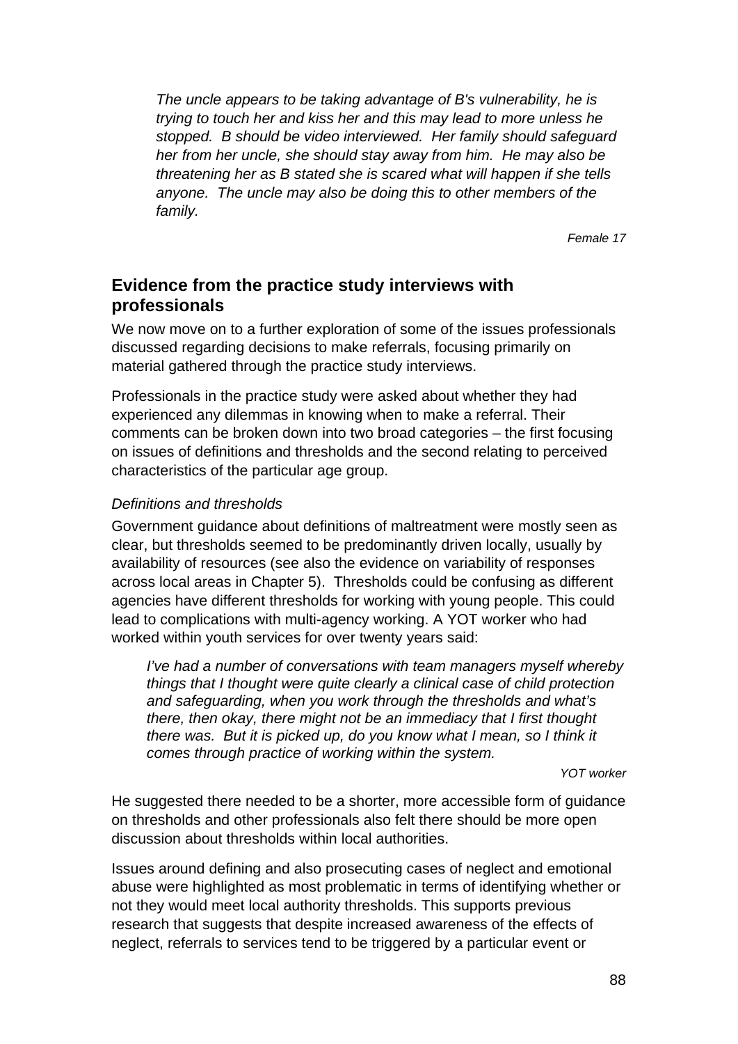*The uncle appears to be taking advantage of B's vulnerability, he is trying to touch her and kiss her and this may lead to more unless he stopped. B should be video interviewed. Her family should safeguard her from her uncle, she should stay away from him. He may also be threatening her as B stated she is scared what will happen if she tells anyone. The uncle may also be doing this to other members of the family.*

*Female 17*

## Evidence from the practice study interviews with professionals

We now move on to a further exploration of some of the issues professionals discussed regarding decisions to make referrals, focusing primarily on material gathered through the practice study interviews.

Professionals in the practice study were asked about whether they had experienced any dilemmas in knowing when to make a referral. Their comments can be broken down into two broad categories – the first focusing on issues of definitions and thresholds and the second relating to perceived characteristics of the particular age group.

*Definitions and thresholds*

Government guidance about definitions of maltreatment were mostly seen as clear, but thresholds seemed to be predominantly driven locally, usually by availability of resources (see also the evidence on variability of responses across local areas in Chapter 5). Thresholds could be confusing as different agencies have different thresholds for working with young people. This could lead to complications with multi-agency working. A YOT worker who had worked within youth services for over twenty years said:

*I've had a number of conversations with team managers myself whereby things that I thought were quite clearly a clinical case of child protection and safeguarding, when you work through the thresholds and what's there, then okay, there might not be an immediacy that I first thought there was. But it is picked up, do you know what I mean, so I think it comes through practice of working within the system.*

*YOT worker*

He suggested there needed to be a shorter, more accessible form of guidance on thresholds and other professionals also felt there should be more open discussion about thresholds within local authorities.

Issues around defining and also prosecuting cases of neglect and emotional abuse were highlighted as most problematic in terms of identifying whether or not they would meet local authority thresholds. This supports previous research that suggests that despite increased awareness of the effects of neglect, referrals to services tend to be triggered by a particular event or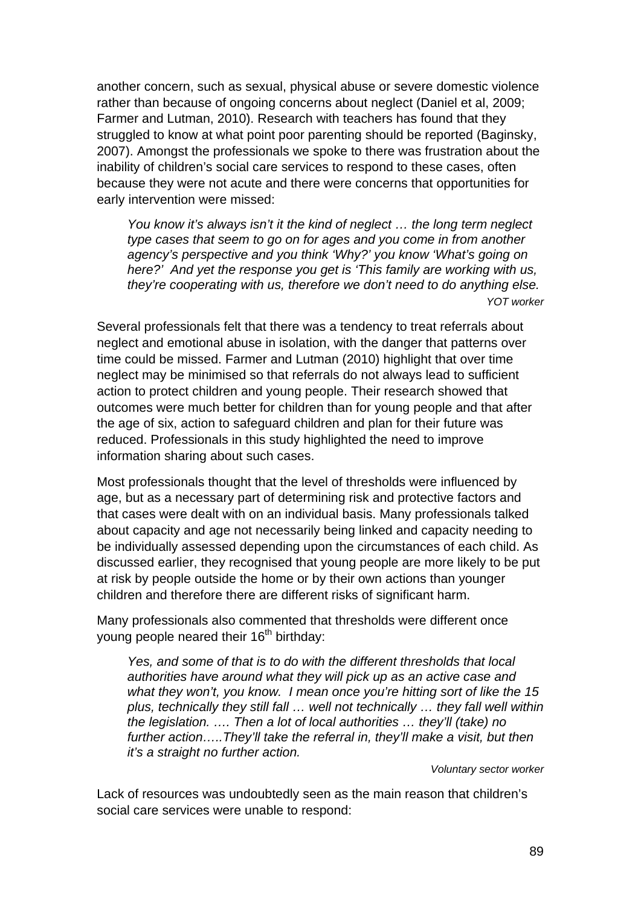another concern, such as sexual, physical abuse or severe domestic violence rather than because of ongoing concerns about neglect (Daniel et al, 2009; Farmer and Lutman, 2010). Research with teachers has found that they struggled to know at what point poor parenting should be reported (Baginsky, 2007). Amongst the professionals we spoke to there was frustration about the inability of children's social care services to respond to these cases, often because they were not acute and there were concerns that opportunities for early intervention were missed:

> *You know it's always isn't it the kind of neglect … the long term neglect type cases that seem to go on for ages and you come in from another agency's perspective and you think 'Why?' you know 'What's going on here?' And yet the response you get is 'This family are working with us, they're cooperating with us, therefore we don't need to do anything else.*
>
> *YOT worker*

Several professionals felt that there was a tendency to treat referrals about neglect and emotional abuse in isolation, with the danger that patterns over time could be missed. Farmer and Lutman (2010) highlight that over time neglect may be minimised so that referrals do not always lead to sufficient action to protect children and young people. Their research showed that outcomes were much better for children than for young people and that after the age of six, action to safeguard children and plan for their future was reduced. Professionals in this study highlighted the need to improve information sharing about such cases.

Most professionals thought that the level of thresholds were influenced by age, but as a necessary part of determining risk and protective factors and that cases were dealt with on an individual basis. Many professionals talked about capacity and age not necessarily being linked and capacity needing to be individually assessed depending upon the circumstances of each child. As discussed earlier, they recognised that young people are more likely to be put at risk by people outside the home or by their own actions than younger children and therefore there are different risks of significant harm.

Many professionals also commented that thresholds were different once young people neared their 16th birthday:

> *Yes, and some of that is to do with the different thresholds that local authorities have around what they will pick up as an active case and what they won't, you know. I mean once you're hitting sort of like the 15 plus, technically they still fall … well not technically … they fall well within the legislation. …. Then a lot of local authorities … they'll (take) no further action…..They'll take the referral in, they'll make a visit, but then it's a straight no further action.*
>
> *Voluntary sector worker*

Lack of resources was undoubtedly seen as the main reason that children's social care services were unable to respond: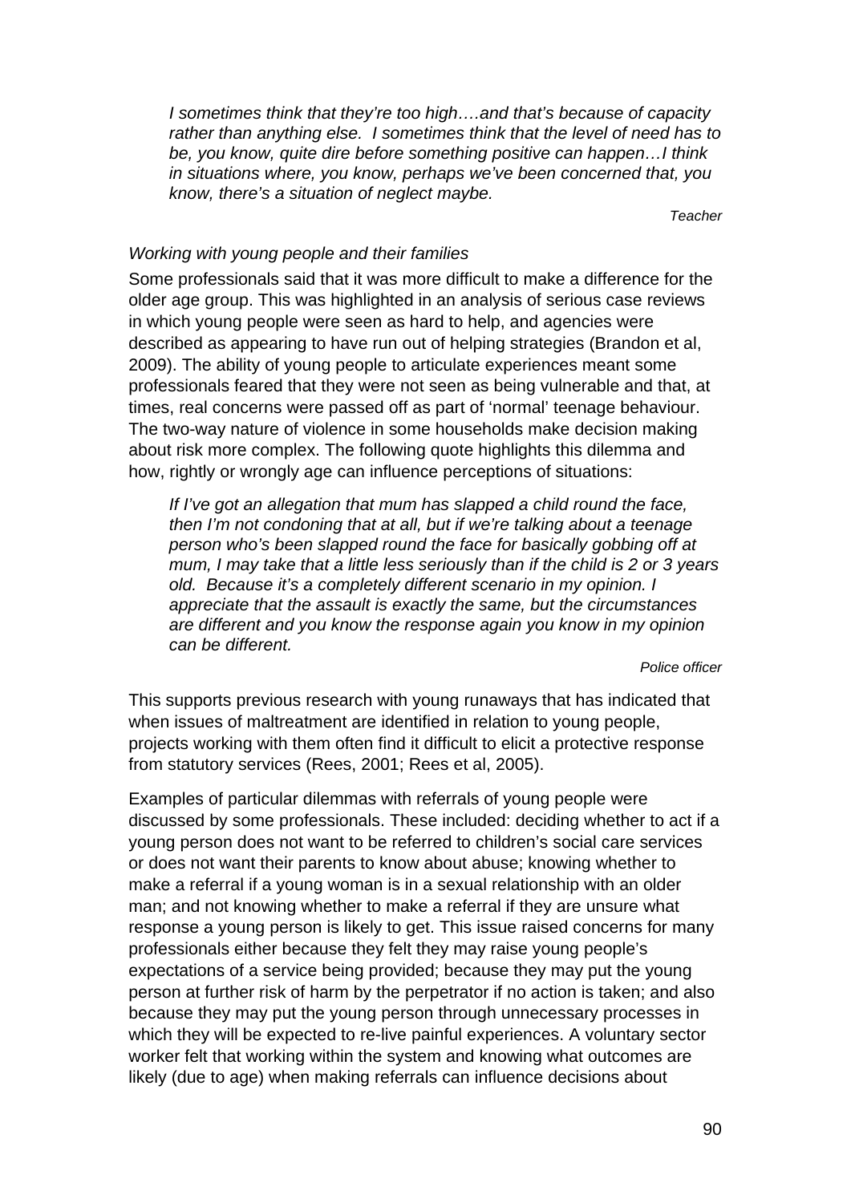*I sometimes think that they're too high….and that's because of capacity rather than anything else. I sometimes think that the level of need has to be, you know, quite dire before something positive can happen…I think in situations where, you know, perhaps we've been concerned that, you know, there's a situation of neglect maybe.*

*Teacher*

*Working with young people and their families*

Some professionals said that it was more difficult to make a difference for the older age group. This was highlighted in an analysis of serious case reviews in which young people were seen as hard to help, and agencies were described as appearing to have run out of helping strategies (Brandon et al, 2009). The ability of young people to articulate experiences meant some professionals feared that they were not seen as being vulnerable and that, at times, real concerns were passed off as part of 'normal' teenage behaviour. The two-way nature of violence in some households make decision making about risk more complex. The following quote highlights this dilemma and how, rightly or wrongly age can influence perceptions of situations:

*If I've got an allegation that mum has slapped a child round the face, then I'm not condoning that at all, but if we're talking about a teenage person who's been slapped round the face for basically gobbing off at mum, I may take that a little less seriously than if the child is 2 or 3 years old. Because it's a completely different scenario in my opinion. I appreciate that the assault is exactly the same, but the circumstances are different and you know the response again you know in my opinion can be different.*

*Police officer*

This supports previous research with young runaways that has indicated that when issues of maltreatment are identified in relation to young people, projects working with them often find it difficult to elicit a protective response from statutory services (Rees, 2001; Rees et al, 2005).

Examples of particular dilemmas with referrals of young people were discussed by some professionals. These included: deciding whether to act if a young person does not want to be referred to children's social care services or does not want their parents to know about abuse; knowing whether to make a referral if a young woman is in a sexual relationship with an older man; and not knowing whether to make a referral if they are unsure what response a young person is likely to get. This issue raised concerns for many professionals either because they felt they may raise young people's expectations of a service being provided; because they may put the young person at further risk of harm by the perpetrator if no action is taken; and also because they may put the young person through unnecessary processes in which they will be expected to re-live painful experiences. A voluntary sector worker felt that working within the system and knowing what outcomes are likely (due to age) when making referrals can influence decisions about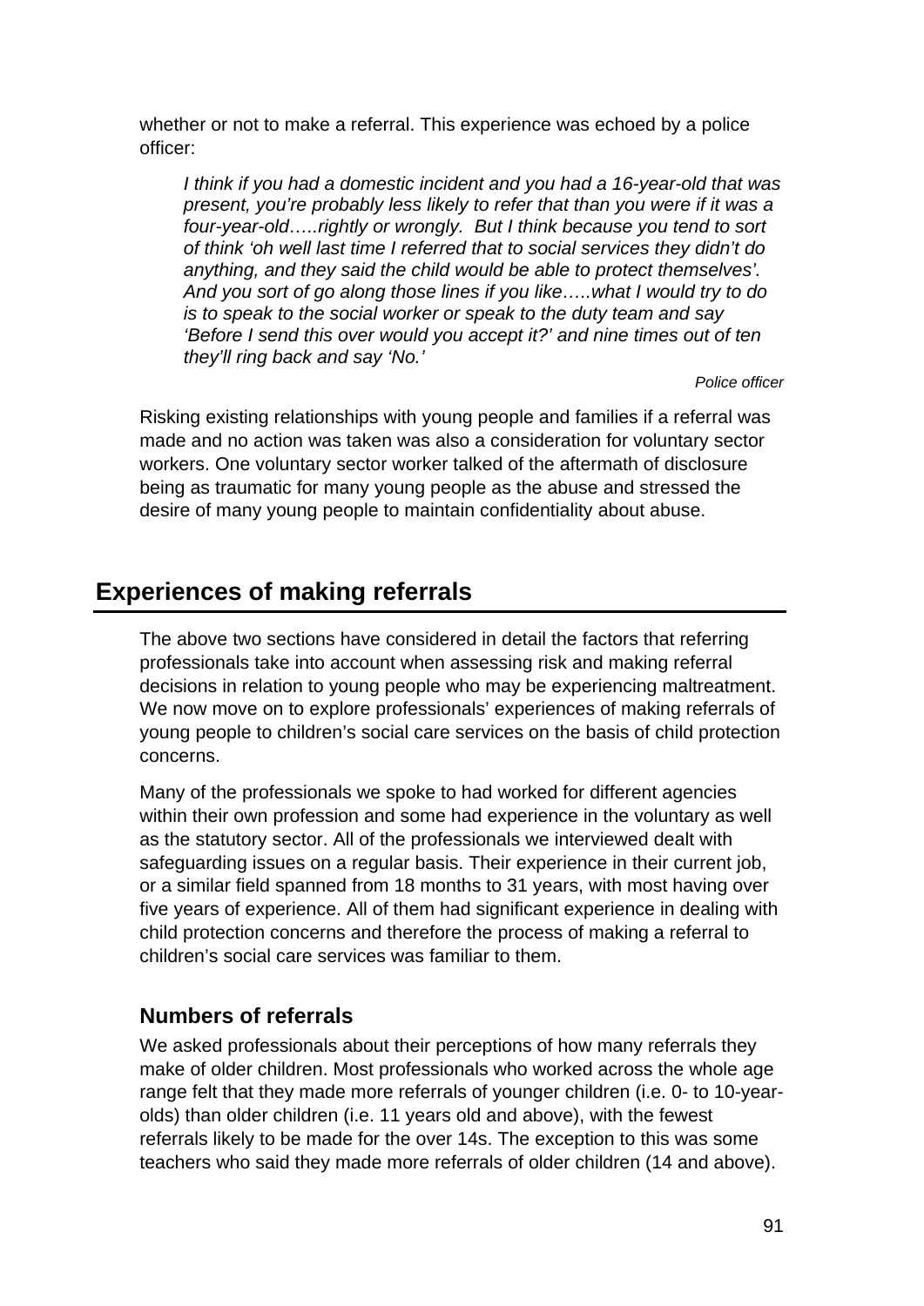whether or not to make a referral. This experience was echoed by a police officer:

> *I think if you had a domestic incident and you had a 16-year-old that was present, you're probably less likely to refer that than you were if it was a four-year-old…..rightly or wrongly. But I think because you tend to sort of think 'oh well last time I referred that to social services they didn't do anything, and they said the child would be able to protect themselves'. And you sort of go along those lines if you like…..what I would try to do is to speak to the social worker or speak to the duty team and say 'Before I send this over would you accept it?' and nine times out of ten they'll ring back and say 'No.'*
>
> *Police officer*

Risking existing relationships with young people and families if a referral was made and no action was taken was also a consideration for voluntary sector workers. One voluntary sector worker talked of the aftermath of disclosure being as traumatic for many young people as the abuse and stressed the desire of many young people to maintain confidentiality about abuse.

## Experiences of making referrals

The above two sections have considered in detail the factors that referring professionals take into account when assessing risk and making referral decisions in relation to young people who may be experiencing maltreatment. We now move on to explore professionals' experiences of making referrals of young people to children's social care services on the basis of child protection concerns.

Many of the professionals we spoke to had worked for different agencies within their own profession and some had experience in the voluntary as well as the statutory sector. All of the professionals we interviewed dealt with safeguarding issues on a regular basis. Their experience in their current job, or a similar field spanned from 18 months to 31 years, with most having over five years of experience. All of them had significant experience in dealing with child protection concerns and therefore the process of making a referral to children's social care services was familiar to them.

### Numbers of referrals

We asked professionals about their perceptions of how many referrals they make of older children. Most professionals who worked across the whole age range felt that they made more referrals of younger children (i.e. 0- to 10-year-olds) than older children (i.e. 11 years old and above), with the fewest referrals likely to be made for the over 14s. The exception to this was some teachers who said they made more referrals of older children (14 and above).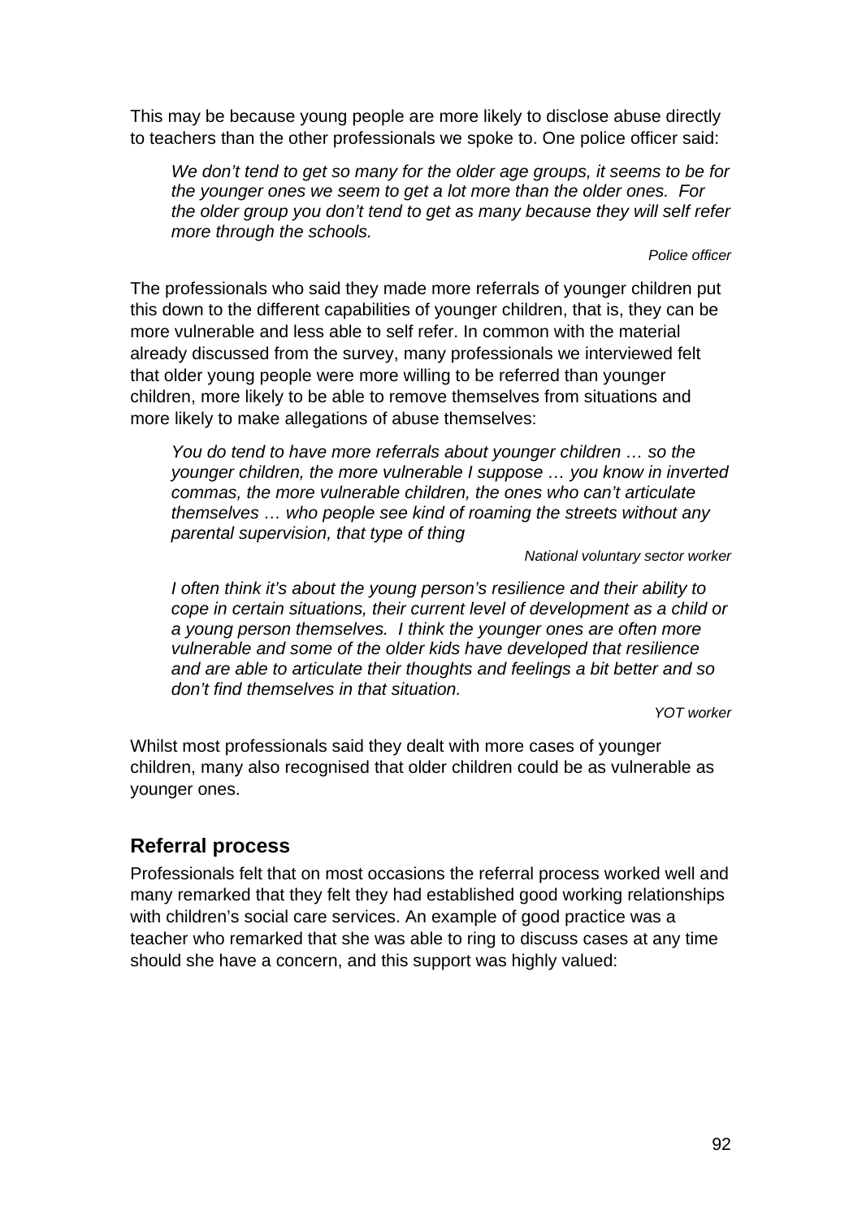This may be because young people are more likely to disclose abuse directly to teachers than the other professionals we spoke to. One police officer said:

> *We don't tend to get so many for the older age groups, it seems to be for the younger ones we seem to get a lot more than the older ones. For the older group you don't tend to get as many because they will self refer more through the schools.*
>
> *Police officer*

The professionals who said they made more referrals of younger children put this down to the different capabilities of younger children, that is, they can be more vulnerable and less able to self refer. In common with the material already discussed from the survey, many professionals we interviewed felt that older young people were more willing to be referred than younger children, more likely to be able to remove themselves from situations and more likely to make allegations of abuse themselves:

> *You do tend to have more referrals about younger children … so the younger children, the more vulnerable I suppose … you know in inverted commas, the more vulnerable children, the ones who can't articulate themselves … who people see kind of roaming the streets without any parental supervision, that type of thing*
>
> *National voluntary sector worker*

> *I often think it's about the young person's resilience and their ability to cope in certain situations, their current level of development as a child or a young person themselves. I think the younger ones are often more vulnerable and some of the older kids have developed that resilience and are able to articulate their thoughts and feelings a bit better and so don't find themselves in that situation.*
>
> *YOT worker*

Whilst most professionals said they dealt with more cases of younger children, many also recognised that older children could be as vulnerable as younger ones.

## Referral process

Professionals felt that on most occasions the referral process worked well and many remarked that they felt they had established good working relationships with children's social care services. An example of good practice was a teacher who remarked that she was able to ring to discuss cases at any time should she have a concern, and this support was highly valued: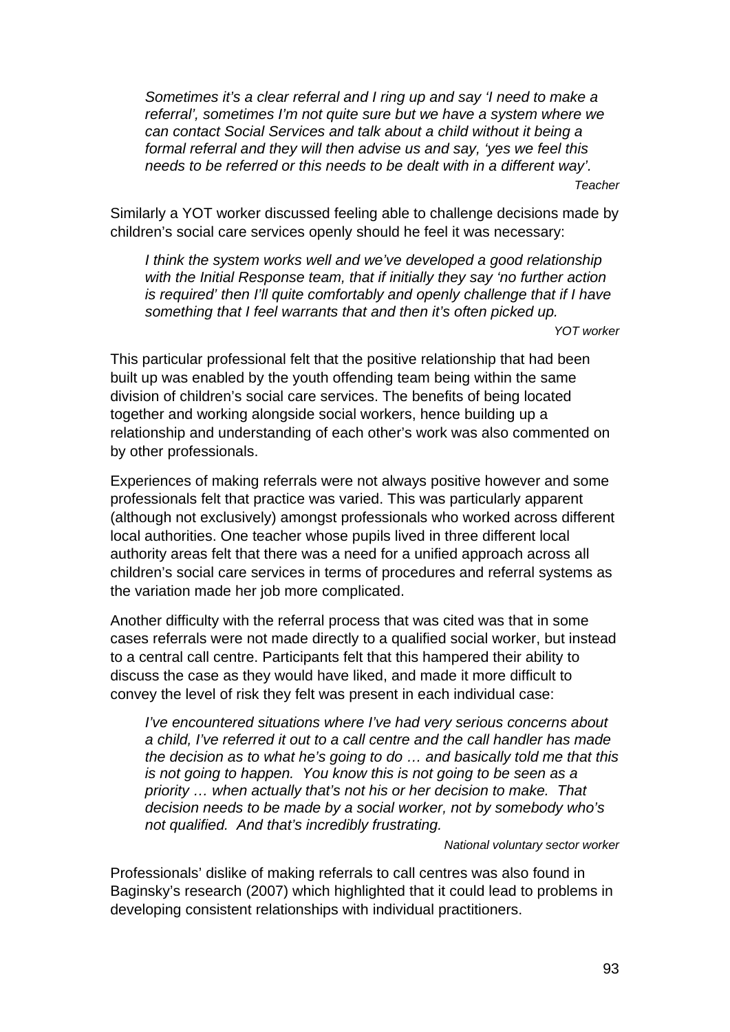> *Sometimes it's a clear referral and I ring up and say 'I need to make a referral', sometimes I'm not quite sure but we have a system where we can contact Social Services and talk about a child without it being a formal referral and they will then advise us and say, 'yes we feel this needs to be referred or this needs to be dealt with in a different way'.*
>
> *Teacher*

Similarly a YOT worker discussed feeling able to challenge decisions made by children's social care services openly should he feel it was necessary:

> *I think the system works well and we've developed a good relationship with the Initial Response team, that if initially they say 'no further action is required' then I'll quite comfortably and openly challenge that if I have something that I feel warrants that and then it's often picked up.*
>
> *YOT worker*

This particular professional felt that the positive relationship that had been built up was enabled by the youth offending team being within the same division of children's social care services. The benefits of being located together and working alongside social workers, hence building up a relationship and understanding of each other's work was also commented on by other professionals.

Experiences of making referrals were not always positive however and some professionals felt that practice was varied. This was particularly apparent (although not exclusively) amongst professionals who worked across different local authorities. One teacher whose pupils lived in three different local authority areas felt that there was a need for a unified approach across all children's social care services in terms of procedures and referral systems as the variation made her job more complicated.

Another difficulty with the referral process that was cited was that in some cases referrals were not made directly to a qualified social worker, but instead to a central call centre. Participants felt that this hampered their ability to discuss the case as they would have liked, and made it more difficult to convey the level of risk they felt was present in each individual case:

> *I've encountered situations where I've had very serious concerns about a child, I've referred it out to a call centre and the call handler has made the decision as to what he's going to do … and basically told me that this is not going to happen. You know this is not going to be seen as a priority … when actually that's not his or her decision to make. That decision needs to be made by a social worker, not by somebody who's not qualified. And that's incredibly frustrating.*
>
> *National voluntary sector worker*

Professionals' dislike of making referrals to call centres was also found in Baginsky's research (2007) which highlighted that it could lead to problems in developing consistent relationships with individual practitioners.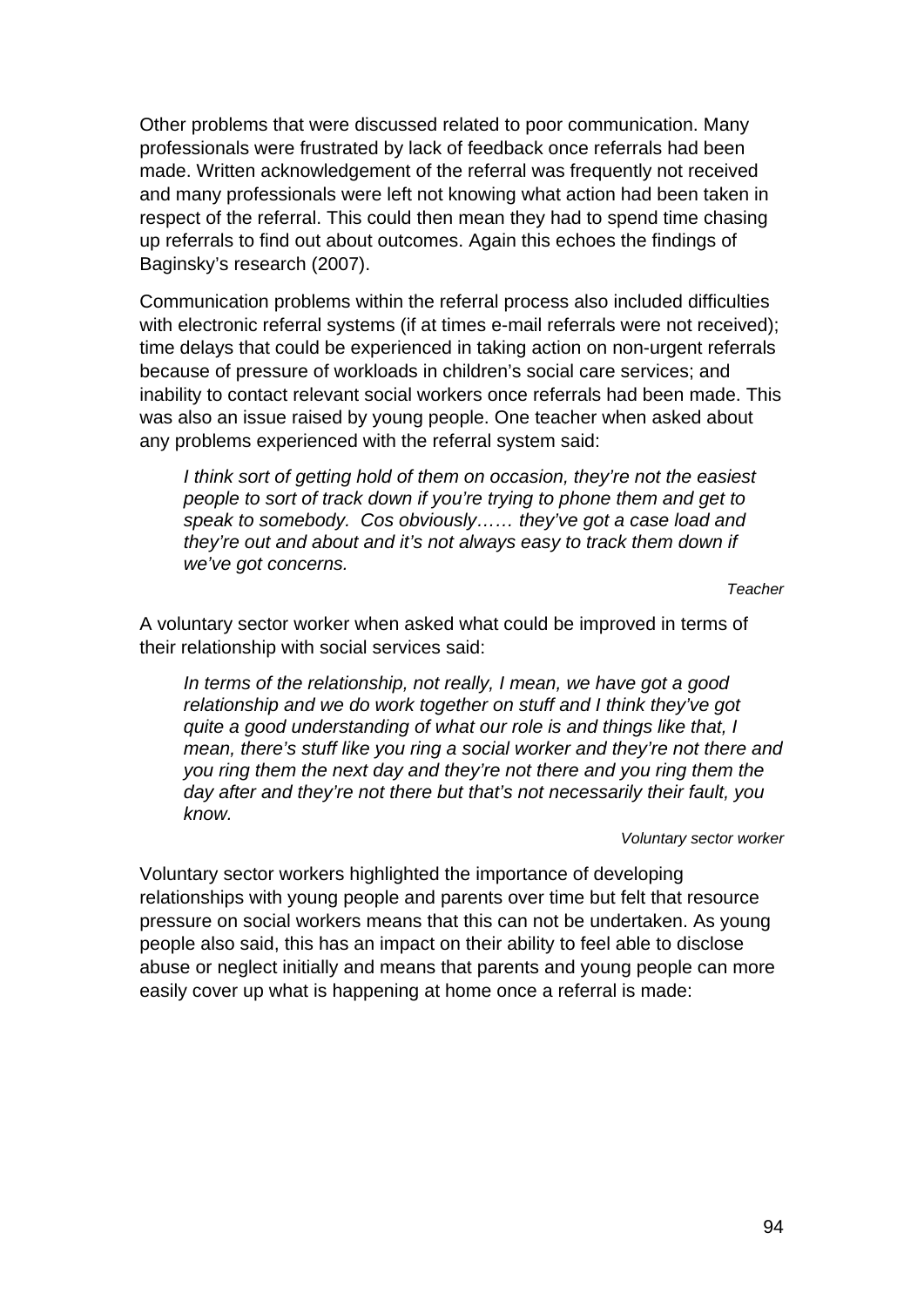Other problems that were discussed related to poor communication. Many professionals were frustrated by lack of feedback once referrals had been made. Written acknowledgement of the referral was frequently not received and many professionals were left not knowing what action had been taken in respect of the referral. This could then mean they had to spend time chasing up referrals to find out about outcomes. Again this echoes the findings of Baginsky's research (2007).

Communication problems within the referral process also included difficulties with electronic referral systems (if at times e-mail referrals were not received); time delays that could be experienced in taking action on non-urgent referrals because of pressure of workloads in children's social care services; and inability to contact relevant social workers once referrals had been made. This was also an issue raised by young people. One teacher when asked about any problems experienced with the referral system said:

> *I think sort of getting hold of them on occasion, they're not the easiest people to sort of track down if you're trying to phone them and get to speak to somebody. Cos obviously…… they've got a case load and they're out and about and it's not always easy to track them down if we've got concerns.*
>
> *Teacher*

A voluntary sector worker when asked what could be improved in terms of their relationship with social services said:

> *In terms of the relationship, not really, I mean, we have got a good relationship and we do work together on stuff and I think they've got quite a good understanding of what our role is and things like that, I mean, there's stuff like you ring a social worker and they're not there and you ring them the next day and they're not there and you ring them the day after and they're not there but that's not necessarily their fault, you know.*
>
> *Voluntary sector worker*

Voluntary sector workers highlighted the importance of developing relationships with young people and parents over time but felt that resource pressure on social workers means that this can not be undertaken. As young people also said, this has an impact on their ability to feel able to disclose abuse or neglect initially and means that parents and young people can more easily cover up what is happening at home once a referral is made: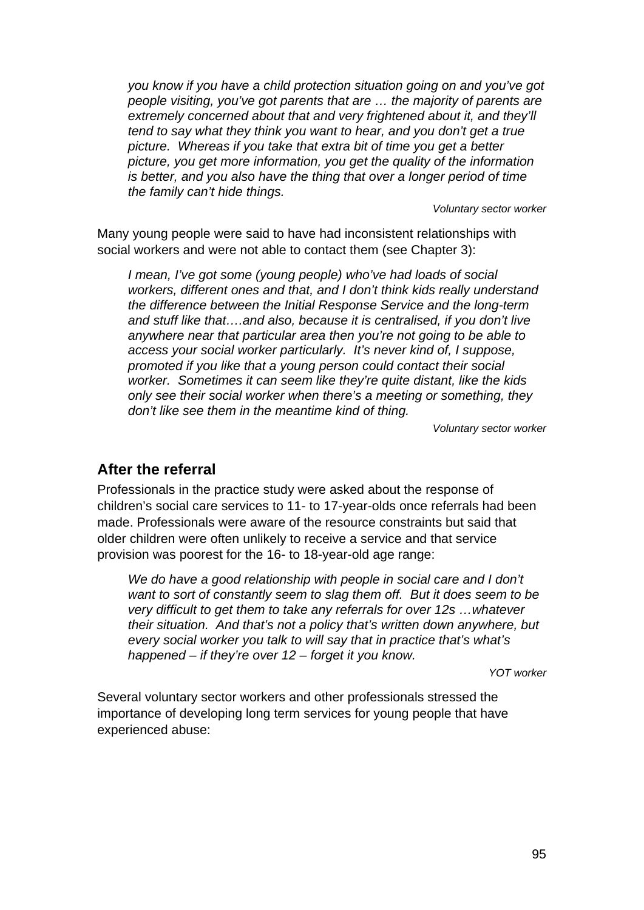*you know if you have a child protection situation going on and you've got people visiting, you've got parents that are … the majority of parents are extremely concerned about that and very frightened about it, and they'll tend to say what they think you want to hear, and you don't get a true picture. Whereas if you take that extra bit of time you get a better picture, you get more information, you get the quality of the information is better, and you also have the thing that over a longer period of time the family can't hide things.*

*Voluntary sector worker*

Many young people were said to have had inconsistent relationships with social workers and were not able to contact them (see Chapter 3):

*I mean, I've got some (young people) who've had loads of social workers, different ones and that, and I don't think kids really understand the difference between the Initial Response Service and the long-term and stuff like that….and also, because it is centralised, if you don't live anywhere near that particular area then you're not going to be able to access your social worker particularly. It's never kind of, I suppose, promoted if you like that a young person could contact their social worker. Sometimes it can seem like they're quite distant, like the kids only see their social worker when there's a meeting or something, they don't like see them in the meantime kind of thing.*

*Voluntary sector worker*

### After the referral

Professionals in the practice study were asked about the response of children's social care services to 11- to 17-year-olds once referrals had been made. Professionals were aware of the resource constraints but said that older children were often unlikely to receive a service and that service provision was poorest for the 16- to 18-year-old age range:

*We do have a good relationship with people in social care and I don't want to sort of constantly seem to slag them off. But it does seem to be very difficult to get them to take any referrals for over 12s …whatever their situation. And that's not a policy that's written down anywhere, but every social worker you talk to will say that in practice that's what's happened – if they're over 12 – forget it you know.*

*YOT worker*

Several voluntary sector workers and other professionals stressed the importance of developing long term services for young people that have experienced abuse: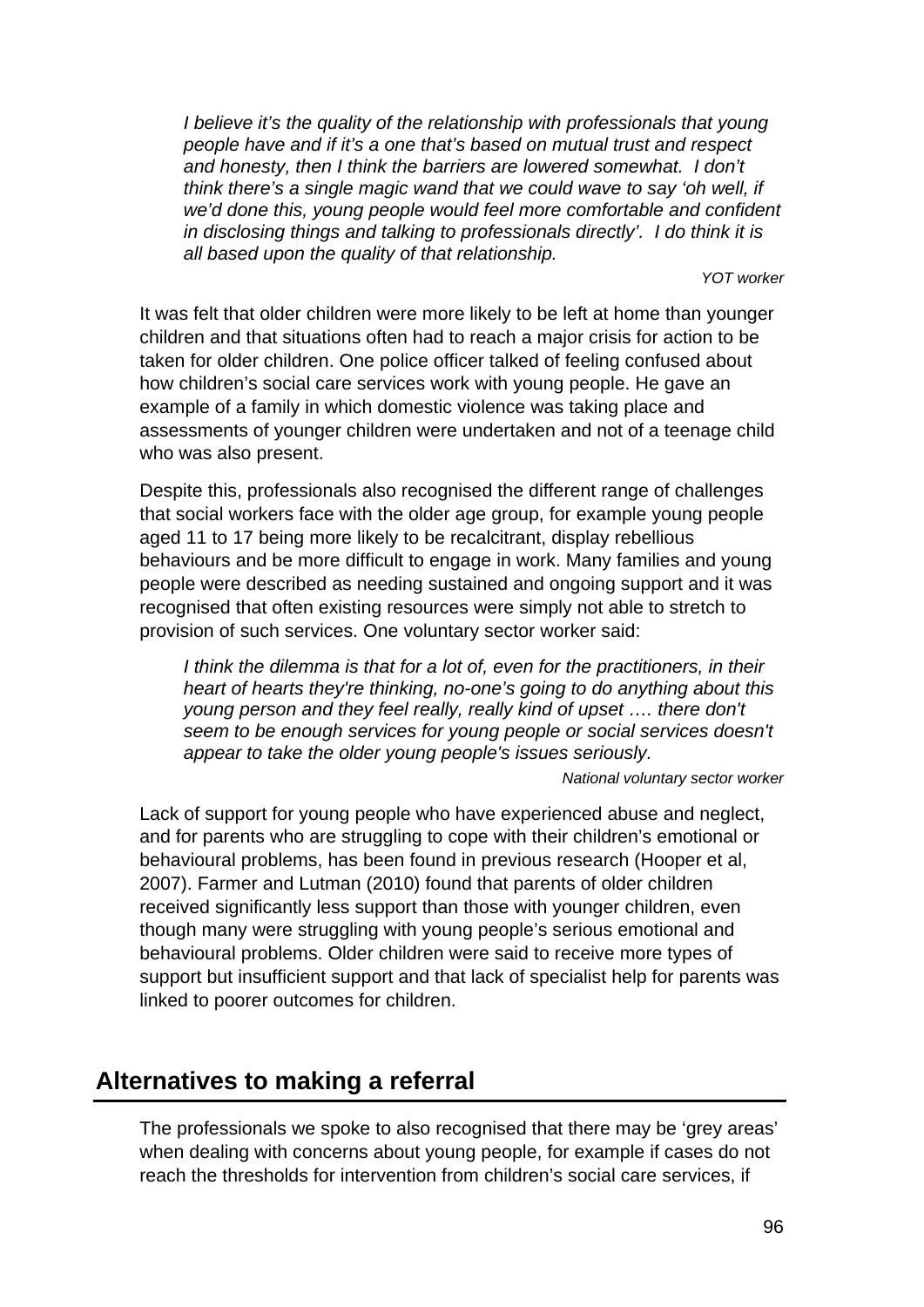*I believe it's the quality of the relationship with professionals that young people have and if it's a one that's based on mutual trust and respect and honesty, then I think the barriers are lowered somewhat. I don't think there's a single magic wand that we could wave to say 'oh well, if we'd done this, young people would feel more comfortable and confident in disclosing things and talking to professionals directly'. I do think it is all based upon the quality of that relationship.*

*YOT worker*

It was felt that older children were more likely to be left at home than younger children and that situations often had to reach a major crisis for action to be taken for older children. One police officer talked of feeling confused about how children's social care services work with young people. He gave an example of a family in which domestic violence was taking place and assessments of younger children were undertaken and not of a teenage child who was also present.

Despite this, professionals also recognised the different range of challenges that social workers face with the older age group, for example young people aged 11 to 17 being more likely to be recalcitrant, display rebellious behaviours and be more difficult to engage in work. Many families and young people were described as needing sustained and ongoing support and it was recognised that often existing resources were simply not able to stretch to provision of such services. One voluntary sector worker said:

*I think the dilemma is that for a lot of, even for the practitioners, in their heart of hearts they're thinking, no-one's going to do anything about this young person and they feel really, really kind of upset …. there don't seem to be enough services for young people or social services doesn't appear to take the older young people's issues seriously.*

*National voluntary sector worker*

Lack of support for young people who have experienced abuse and neglect, and for parents who are struggling to cope with their children's emotional or behavioural problems, has been found in previous research (Hooper et al, 2007). Farmer and Lutman (2010) found that parents of older children received significantly less support than those with younger children, even though many were struggling with young people's serious emotional and behavioural problems. Older children were said to receive more types of support but insufficient support and that lack of specialist help for parents was linked to poorer outcomes for children.

## Alternatives to making a referral

The professionals we spoke to also recognised that there may be 'grey areas' when dealing with concerns about young people, for example if cases do not reach the thresholds for intervention from children's social care services, if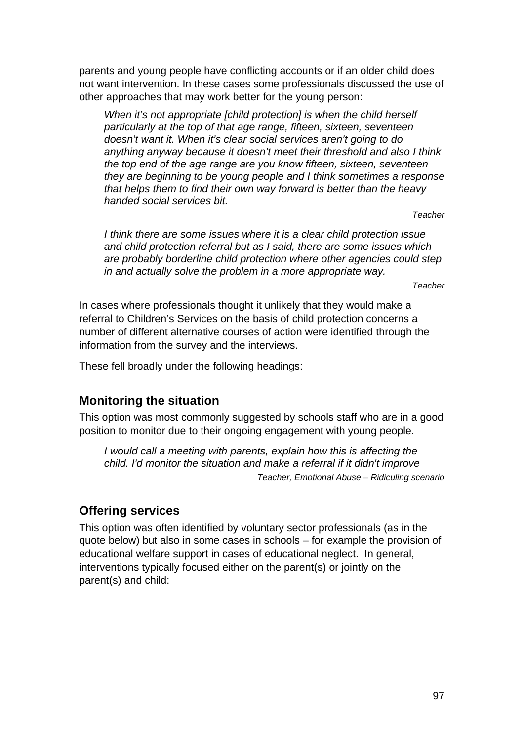parents and young people have conflicting accounts or if an older child does not want intervention. In these cases some professionals discussed the use of other approaches that may work better for the young person:

> *When it's not appropriate [child protection] is when the child herself particularly at the top of that age range, fifteen, sixteen, seventeen doesn't want it. When it's clear social services aren't going to do anything anyway because it doesn't meet their threshold and also I think the top end of the age range are you know fifteen, sixteen, seventeen they are beginning to be young people and I think sometimes a response that helps them to find their own way forward is better than the heavy handed social services bit.*
>
> *Teacher*

> *I think there are some issues where it is a clear child protection issue and child protection referral but as I said, there are some issues which are probably borderline child protection where other agencies could step in and actually solve the problem in a more appropriate way.*
>
> *Teacher*

In cases where professionals thought it unlikely that they would make a referral to Children's Services on the basis of child protection concerns a number of different alternative courses of action were identified through the information from the survey and the interviews.

These fell broadly under the following headings:

## Monitoring the situation

This option was most commonly suggested by schools staff who are in a good position to monitor due to their ongoing engagement with young people.

> *I would call a meeting with parents, explain how this is affecting the child. I'd monitor the situation and make a referral if it didn't improve*
>
> *Teacher, Emotional Abuse – Ridiculing scenario*

## Offering services

This option was often identified by voluntary sector professionals (as in the quote below) but also in some cases in schools – for example the provision of educational welfare support in cases of educational neglect. In general, interventions typically focused either on the parent(s) or jointly on the parent(s) and child: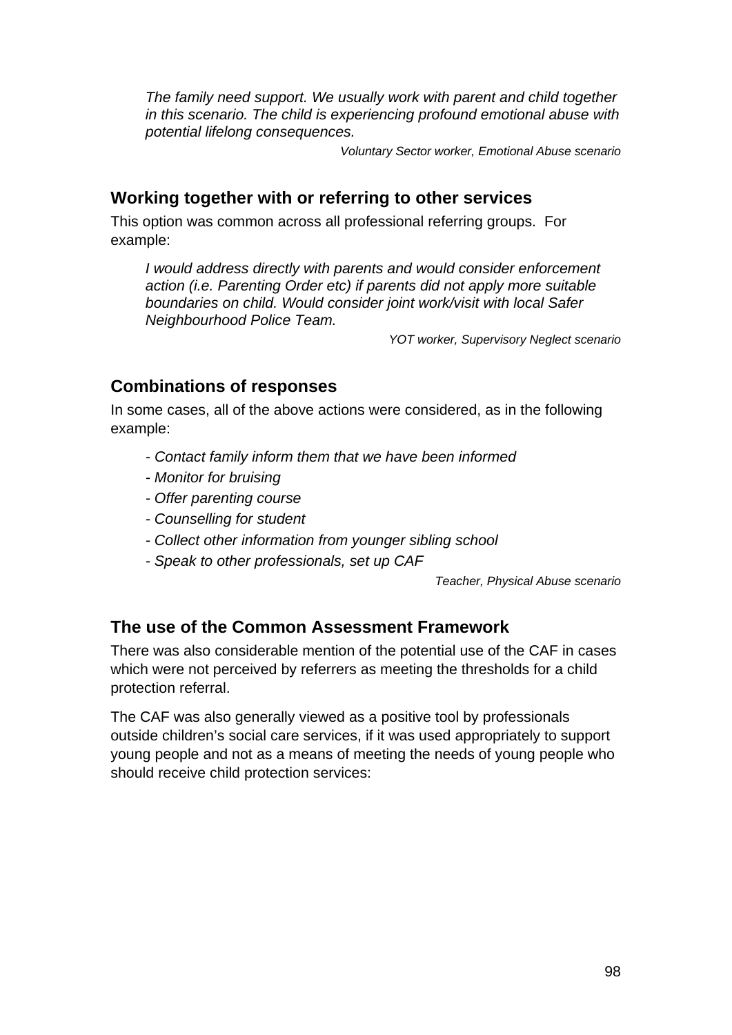> *The family need support. We usually work with parent and child together in this scenario. The child is experiencing profound emotional abuse with potential lifelong consequences.*
>
> *Voluntary Sector worker, Emotional Abuse scenario*

### Working together with or referring to other services

This option was common across all professional referring groups. For example:

> *I would address directly with parents and would consider enforcement action (i.e. Parenting Order etc) if parents did not apply more suitable boundaries on child. Would consider joint work/visit with local Safer Neighbourhood Police Team.*
>
> *YOT worker, Supervisory Neglect scenario*

### Combinations of responses

In some cases, all of the above actions were considered, as in the following example:

> *- Contact family inform them that we have been informed*
>
> *- Monitor for bruising*
>
> *- Offer parenting course*
>
> *- Counselling for student*
>
> *- Collect other information from younger sibling school*
>
> *- Speak to other professionals, set up CAF*
>
> *Teacher, Physical Abuse scenario*

### The use of the Common Assessment Framework

There was also considerable mention of the potential use of the CAF in cases which were not perceived by referrers as meeting the thresholds for a child protection referral.

The CAF was also generally viewed as a positive tool by professionals outside children's social care services, if it was used appropriately to support young people and not as a means of meeting the needs of young people who should receive child protection services: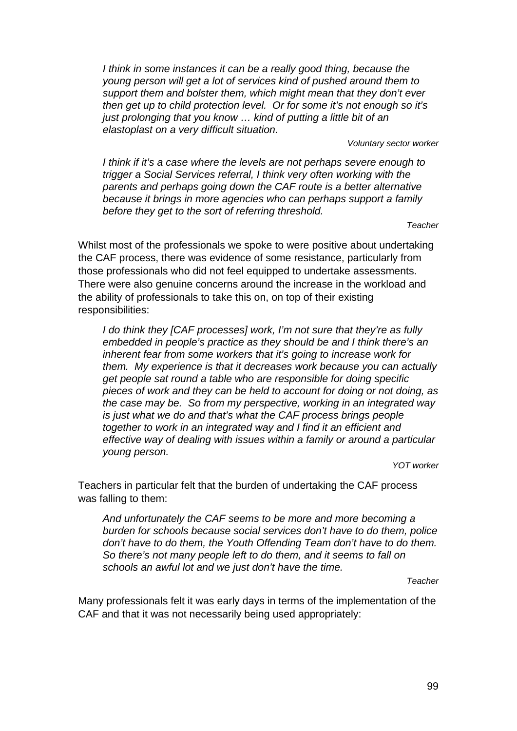*I think in some instances it can be a really good thing, because the young person will get a lot of services kind of pushed around them to support them and bolster them, which might mean that they don't ever then get up to child protection level. Or for some it's not enough so it's just prolonging that you know … kind of putting a little bit of an elastoplast on a very difficult situation.*

*Voluntary sector worker*

*I think if it's a case where the levels are not perhaps severe enough to trigger a Social Services referral, I think very often working with the parents and perhaps going down the CAF route is a better alternative because it brings in more agencies who can perhaps support a family before they get to the sort of referring threshold.*

*Teacher*

Whilst most of the professionals we spoke to were positive about undertaking the CAF process, there was evidence of some resistance, particularly from those professionals who did not feel equipped to undertake assessments. There were also genuine concerns around the increase in the workload and the ability of professionals to take this on, on top of their existing responsibilities:

*I do think they [CAF processes] work, I'm not sure that they're as fully embedded in people's practice as they should be and I think there's an inherent fear from some workers that it's going to increase work for them. My experience is that it decreases work because you can actually get people sat round a table who are responsible for doing specific pieces of work and they can be held to account for doing or not doing, as the case may be. So from my perspective, working in an integrated way is just what we do and that's what the CAF process brings people together to work in an integrated way and I find it an efficient and effective way of dealing with issues within a family or around a particular young person.*

*YOT worker*

Teachers in particular felt that the burden of undertaking the CAF process was falling to them:

*And unfortunately the CAF seems to be more and more becoming a burden for schools because social services don't have to do them, police don't have to do them, the Youth Offending Team don't have to do them. So there's not many people left to do them, and it seems to fall on schools an awful lot and we just don't have the time.*

*Teacher*

Many professionals felt it was early days in terms of the implementation of the CAF and that it was not necessarily being used appropriately: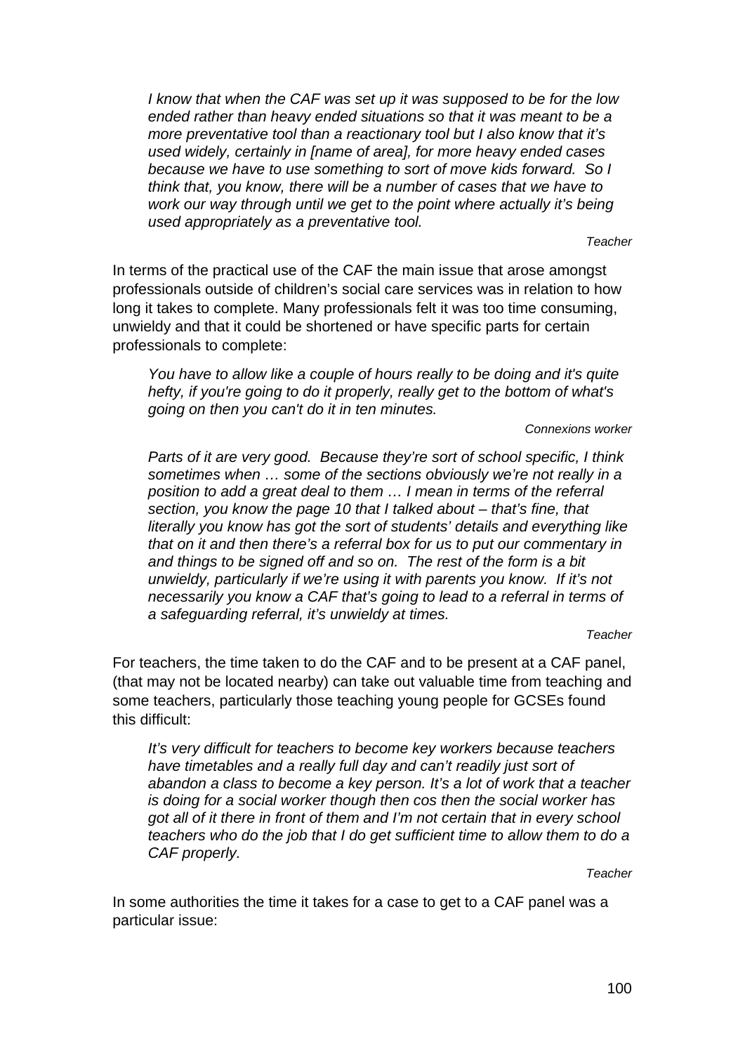> *I know that when the CAF was set up it was supposed to be for the low ended rather than heavy ended situations so that it was meant to be a more preventative tool than a reactionary tool but I also know that it's used widely, certainly in [name of area], for more heavy ended cases because we have to use something to sort of move kids forward. So I think that, you know, there will be a number of cases that we have to work our way through until we get to the point where actually it's being used appropriately as a preventative tool.*
>
> *Teacher*

In terms of the practical use of the CAF the main issue that arose amongst professionals outside of children's social care services was in relation to how long it takes to complete. Many professionals felt it was too time consuming, unwieldy and that it could be shortened or have specific parts for certain professionals to complete:

> *You have to allow like a couple of hours really to be doing and it's quite hefty, if you're going to do it properly, really get to the bottom of what's going on then you can't do it in ten minutes.*
>
> *Connexions worker*

> *Parts of it are very good. Because they're sort of school specific, I think sometimes when … some of the sections obviously we're not really in a position to add a great deal to them … I mean in terms of the referral section, you know the page 10 that I talked about – that's fine, that literally you know has got the sort of students' details and everything like that on it and then there's a referral box for us to put our commentary in and things to be signed off and so on. The rest of the form is a bit unwieldy, particularly if we're using it with parents you know. If it's not necessarily you know a CAF that's going to lead to a referral in terms of a safeguarding referral, it's unwieldy at times.*
>
> *Teacher*

For teachers, the time taken to do the CAF and to be present at a CAF panel, (that may not be located nearby) can take out valuable time from teaching and some teachers, particularly those teaching young people for GCSEs found this difficult:

> *It's very difficult for teachers to become key workers because teachers have timetables and a really full day and can't readily just sort of abandon a class to become a key person. It's a lot of work that a teacher is doing for a social worker though then cos then the social worker has got all of it there in front of them and I'm not certain that in every school teachers who do the job that I do get sufficient time to allow them to do a CAF properly.*
>
> *Teacher*

In some authorities the time it takes for a case to get to a CAF panel was a particular issue: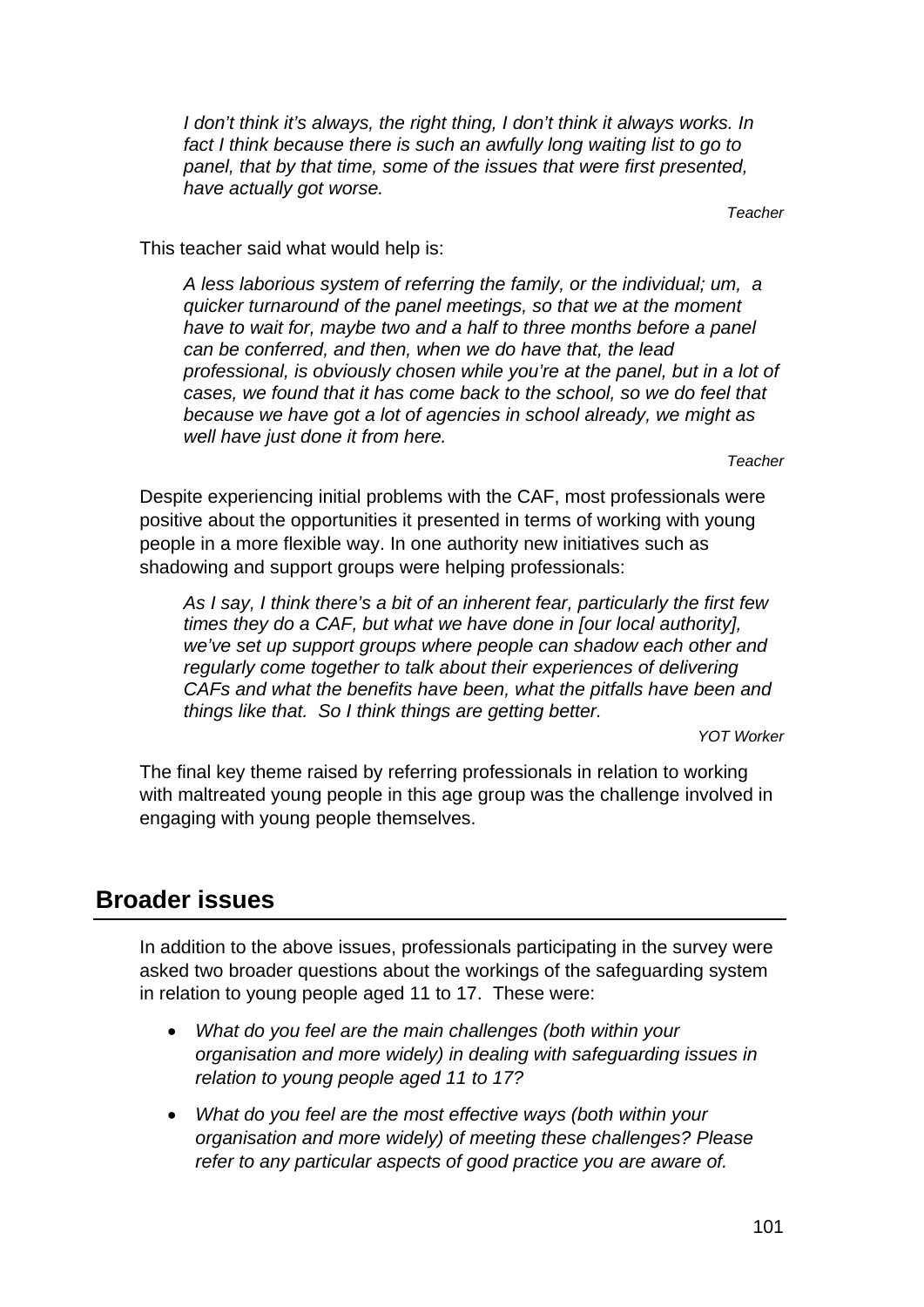*I don't think it's always, the right thing, I don't think it always works. In fact I think because there is such an awfully long waiting list to go to panel, that by that time, some of the issues that were first presented, have actually got worse.*

*Teacher*

This teacher said what would help is:

*A less laborious system of referring the family, or the individual; um, a quicker turnaround of the panel meetings, so that we at the moment have to wait for, maybe two and a half to three months before a panel can be conferred, and then, when we do have that, the lead professional, is obviously chosen while you're at the panel, but in a lot of cases, we found that it has come back to the school, so we do feel that because we have got a lot of agencies in school already, we might as well have just done it from here.*

*Teacher*

Despite experiencing initial problems with the CAF, most professionals were positive about the opportunities it presented in terms of working with young people in a more flexible way. In one authority new initiatives such as shadowing and support groups were helping professionals:

*As I say, I think there's a bit of an inherent fear, particularly the first few times they do a CAF, but what we have done in [our local authority], we've set up support groups where people can shadow each other and regularly come together to talk about their experiences of delivering CAFs and what the benefits have been, what the pitfalls have been and things like that. So I think things are getting better.*

*YOT Worker*

The final key theme raised by referring professionals in relation to working with maltreated young people in this age group was the challenge involved in engaging with young people themselves.

## Broader issues

In addition to the above issues, professionals participating in the survey were asked two broader questions about the workings of the safeguarding system in relation to young people aged 11 to 17. These were:

- *What do you feel are the main challenges (both within your organisation and more widely) in dealing with safeguarding issues in relation to young people aged 11 to 17?*
- *What do you feel are the most effective ways (both within your organisation and more widely) of meeting these challenges? Please refer to any particular aspects of good practice you are aware of.*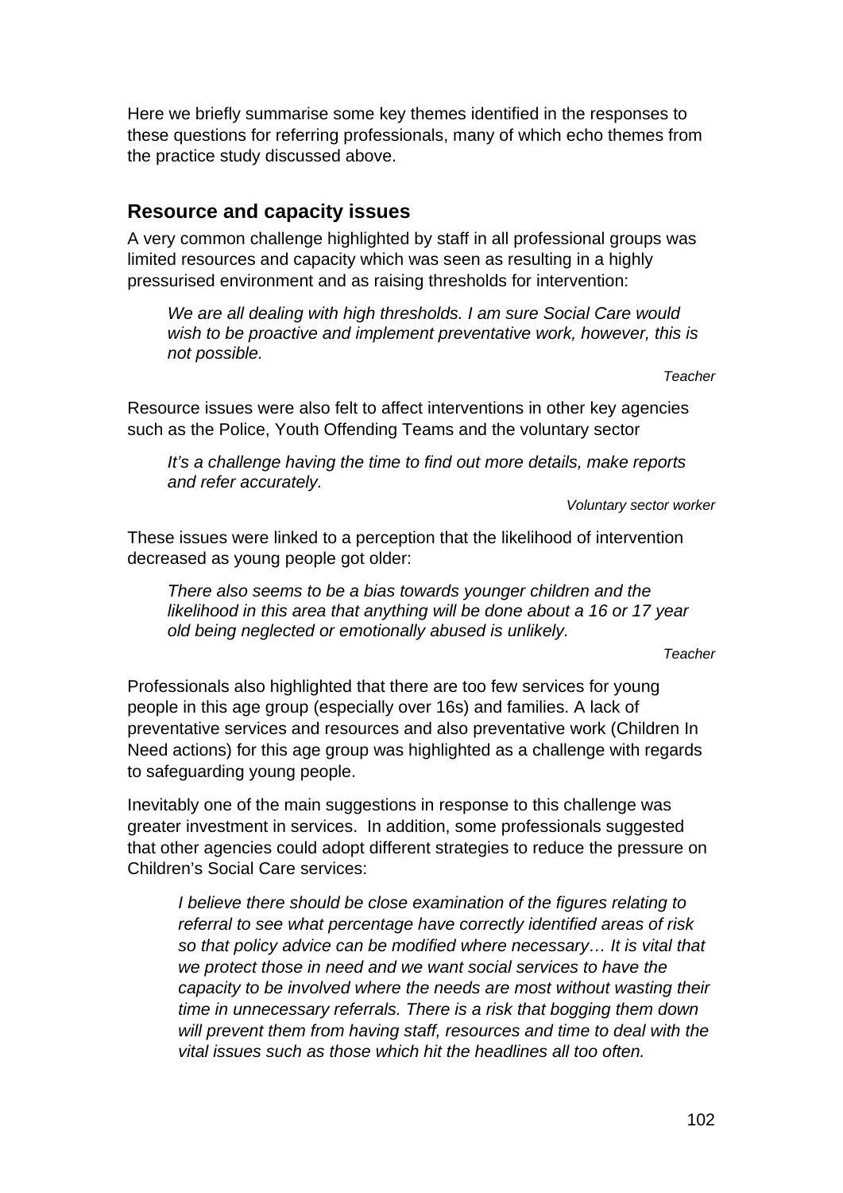Here we briefly summarise some key themes identified in the responses to these questions for referring professionals, many of which echo themes from the practice study discussed above.

## Resource and capacity issues

A very common challenge highlighted by staff in all professional groups was limited resources and capacity which was seen as resulting in a highly pressurised environment and as raising thresholds for intervention:

> *We are all dealing with high thresholds. I am sure Social Care would wish to be proactive and implement preventative work, however, this is not possible.*
>
> *Teacher*

Resource issues were also felt to affect interventions in other key agencies such as the Police, Youth Offending Teams and the voluntary sector

> *It's a challenge having the time to find out more details, make reports and refer accurately.*
>
> *Voluntary sector worker*

These issues were linked to a perception that the likelihood of intervention decreased as young people got older:

> *There also seems to be a bias towards younger children and the likelihood in this area that anything will be done about a 16 or 17 year old being neglected or emotionally abused is unlikely.*
>
> *Teacher*

Professionals also highlighted that there are too few services for young people in this age group (especially over 16s) and families. A lack of preventative services and resources and also preventative work (Children In Need actions) for this age group was highlighted as a challenge with regards to safeguarding young people.

Inevitably one of the main suggestions in response to this challenge was greater investment in services. In addition, some professionals suggested that other agencies could adopt different strategies to reduce the pressure on Children's Social Care services:

> *I believe there should be close examination of the figures relating to referral to see what percentage have correctly identified areas of risk so that policy advice can be modified where necessary… It is vital that we protect those in need and we want social services to have the capacity to be involved where the needs are most without wasting their time in unnecessary referrals. There is a risk that bogging them down will prevent them from having staff, resources and time to deal with the vital issues such as those which hit the headlines all too often.*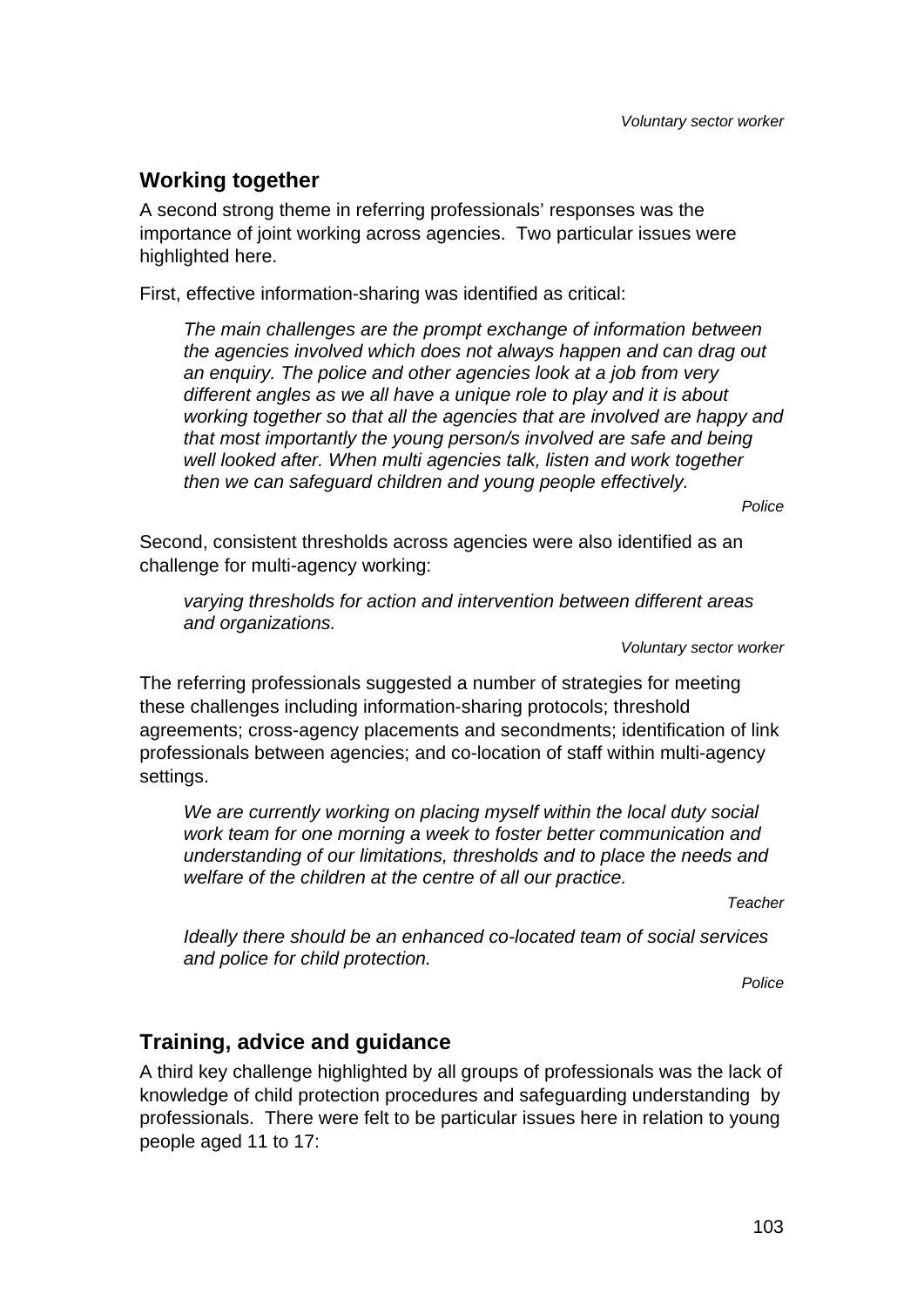*Voluntary sector worker*

## Working together

A second strong theme in referring professionals' responses was the importance of joint working across agencies. Two particular issues were highlighted here.

First, effective information-sharing was identified as critical:

> *The main challenges are the prompt exchange of information between the agencies involved which does not always happen and can drag out an enquiry. The police and other agencies look at a job from very different angles as we all have a unique role to play and it is about working together so that all the agencies that are involved are happy and that most importantly the young person/s involved are safe and being well looked after. When multi agencies talk, listen and work together then we can safeguard children and young people effectively.*
>
> *Police*

Second, consistent thresholds across agencies were also identified as an challenge for multi-agency working:

> *varying thresholds for action and intervention between different areas and organizations.*
>
> *Voluntary sector worker*

The referring professionals suggested a number of strategies for meeting these challenges including information-sharing protocols; threshold agreements; cross-agency placements and secondments; identification of link professionals between agencies; and co-location of staff within multi-agency settings.

> *We are currently working on placing myself within the local duty social work team for one morning a week to foster better communication and understanding of our limitations, thresholds and to place the needs and welfare of the children at the centre of all our practice.*
>
> *Teacher*

> *Ideally there should be an enhanced co-located team of social services and police for child protection.*
>
> *Police*

## Training, advice and guidance

A third key challenge highlighted by all groups of professionals was the lack of knowledge of child protection procedures and safeguarding understanding by professionals. There were felt to be particular issues here in relation to young people aged 11 to 17: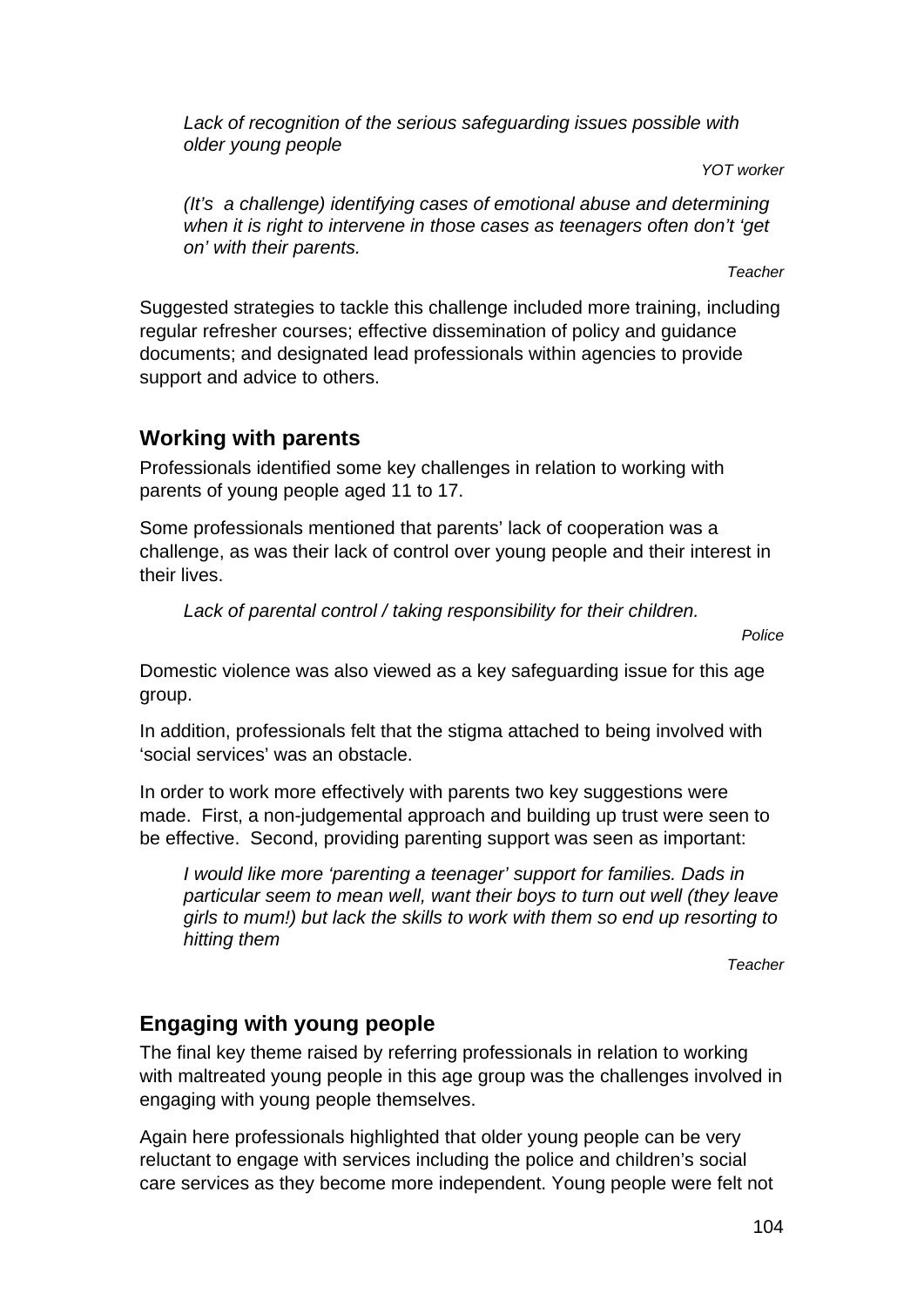*Lack of recognition of the serious safeguarding issues possible with older young people*

*YOT worker*

*(It's a challenge) identifying cases of emotional abuse and determining when it is right to intervene in those cases as teenagers often don't 'get on' with their parents.*

*Teacher*

Suggested strategies to tackle this challenge included more training, including regular refresher courses; effective dissemination of policy and guidance documents; and designated lead professionals within agencies to provide support and advice to others.

### Working with parents

Professionals identified some key challenges in relation to working with parents of young people aged 11 to 17.

Some professionals mentioned that parents' lack of cooperation was a challenge, as was their lack of control over young people and their interest in their lives.

*Lack of parental control / taking responsibility for their children.*

*Police*

Domestic violence was also viewed as a key safeguarding issue for this age group.

In addition, professionals felt that the stigma attached to being involved with 'social services' was an obstacle.

In order to work more effectively with parents two key suggestions were made. First, a non-judgemental approach and building up trust were seen to be effective. Second, providing parenting support was seen as important:

*I would like more 'parenting a teenager' support for families. Dads in particular seem to mean well, want their boys to turn out well (they leave girls to mum!) but lack the skills to work with them so end up resorting to hitting them*

*Teacher*

### Engaging with young people

The final key theme raised by referring professionals in relation to working with maltreated young people in this age group was the challenges involved in engaging with young people themselves.

Again here professionals highlighted that older young people can be very reluctant to engage with services including the police and children's social care services as they become more independent. Young people were felt not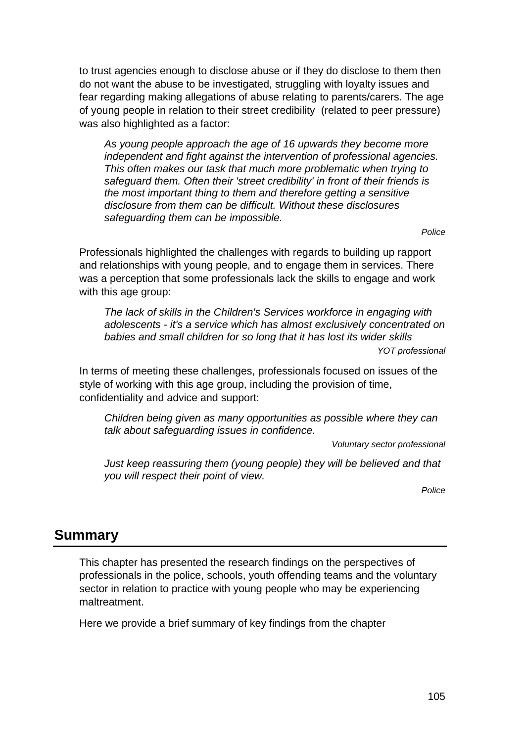to trust agencies enough to disclose abuse or if they do disclose to them then do not want the abuse to be investigated, struggling with loyalty issues and fear regarding making allegations of abuse relating to parents/carers. The age of young people in relation to their street credibility (related to peer pressure) was also highlighted as a factor:

> *As young people approach the age of 16 upwards they become more independent and fight against the intervention of professional agencies. This often makes our task that much more problematic when trying to safeguard them. Often their 'street credibility' in front of their friends is the most important thing to them and therefore getting a sensitive disclosure from them can be difficult. Without these disclosures safeguarding them can be impossible.*
>
> *Police*

Professionals highlighted the challenges with regards to building up rapport and relationships with young people, and to engage them in services. There was a perception that some professionals lack the skills to engage and work with this age group:

> *The lack of skills in the Children's Services workforce in engaging with adolescents - it's a service which has almost exclusively concentrated on babies and small children for so long that it has lost its wider skills*
>
> *YOT professional*

In terms of meeting these challenges, professionals focused on issues of the style of working with this age group, including the provision of time, confidentiality and advice and support:

> *Children being given as many opportunities as possible where they can talk about safeguarding issues in confidence.*
>
> *Voluntary sector professional*

> *Just keep reassuring them (young people) they will be believed and that you will respect their point of view.*
>
> *Police*

## Summary

This chapter has presented the research findings on the perspectives of professionals in the police, schools, youth offending teams and the voluntary sector in relation to practice with young people who may be experiencing maltreatment.

Here we provide a brief summary of key findings from the chapter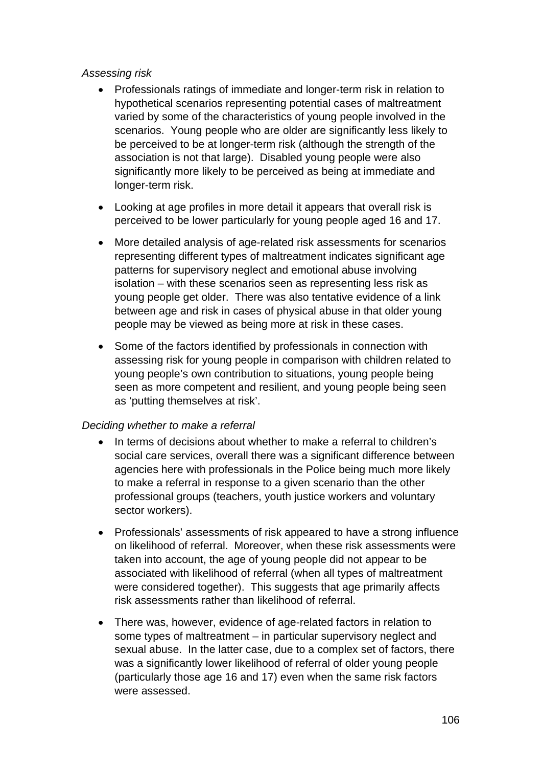*Assessing risk*

- Professionals ratings of immediate and longer-term risk in relation to hypothetical scenarios representing potential cases of maltreatment varied by some of the characteristics of young people involved in the scenarios. Young people who are older are significantly less likely to be perceived to be at longer-term risk (although the strength of the association is not that large). Disabled young people were also significantly more likely to be perceived as being at immediate and longer-term risk.

- Looking at age profiles in more detail it appears that overall risk is perceived to be lower particularly for young people aged 16 and 17.

- More detailed analysis of age-related risk assessments for scenarios representing different types of maltreatment indicates significant age patterns for supervisory neglect and emotional abuse involving isolation – with these scenarios seen as representing less risk as young people get older. There was also tentative evidence of a link between age and risk in cases of physical abuse in that older young people may be viewed as being more at risk in these cases.

- Some of the factors identified by professionals in connection with assessing risk for young people in comparison with children related to young people's own contribution to situations, young people being seen as more competent and resilient, and young people being seen as 'putting themselves at risk'.

*Deciding whether to make a referral*

- In terms of decisions about whether to make a referral to children's social care services, overall there was a significant difference between agencies here with professionals in the Police being much more likely to make a referral in response to a given scenario than the other professional groups (teachers, youth justice workers and voluntary sector workers).

- Professionals' assessments of risk appeared to have a strong influence on likelihood of referral. Moreover, when these risk assessments were taken into account, the age of young people did not appear to be associated with likelihood of referral (when all types of maltreatment were considered together). This suggests that age primarily affects risk assessments rather than likelihood of referral.

- There was, however, evidence of age-related factors in relation to some types of maltreatment – in particular supervisory neglect and sexual abuse. In the latter case, due to a complex set of factors, there was a significantly lower likelihood of referral of older young people (particularly those age 16 and 17) even when the same risk factors were assessed.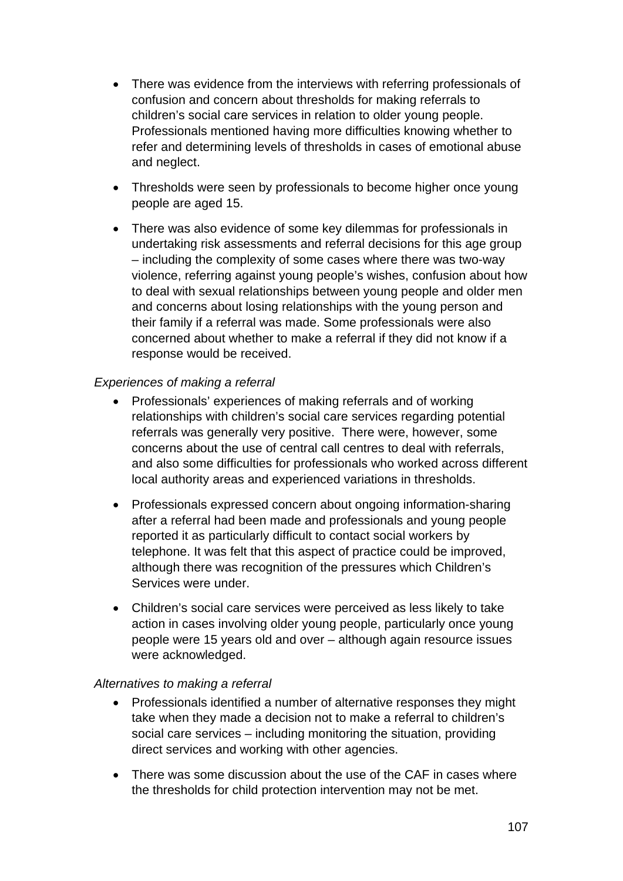- There was evidence from the interviews with referring professionals of confusion and concern about thresholds for making referrals to children's social care services in relation to older young people. Professionals mentioned having more difficulties knowing whether to refer and determining levels of thresholds in cases of emotional abuse and neglect.

- Thresholds were seen by professionals to become higher once young people are aged 15.

- There was also evidence of some key dilemmas for professionals in undertaking risk assessments and referral decisions for this age group – including the complexity of some cases where there was two-way violence, referring against young people's wishes, confusion about how to deal with sexual relationships between young people and older men and concerns about losing relationships with the young person and their family if a referral was made. Some professionals were also concerned about whether to make a referral if they did not know if a response would be received.

*Experiences of making a referral*

- Professionals' experiences of making referrals and of working relationships with children's social care services regarding potential referrals was generally very positive. There were, however, some concerns about the use of central call centres to deal with referrals, and also some difficulties for professionals who worked across different local authority areas and experienced variations in thresholds.

- Professionals expressed concern about ongoing information-sharing after a referral had been made and professionals and young people reported it as particularly difficult to contact social workers by telephone. It was felt that this aspect of practice could be improved, although there was recognition of the pressures which Children's Services were under.

- Children's social care services were perceived as less likely to take action in cases involving older young people, particularly once young people were 15 years old and over – although again resource issues were acknowledged.

*Alternatives to making a referral*

- Professionals identified a number of alternative responses they might take when they made a decision not to make a referral to children's social care services – including monitoring the situation, providing direct services and working with other agencies.

- There was some discussion about the use of the CAF in cases where the thresholds for child protection intervention may not be met.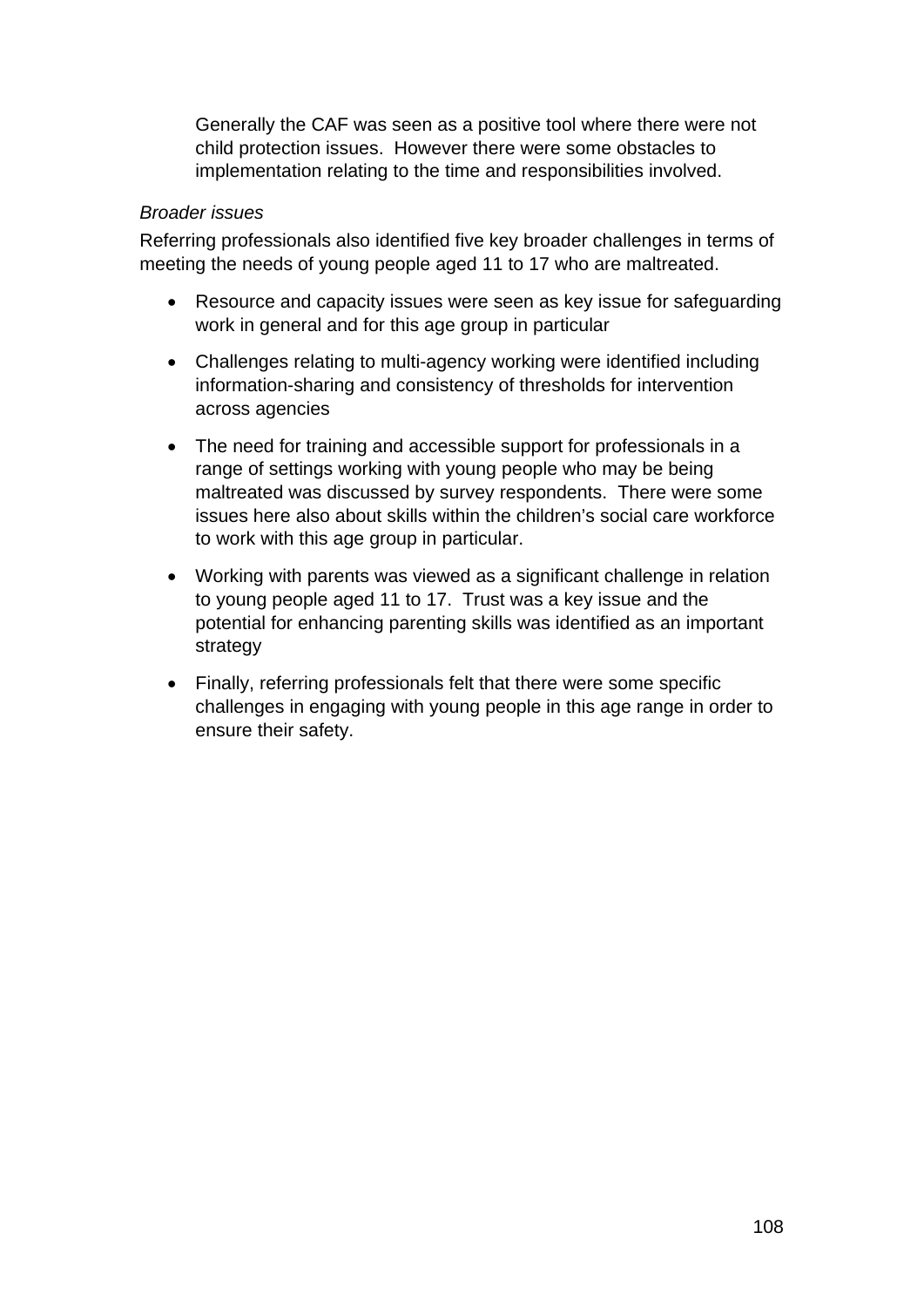Generally the CAF was seen as a positive tool where there were not child protection issues. However there were some obstacles to implementation relating to the time and responsibilities involved.

*Broader issues*

Referring professionals also identified five key broader challenges in terms of meeting the needs of young people aged 11 to 17 who are maltreated.

- Resource and capacity issues were seen as key issue for safeguarding work in general and for this age group in particular
- Challenges relating to multi-agency working were identified including information-sharing and consistency of thresholds for intervention across agencies
- The need for training and accessible support for professionals in a range of settings working with young people who may be being maltreated was discussed by survey respondents. There were some issues here also about skills within the children's social care workforce to work with this age group in particular.
- Working with parents was viewed as a significant challenge in relation to young people aged 11 to 17. Trust was a key issue and the potential for enhancing parenting skills was identified as an important strategy
- Finally, referring professionals felt that there were some specific challenges in engaging with young people in this age range in order to ensure their safety.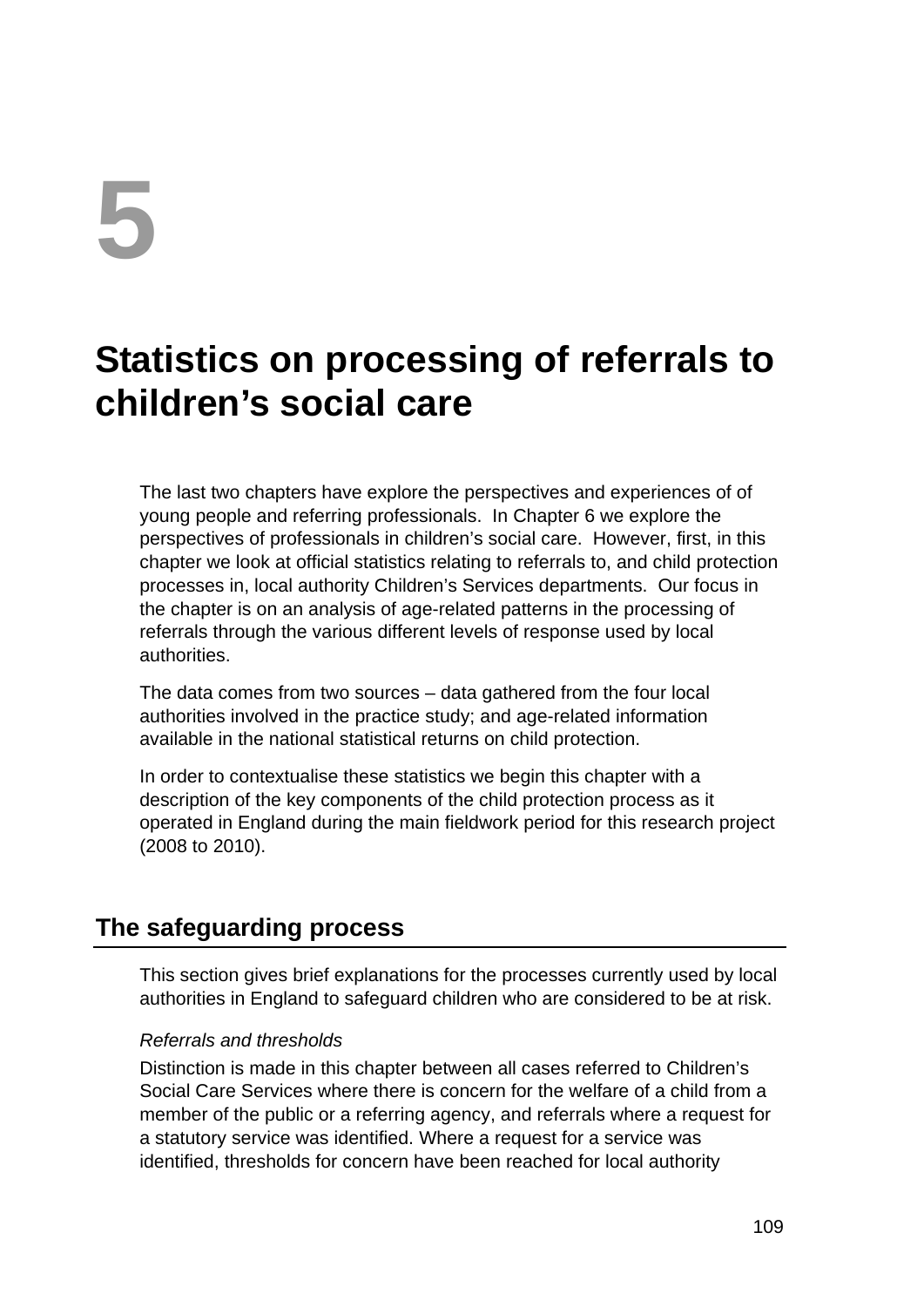# 5

# Statistics on processing of referrals to children's social care

The last two chapters have explore the perspectives and experiences of of young people and referring professionals. In Chapter 6 we explore the perspectives of professionals in children's social care. However, first, in this chapter we look at official statistics relating to referrals to, and child protection processes in, local authority Children's Services departments. Our focus in the chapter is on an analysis of age-related patterns in the processing of referrals through the various different levels of response used by local authorities.

The data comes from two sources – data gathered from the four local authorities involved in the practice study; and age-related information available in the national statistical returns on child protection.

In order to contextualise these statistics we begin this chapter with a description of the key components of the child protection process as it operated in England during the main fieldwork period for this research project (2008 to 2010).

## The safeguarding process

This section gives brief explanations for the processes currently used by local authorities in England to safeguard children who are considered to be at risk.

*Referrals and thresholds*

Distinction is made in this chapter between all cases referred to Children's Social Care Services where there is concern for the welfare of a child from a member of the public or a referring agency, and referrals where a request for a statutory service was identified. Where a request for a service was identified, thresholds for concern have been reached for local authority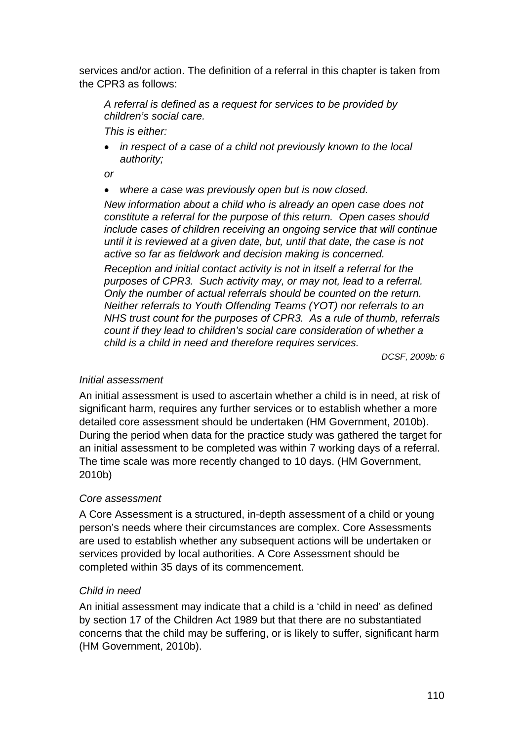services and/or action. The definition of a referral in this chapter is taken from the CPR3 as follows:

> *A referral is defined as a request for services to be provided by children's social care.*
>
> *This is either:*
>
> - *in respect of a case of a child not previously known to the local authority;*
>
> *or*
>
> - *where a case was previously open but is now closed.*
>
> *New information about a child who is already an open case does not constitute a referral for the purpose of this return. Open cases should include cases of children receiving an ongoing service that will continue until it is reviewed at a given date, but, until that date, the case is not active so far as fieldwork and decision making is concerned.*
>
> *Reception and initial contact activity is not in itself a referral for the purposes of CPR3. Such activity may, or may not, lead to a referral. Only the number of actual referrals should be counted on the return. Neither referrals to Youth Offending Teams (YOT) nor referrals to an NHS trust count for the purposes of CPR3. As a rule of thumb, referrals count if they lead to children's social care consideration of whether a child is a child in need and therefore requires services.*
>
> *DCSF, 2009b: 6*

*Initial assessment*

An initial assessment is used to ascertain whether a child is in need, at risk of significant harm, requires any further services or to establish whether a more detailed core assessment should be undertaken (HM Government, 2010b). During the period when data for the practice study was gathered the target for an initial assessment to be completed was within 7 working days of a referral. The time scale was more recently changed to 10 days. (HM Government, 2010b)

*Core assessment*

A Core Assessment is a structured, in-depth assessment of a child or young person's needs where their circumstances are complex. Core Assessments are used to establish whether any subsequent actions will be undertaken or services provided by local authorities. A Core Assessment should be completed within 35 days of its commencement.

*Child in need*

An initial assessment may indicate that a child is a 'child in need' as defined by section 17 of the Children Act 1989 but that there are no substantiated concerns that the child may be suffering, or is likely to suffer, significant harm (HM Government, 2010b).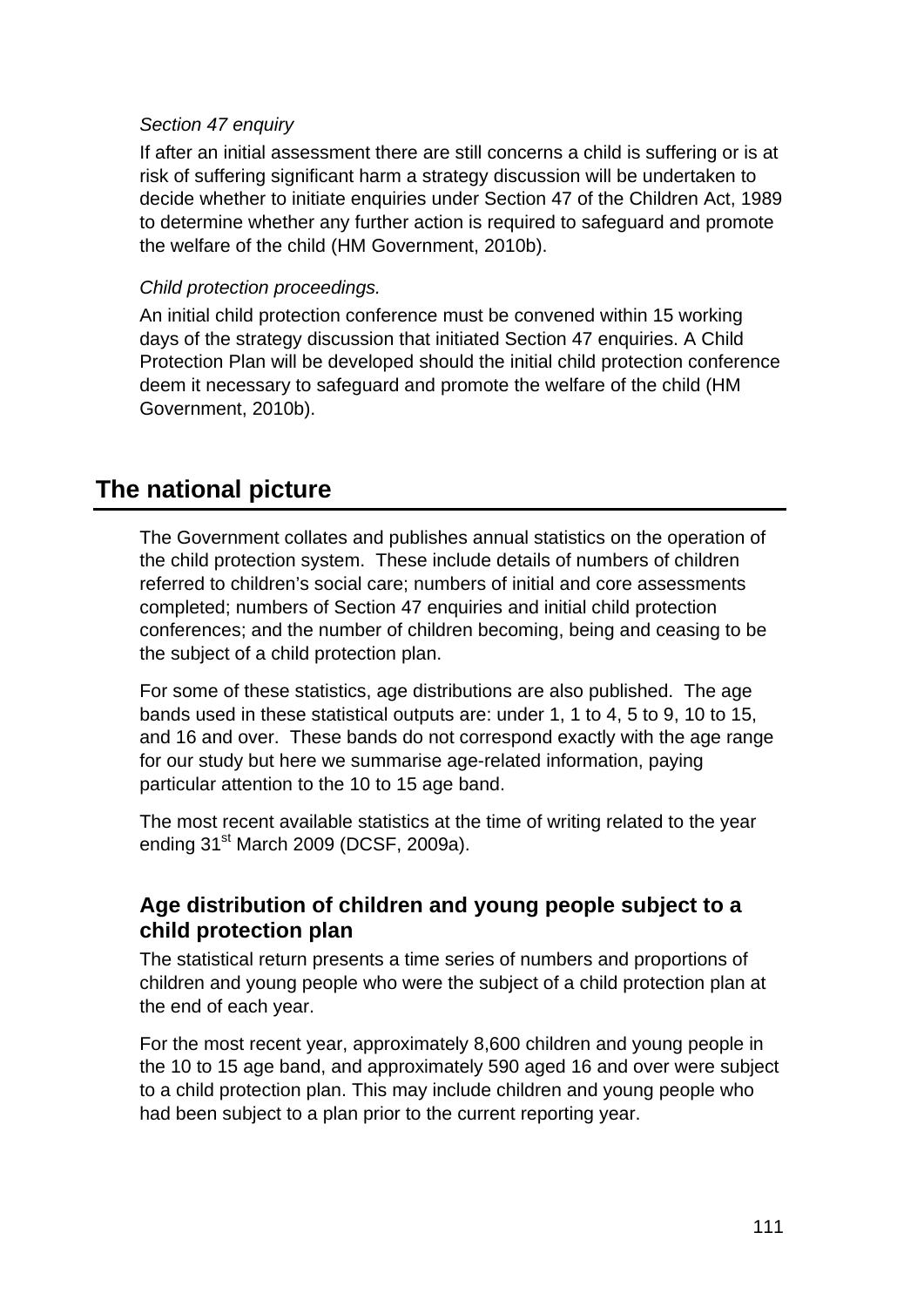*Section 47 enquiry*

If after an initial assessment there are still concerns a child is suffering or is at risk of suffering significant harm a strategy discussion will be undertaken to decide whether to initiate enquiries under Section 47 of the Children Act, 1989 to determine whether any further action is required to safeguard and promote the welfare of the child (HM Government, 2010b).

*Child protection proceedings.*

An initial child protection conference must be convened within 15 working days of the strategy discussion that initiated Section 47 enquiries. A Child Protection Plan will be developed should the initial child protection conference deem it necessary to safeguard and promote the welfare of the child (HM Government, 2010b).

## The national picture

The Government collates and publishes annual statistics on the operation of the child protection system. These include details of numbers of children referred to children's social care; numbers of initial and core assessments completed; numbers of Section 47 enquiries and initial child protection conferences; and the number of children becoming, being and ceasing to be the subject of a child protection plan.

For some of these statistics, age distributions are also published. The age bands used in these statistical outputs are: under 1, 1 to 4, 5 to 9, 10 to 15, and 16 and over. These bands do not correspond exactly with the age range for our study but here we summarise age-related information, paying particular attention to the 10 to 15 age band.

The most recent available statistics at the time of writing related to the year ending 31st March 2009 (DCSF, 2009a).

### Age distribution of children and young people subject to a child protection plan

The statistical return presents a time series of numbers and proportions of children and young people who were the subject of a child protection plan at the end of each year.

For the most recent year, approximately 8,600 children and young people in the 10 to 15 age band, and approximately 590 aged 16 and over were subject to a child protection plan. This may include children and young people who had been subject to a plan prior to the current reporting year.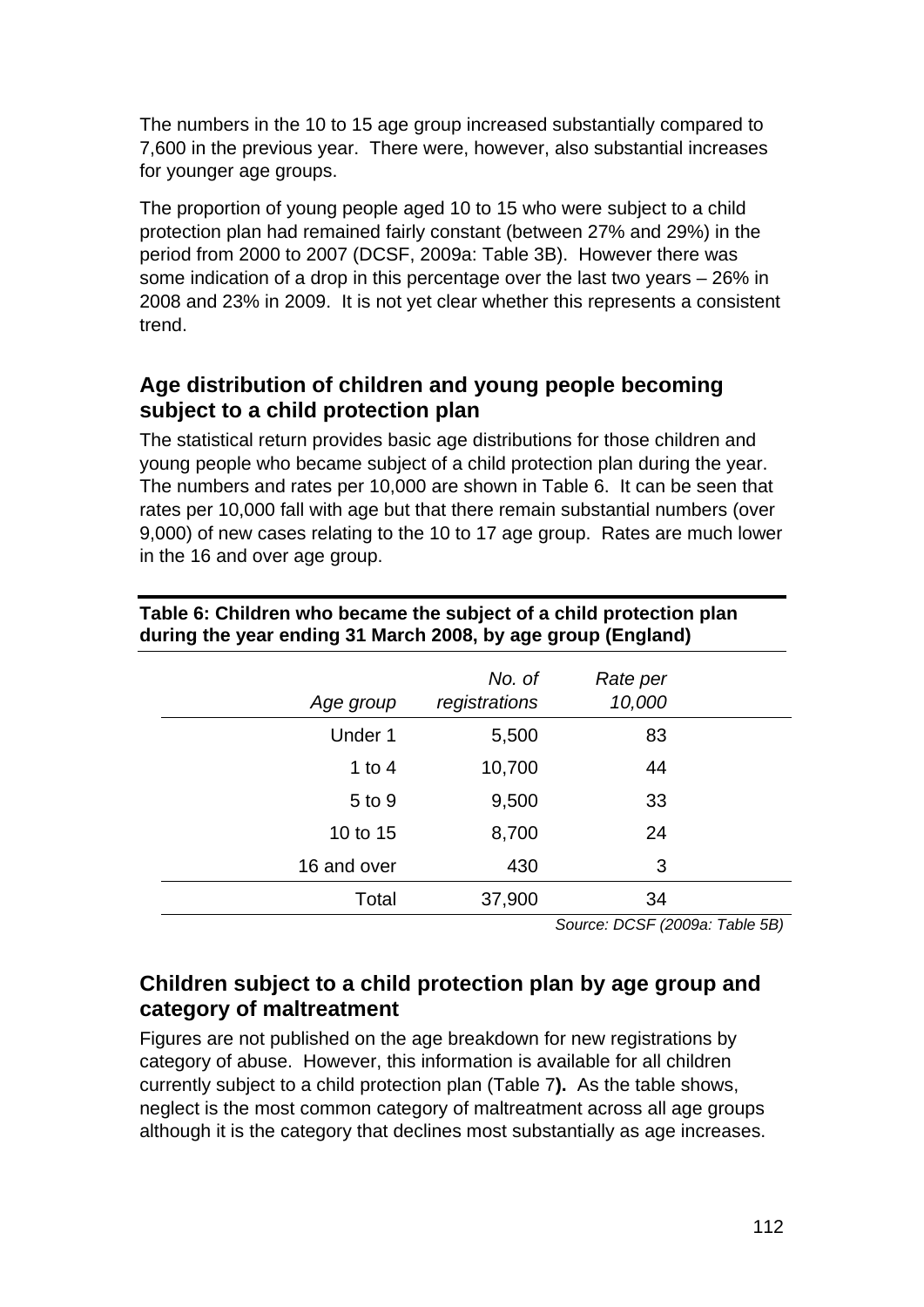The numbers in the 10 to 15 age group increased substantially compared to 7,600 in the previous year. There were, however, also substantial increases for younger age groups.

The proportion of young people aged 10 to 15 who were subject to a child protection plan had remained fairly constant (between 27% and 29%) in the period from 2000 to 2007 (DCSF, 2009a: Table 3B). However there was some indication of a drop in this percentage over the last two years – 26% in 2008 and 23% in 2009. It is not yet clear whether this represents a consistent trend.

## Age distribution of children and young people becoming subject to a child protection plan

The statistical return provides basic age distributions for those children and young people who became subject of a child protection plan during the year. The numbers and rates per 10,000 are shown in Table 6. It can be seen that rates per 10,000 fall with age but that there remain substantial numbers (over 9,000) of new cases relating to the 10 to 17 age group. Rates are much lower in the 16 and over age group.

**Table 6: Children who became the subject of a child protection plan during the year ending 31 March 2008, by age group (England)**

| *Age group* | *No. of registrations* | *Rate per 10,000* |
|---:|---:|---:|
| Under 1 | 5,500 | 83 |
| 1 to 4 | 10,700 | 44 |
| 5 to 9 | 9,500 | 33 |
| 10 to 15 | 8,700 | 24 |
| 16 and over | 430 | 3 |
| Total | 37,900 | 34 |

*Source: DCSF (2009a: Table 5B)*

## Children subject to a child protection plan by age group and category of maltreatment

Figures are not published on the age breakdown for new registrations by category of abuse. However, this information is available for all children currently subject to a child protection plan (Table 7**).** As the table shows, neglect is the most common category of maltreatment across all age groups although it is the category that declines most substantially as age increases.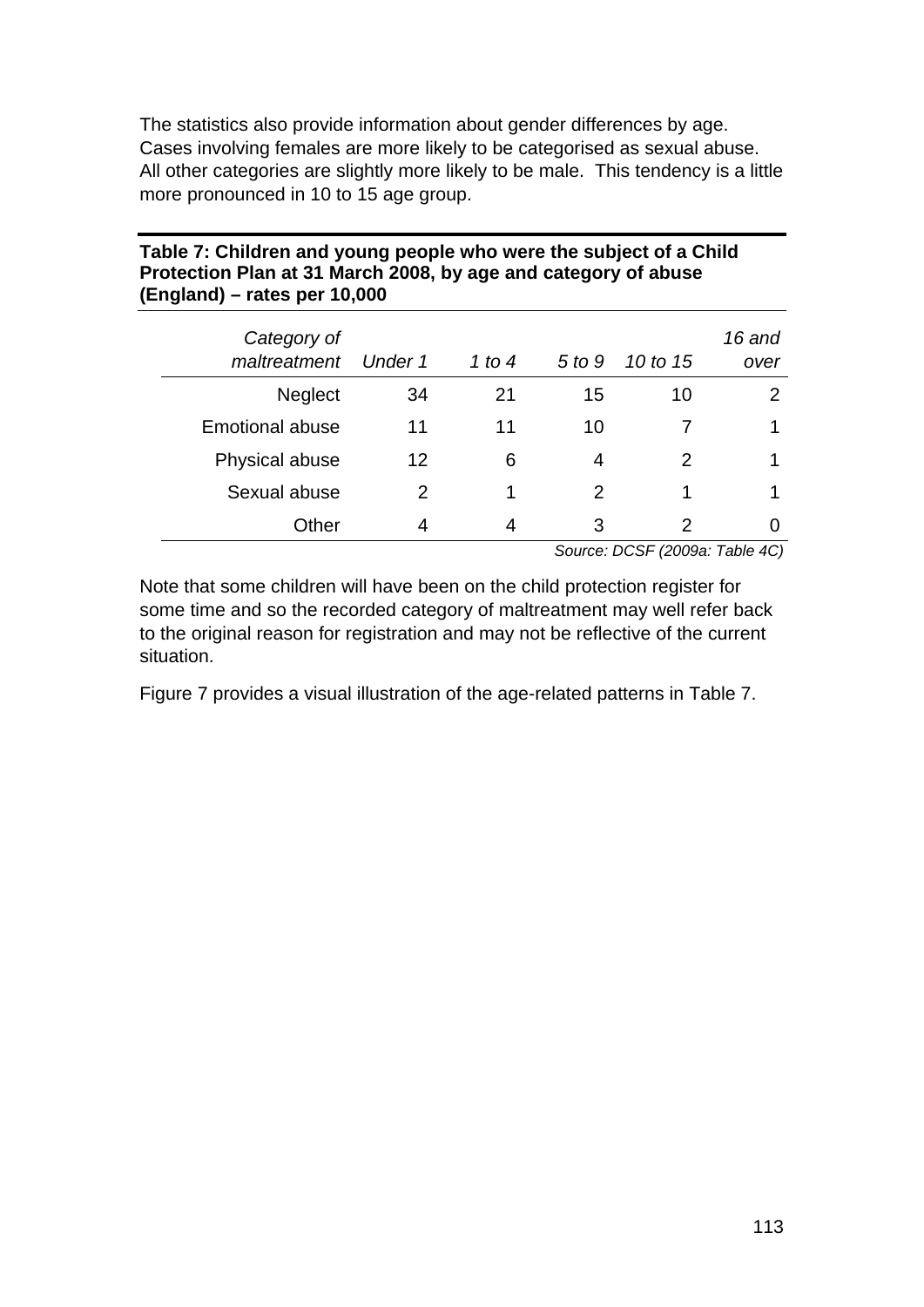The statistics also provide information about gender differences by age. Cases involving females are more likely to be categorised as sexual abuse. All other categories are slightly more likely to be male. This tendency is a little more pronounced in 10 to 15 age group.

**Table 7: Children and young people who were the subject of a Child Protection Plan at 31 March 2008, by age and category of abuse (England) – rates per 10,000**

| *Category of maltreatment* | *Under 1* | *1 to 4* | *5 to 9* | *10 to 15* | *16 and over* |
|---|---|---|---|---|---|
| Neglect | 34 | 21 | 15 | 10 | 2 |
| Emotional abuse | 11 | 11 | 10 | 7 | 1 |
| Physical abuse | 12 | 6 | 4 | 2 | 1 |
| Sexual abuse | 2 | 1 | 2 | 1 | 1 |
| Other | 4 | 4 | 3 | 2 | 0 |

*Source: DCSF (2009a: Table 4C)*

Note that some children will have been on the child protection register for some time and so the recorded category of maltreatment may well refer back to the original reason for registration and may not be reflective of the current situation.

Figure 7 provides a visual illustration of the age-related patterns in Table 7.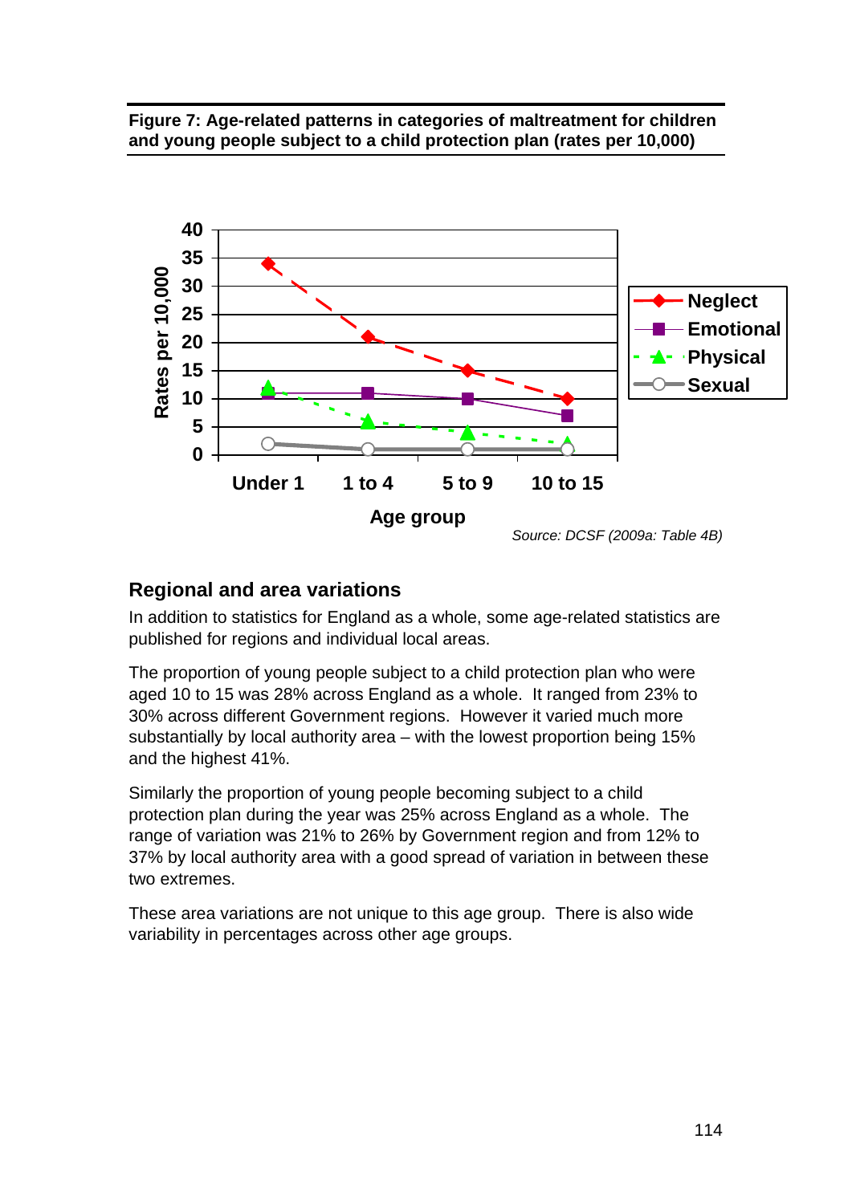**Figure 7: Age-related patterns in categories of maltreatment for children and young people subject to a child protection plan (rates per 10,000)**

*Source: DCSF (2009a: Table 4B)*

## Regional and area variations

In addition to statistics for England as a whole, some age-related statistics are published for regions and individual local areas.

The proportion of young people subject to a child protection plan who were aged 10 to 15 was 28% across England as a whole. It ranged from 23% to 30% across different Government regions. However it varied much more substantially by local authority area – with the lowest proportion being 15% and the highest 41%.

Similarly the proportion of young people becoming subject to a child protection plan during the year was 25% across England as a whole. The range of variation was 21% to 26% by Government region and from 12% to 37% by local authority area with a good spread of variation in between these two extremes.

These area variations are not unique to this age group. There is also wide variability in percentages across other age groups.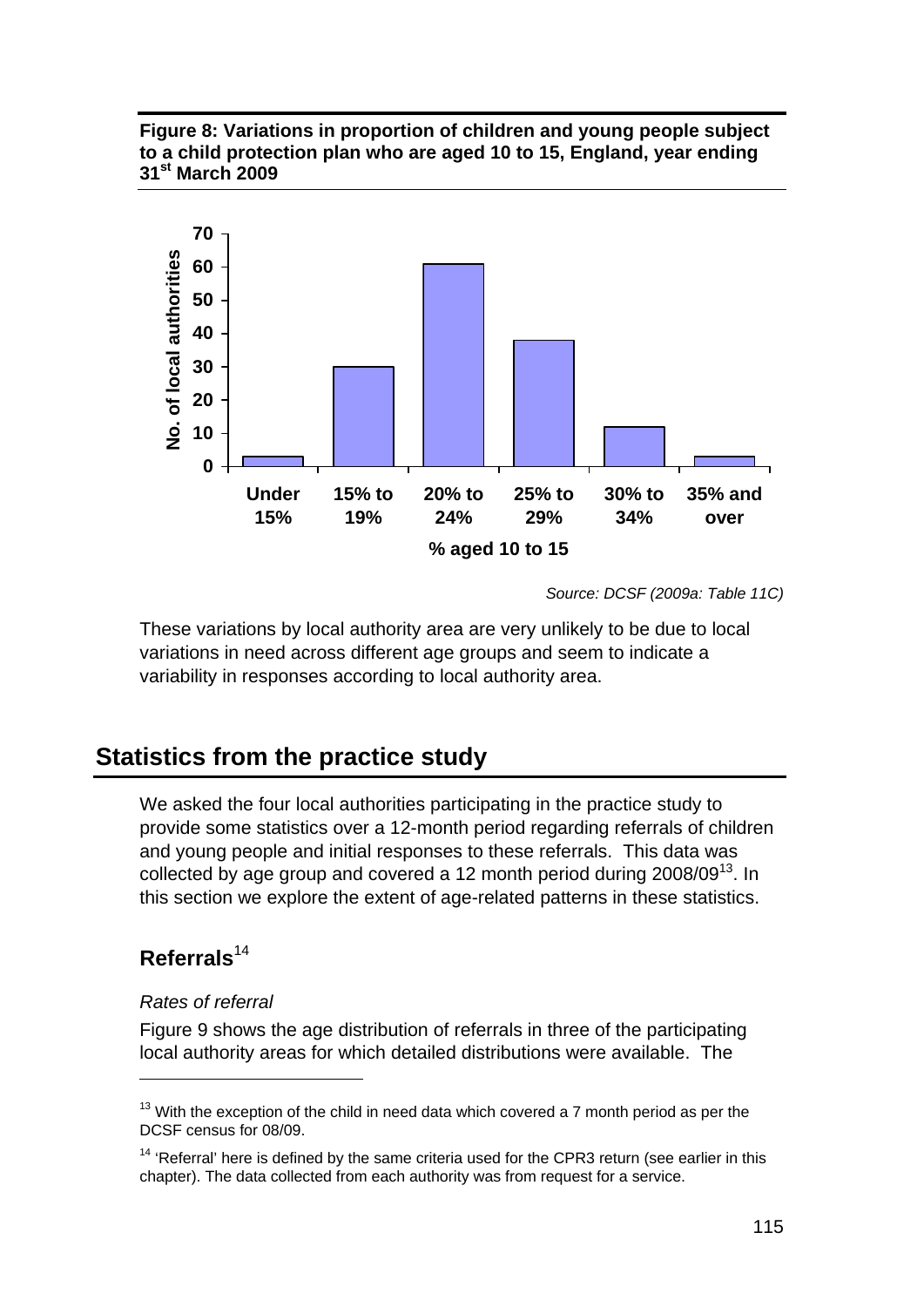**Figure 8: Variations in proportion of children and young people subject to a child protection plan who are aged 10 to 15, England, year ending 31st March 2009**

*Source: DCSF (2009a: Table 11C)*

These variations by local authority area are very unlikely to be due to local variations in need across different age groups and seem to indicate a variability in responses according to local authority area.

## Statistics from the practice study

We asked the four local authorities participating in the practice study to provide some statistics over a 12-month period regarding referrals of children and young people and initial responses to these referrals. This data was collected by age group and covered a 12 month period during 2008/09[13]. In this section we explore the extent of age-related patterns in these statistics.

### Referrals[14]

*Rates of referral*

Figure 9 shows the age distribution of referrals in three of the participating local authority areas for which detailed distributions were available. The

[13] With the exception of the child in need data which covered a 7 month period as per the DCSF census for 08/09.

[14] 'Referral' here is defined by the same criteria used for the CPR3 return (see earlier in this chapter). The data collected from each authority was from request for a service.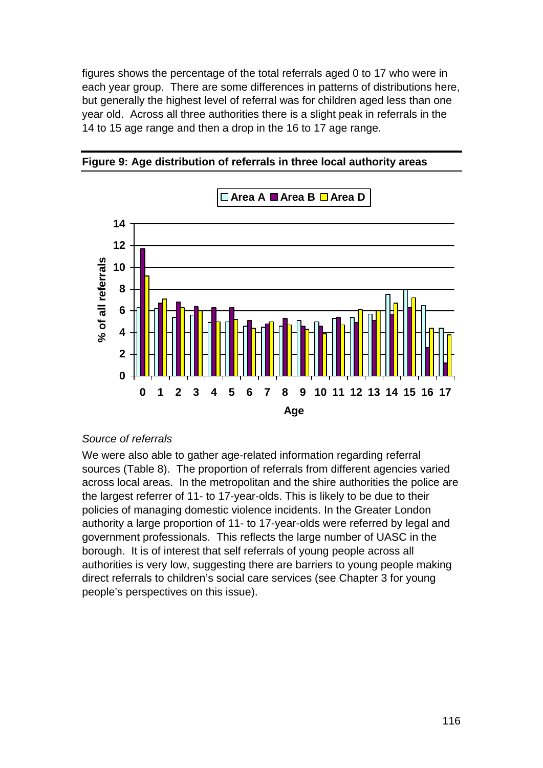figures shows the percentage of the total referrals aged 0 to 17 who were in each year group. There are some differences in patterns of distributions here, but generally the highest level of referral was for children aged less than one year old. Across all three authorities there is a slight peak in referrals in the 14 to 15 age range and then a drop in the 16 to 17 age range.

**Figure 9: Age distribution of referrals in three local authority areas**

*Source of referrals*

We were also able to gather age-related information regarding referral sources (Table 8). The proportion of referrals from different agencies varied across local areas. In the metropolitan and the shire authorities the police are the largest referrer of 11- to 17-year-olds. This is likely to be due to their policies of managing domestic violence incidents. In the Greater London authority a large proportion of 11- to 17-year-olds were referred by legal and government professionals. This reflects the large number of UASC in the borough. It is of interest that self referrals of young people across all authorities is very low, suggesting there are barriers to young people making direct referrals to children's social care services (see Chapter 3 for young people's perspectives on this issue).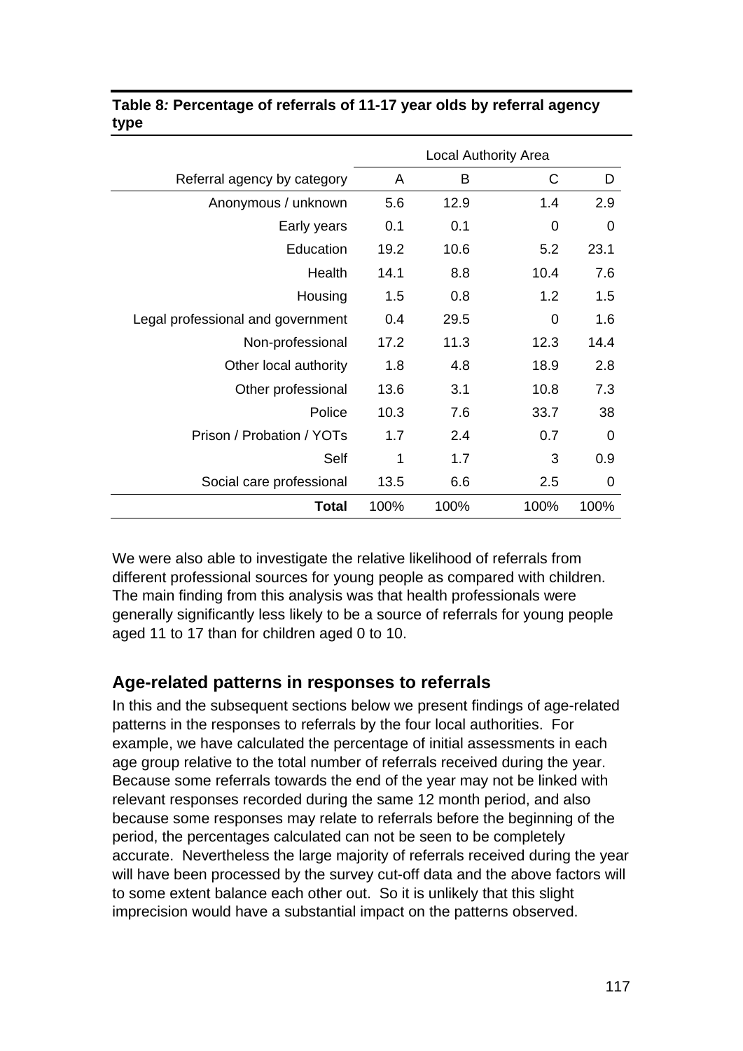**Table 8: Percentage of referrals of 11-17 year olds by referral agency type**

| | Local Authority Area | | | |
|---|---|---|---|---|
| Referral agency by category | A | B | C | D |
| Anonymous / unknown | 5.6 | 12.9 | 1.4 | 2.9 |
| Early years | 0.1 | 0.1 | 0 | 0 |
| Education | 19.2 | 10.6 | 5.2 | 23.1 |
| Health | 14.1 | 8.8 | 10.4 | 7.6 |
| Housing | 1.5 | 0.8 | 1.2 | 1.5 |
| Legal professional and government | 0.4 | 29.5 | 0 | 1.6 |
| Non-professional | 17.2 | 11.3 | 12.3 | 14.4 |
| Other local authority | 1.8 | 4.8 | 18.9 | 2.8 |
| Other professional | 13.6 | 3.1 | 10.8 | 7.3 |
| Police | 10.3 | 7.6 | 33.7 | 38 |
| Prison / Probation / YOTs | 1.7 | 2.4 | 0.7 | 0 |
| Self | 1 | 1.7 | 3 | 0.9 |
| Social care professional | 13.5 | 6.6 | 2.5 | 0 |
| **Total** | 100% | 100% | 100% | 100% |

We were also able to investigate the relative likelihood of referrals from different professional sources for young people as compared with children. The main finding from this analysis was that health professionals were generally significantly less likely to be a source of referrals for young people aged 11 to 17 than for children aged 0 to 10.

## Age-related patterns in responses to referrals

In this and the subsequent sections below we present findings of age-related patterns in the responses to referrals by the four local authorities. For example, we have calculated the percentage of initial assessments in each age group relative to the total number of referrals received during the year. Because some referrals towards the end of the year may not be linked with relevant responses recorded during the same 12 month period, and also because some responses may relate to referrals before the beginning of the period, the percentages calculated can not be seen to be completely accurate. Nevertheless the large majority of referrals received during the year will have been processed by the survey cut-off data and the above factors will to some extent balance each other out. So it is unlikely that this slight imprecision would have a substantial impact on the patterns observed.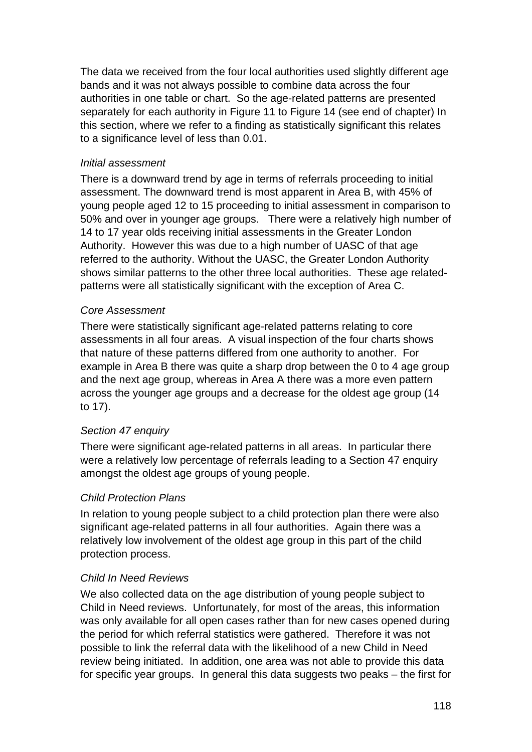The data we received from the four local authorities used slightly different age bands and it was not always possible to combine data across the four authorities in one table or chart. So the age-related patterns are presented separately for each authority in Figure 11 to Figure 14 (see end of chapter) In this section, where we refer to a finding as statistically significant this relates to a significance level of less than 0.01.

*Initial assessment*

There is a downward trend by age in terms of referrals proceeding to initial assessment. The downward trend is most apparent in Area B, with 45% of young people aged 12 to 15 proceeding to initial assessment in comparison to 50% and over in younger age groups. There were a relatively high number of 14 to 17 year olds receiving initial assessments in the Greater London Authority. However this was due to a high number of UASC of that age referred to the authority. Without the UASC, the Greater London Authority shows similar patterns to the other three local authorities. These age related-patterns were all statistically significant with the exception of Area C.

*Core Assessment*

There were statistically significant age-related patterns relating to core assessments in all four areas. A visual inspection of the four charts shows that nature of these patterns differed from one authority to another. For example in Area B there was quite a sharp drop between the 0 to 4 age group and the next age group, whereas in Area A there was a more even pattern across the younger age groups and a decrease for the oldest age group (14 to 17).

*Section 47 enquiry*

There were significant age-related patterns in all areas. In particular there were a relatively low percentage of referrals leading to a Section 47 enquiry amongst the oldest age groups of young people.

*Child Protection Plans*

In relation to young people subject to a child protection plan there were also significant age-related patterns in all four authorities. Again there was a relatively low involvement of the oldest age group in this part of the child protection process.

*Child In Need Reviews*

We also collected data on the age distribution of young people subject to Child in Need reviews. Unfortunately, for most of the areas, this information was only available for all open cases rather than for new cases opened during the period for which referral statistics were gathered. Therefore it was not possible to link the referral data with the likelihood of a new Child in Need review being initiated. In addition, one area was not able to provide this data for specific year groups. In general this data suggests two peaks – the first for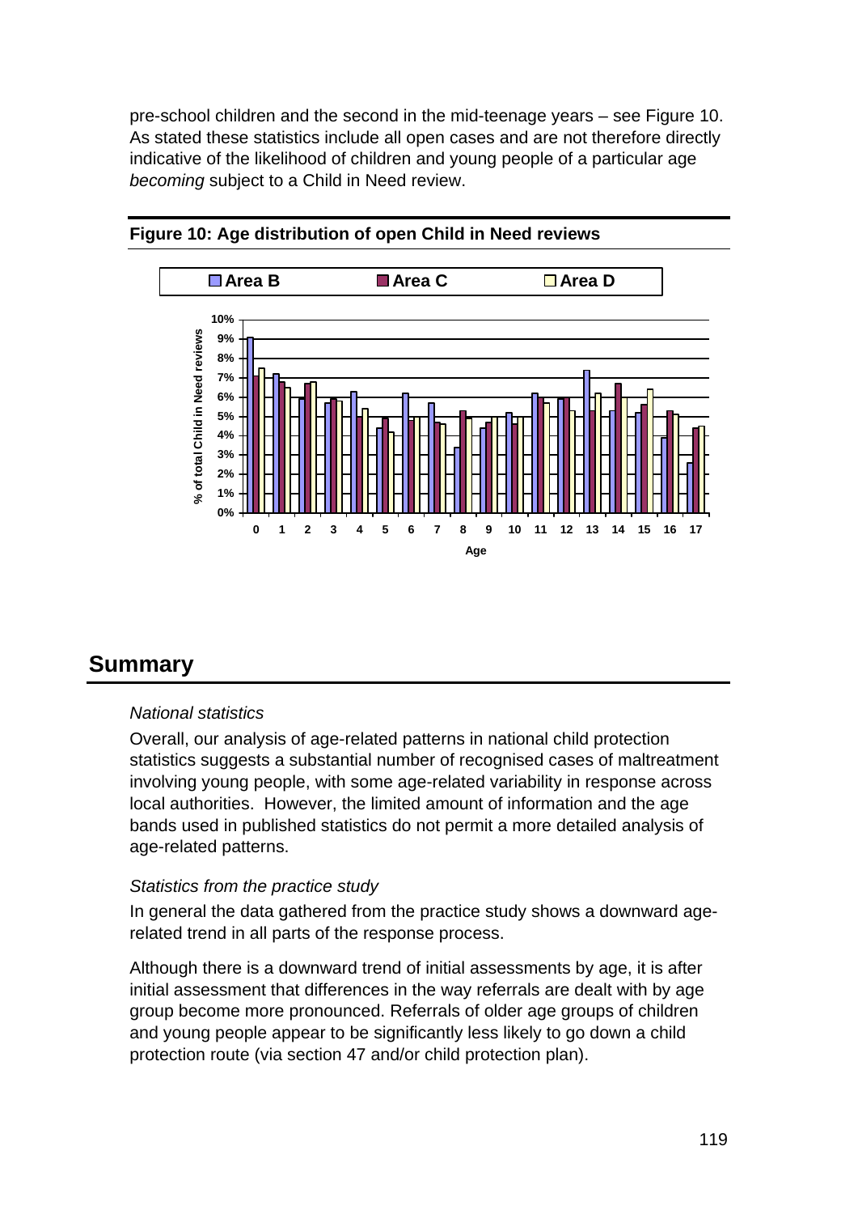pre-school children and the second in the mid-teenage years – see Figure 10. As stated these statistics include all open cases and are not therefore directly indicative of the likelihood of children and young people of a particular age *becoming* subject to a Child in Need review.

**Figure 10: Age distribution of open Child in Need reviews**

## Summary

*National statistics*

Overall, our analysis of age-related patterns in national child protection statistics suggests a substantial number of recognised cases of maltreatment involving young people, with some age-related variability in response across local authorities. However, the limited amount of information and the age bands used in published statistics do not permit a more detailed analysis of age-related patterns.

*Statistics from the practice study*

In general the data gathered from the practice study shows a downward age-related trend in all parts of the response process.

Although there is a downward trend of initial assessments by age, it is after initial assessment that differences in the way referrals are dealt with by age group become more pronounced. Referrals of older age groups of children and young people appear to be significantly less likely to go down a child protection route (via section 47 and/or child protection plan).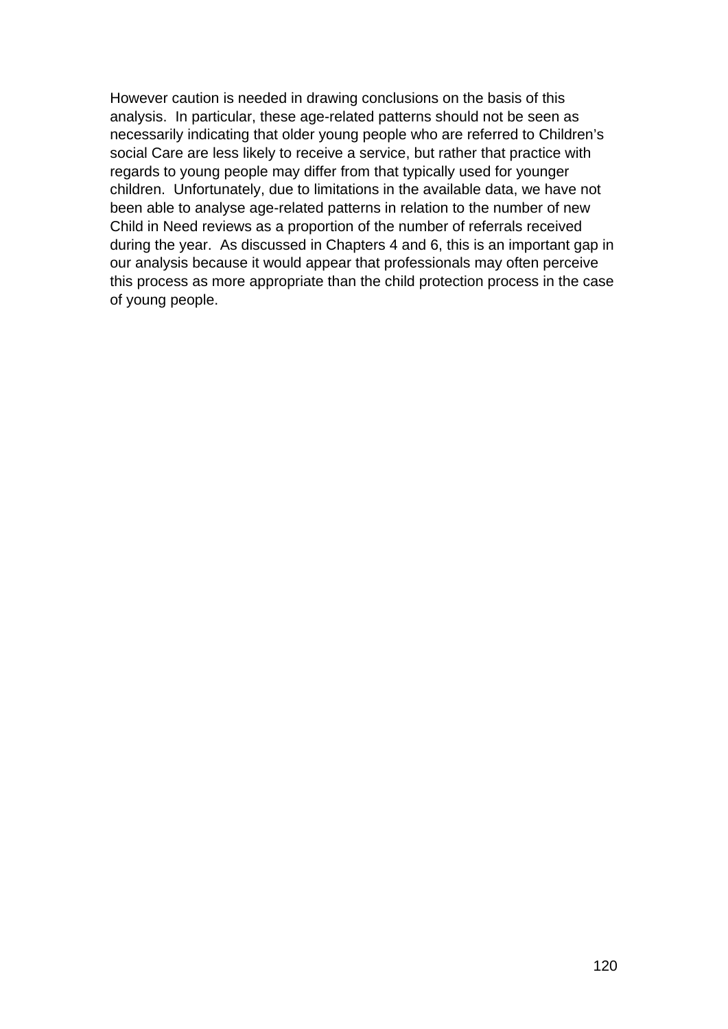However caution is needed in drawing conclusions on the basis of this analysis. In particular, these age-related patterns should not be seen as necessarily indicating that older young people who are referred to Children's social Care are less likely to receive a service, but rather that practice with regards to young people may differ from that typically used for younger children. Unfortunately, due to limitations in the available data, we have not been able to analyse age-related patterns in relation to the number of new Child in Need reviews as a proportion of the number of referrals received during the year. As discussed in Chapters 4 and 6, this is an important gap in our analysis because it would appear that professionals may often perceive this process as more appropriate than the child protection process in the case of young people.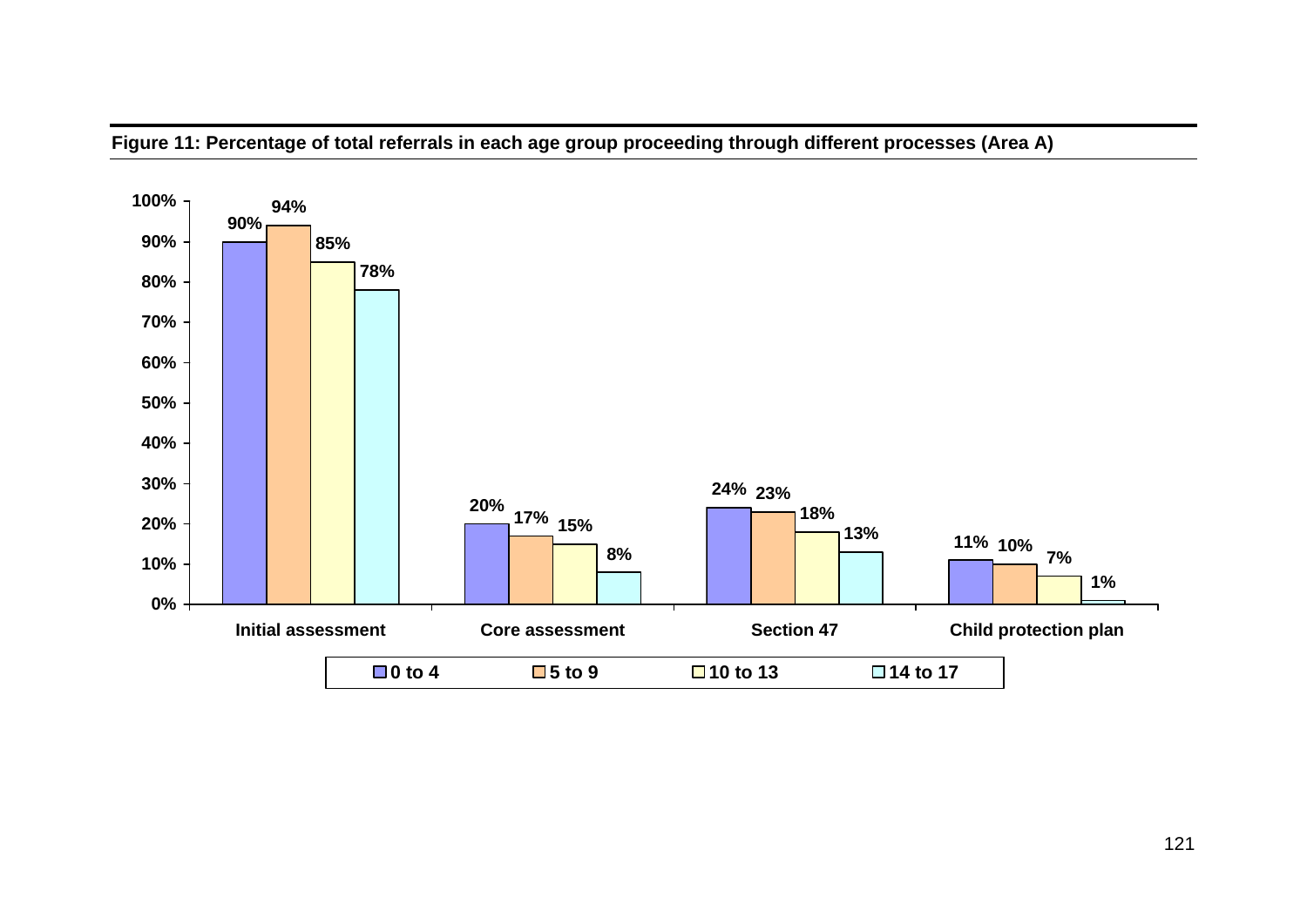**Figure 11: Percentage of total referrals in each age group proceeding through different processes (Area A)**

| | 0 to 4 | 5 to 9 | 10 to 13 | 14 to 17 |
|---|---|---|---|---|
| Initial assessment | 90% | 94% | 85% | 78% |
| Core assessment | 20% | 17% | 15% | 8% |
| Section 47 | 24% | 23% | 18% | 13% |
| Child protection plan | 11% | 10% | 7% | 1% |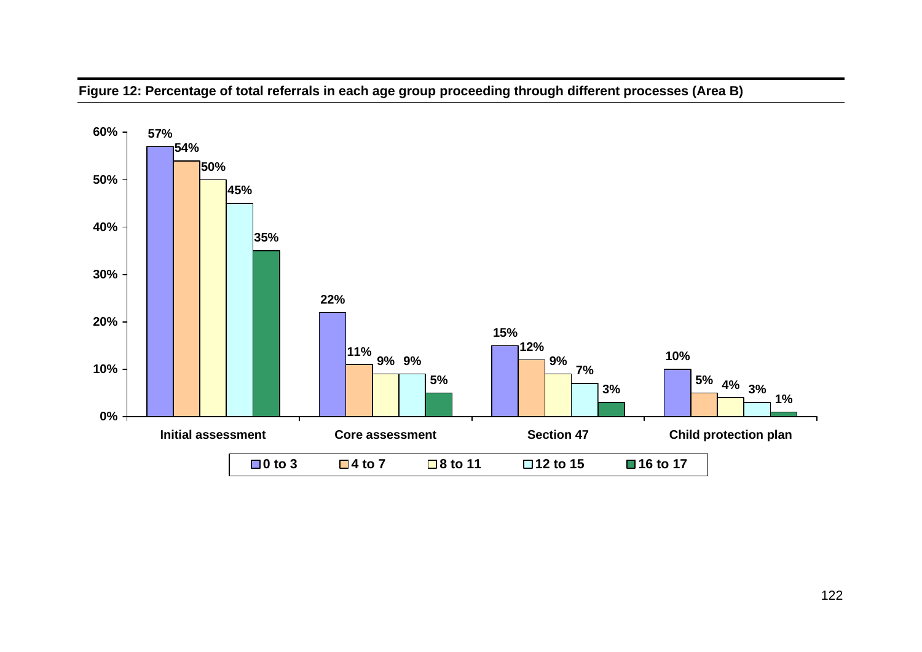**Figure 12: Percentage of total referrals in each age group proceeding through different processes (Area B)**

| | 0 to 3 | 4 to 7 | 8 to 11 | 12 to 15 | 16 to 17 |
|---|---|---|---|---|---|
| Initial assessment | 57% | 54% | 50% | 45% | 35% |
| Core assessment | 22% | 11% | 9% | 9% | 5% |
| Section 47 | 15% | 12% | 9% | 7% | 3% |
| Child protection plan | 10% | 5% | 4% | 3% | 1% |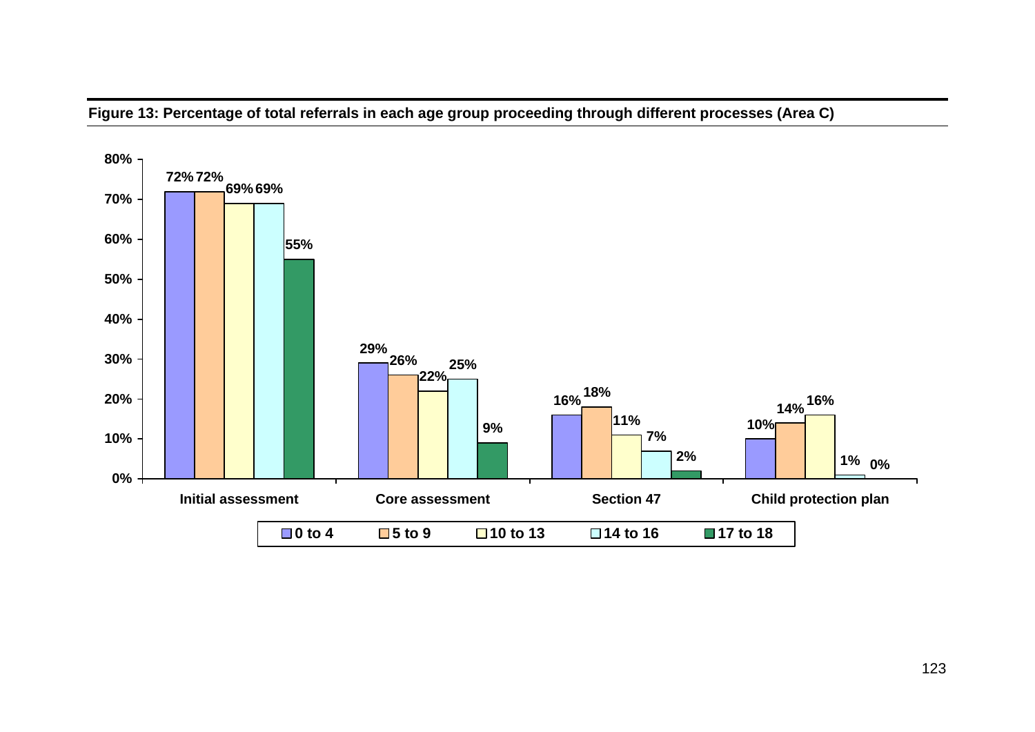**Figure 13: Percentage of total referrals in each age group proceeding through different processes (Area C)**

| | 0 to 4 | 5 to 9 | 10 to 13 | 14 to 16 | 17 to 18 |
|---|---|---|---|---|---|
| Initial assessment | 72% | 72% | 69% | 69% | 55% |
| Core assessment | 29% | 26% | 22% | 25% | 9% |
| Section 47 | 16% | 18% | 11% | 7% | 2% |
| Child protection plan | 10% | 14% | 16% | 1% | 0% |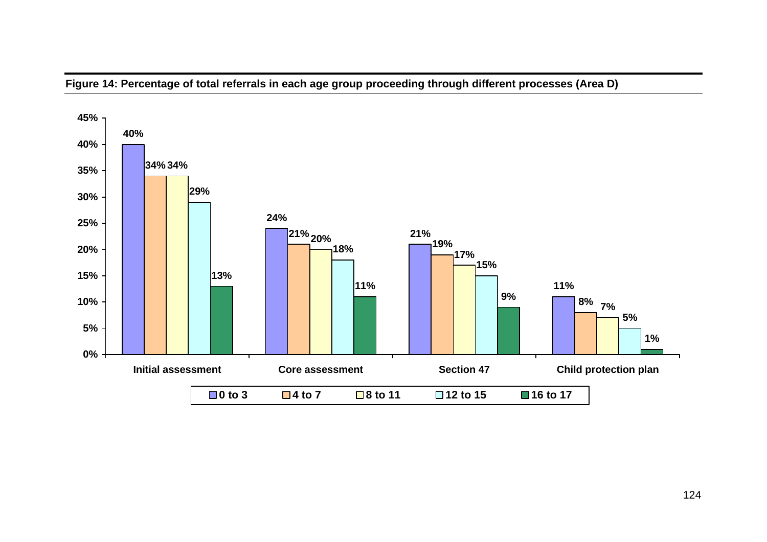**Figure 14: Percentage of total referrals in each age group proceeding through different processes (Area D)**

| | 0 to 3 | 4 to 7 | 8 to 11 | 12 to 15 | 16 to 17 |
|---|---|---|---|---|---|
| Initial assessment | 40% | 34% | 34% | 29% | 13% |
| Core assessment | 24% | 21% | 20% | 18% | 11% |
| Section 47 | 21% | 19% | 17% | 15% | 9% |
| Child protection plan | 11% | 8% | 7% | 5% | 1% |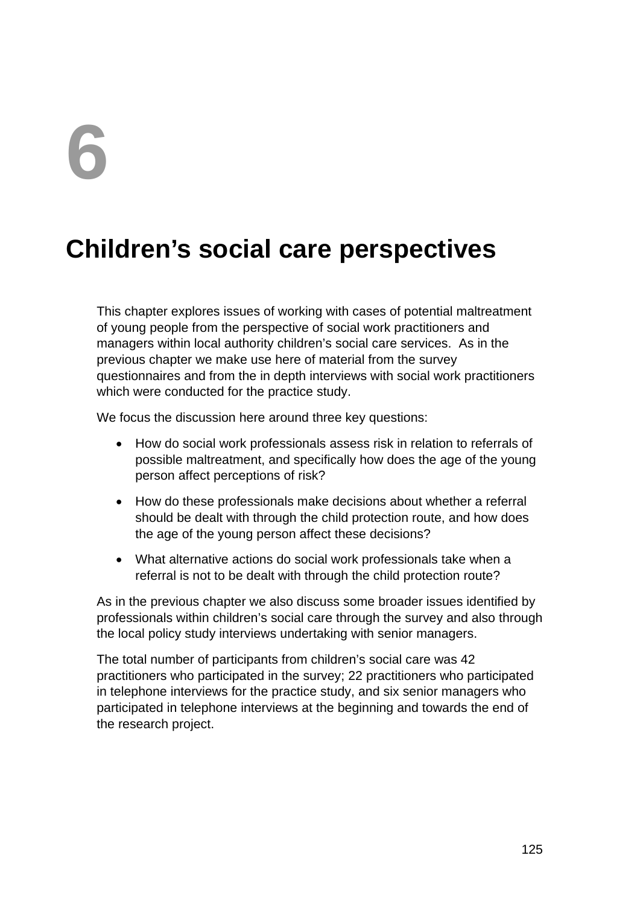# 6

# Children's social care perspectives

This chapter explores issues of working with cases of potential maltreatment of young people from the perspective of social work practitioners and managers within local authority children's social care services. As in the previous chapter we make use here of material from the survey questionnaires and from the in depth interviews with social work practitioners which were conducted for the practice study.

We focus the discussion here around three key questions:

- How do social work professionals assess risk in relation to referrals of possible maltreatment, and specifically how does the age of the young person affect perceptions of risk?
- How do these professionals make decisions about whether a referral should be dealt with through the child protection route, and how does the age of the young person affect these decisions?
- What alternative actions do social work professionals take when a referral is not to be dealt with through the child protection route?

As in the previous chapter we also discuss some broader issues identified by professionals within children's social care through the survey and also through the local policy study interviews undertaking with senior managers.

The total number of participants from children's social care was 42 practitioners who participated in the survey; 22 practitioners who participated in telephone interviews for the practice study, and six senior managers who participated in telephone interviews at the beginning and towards the end of the research project.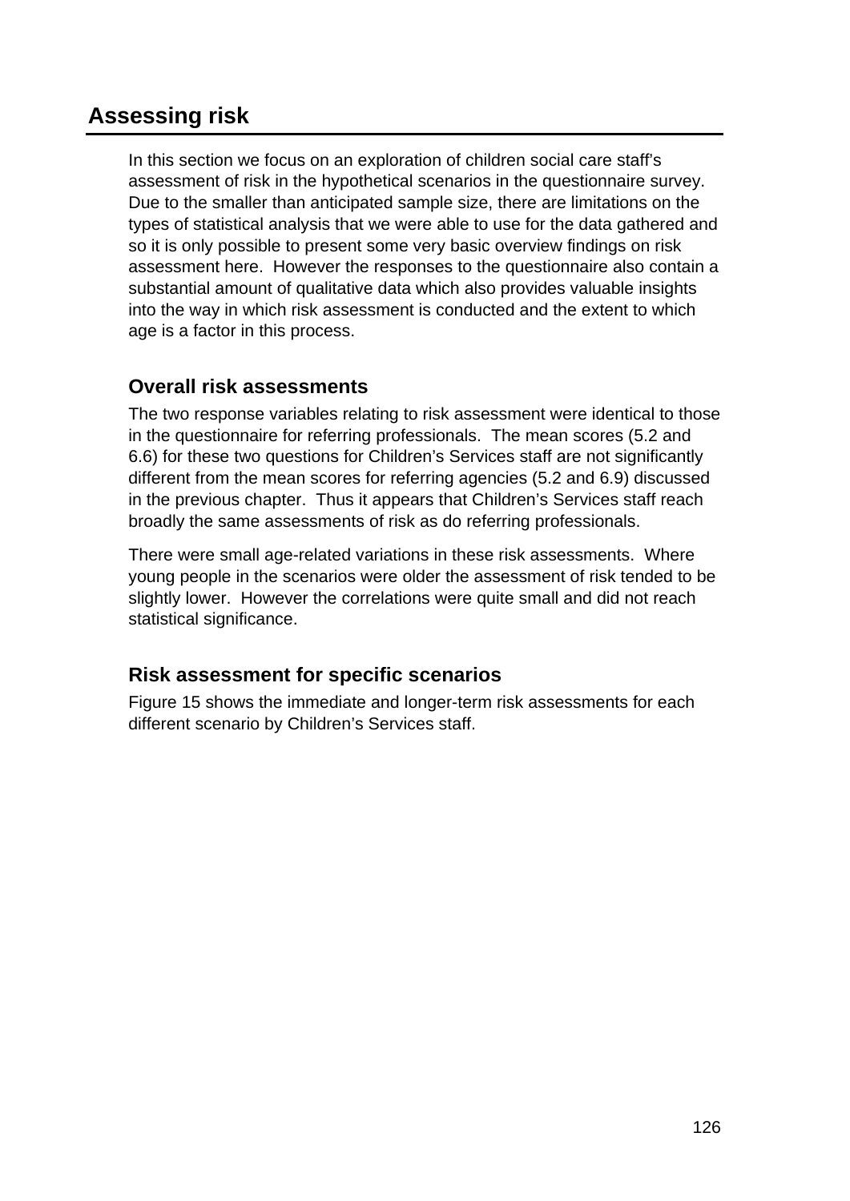## Assessing risk

In this section we focus on an exploration of children social care staff's assessment of risk in the hypothetical scenarios in the questionnaire survey. Due to the smaller than anticipated sample size, there are limitations on the types of statistical analysis that we were able to use for the data gathered and so it is only possible to present some very basic overview findings on risk assessment here. However the responses to the questionnaire also contain a substantial amount of qualitative data which also provides valuable insights into the way in which risk assessment is conducted and the extent to which age is a factor in this process.

### Overall risk assessments

The two response variables relating to risk assessment were identical to those in the questionnaire for referring professionals. The mean scores (5.2 and 6.6) for these two questions for Children's Services staff are not significantly different from the mean scores for referring agencies (5.2 and 6.9) discussed in the previous chapter. Thus it appears that Children's Services staff reach broadly the same assessments of risk as do referring professionals.

There were small age-related variations in these risk assessments. Where young people in the scenarios were older the assessment of risk tended to be slightly lower. However the correlations were quite small and did not reach statistical significance.

### Risk assessment for specific scenarios

Figure 15 shows the immediate and longer-term risk assessments for each different scenario by Children's Services staff.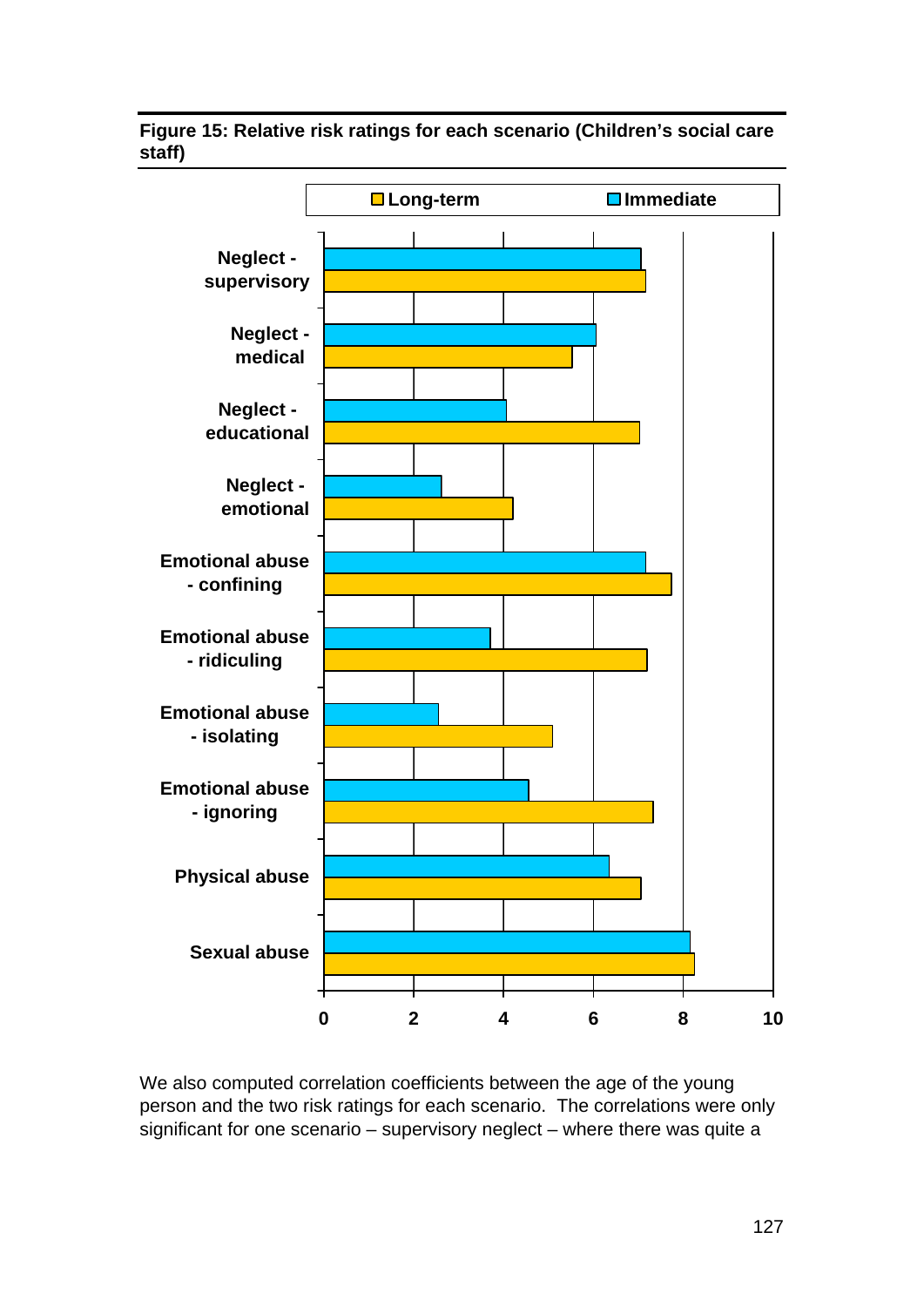**Figure 15: Relative risk ratings for each scenario (Children's social care staff)**

We also computed correlation coefficients between the age of the young person and the two risk ratings for each scenario. The correlations were only significant for one scenario – supervisory neglect – where there was quite a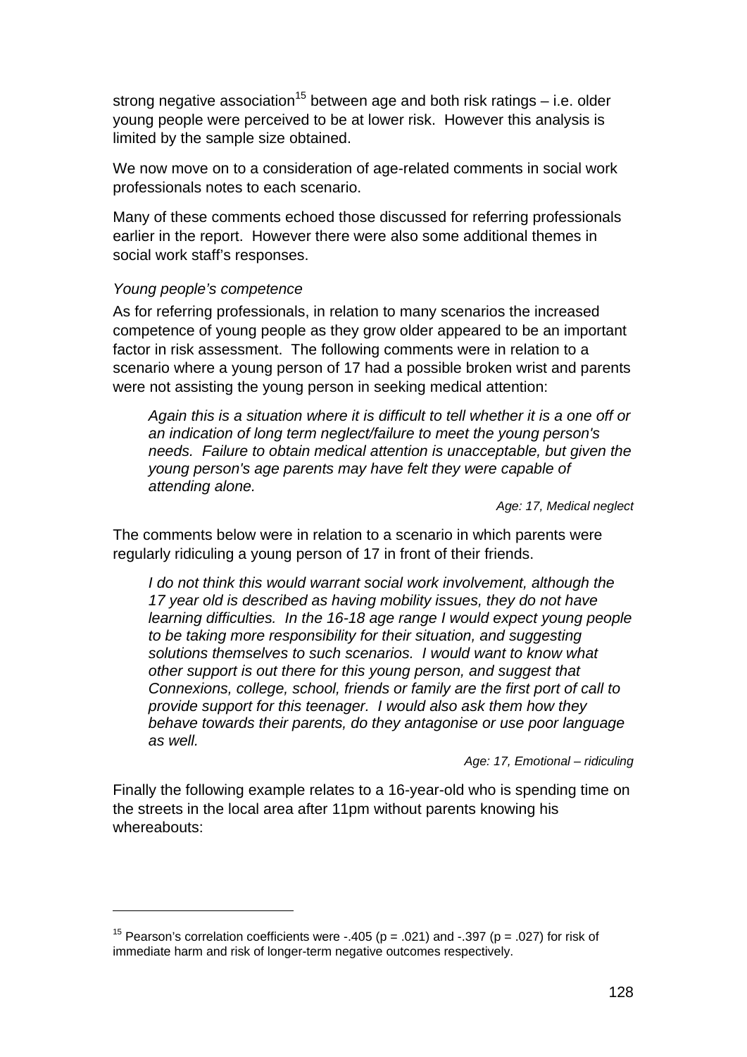strong negative association[15] between age and both risk ratings – i.e. older young people were perceived to be at lower risk. However this analysis is limited by the sample size obtained.

We now move on to a consideration of age-related comments in social work professionals notes to each scenario.

Many of these comments echoed those discussed for referring professionals earlier in the report. However there were also some additional themes in social work staff's responses.

*Young people's competence*

As for referring professionals, in relation to many scenarios the increased competence of young people as they grow older appeared to be an important factor in risk assessment. The following comments were in relation to a scenario where a young person of 17 had a possible broken wrist and parents were not assisting the young person in seeking medical attention:

> *Again this is a situation where it is difficult to tell whether it is a one off or an indication of long term neglect/failure to meet the young person's needs. Failure to obtain medical attention is unacceptable, but given the young person's age parents may have felt they were capable of attending alone.*
>
> *Age: 17, Medical neglect*

The comments below were in relation to a scenario in which parents were regularly ridiculing a young person of 17 in front of their friends.

> *I do not think this would warrant social work involvement, although the 17 year old is described as having mobility issues, they do not have learning difficulties. In the 16-18 age range I would expect young people to be taking more responsibility for their situation, and suggesting solutions themselves to such scenarios. I would want to know what other support is out there for this young person, and suggest that Connexions, college, school, friends or family are the first port of call to provide support for this teenager. I would also ask them how they behave towards their parents, do they antagonise or use poor language as well.*
>
> *Age: 17, Emotional – ridiculing*

Finally the following example relates to a 16-year-old who is spending time on the streets in the local area after 11pm without parents knowing his whereabouts:

---

[15] Pearson's correlation coefficients were -.405 ($p = .021$) and -.397 ($p = .027$) for risk of immediate harm and risk of longer-term negative outcomes respectively.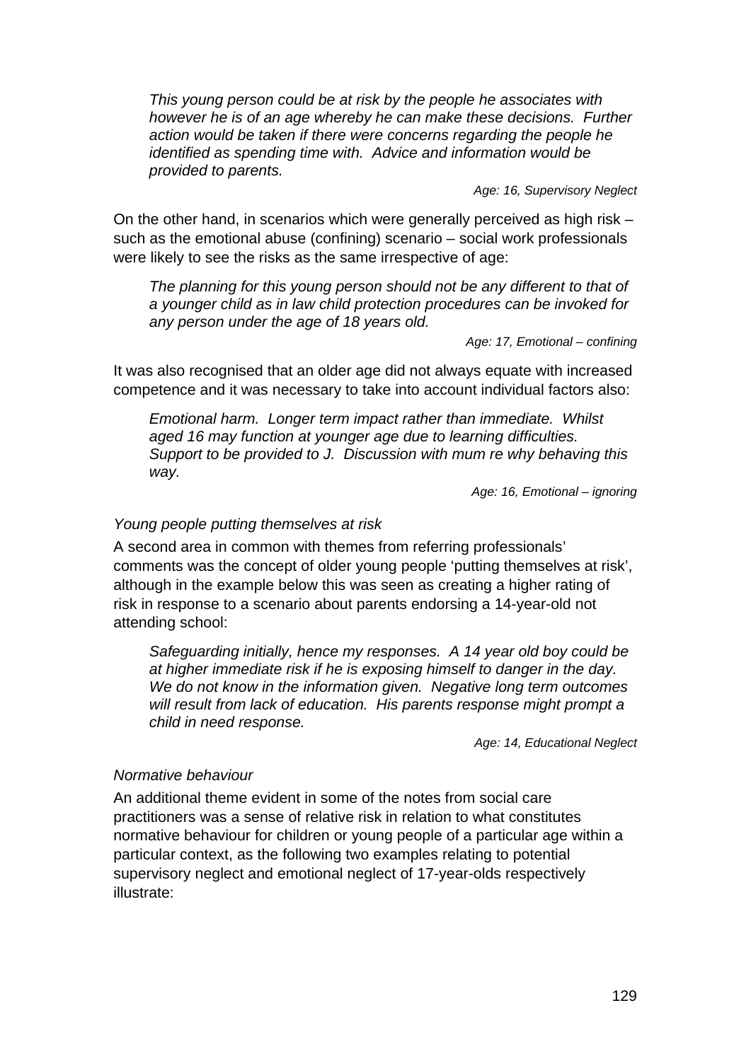> *This young person could be at risk by the people he associates with however he is of an age whereby he can make these decisions. Further action would be taken if there were concerns regarding the people he identified as spending time with. Advice and information would be provided to parents.*
>
> *Age: 16, Supervisory Neglect*

On the other hand, in scenarios which were generally perceived as high risk – such as the emotional abuse (confining) scenario – social work professionals were likely to see the risks as the same irrespective of age:

> *The planning for this young person should not be any different to that of a younger child as in law child protection procedures can be invoked for any person under the age of 18 years old.*
>
> *Age: 17, Emotional – confining*

It was also recognised that an older age did not always equate with increased competence and it was necessary to take into account individual factors also:

> *Emotional harm. Longer term impact rather than immediate. Whilst aged 16 may function at younger age due to learning difficulties. Support to be provided to J. Discussion with mum re why behaving this way.*
>
> *Age: 16, Emotional – ignoring*

*Young people putting themselves at risk*

A second area in common with themes from referring professionals' comments was the concept of older young people 'putting themselves at risk', although in the example below this was seen as creating a higher rating of risk in response to a scenario about parents endorsing a 14-year-old not attending school:

> *Safeguarding initially, hence my responses. A 14 year old boy could be at higher immediate risk if he is exposing himself to danger in the day. We do not know in the information given. Negative long term outcomes will result from lack of education. His parents response might prompt a child in need response.*
>
> *Age: 14, Educational Neglect*

*Normative behaviour*

An additional theme evident in some of the notes from social care practitioners was a sense of relative risk in relation to what constitutes normative behaviour for children or young people of a particular age within a particular context, as the following two examples relating to potential supervisory neglect and emotional neglect of 17-year-olds respectively illustrate: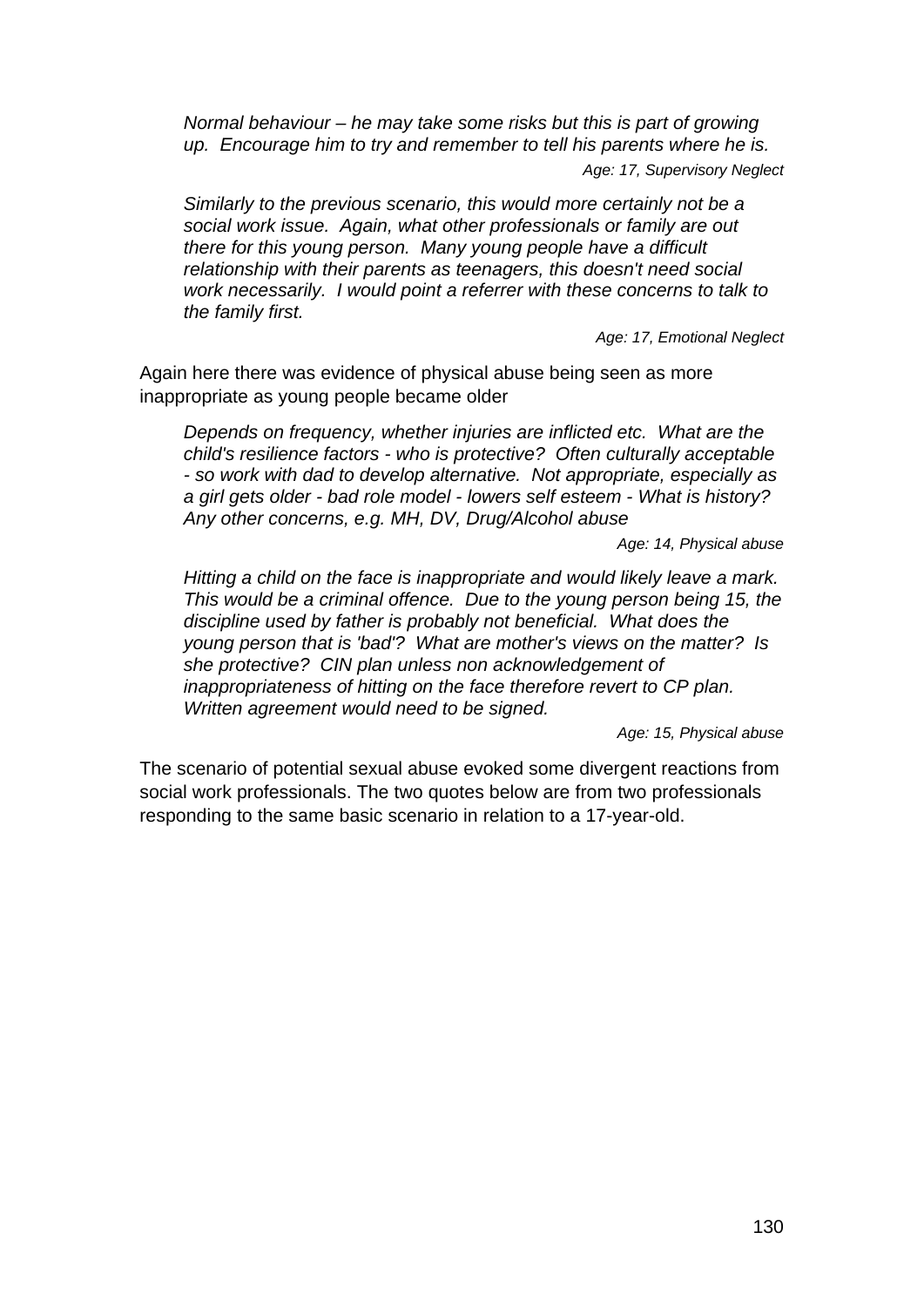> *Normal behaviour – he may take some risks but this is part of growing up. Encourage him to try and remember to tell his parents where he is.*
>
> *Age: 17, Supervisory Neglect*

> *Similarly to the previous scenario, this would more certainly not be a social work issue. Again, what other professionals or family are out there for this young person. Many young people have a difficult relationship with their parents as teenagers, this doesn't need social work necessarily. I would point a referrer with these concerns to talk to the family first.*
>
> *Age: 17, Emotional Neglect*

Again here there was evidence of physical abuse being seen as more inappropriate as young people became older

> *Depends on frequency, whether injuries are inflicted etc. What are the child's resilience factors - who is protective? Often culturally acceptable - so work with dad to develop alternative. Not appropriate, especially as a girl gets older - bad role model - lowers self esteem - What is history? Any other concerns, e.g. MH, DV, Drug/Alcohol abuse*
>
> *Age: 14, Physical abuse*

> *Hitting a child on the face is inappropriate and would likely leave a mark. This would be a criminal offence. Due to the young person being 15, the discipline used by father is probably not beneficial. What does the young person that is 'bad'? What are mother's views on the matter? Is she protective? CIN plan unless non acknowledgement of inappropriateness of hitting on the face therefore revert to CP plan. Written agreement would need to be signed.*
>
> *Age: 15, Physical abuse*

The scenario of potential sexual abuse evoked some divergent reactions from social work professionals. The two quotes below are from two professionals responding to the same basic scenario in relation to a 17-year-old.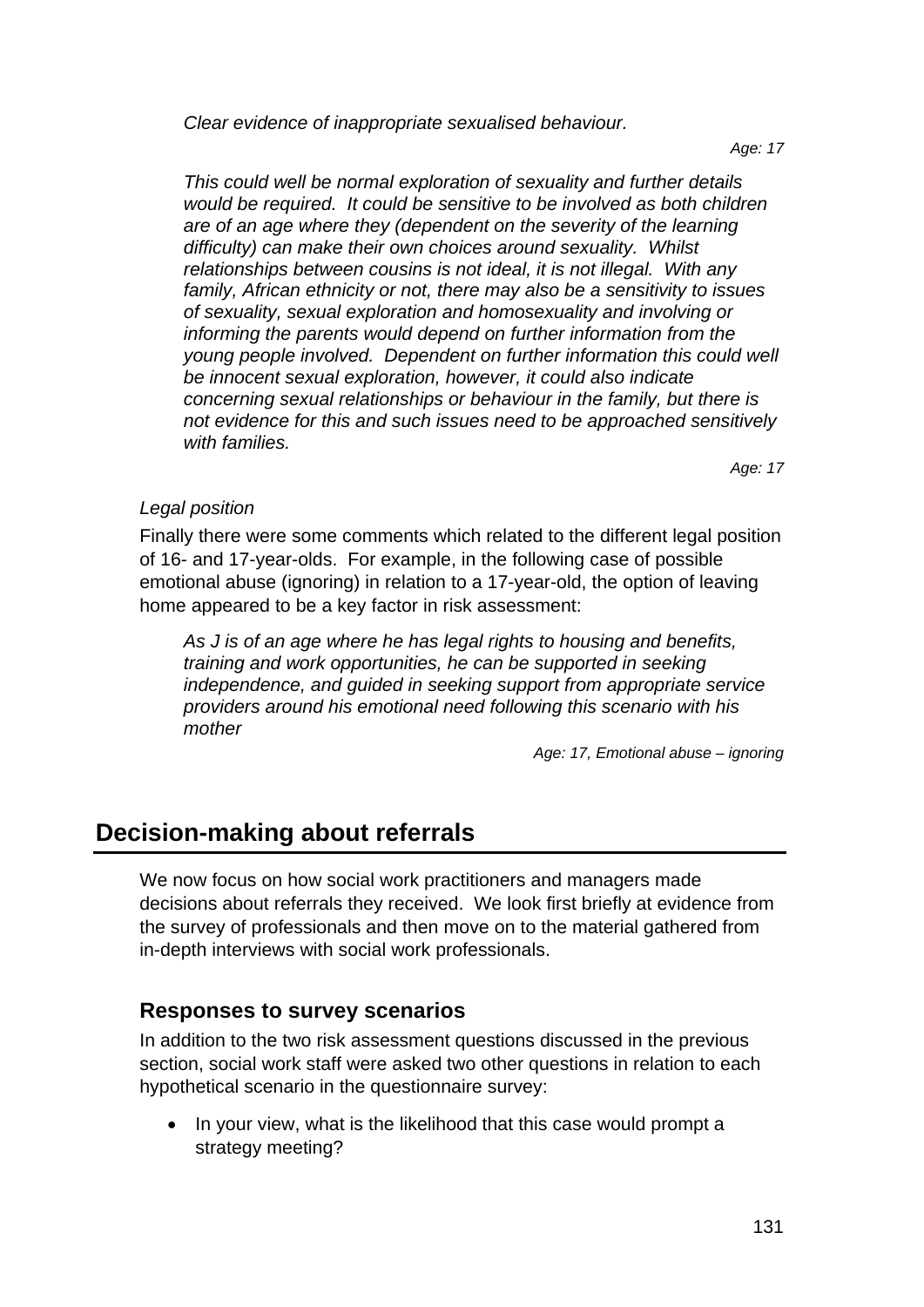*Clear evidence of inappropriate sexualised behaviour.*

*Age: 17*

*This could well be normal exploration of sexuality and further details would be required. It could be sensitive to be involved as both children are of an age where they (dependent on the severity of the learning difficulty) can make their own choices around sexuality. Whilst relationships between cousins is not ideal, it is not illegal. With any family, African ethnicity or not, there may also be a sensitivity to issues of sexuality, sexual exploration and homosexuality and involving or informing the parents would depend on further information from the young people involved. Dependent on further information this could well be innocent sexual exploration, however, it could also indicate concerning sexual relationships or behaviour in the family, but there is not evidence for this and such issues need to be approached sensitively with families.*

*Age: 17*

*Legal position*

Finally there were some comments which related to the different legal position of 16- and 17-year-olds. For example, in the following case of possible emotional abuse (ignoring) in relation to a 17-year-old, the option of leaving home appeared to be a key factor in risk assessment:

*As J is of an age where he has legal rights to housing and benefits, training and work opportunities, he can be supported in seeking independence, and guided in seeking support from appropriate service providers around his emotional need following this scenario with his mother*

*Age: 17, Emotional abuse – ignoring*

## Decision-making about referrals

We now focus on how social work practitioners and managers made decisions about referrals they received. We look first briefly at evidence from the survey of professionals and then move on to the material gathered from in-depth interviews with social work professionals.

### Responses to survey scenarios

In addition to the two risk assessment questions discussed in the previous section, social work staff were asked two other questions in relation to each hypothetical scenario in the questionnaire survey:

- In your view, what is the likelihood that this case would prompt a strategy meeting?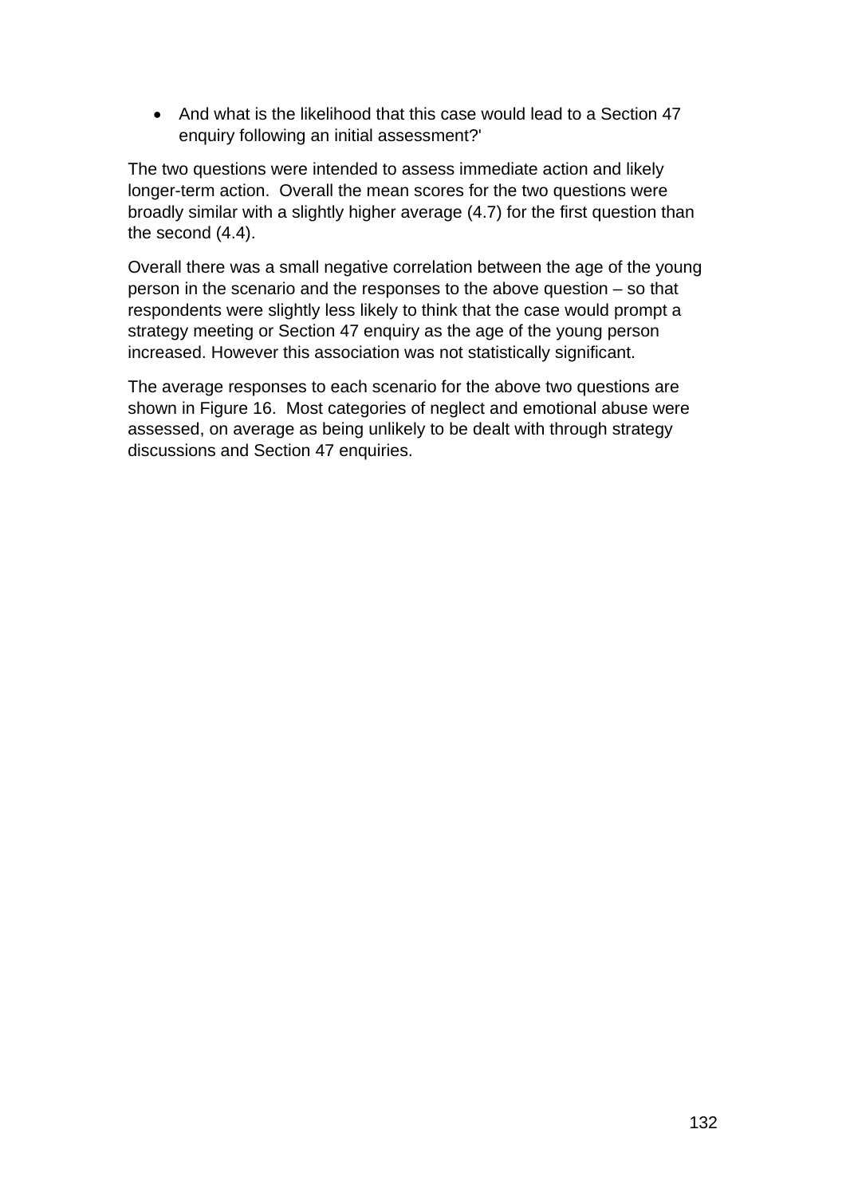- And what is the likelihood that this case would lead to a Section 47 enquiry following an initial assessment?'

The two questions were intended to assess immediate action and likely longer-term action. Overall the mean scores for the two questions were broadly similar with a slightly higher average (4.7) for the first question than the second (4.4).

Overall there was a small negative correlation between the age of the young person in the scenario and the responses to the above question – so that respondents were slightly less likely to think that the case would prompt a strategy meeting or Section 47 enquiry as the age of the young person increased. However this association was not statistically significant.

The average responses to each scenario for the above two questions are shown in Figure 16. Most categories of neglect and emotional abuse were assessed, on average as being unlikely to be dealt with through strategy discussions and Section 47 enquiries.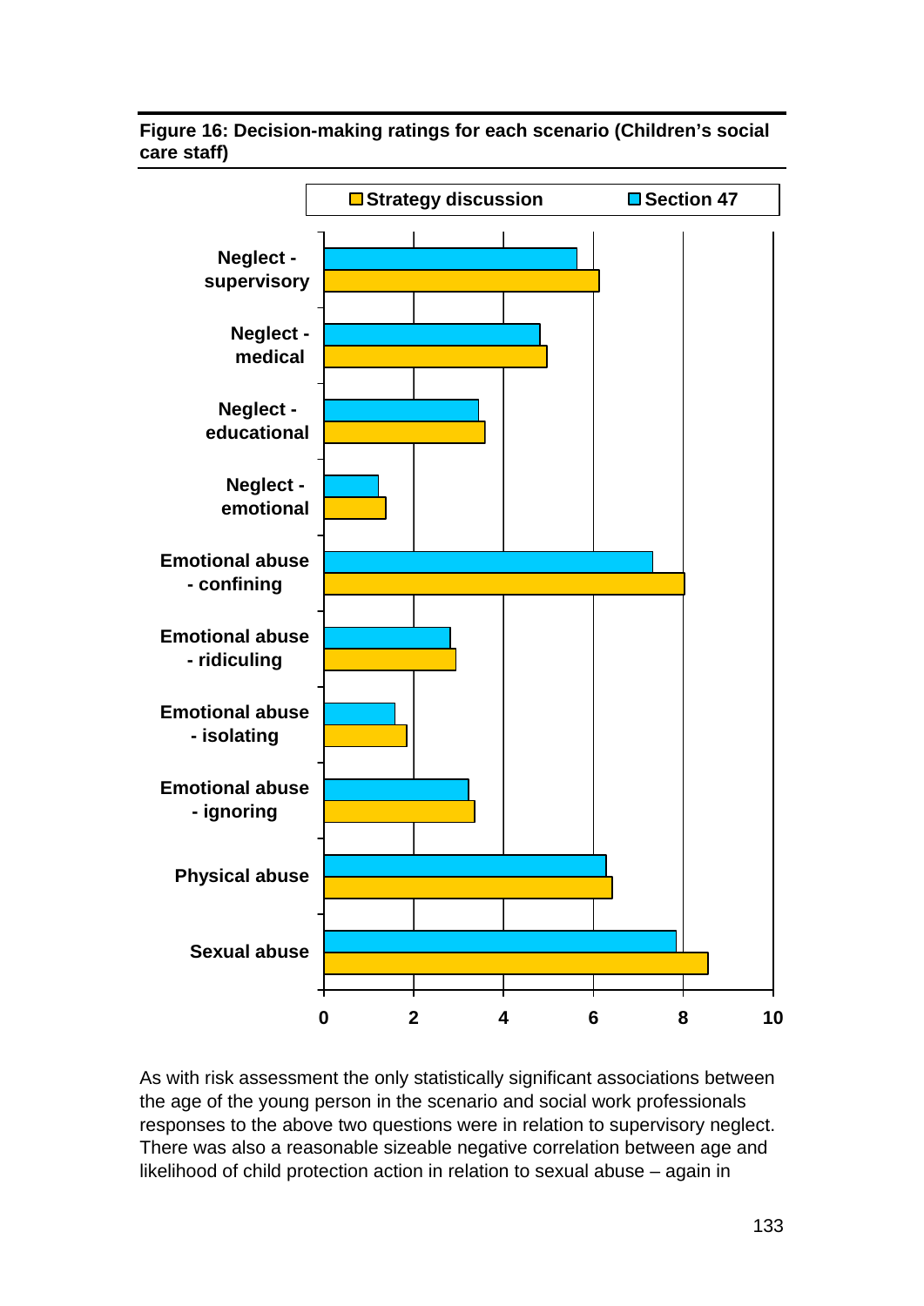**Figure 16: Decision-making ratings for each scenario (Children's social care staff)**

As with risk assessment the only statistically significant associations between the age of the young person in the scenario and social work professionals responses to the above two questions were in relation to supervisory neglect. There was also a reasonable sizeable negative correlation between age and likelihood of child protection action in relation to sexual abuse – again in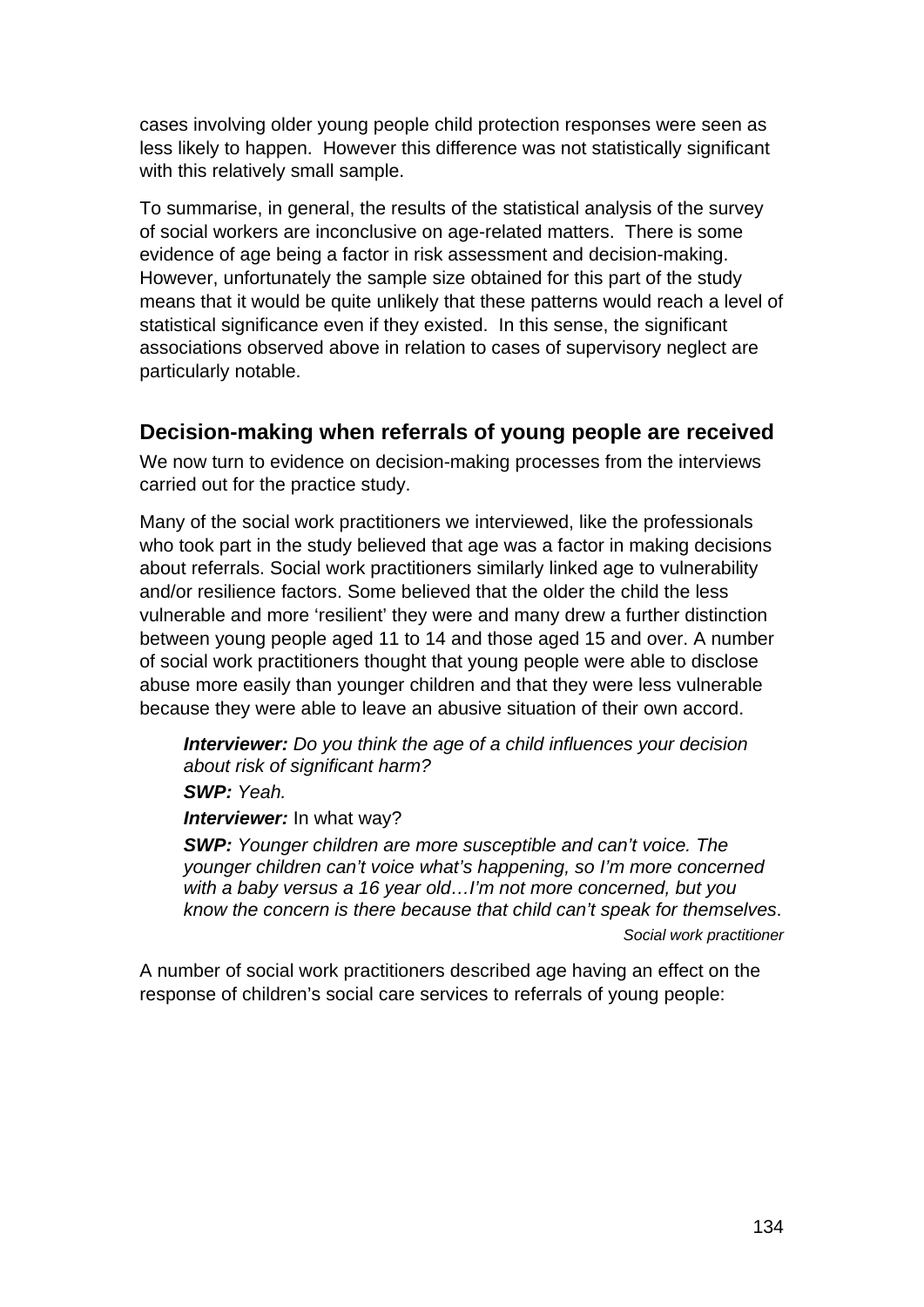cases involving older young people child protection responses were seen as less likely to happen. However this difference was not statistically significant with this relatively small sample.

To summarise, in general, the results of the statistical analysis of the survey of social workers are inconclusive on age-related matters. There is some evidence of age being a factor in risk assessment and decision-making. However, unfortunately the sample size obtained for this part of the study means that it would be quite unlikely that these patterns would reach a level of statistical significance even if they existed. In this sense, the significant associations observed above in relation to cases of supervisory neglect are particularly notable.

## Decision-making when referrals of young people are received

We now turn to evidence on decision-making processes from the interviews carried out for the practice study.

Many of the social work practitioners we interviewed, like the professionals who took part in the study believed that age was a factor in making decisions about referrals. Social work practitioners similarly linked age to vulnerability and/or resilience factors. Some believed that the older the child the less vulnerable and more 'resilient' they were and many drew a further distinction between young people aged 11 to 14 and those aged 15 and over. A number of social work practitioners thought that young people were able to disclose abuse more easily than younger children and that they were less vulnerable because they were able to leave an abusive situation of their own accord.

> ***Interviewer:*** *Do you think the age of a child influences your decision about risk of significant harm?*
>
> ***SWP:*** *Yeah.*
>
> ***Interviewer:*** In what way?
>
> ***SWP:*** *Younger children are more susceptible and can't voice. The younger children can't voice what's happening, so I'm more concerned with a baby versus a 16 year old…I'm not more concerned, but you know the concern is there because that child can't speak for themselves*.
>
> *Social work practitioner*

A number of social work practitioners described age having an effect on the response of children's social care services to referrals of young people: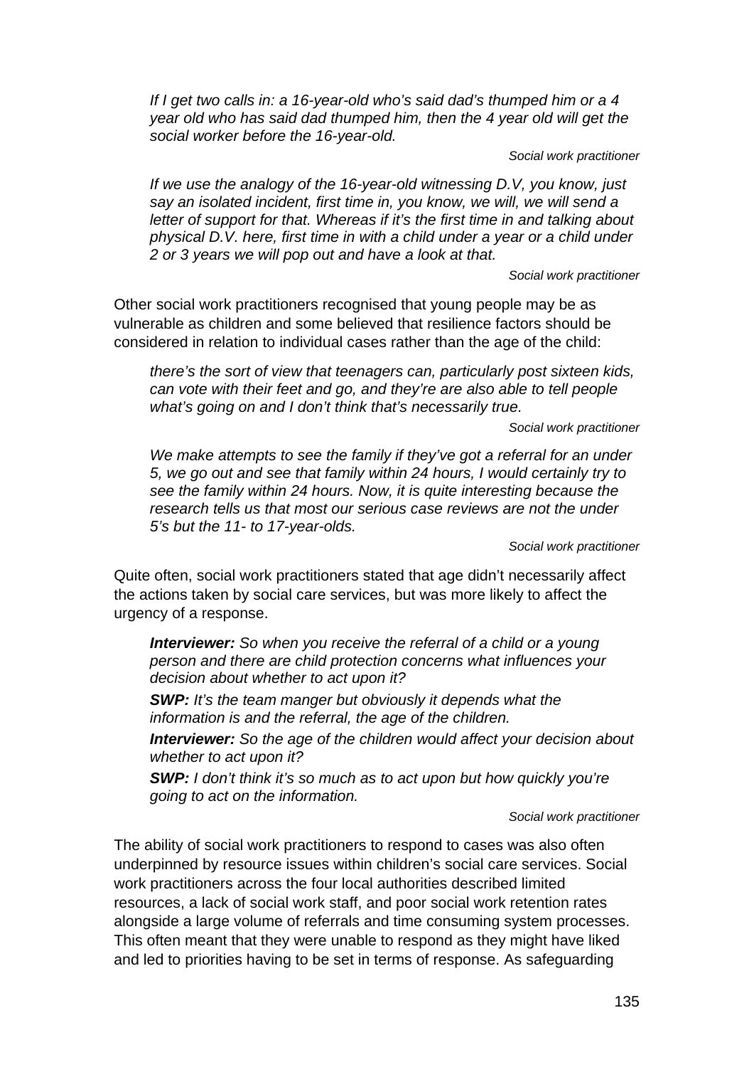> *If I get two calls in: a 16-year-old who's said dad's thumped him or a 4 year old who has said dad thumped him, then the 4 year old will get the social worker before the 16-year-old.*
>
> *Social work practitioner*

> *If we use the analogy of the 16-year-old witnessing D.V, you know, just say an isolated incident, first time in, you know, we will, we will send a letter of support for that. Whereas if it's the first time in and talking about physical D.V. here, first time in with a child under a year or a child under 2 or 3 years we will pop out and have a look at that.*
>
> *Social work practitioner*

Other social work practitioners recognised that young people may be as vulnerable as children and some believed that resilience factors should be considered in relation to individual cases rather than the age of the child:

> *there's the sort of view that teenagers can, particularly post sixteen kids, can vote with their feet and go, and they're are also able to tell people what's going on and I don't think that's necessarily true.*
>
> *Social work practitioner*

> *We make attempts to see the family if they've got a referral for an under 5, we go out and see that family within 24 hours, I would certainly try to see the family within 24 hours. Now, it is quite interesting because the research tells us that most our serious case reviews are not the under 5's but the 11- to 17-year-olds.*
>
> *Social work practitioner*

Quite often, social work practitioners stated that age didn't necessarily affect the actions taken by social care services, but was more likely to affect the urgency of a response.

> ***Interviewer:*** *So when you receive the referral of a child or a young person and there are child protection concerns what influences your decision about whether to act upon it?*
>
> ***SWP:*** *It's the team manger but obviously it depends what the information is and the referral, the age of the children.*
>
> ***Interviewer:*** *So the age of the children would affect your decision about whether to act upon it?*
>
> ***SWP:*** *I don't think it's so much as to act upon but how quickly you're going to act on the information.*
>
> *Social work practitioner*

The ability of social work practitioners to respond to cases was also often underpinned by resource issues within children's social care services. Social work practitioners across the four local authorities described limited resources, a lack of social work staff, and poor social work retention rates alongside a large volume of referrals and time consuming system processes. This often meant that they were unable to respond as they might have liked and led to priorities having to be set in terms of response. As safeguarding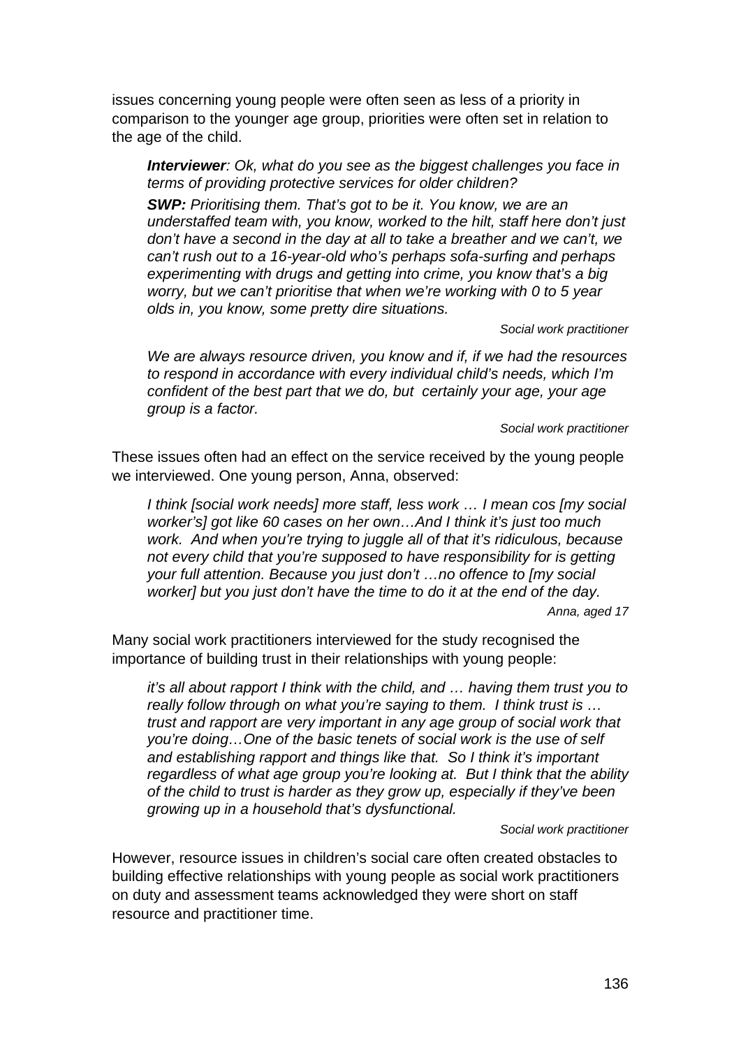issues concerning young people were often seen as less of a priority in comparison to the younger age group, priorities were often set in relation to the age of the child.

> ***Interviewer****: Ok, what do you see as the biggest challenges you face in terms of providing protective services for older children?*
>
> ***SWP:*** *Prioritising them. That's got to be it. You know, we are an understaffed team with, you know, worked to the hilt, staff here don't just don't have a second in the day at all to take a breather and we can't, we can't rush out to a 16-year-old who's perhaps sofa-surfing and perhaps experimenting with drugs and getting into crime, you know that's a big worry, but we can't prioritise that when we're working with 0 to 5 year olds in, you know, some pretty dire situations.*
>
> *Social work practitioner*

> *We are always resource driven, you know and if, if we had the resources to respond in accordance with every individual child's needs, which I'm confident of the best part that we do, but certainly your age, your age group is a factor.*
>
> *Social work practitioner*

These issues often had an effect on the service received by the young people we interviewed. One young person, Anna, observed:

> *I think [social work needs] more staff, less work … I mean cos [my social worker's] got like 60 cases on her own…And I think it's just too much work. And when you're trying to juggle all of that it's ridiculous, because not every child that you're supposed to have responsibility for is getting your full attention. Because you just don't …no offence to [my social worker] but you just don't have the time to do it at the end of the day.*
>
> *Anna, aged 17*

Many social work practitioners interviewed for the study recognised the importance of building trust in their relationships with young people:

> *it's all about rapport I think with the child, and … having them trust you to really follow through on what you're saying to them. I think trust is … trust and rapport are very important in any age group of social work that you're doing…One of the basic tenets of social work is the use of self and establishing rapport and things like that. So I think it's important regardless of what age group you're looking at. But I think that the ability of the child to trust is harder as they grow up, especially if they've been growing up in a household that's dysfunctional.*
>
> *Social work practitioner*

However, resource issues in children's social care often created obstacles to building effective relationships with young people as social work practitioners on duty and assessment teams acknowledged they were short on staff resource and practitioner time.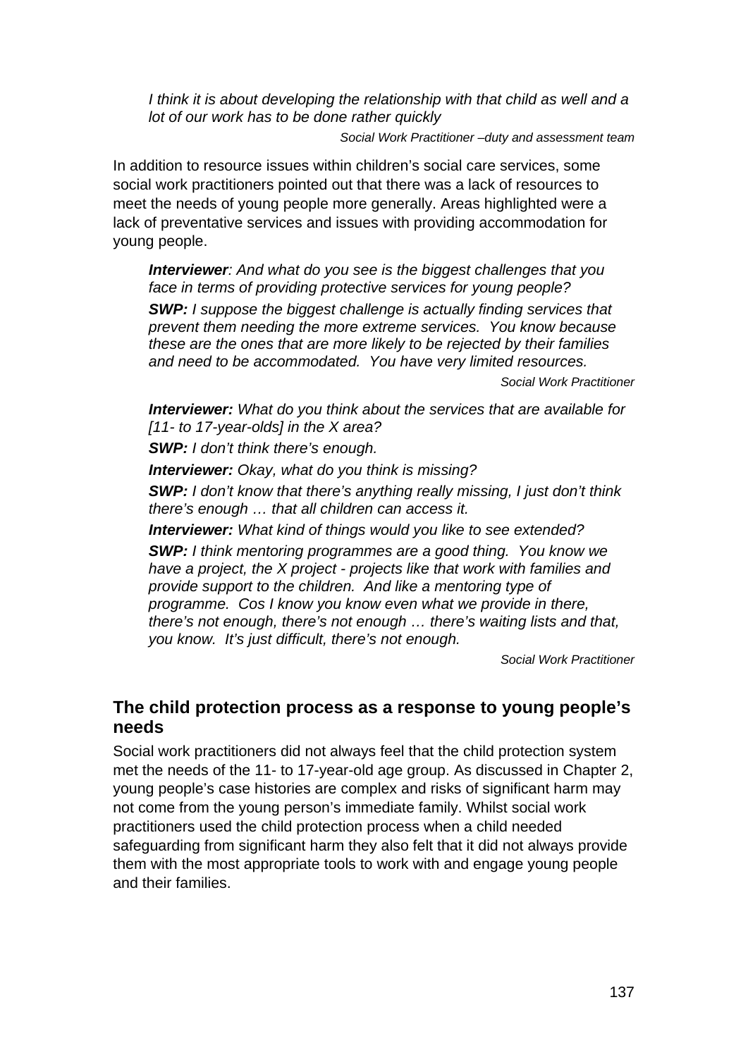*I think it is about developing the relationship with that child as well and a lot of our work has to be done rather quickly*

*Social Work Practitioner –duty and assessment team*

In addition to resource issues within children's social care services, some social work practitioners pointed out that there was a lack of resources to meet the needs of young people more generally. Areas highlighted were a lack of preventative services and issues with providing accommodation for young people.

***Interviewer**: And what do you see is the biggest challenges that you face in terms of providing protective services for young people?*

***SWP:** I suppose the biggest challenge is actually finding services that prevent them needing the more extreme services. You know because these are the ones that are more likely to be rejected by their families and need to be accommodated. You have very limited resources.*

*Social Work Practitioner*

***Interviewer:** What do you think about the services that are available for [11- to 17-year-olds] in the X area?*

***SWP:** I don't think there's enough.*

***Interviewer:** Okay, what do you think is missing?*

***SWP:** I don't know that there's anything really missing, I just don't think there's enough … that all children can access it.*

***Interviewer:** What kind of things would you like to see extended?*

***SWP:** I think mentoring programmes are a good thing. You know we have a project, the X project - projects like that work with families and provide support to the children. And like a mentoring type of programme. Cos I know you know even what we provide in there, there's not enough, there's not enough … there's waiting lists and that, you know. It's just difficult, there's not enough.*

*Social Work Practitioner*

## The child protection process as a response to young people's needs

Social work practitioners did not always feel that the child protection system met the needs of the 11- to 17-year-old age group. As discussed in Chapter 2, young people's case histories are complex and risks of significant harm may not come from the young person's immediate family. Whilst social work practitioners used the child protection process when a child needed safeguarding from significant harm they also felt that it did not always provide them with the most appropriate tools to work with and engage young people and their families.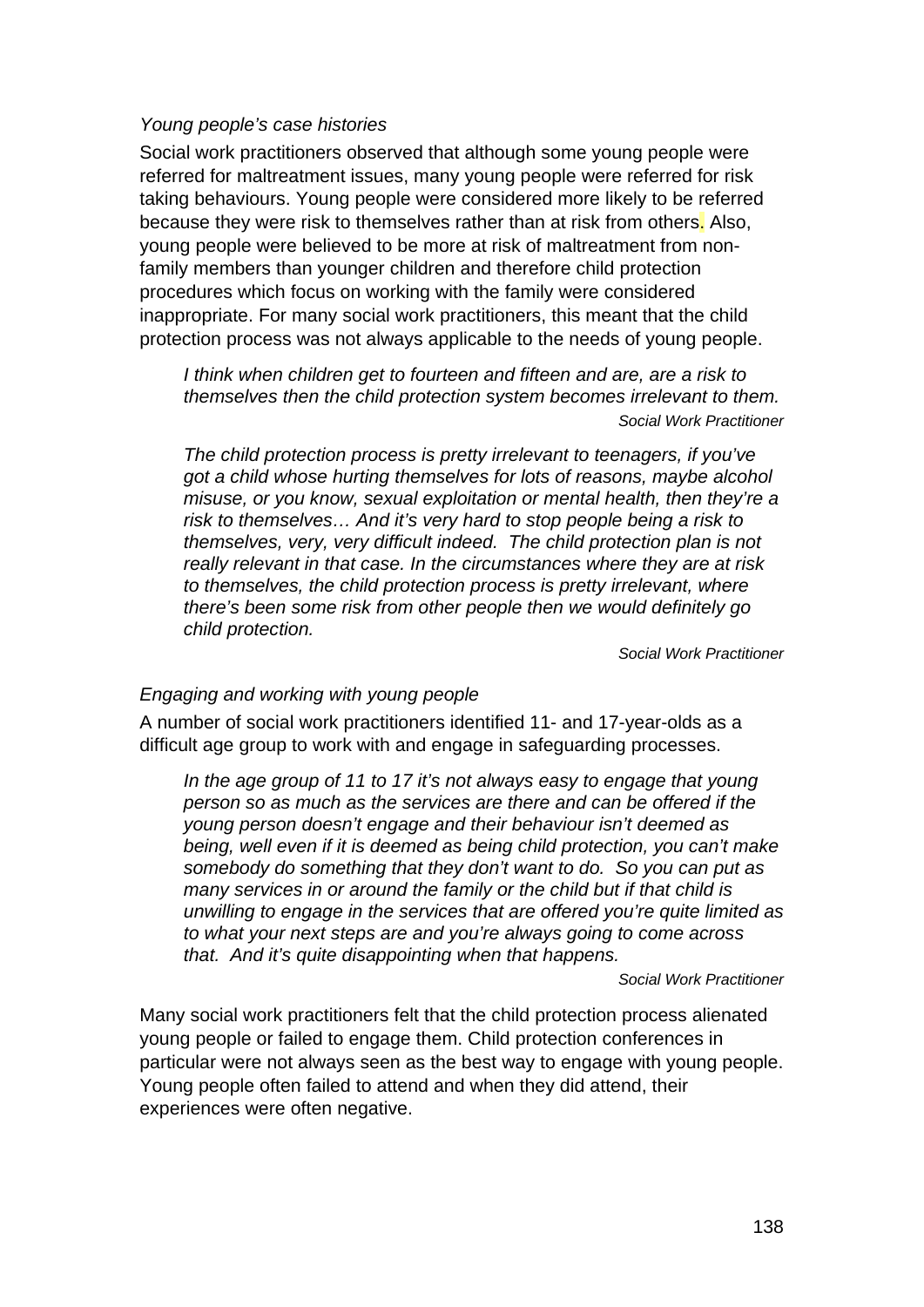*Young people's case histories*

Social work practitioners observed that although some young people were referred for maltreatment issues, many young people were referred for risk taking behaviours. Young people were considered more likely to be referred because they were risk to themselves rather than at risk from others. Also, young people were believed to be more at risk of maltreatment from non-family members than younger children and therefore child protection procedures which focus on working with the family were considered inappropriate. For many social work practitioners, this meant that the child protection process was not always applicable to the needs of young people.

> *I think when children get to fourteen and fifteen and are, are a risk to themselves then the child protection system becomes irrelevant to them.*
>
> *Social Work Practitioner*

> *The child protection process is pretty irrelevant to teenagers, if you've got a child whose hurting themselves for lots of reasons, maybe alcohol misuse, or you know, sexual exploitation or mental health, then they're a risk to themselves… And it's very hard to stop people being a risk to themselves, very, very difficult indeed. The child protection plan is not really relevant in that case. In the circumstances where they are at risk to themselves, the child protection process is pretty irrelevant, where there's been some risk from other people then we would definitely go child protection.*
>
> *Social Work Practitioner*

*Engaging and working with young people*

A number of social work practitioners identified 11- and 17-year-olds as a difficult age group to work with and engage in safeguarding processes.

> *In the age group of 11 to 17 it's not always easy to engage that young person so as much as the services are there and can be offered if the young person doesn't engage and their behaviour isn't deemed as being, well even if it is deemed as being child protection, you can't make somebody do something that they don't want to do. So you can put as many services in or around the family or the child but if that child is unwilling to engage in the services that are offered you're quite limited as to what your next steps are and you're always going to come across that. And it's quite disappointing when that happens.*
>
> *Social Work Practitioner*

Many social work practitioners felt that the child protection process alienated young people or failed to engage them. Child protection conferences in particular were not always seen as the best way to engage with young people. Young people often failed to attend and when they did attend, their experiences were often negative.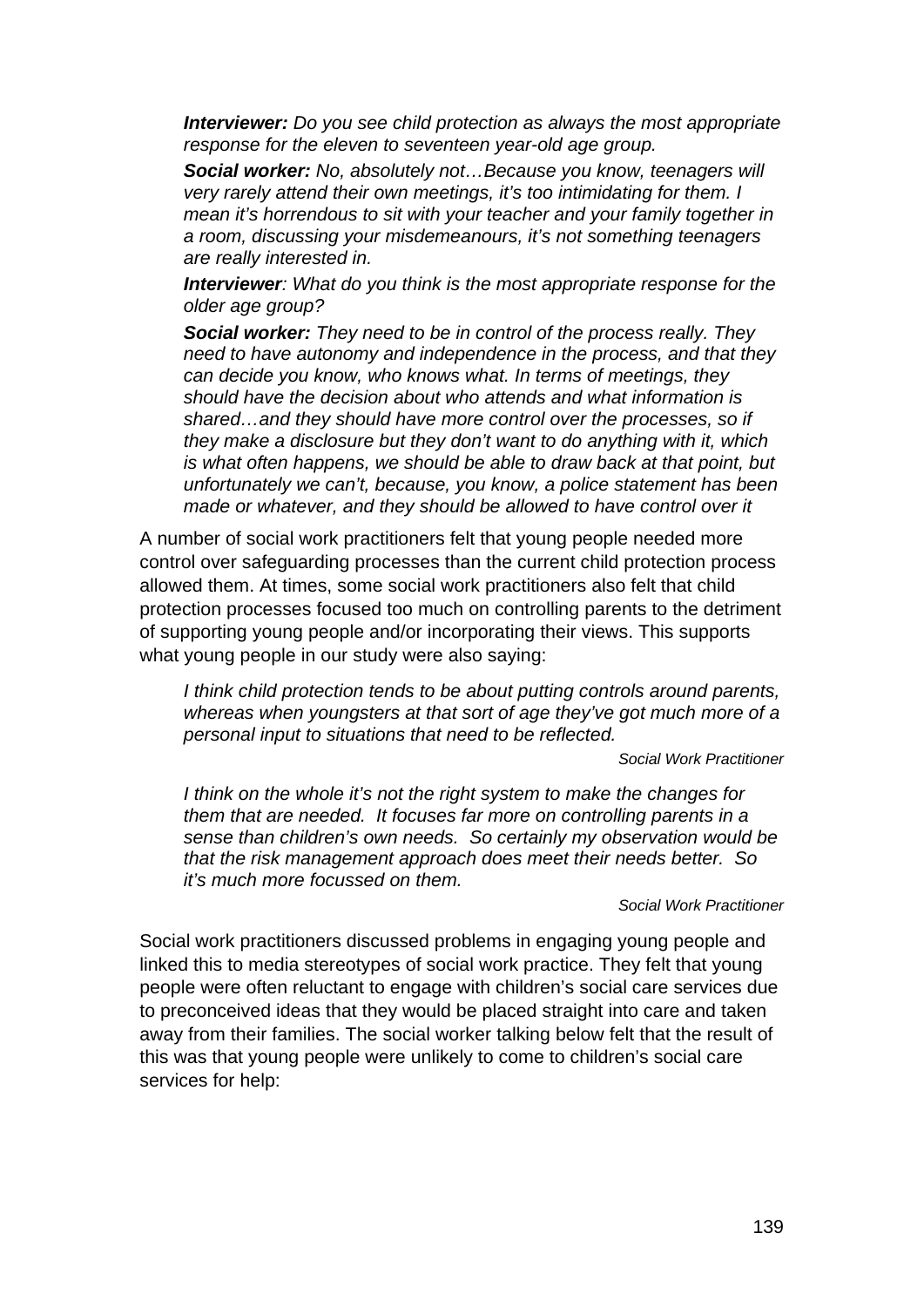> ***Interviewer:*** *Do you see child protection as always the most appropriate response for the eleven to seventeen year-old age group.*
>
> ***Social worker:*** *No, absolutely not…Because you know, teenagers will very rarely attend their own meetings, it's too intimidating for them. I mean it's horrendous to sit with your teacher and your family together in a room, discussing your misdemeanours, it's not something teenagers are really interested in.*
>
> ***Interviewer****: What do you think is the most appropriate response for the older age group?*
>
> ***Social worker:*** *They need to be in control of the process really. They need to have autonomy and independence in the process, and that they can decide you know, who knows what. In terms of meetings, they should have the decision about who attends and what information is shared…and they should have more control over the processes, so if they make a disclosure but they don't want to do anything with it, which is what often happens, we should be able to draw back at that point, but unfortunately we can't, because, you know, a police statement has been made or whatever, and they should be allowed to have control over it*

A number of social work practitioners felt that young people needed more control over safeguarding processes than the current child protection process allowed them. At times, some social work practitioners also felt that child protection processes focused too much on controlling parents to the detriment of supporting young people and/or incorporating their views. This supports what young people in our study were also saying:

> *I think child protection tends to be about putting controls around parents, whereas when youngsters at that sort of age they've got much more of a personal input to situations that need to be reflected.*
>
> *Social Work Practitioner*

> *I think on the whole it's not the right system to make the changes for them that are needed. It focuses far more on controlling parents in a sense than children's own needs. So certainly my observation would be that the risk management approach does meet their needs better. So it's much more focussed on them.*
>
> *Social Work Practitioner*

Social work practitioners discussed problems in engaging young people and linked this to media stereotypes of social work practice. They felt that young people were often reluctant to engage with children's social care services due to preconceived ideas that they would be placed straight into care and taken away from their families. The social worker talking below felt that the result of this was that young people were unlikely to come to children's social care services for help: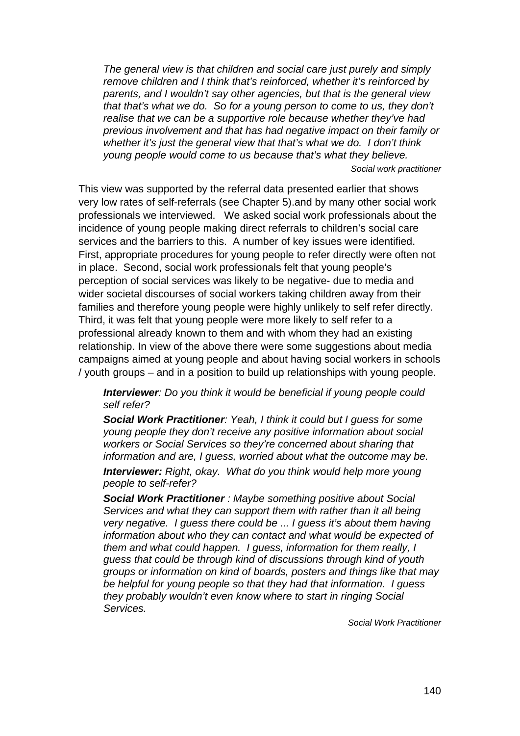> *The general view is that children and social care just purely and simply remove children and I think that's reinforced, whether it's reinforced by parents, and I wouldn't say other agencies, but that is the general view that that's what we do. So for a young person to come to us, they don't realise that we can be a supportive role because whether they've had previous involvement and that has had negative impact on their family or whether it's just the general view that that's what we do. I don't think young people would come to us because that's what they believe.*
>
> *Social work practitioner*

This view was supported by the referral data presented earlier that shows very low rates of self-referrals (see Chapter 5).and by many other social work professionals we interviewed. We asked social work professionals about the incidence of young people making direct referrals to children's social care services and the barriers to this. A number of key issues were identified. First, appropriate procedures for young people to refer directly were often not in place. Second, social work professionals felt that young people's perception of social services was likely to be negative- due to media and wider societal discourses of social workers taking children away from their families and therefore young people were highly unlikely to self refer directly. Third, it was felt that young people were more likely to self refer to a professional already known to them and with whom they had an existing relationship. In view of the above there were some suggestions about media campaigns aimed at young people and about having social workers in schools / youth groups – and in a position to build up relationships with young people.

> ***Interviewer****: Do you think it would be beneficial if young people could self refer?*
>
> ***Social Work Practitioner****: Yeah, I think it could but I guess for some young people they don't receive any positive information about social workers or Social Services so they're concerned about sharing that information and are, I guess, worried about what the outcome may be.*
>
> ***Interviewer:*** *Right, okay. What do you think would help more young people to self-refer?*
>
> ***Social Work Practitioner*** *: Maybe something positive about Social Services and what they can support them with rather than it all being very negative. I guess there could be ... I guess it's about them having information about who they can contact and what would be expected of them and what could happen. I guess, information for them really, I guess that could be through kind of discussions through kind of youth groups or information on kind of boards, posters and things like that may be helpful for young people so that they had that information. I guess they probably wouldn't even know where to start in ringing Social Services.*
>
> *Social Work Practitioner*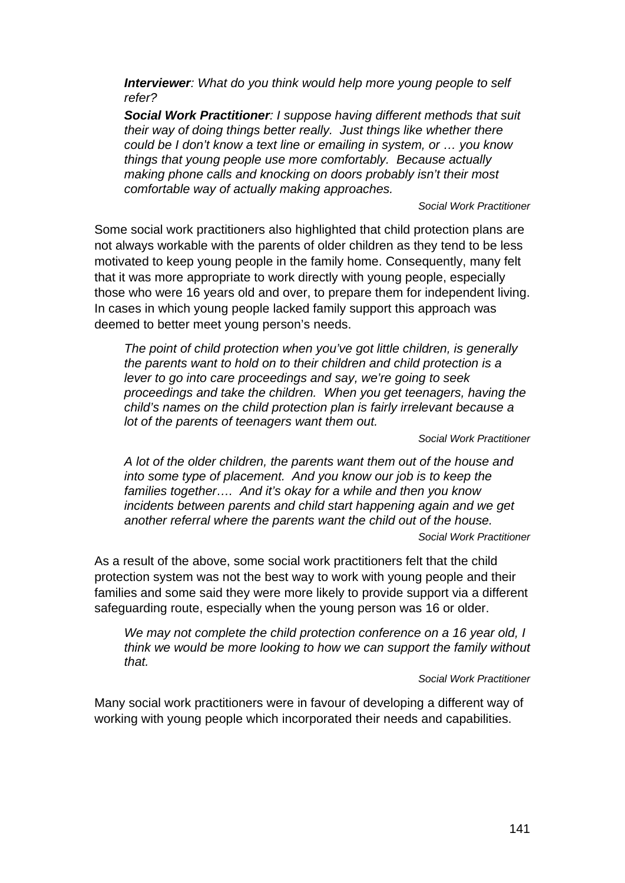> ***Interviewer***: *What do you think would help more young people to self refer?*
>
> ***Social Work Practitioner***: *I suppose having different methods that suit their way of doing things better really. Just things like whether there could be I don't know a text line or emailing in system, or … you know things that young people use more comfortably. Because actually making phone calls and knocking on doors probably isn't their most comfortable way of actually making approaches.*
>
> *Social Work Practitioner*

Some social work practitioners also highlighted that child protection plans are not always workable with the parents of older children as they tend to be less motivated to keep young people in the family home. Consequently, many felt that it was more appropriate to work directly with young people, especially those who were 16 years old and over, to prepare them for independent living. In cases in which young people lacked family support this approach was deemed to better meet young person's needs.

> *The point of child protection when you've got little children, is generally the parents want to hold on to their children and child protection is a lever to go into care proceedings and say, we're going to seek proceedings and take the children. When you get teenagers, having the child's names on the child protection plan is fairly irrelevant because a lot of the parents of teenagers want them out.*
>
> *Social Work Practitioner*

> *A lot of the older children, the parents want them out of the house and into some type of placement. And you know our job is to keep the families together…. And it's okay for a while and then you know incidents between parents and child start happening again and we get another referral where the parents want the child out of the house.*
>
> *Social Work Practitioner*

As a result of the above, some social work practitioners felt that the child protection system was not the best way to work with young people and their families and some said they were more likely to provide support via a different safeguarding route, especially when the young person was 16 or older.

> *We may not complete the child protection conference on a 16 year old, I think we would be more looking to how we can support the family without that.*
>
> *Social Work Practitioner*

Many social work practitioners were in favour of developing a different way of working with young people which incorporated their needs and capabilities.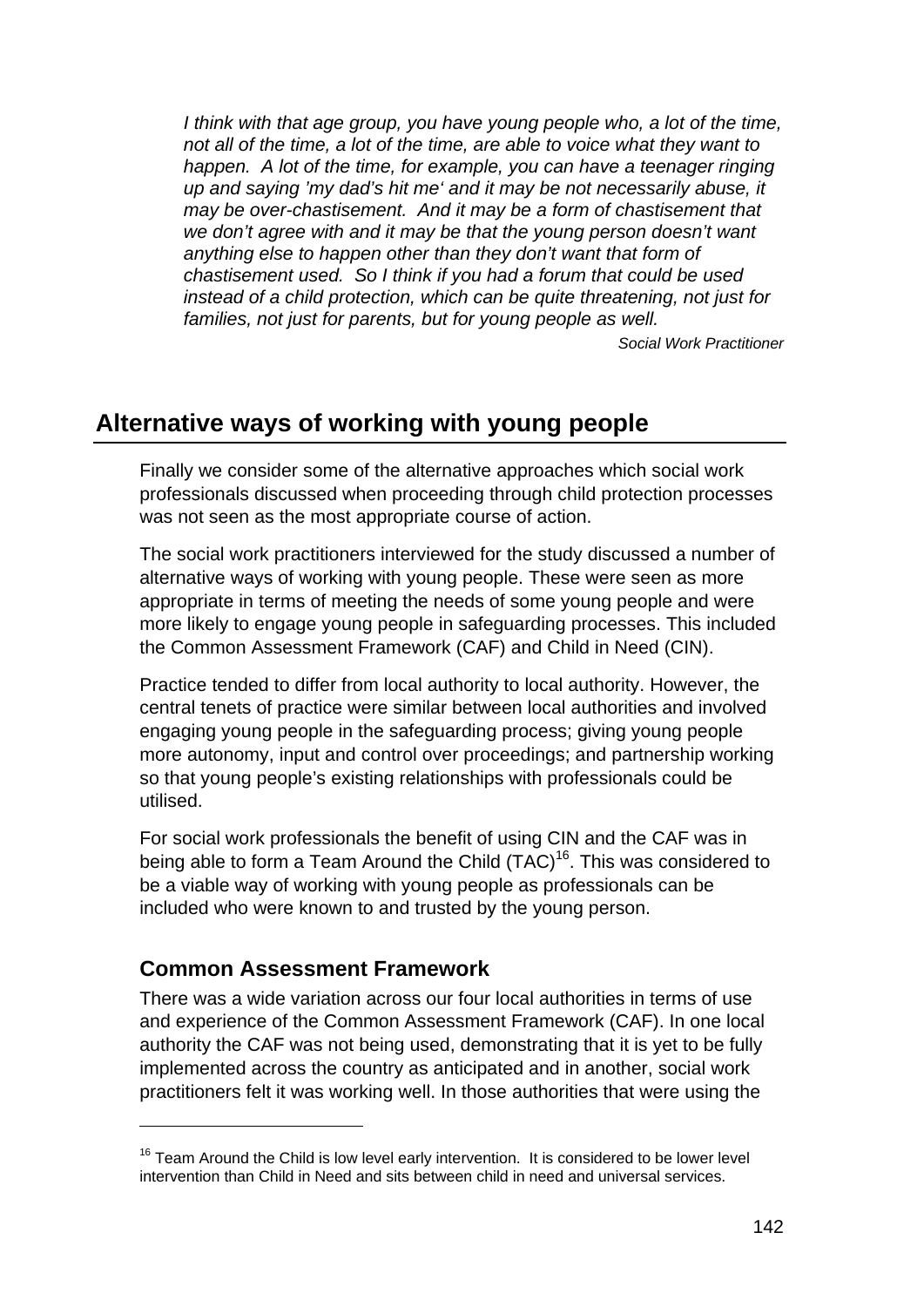*I think with that age group, you have young people who, a lot of the time, not all of the time, a lot of the time, are able to voice what they want to happen. A lot of the time, for example, you can have a teenager ringing up and saying 'my dad's hit me' and it may be not necessarily abuse, it may be over-chastisement. And it may be a form of chastisement that we don't agree with and it may be that the young person doesn't want anything else to happen other than they don't want that form of chastisement used. So I think if you had a forum that could be used instead of a child protection, which can be quite threatening, not just for families, not just for parents, but for young people as well.*

*Social Work Practitioner*

## Alternative ways of working with young people

Finally we consider some of the alternative approaches which social work professionals discussed when proceeding through child protection processes was not seen as the most appropriate course of action.

The social work practitioners interviewed for the study discussed a number of alternative ways of working with young people. These were seen as more appropriate in terms of meeting the needs of some young people and were more likely to engage young people in safeguarding processes. This included the Common Assessment Framework (CAF) and Child in Need (CIN).

Practice tended to differ from local authority to local authority. However, the central tenets of practice were similar between local authorities and involved engaging young people in the safeguarding process; giving young people more autonomy, input and control over proceedings; and partnership working so that young people's existing relationships with professionals could be utilised.

For social work professionals the benefit of using CIN and the CAF was in being able to form a Team Around the Child (TAC)[16]. This was considered to be a viable way of working with young people as professionals can be included who were known to and trusted by the young person.

### Common Assessment Framework

There was a wide variation across our four local authorities in terms of use and experience of the Common Assessment Framework (CAF). In one local authority the CAF was not being used, demonstrating that it is yet to be fully implemented across the country as anticipated and in another, social work practitioners felt it was working well. In those authorities that were using the

[16] Team Around the Child is low level early intervention. It is considered to be lower level intervention than Child in Need and sits between child in need and universal services.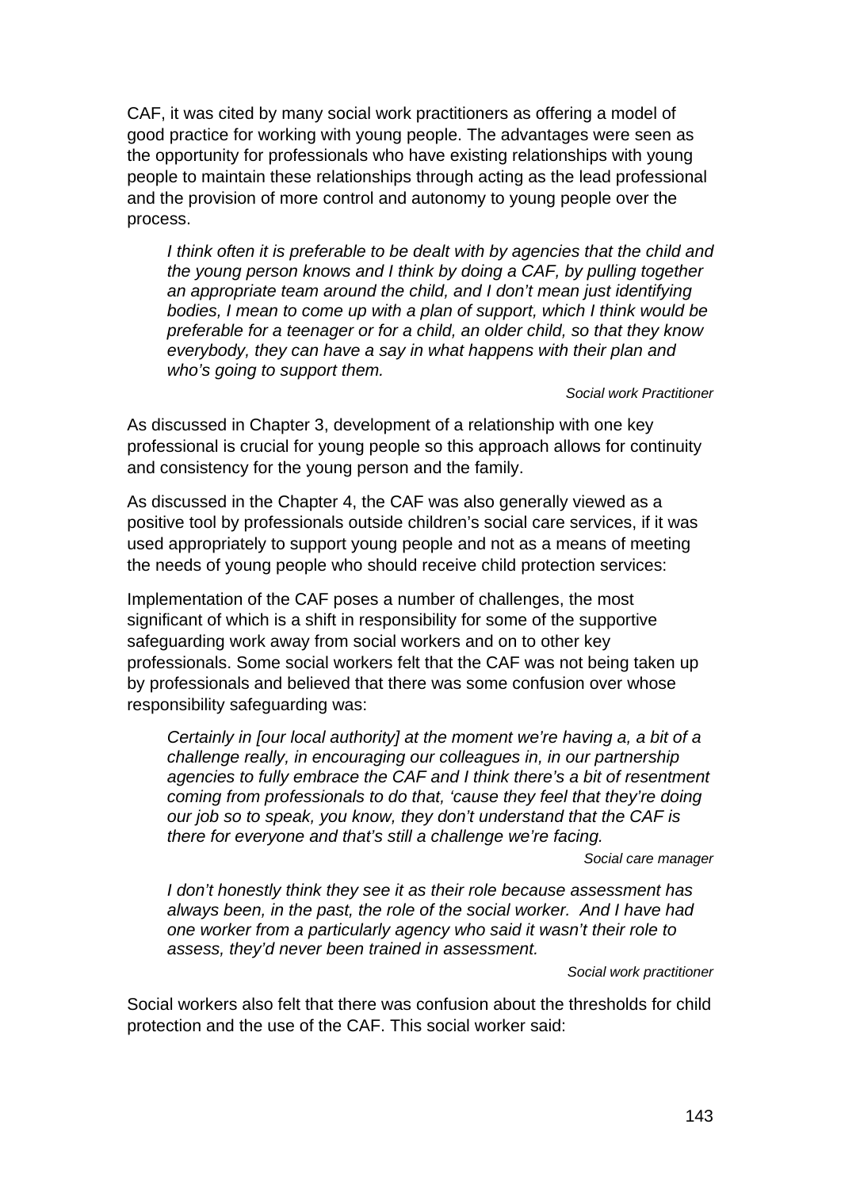CAF, it was cited by many social work practitioners as offering a model of good practice for working with young people. The advantages were seen as the opportunity for professionals who have existing relationships with young people to maintain these relationships through acting as the lead professional and the provision of more control and autonomy to young people over the process.

> *I think often it is preferable to be dealt with by agencies that the child and the young person knows and I think by doing a CAF, by pulling together an appropriate team around the child, and I don't mean just identifying bodies, I mean to come up with a plan of support, which I think would be preferable for a teenager or for a child, an older child, so that they know everybody, they can have a say in what happens with their plan and who's going to support them.*
>
> *Social work Practitioner*

As discussed in Chapter 3, development of a relationship with one key professional is crucial for young people so this approach allows for continuity and consistency for the young person and the family.

As discussed in the Chapter 4, the CAF was also generally viewed as a positive tool by professionals outside children's social care services, if it was used appropriately to support young people and not as a means of meeting the needs of young people who should receive child protection services:

Implementation of the CAF poses a number of challenges, the most significant of which is a shift in responsibility for some of the supportive safeguarding work away from social workers and on to other key professionals. Some social workers felt that the CAF was not being taken up by professionals and believed that there was some confusion over whose responsibility safeguarding was:

> *Certainly in [our local authority] at the moment we're having a, a bit of a challenge really, in encouraging our colleagues in, in our partnership agencies to fully embrace the CAF and I think there's a bit of resentment coming from professionals to do that, 'cause they feel that they're doing our job so to speak, you know, they don't understand that the CAF is there for everyone and that's still a challenge we're facing.*
>
> *Social care manager*

> *I don't honestly think they see it as their role because assessment has always been, in the past, the role of the social worker. And I have had one worker from a particularly agency who said it wasn't their role to assess, they'd never been trained in assessment.*
>
> *Social work practitioner*

Social workers also felt that there was confusion about the thresholds for child protection and the use of the CAF. This social worker said: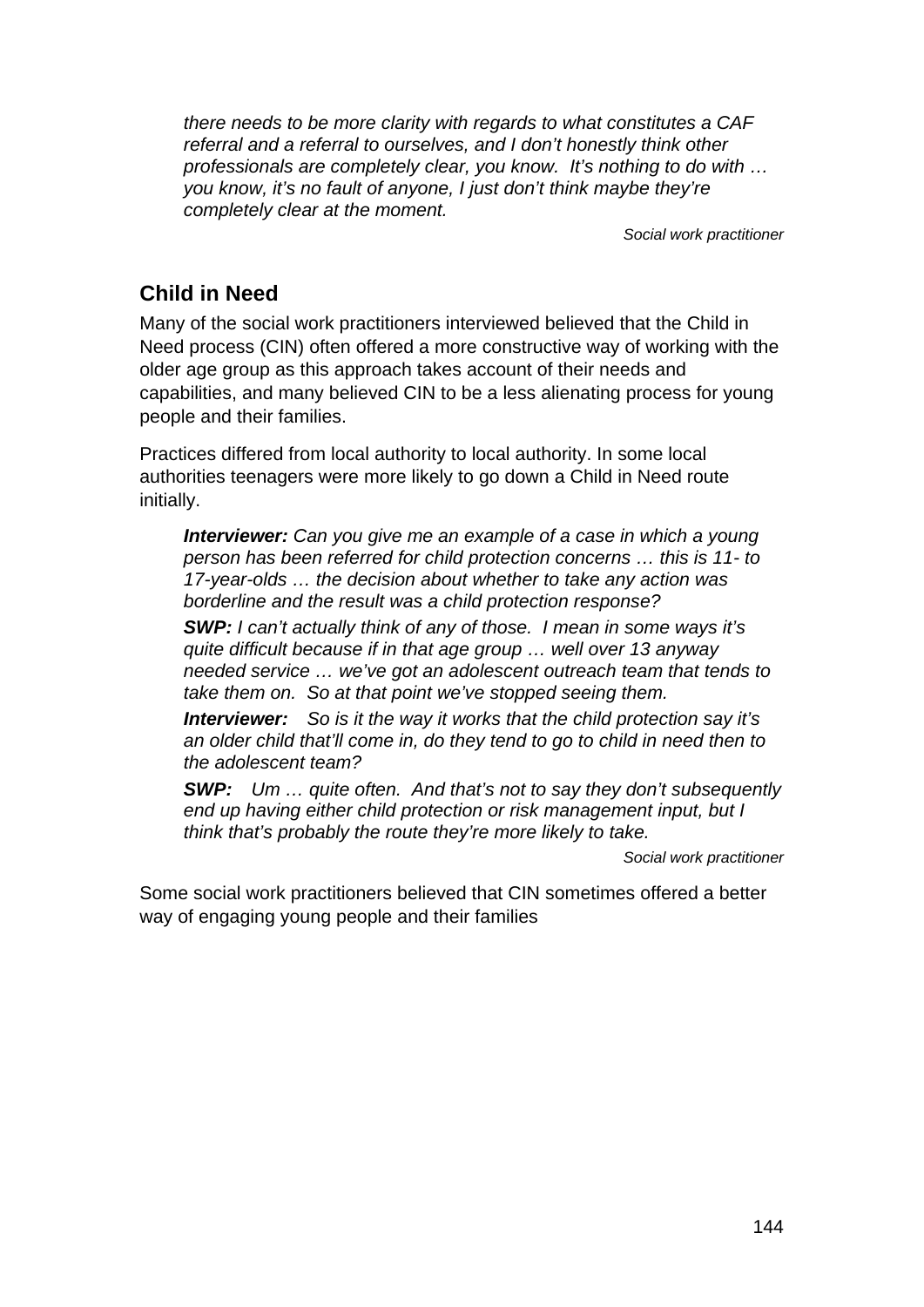> *there needs to be more clarity with regards to what constitutes a CAF referral and a referral to ourselves, and I don't honestly think other professionals are completely clear, you know. It's nothing to do with … you know, it's no fault of anyone, I just don't think maybe they're completely clear at the moment.*
>
> *Social work practitioner*

## Child in Need

Many of the social work practitioners interviewed believed that the Child in Need process (CIN) often offered a more constructive way of working with the older age group as this approach takes account of their needs and capabilities, and many believed CIN to be a less alienating process for young people and their families.

Practices differed from local authority to local authority. In some local authorities teenagers were more likely to go down a Child in Need route initially.

> ***Interviewer:*** *Can you give me an example of a case in which a young person has been referred for child protection concerns … this is 11- to 17-year-olds … the decision about whether to take any action was borderline and the result was a child protection response?*
>
> ***SWP:*** *I can't actually think of any of those. I mean in some ways it's quite difficult because if in that age group … well over 13 anyway needed service … we've got an adolescent outreach team that tends to take them on. So at that point we've stopped seeing them.*
>
> ***Interviewer:*** *So is it the way it works that the child protection say it's an older child that'll come in, do they tend to go to child in need then to the adolescent team?*
>
> ***SWP:*** *Um … quite often. And that's not to say they don't subsequently end up having either child protection or risk management input, but I think that's probably the route they're more likely to take.*
>
> *Social work practitioner*

Some social work practitioners believed that CIN sometimes offered a better way of engaging young people and their families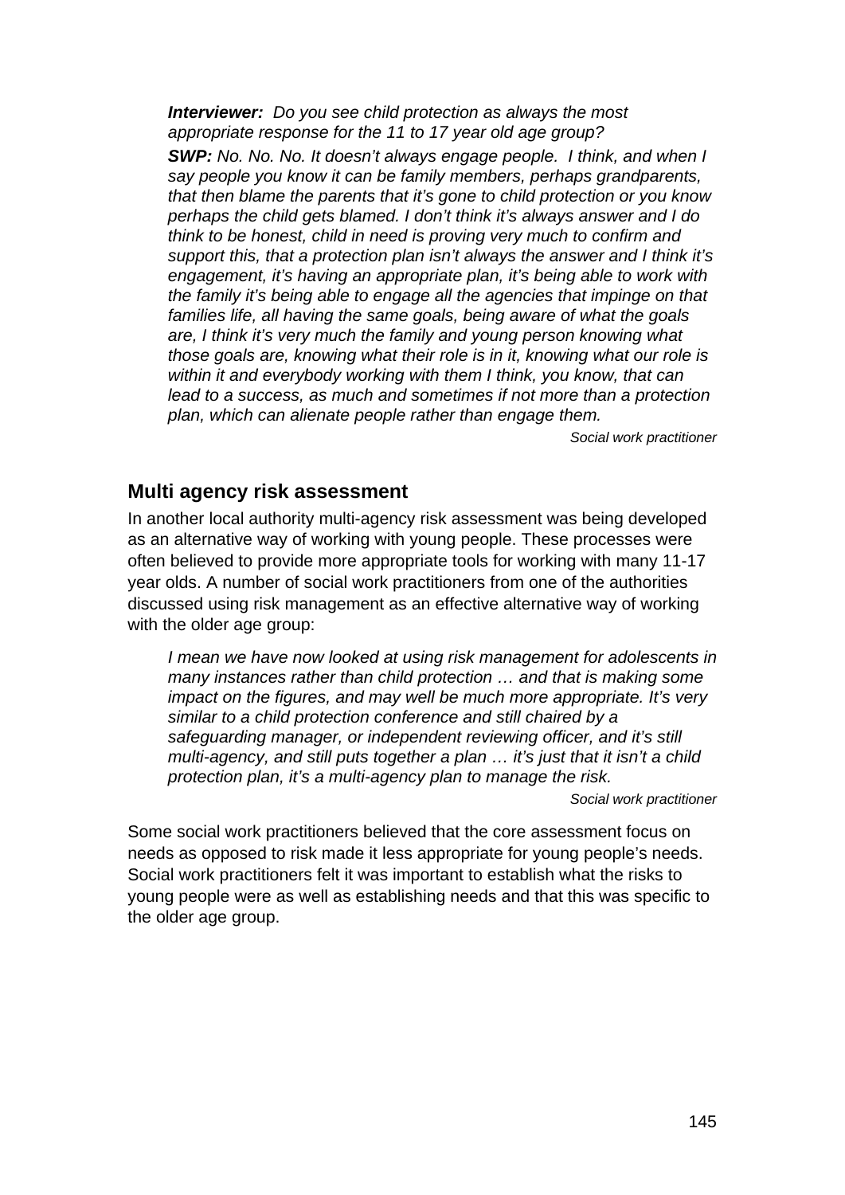> ***Interviewer:*** *Do you see child protection as always the most appropriate response for the 11 to 17 year old age group?*
>
> ***SWP:*** *No. No. No. It doesn't always engage people. I think, and when I say people you know it can be family members, perhaps grandparents, that then blame the parents that it's gone to child protection or you know perhaps the child gets blamed. I don't think it's always answer and I do think to be honest, child in need is proving very much to confirm and support this, that a protection plan isn't always the answer and I think it's engagement, it's having an appropriate plan, it's being able to work with the family it's being able to engage all the agencies that impinge on that families life, all having the same goals, being aware of what the goals are, I think it's very much the family and young person knowing what those goals are, knowing what their role is in it, knowing what our role is within it and everybody working with them I think, you know, that can lead to a success, as much and sometimes if not more than a protection plan, which can alienate people rather than engage them.*
>
> *Social work practitioner*

### Multi agency risk assessment

In another local authority multi-agency risk assessment was being developed as an alternative way of working with young people. These processes were often believed to provide more appropriate tools for working with many 11-17 year olds. A number of social work practitioners from one of the authorities discussed using risk management as an effective alternative way of working with the older age group:

> *I mean we have now looked at using risk management for adolescents in many instances rather than child protection … and that is making some impact on the figures, and may well be much more appropriate. It's very similar to a child protection conference and still chaired by a safeguarding manager, or independent reviewing officer, and it's still multi-agency, and still puts together a plan … it's just that it isn't a child protection plan, it's a multi-agency plan to manage the risk.*
>
> *Social work practitioner*

Some social work practitioners believed that the core assessment focus on needs as opposed to risk made it less appropriate for young people's needs. Social work practitioners felt it was important to establish what the risks to young people were as well as establishing needs and that this was specific to the older age group.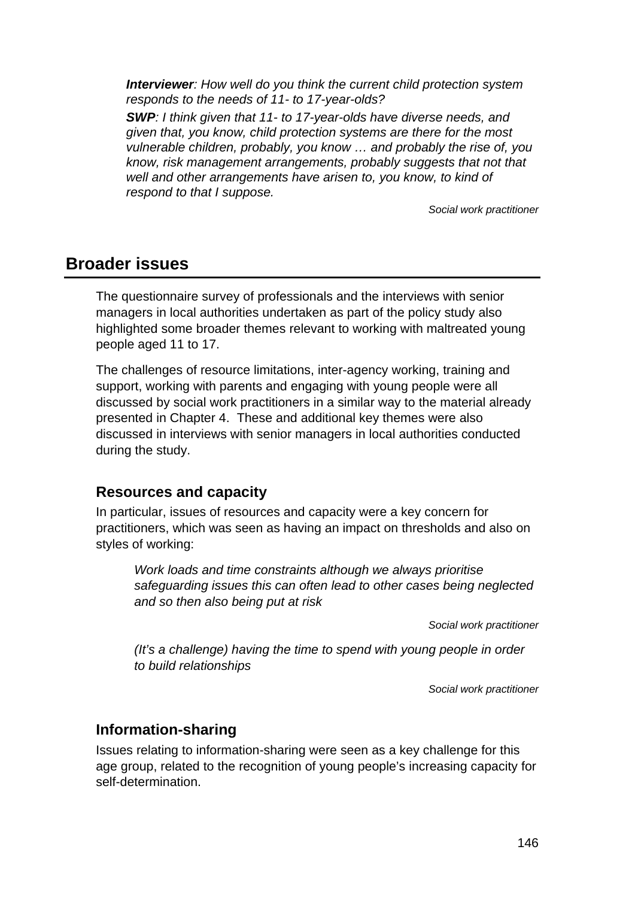***Interviewer**: How well do you think the current child protection system responds to the needs of 11- to 17-year-olds?*

***SWP**: I think given that 11- to 17-year-olds have diverse needs, and given that, you know, child protection systems are there for the most vulnerable children, probably, you know … and probably the rise of, you know, risk management arrangements, probably suggests that not that well and other arrangements have arisen to, you know, to kind of respond to that I suppose.*

*Social work practitioner*

## Broader issues

The questionnaire survey of professionals and the interviews with senior managers in local authorities undertaken as part of the policy study also highlighted some broader themes relevant to working with maltreated young people aged 11 to 17.

The challenges of resource limitations, inter-agency working, training and support, working with parents and engaging with young people were all discussed by social work practitioners in a similar way to the material already presented in Chapter 4. These and additional key themes were also discussed in interviews with senior managers in local authorities conducted during the study.

### Resources and capacity

In particular, issues of resources and capacity were a key concern for practitioners, which was seen as having an impact on thresholds and also on styles of working:

*Work loads and time constraints although we always prioritise safeguarding issues this can often lead to other cases being neglected and so then also being put at risk*

*Social work practitioner*

*(It's a challenge) having the time to spend with young people in order to build relationships*

*Social work practitioner*

### Information-sharing

Issues relating to information-sharing were seen as a key challenge for this age group, related to the recognition of young people's increasing capacity for self-determination.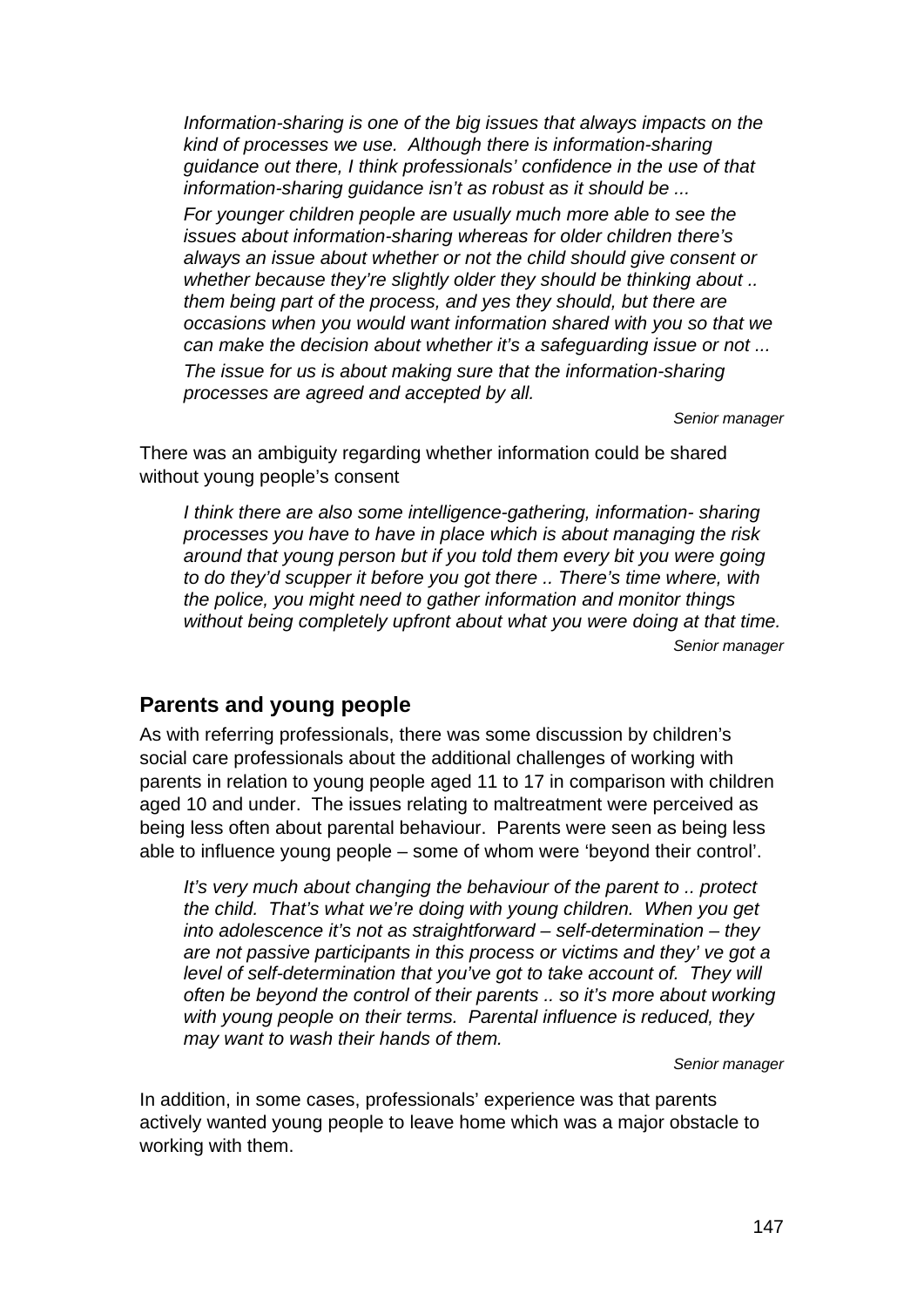*Information-sharing is one of the big issues that always impacts on the kind of processes we use. Although there is information-sharing guidance out there, I think professionals' confidence in the use of that information-sharing guidance isn't as robust as it should be ...*

*For younger children people are usually much more able to see the issues about information-sharing whereas for older children there's always an issue about whether or not the child should give consent or whether because they're slightly older they should be thinking about .. them being part of the process, and yes they should, but there are occasions when you would want information shared with you so that we can make the decision about whether it's a safeguarding issue or not ...*

*The issue for us is about making sure that the information-sharing processes are agreed and accepted by all.*

*Senior manager*

There was an ambiguity regarding whether information could be shared without young people's consent

*I think there are also some intelligence-gathering, information- sharing processes you have to have in place which is about managing the risk around that young person but if you told them every bit you were going to do they'd scupper it before you got there .. There's time where, with the police, you might need to gather information and monitor things without being completely upfront about what you were doing at that time.*

*Senior manager*

### Parents and young people

As with referring professionals, there was some discussion by children's social care professionals about the additional challenges of working with parents in relation to young people aged 11 to 17 in comparison with children aged 10 and under. The issues relating to maltreatment were perceived as being less often about parental behaviour. Parents were seen as being less able to influence young people – some of whom were 'beyond their control'.

*It's very much about changing the behaviour of the parent to .. protect the child. That's what we're doing with young children. When you get into adolescence it's not as straightforward – self-determination – they are not passive participants in this process or victims and they' ve got a level of self-determination that you've got to take account of. They will often be beyond the control of their parents .. so it's more about working with young people on their terms. Parental influence is reduced, they may want to wash their hands of them.*

*Senior manager*

In addition, in some cases, professionals' experience was that parents actively wanted young people to leave home which was a major obstacle to working with them.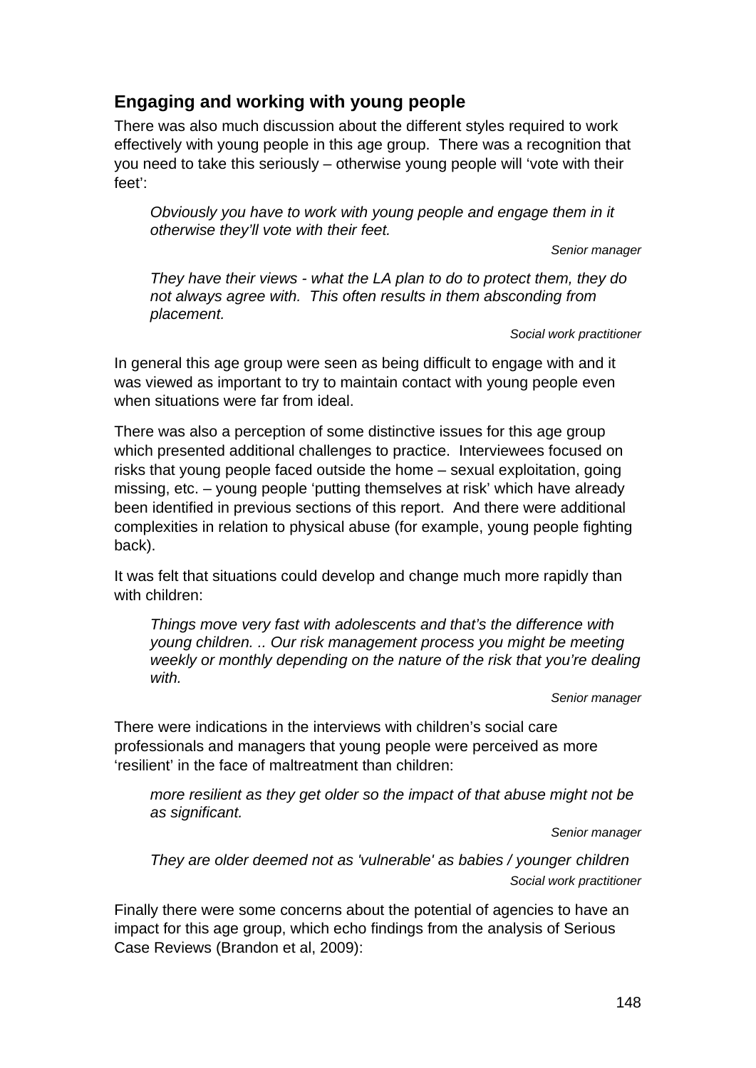## Engaging and working with young people

There was also much discussion about the different styles required to work effectively with young people in this age group. There was a recognition that you need to take this seriously – otherwise young people will 'vote with their feet':

> *Obviously you have to work with young people and engage them in it otherwise they'll vote with their feet.*
>
> *Senior manager*

> *They have their views - what the LA plan to do to protect them, they do not always agree with. This often results in them absconding from placement.*
>
> *Social work practitioner*

In general this age group were seen as being difficult to engage with and it was viewed as important to try to maintain contact with young people even when situations were far from ideal.

There was also a perception of some distinctive issues for this age group which presented additional challenges to practice. Interviewees focused on risks that young people faced outside the home – sexual exploitation, going missing, etc. – young people 'putting themselves at risk' which have already been identified in previous sections of this report. And there were additional complexities in relation to physical abuse (for example, young people fighting back).

It was felt that situations could develop and change much more rapidly than with children:

> *Things move very fast with adolescents and that's the difference with young children. .. Our risk management process you might be meeting weekly or monthly depending on the nature of the risk that you're dealing with.*
>
> *Senior manager*

There were indications in the interviews with children's social care professionals and managers that young people were perceived as more 'resilient' in the face of maltreatment than children:

> *more resilient as they get older so the impact of that abuse might not be as significant.*
>
> *Senior manager*

> *They are older deemed not as 'vulnerable' as babies / younger children*
>
> *Social work practitioner*

Finally there were some concerns about the potential of agencies to have an impact for this age group, which echo findings from the analysis of Serious Case Reviews (Brandon et al, 2009):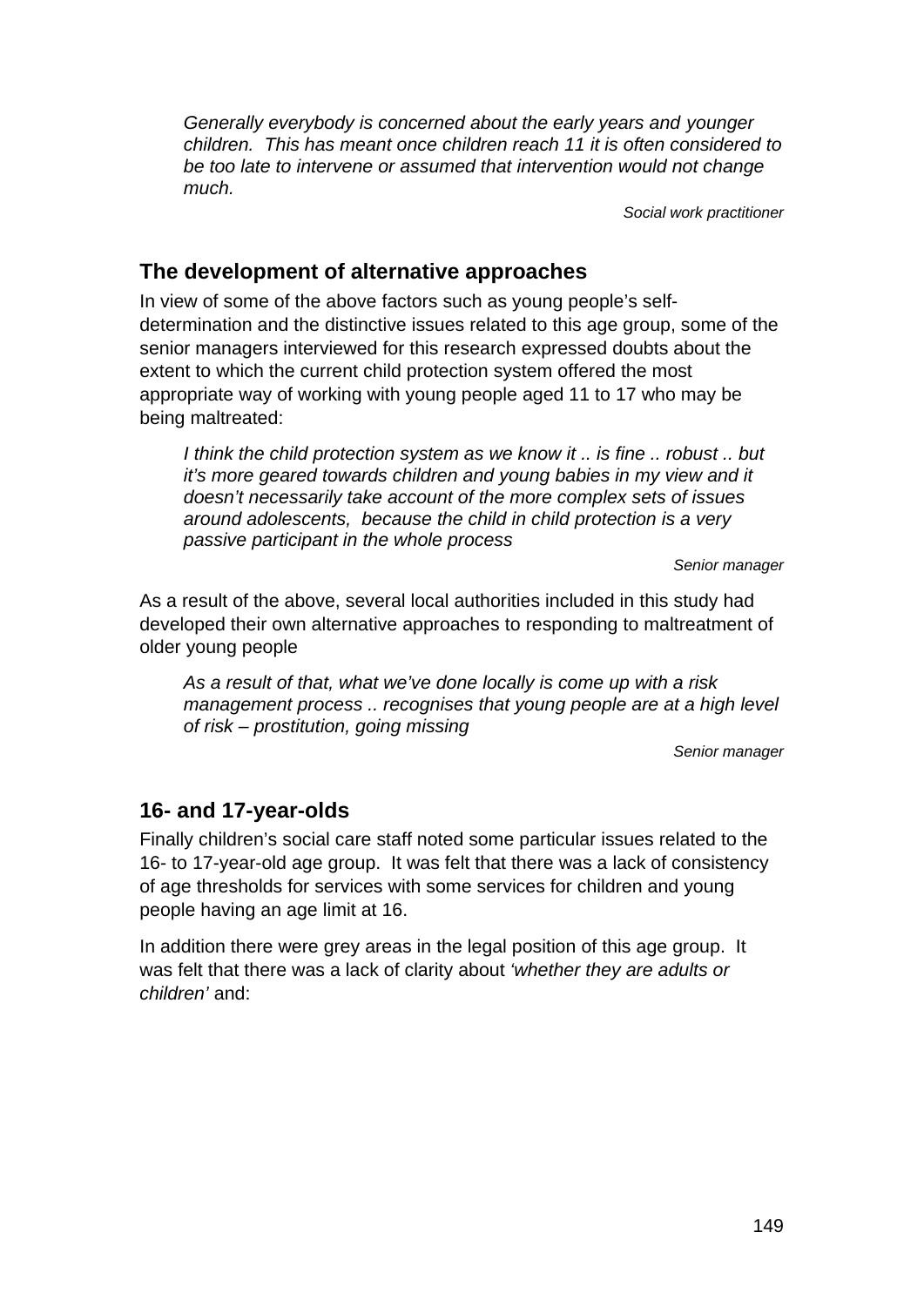> *Generally everybody is concerned about the early years and younger children. This has meant once children reach 11 it is often considered to be too late to intervene or assumed that intervention would not change much.*
>
> *Social work practitioner*

## The development of alternative approaches

In view of some of the above factors such as young people's self-determination and the distinctive issues related to this age group, some of the senior managers interviewed for this research expressed doubts about the extent to which the current child protection system offered the most appropriate way of working with young people aged 11 to 17 who may be being maltreated:

> *I think the child protection system as we know it .. is fine .. robust .. but it's more geared towards children and young babies in my view and it doesn't necessarily take account of the more complex sets of issues around adolescents, because the child in child protection is a very passive participant in the whole process*
>
> *Senior manager*

As a result of the above, several local authorities included in this study had developed their own alternative approaches to responding to maltreatment of older young people

> *As a result of that, what we've done locally is come up with a risk management process .. recognises that young people are at a high level of risk – prostitution, going missing*
>
> *Senior manager*

## 16- and 17-year-olds

Finally children's social care staff noted some particular issues related to the 16- to 17-year-old age group. It was felt that there was a lack of consistency of age thresholds for services with some services for children and young people having an age limit at 16.

In addition there were grey areas in the legal position of this age group. It was felt that there was a lack of clarity about *'whether they are adults or children'* and: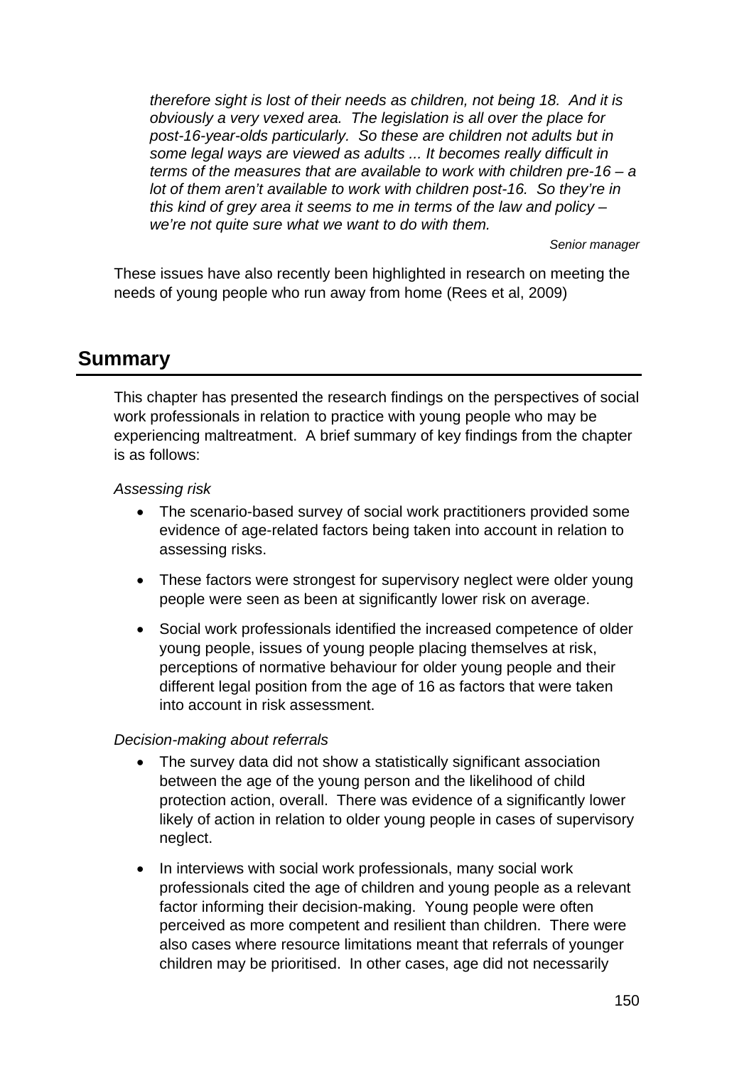*therefore sight is lost of their needs as children, not being 18. And it is obviously a very vexed area. The legislation is all over the place for post-16-year-olds particularly. So these are children not adults but in some legal ways are viewed as adults ... It becomes really difficult in terms of the measures that are available to work with children pre-16 – a lot of them aren't available to work with children post-16. So they're in this kind of grey area it seems to me in terms of the law and policy – we're not quite sure what we want to do with them.*

*Senior manager*

These issues have also recently been highlighted in research on meeting the needs of young people who run away from home (Rees et al, 2009)

## Summary

This chapter has presented the research findings on the perspectives of social work professionals in relation to practice with young people who may be experiencing maltreatment. A brief summary of key findings from the chapter is as follows:

*Assessing risk*

- The scenario-based survey of social work practitioners provided some evidence of age-related factors being taken into account in relation to assessing risks.
- These factors were strongest for supervisory neglect were older young people were seen as been at significantly lower risk on average.
- Social work professionals identified the increased competence of older young people, issues of young people placing themselves at risk, perceptions of normative behaviour for older young people and their different legal position from the age of 16 as factors that were taken into account in risk assessment.

*Decision-making about referrals*

- The survey data did not show a statistically significant association between the age of the young person and the likelihood of child protection action, overall. There was evidence of a significantly lower likely of action in relation to older young people in cases of supervisory neglect.
- In interviews with social work professionals, many social work professionals cited the age of children and young people as a relevant factor informing their decision-making. Young people were often perceived as more competent and resilient than children. There were also cases where resource limitations meant that referrals of younger children may be prioritised. In other cases, age did not necessarily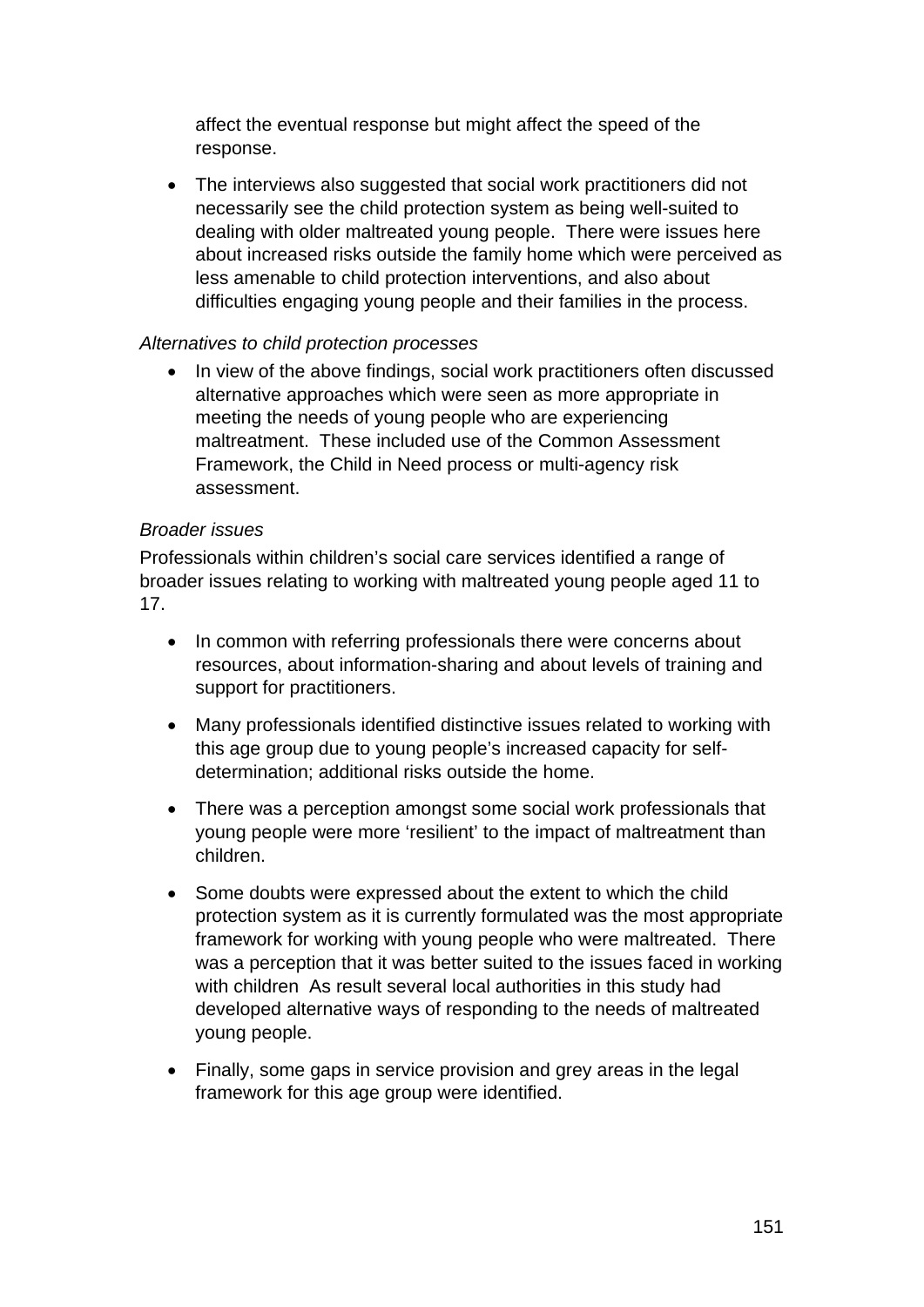affect the eventual response but might affect the speed of the response.

- The interviews also suggested that social work practitioners did not necessarily see the child protection system as being well-suited to dealing with older maltreated young people. There were issues here about increased risks outside the family home which were perceived as less amenable to child protection interventions, and also about difficulties engaging young people and their families in the process.

*Alternatives to child protection processes*

- In view of the above findings, social work practitioners often discussed alternative approaches which were seen as more appropriate in meeting the needs of young people who are experiencing maltreatment. These included use of the Common Assessment Framework, the Child in Need process or multi-agency risk assessment.

*Broader issues*

Professionals within children's social care services identified a range of broader issues relating to working with maltreated young people aged 11 to 17.

- In common with referring professionals there were concerns about resources, about information-sharing and about levels of training and support for practitioners.

- Many professionals identified distinctive issues related to working with this age group due to young people's increased capacity for self-determination; additional risks outside the home.

- There was a perception amongst some social work professionals that young people were more 'resilient' to the impact of maltreatment than children.

- Some doubts were expressed about the extent to which the child protection system as it is currently formulated was the most appropriate framework for working with young people who were maltreated. There was a perception that it was better suited to the issues faced in working with children As result several local authorities in this study had developed alternative ways of responding to the needs of maltreated young people.

- Finally, some gaps in service provision and grey areas in the legal framework for this age group were identified.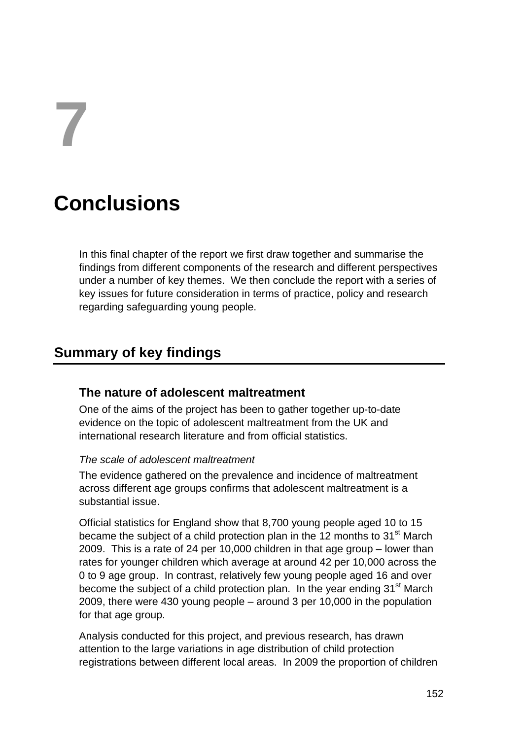# 7

# Conclusions

In this final chapter of the report we first draw together and summarise the findings from different components of the research and different perspectives under a number of key themes. We then conclude the report with a series of key issues for future consideration in terms of practice, policy and research regarding safeguarding young people.

## Summary of key findings

### The nature of adolescent maltreatment

One of the aims of the project has been to gather together up-to-date evidence on the topic of adolescent maltreatment from the UK and international research literature and from official statistics.

*The scale of adolescent maltreatment*

The evidence gathered on the prevalence and incidence of maltreatment across different age groups confirms that adolescent maltreatment is a substantial issue.

Official statistics for England show that 8,700 young people aged 10 to 15 became the subject of a child protection plan in the 12 months to 31st March 2009. This is a rate of 24 per 10,000 children in that age group – lower than rates for younger children which average at around 42 per 10,000 across the 0 to 9 age group. In contrast, relatively few young people aged 16 and over become the subject of a child protection plan. In the year ending 31st March 2009, there were 430 young people – around 3 per 10,000 in the population for that age group.

Analysis conducted for this project, and previous research, has drawn attention to the large variations in age distribution of child protection registrations between different local areas. In 2009 the proportion of children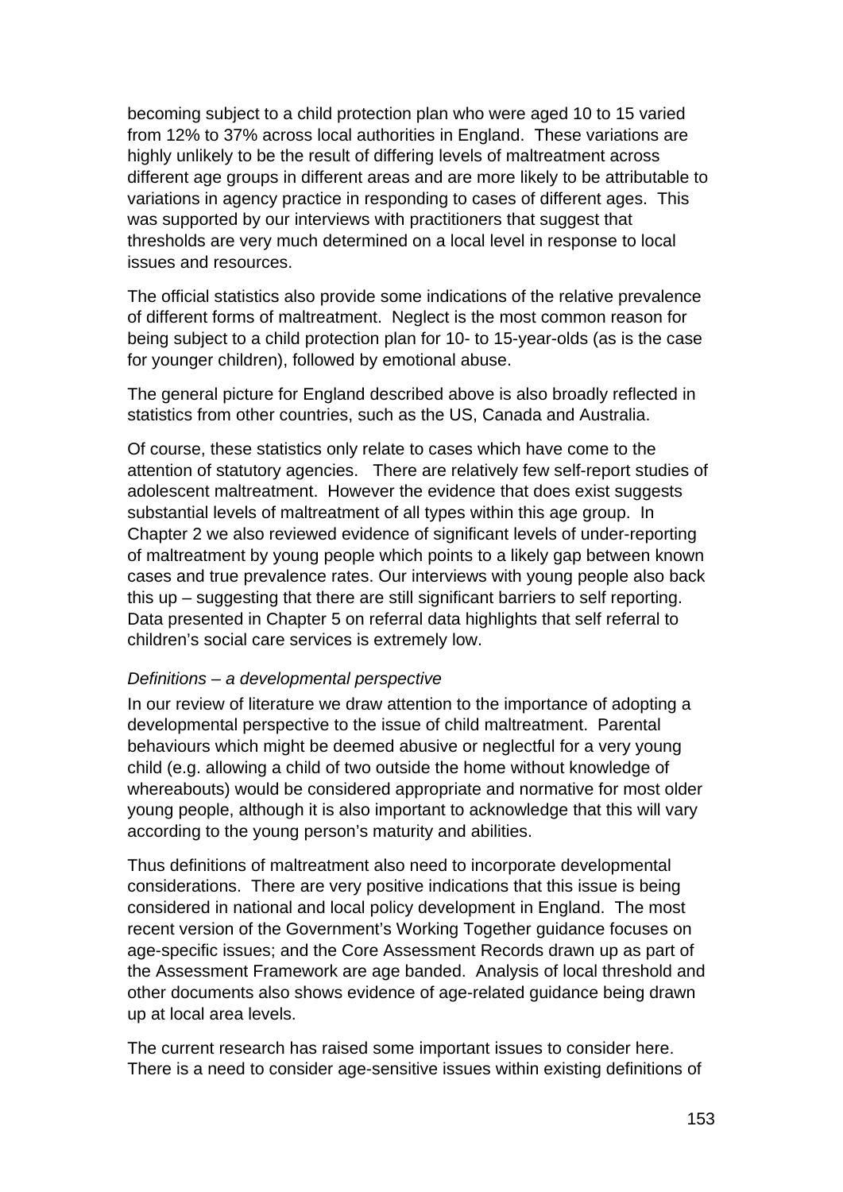becoming subject to a child protection plan who were aged 10 to 15 varied from 12% to 37% across local authorities in England. These variations are highly unlikely to be the result of differing levels of maltreatment across different age groups in different areas and are more likely to be attributable to variations in agency practice in responding to cases of different ages. This was supported by our interviews with practitioners that suggest that thresholds are very much determined on a local level in response to local issues and resources.

The official statistics also provide some indications of the relative prevalence of different forms of maltreatment. Neglect is the most common reason for being subject to a child protection plan for 10- to 15-year-olds (as is the case for younger children), followed by emotional abuse.

The general picture for England described above is also broadly reflected in statistics from other countries, such as the US, Canada and Australia.

Of course, these statistics only relate to cases which have come to the attention of statutory agencies. There are relatively few self-report studies of adolescent maltreatment. However the evidence that does exist suggests substantial levels of maltreatment of all types within this age group. In Chapter 2 we also reviewed evidence of significant levels of under-reporting of maltreatment by young people which points to a likely gap between known cases and true prevalence rates. Our interviews with young people also back this up – suggesting that there are still significant barriers to self reporting. Data presented in Chapter 5 on referral data highlights that self referral to children's social care services is extremely low.

*Definitions – a developmental perspective*

In our review of literature we draw attention to the importance of adopting a developmental perspective to the issue of child maltreatment. Parental behaviours which might be deemed abusive or neglectful for a very young child (e.g. allowing a child of two outside the home without knowledge of whereabouts) would be considered appropriate and normative for most older young people, although it is also important to acknowledge that this will vary according to the young person's maturity and abilities.

Thus definitions of maltreatment also need to incorporate developmental considerations. There are very positive indications that this issue is being considered in national and local policy development in England. The most recent version of the Government's Working Together guidance focuses on age-specific issues; and the Core Assessment Records drawn up as part of the Assessment Framework are age banded. Analysis of local threshold and other documents also shows evidence of age-related guidance being drawn up at local area levels.

The current research has raised some important issues to consider here. There is a need to consider age-sensitive issues within existing definitions of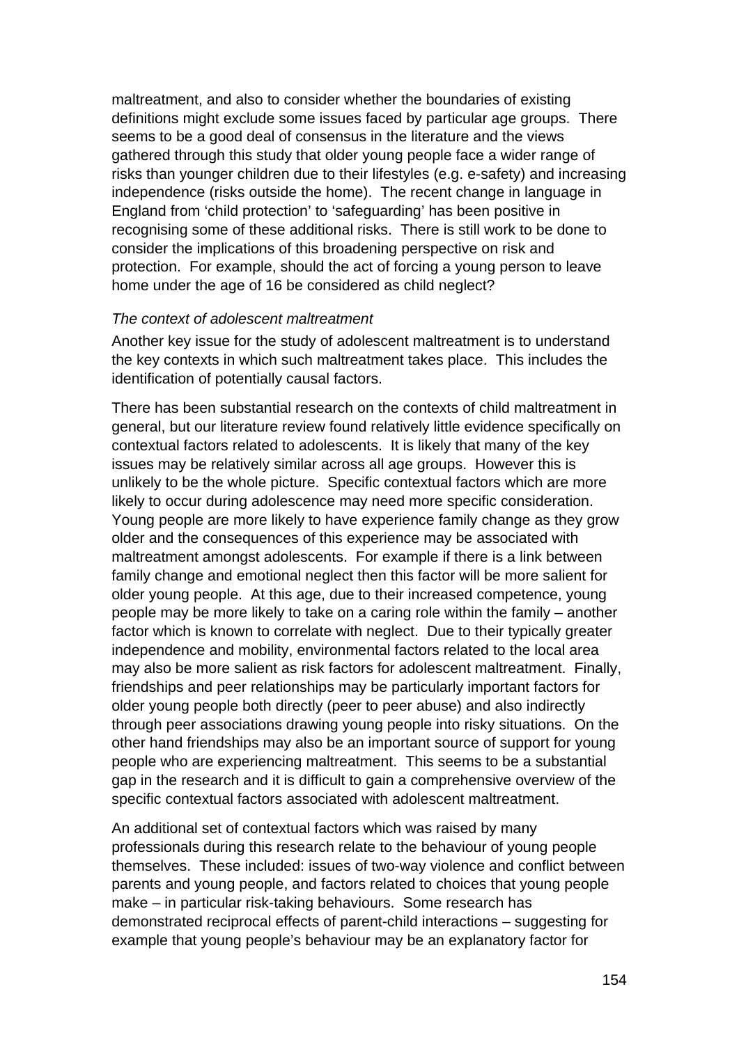maltreatment, and also to consider whether the boundaries of existing definitions might exclude some issues faced by particular age groups. There seems to be a good deal of consensus in the literature and the views gathered through this study that older young people face a wider range of risks than younger children due to their lifestyles (e.g. e-safety) and increasing independence (risks outside the home). The recent change in language in England from 'child protection' to 'safeguarding' has been positive in recognising some of these additional risks. There is still work to be done to consider the implications of this broadening perspective on risk and protection. For example, should the act of forcing a young person to leave home under the age of 16 be considered as child neglect?

*The context of adolescent maltreatment*

Another key issue for the study of adolescent maltreatment is to understand the key contexts in which such maltreatment takes place. This includes the identification of potentially causal factors.

There has been substantial research on the contexts of child maltreatment in general, but our literature review found relatively little evidence specifically on contextual factors related to adolescents. It is likely that many of the key issues may be relatively similar across all age groups. However this is unlikely to be the whole picture. Specific contextual factors which are more likely to occur during adolescence may need more specific consideration. Young people are more likely to have experience family change as they grow older and the consequences of this experience may be associated with maltreatment amongst adolescents. For example if there is a link between family change and emotional neglect then this factor will be more salient for older young people. At this age, due to their increased competence, young people may be more likely to take on a caring role within the family – another factor which is known to correlate with neglect. Due to their typically greater independence and mobility, environmental factors related to the local area may also be more salient as risk factors for adolescent maltreatment. Finally, friendships and peer relationships may be particularly important factors for older young people both directly (peer to peer abuse) and also indirectly through peer associations drawing young people into risky situations. On the other hand friendships may also be an important source of support for young people who are experiencing maltreatment. This seems to be a substantial gap in the research and it is difficult to gain a comprehensive overview of the specific contextual factors associated with adolescent maltreatment.

An additional set of contextual factors which was raised by many professionals during this research relate to the behaviour of young people themselves. These included: issues of two-way violence and conflict between parents and young people, and factors related to choices that young people make – in particular risk-taking behaviours. Some research has demonstrated reciprocal effects of parent-child interactions – suggesting for example that young people's behaviour may be an explanatory factor for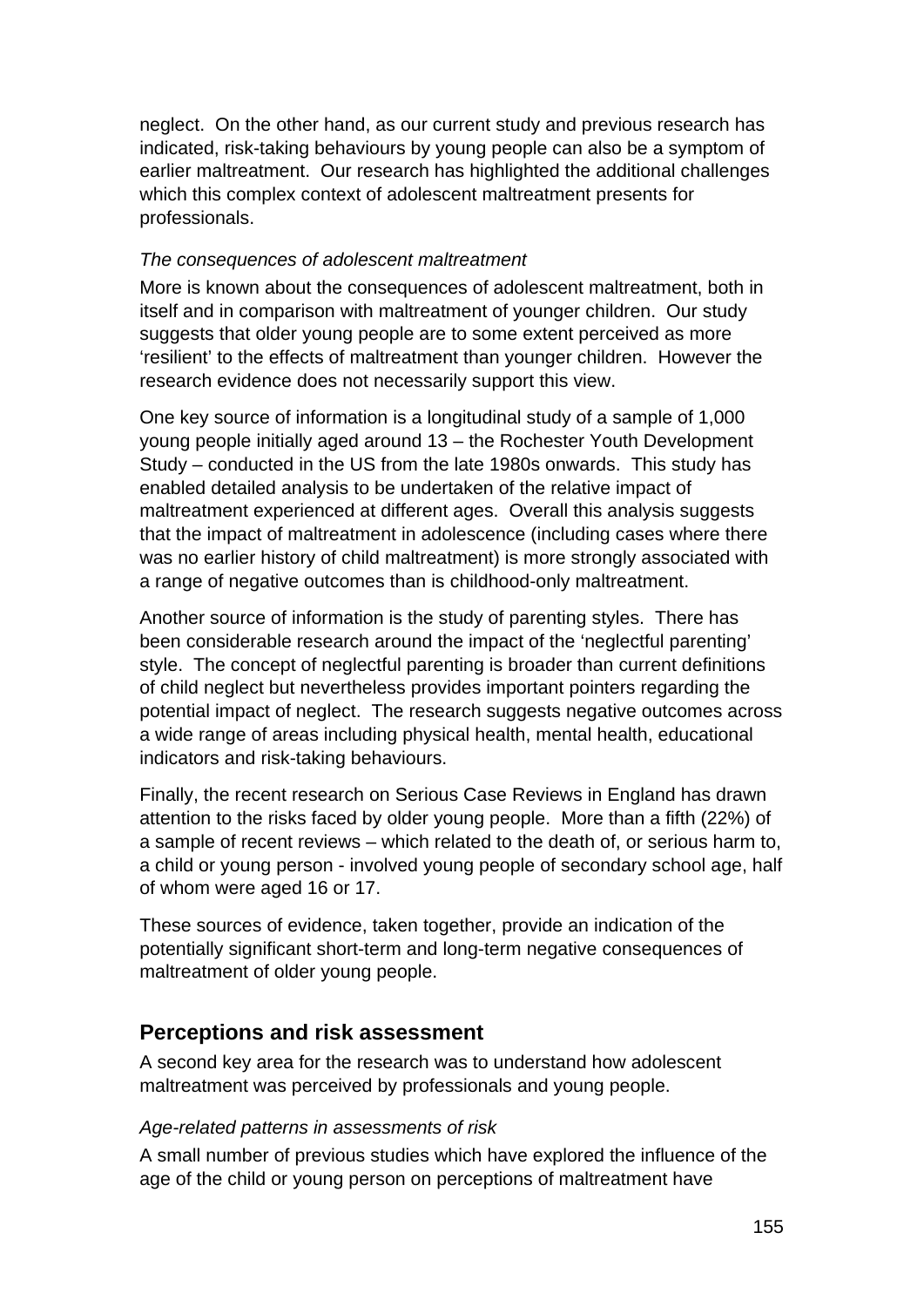neglect. On the other hand, as our current study and previous research has indicated, risk-taking behaviours by young people can also be a symptom of earlier maltreatment. Our research has highlighted the additional challenges which this complex context of adolescent maltreatment presents for professionals.

*The consequences of adolescent maltreatment*

More is known about the consequences of adolescent maltreatment, both in itself and in comparison with maltreatment of younger children. Our study suggests that older young people are to some extent perceived as more 'resilient' to the effects of maltreatment than younger children. However the research evidence does not necessarily support this view.

One key source of information is a longitudinal study of a sample of 1,000 young people initially aged around 13 – the Rochester Youth Development Study – conducted in the US from the late 1980s onwards. This study has enabled detailed analysis to be undertaken of the relative impact of maltreatment experienced at different ages. Overall this analysis suggests that the impact of maltreatment in adolescence (including cases where there was no earlier history of child maltreatment) is more strongly associated with a range of negative outcomes than is childhood-only maltreatment.

Another source of information is the study of parenting styles. There has been considerable research around the impact of the 'neglectful parenting' style. The concept of neglectful parenting is broader than current definitions of child neglect but nevertheless provides important pointers regarding the potential impact of neglect. The research suggests negative outcomes across a wide range of areas including physical health, mental health, educational indicators and risk-taking behaviours.

Finally, the recent research on Serious Case Reviews in England has drawn attention to the risks faced by older young people. More than a fifth (22%) of a sample of recent reviews – which related to the death of, or serious harm to, a child or young person - involved young people of secondary school age, half of whom were aged 16 or 17.

These sources of evidence, taken together, provide an indication of the potentially significant short-term and long-term negative consequences of maltreatment of older young people.

## Perceptions and risk assessment

A second key area for the research was to understand how adolescent maltreatment was perceived by professionals and young people.

*Age-related patterns in assessments of risk*

A small number of previous studies which have explored the influence of the age of the child or young person on perceptions of maltreatment have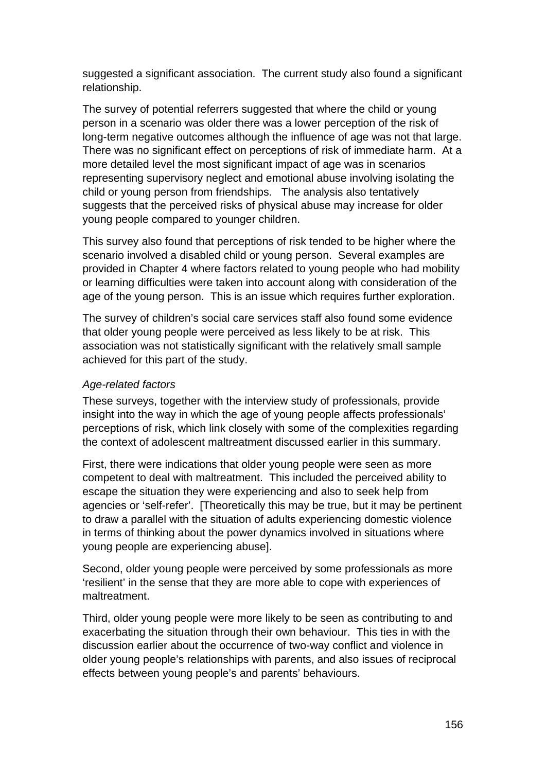suggested a significant association. The current study also found a significant relationship.

The survey of potential referrers suggested that where the child or young person in a scenario was older there was a lower perception of the risk of long-term negative outcomes although the influence of age was not that large. There was no significant effect on perceptions of risk of immediate harm. At a more detailed level the most significant impact of age was in scenarios representing supervisory neglect and emotional abuse involving isolating the child or young person from friendships. The analysis also tentatively suggests that the perceived risks of physical abuse may increase for older young people compared to younger children.

This survey also found that perceptions of risk tended to be higher where the scenario involved a disabled child or young person. Several examples are provided in Chapter 4 where factors related to young people who had mobility or learning difficulties were taken into account along with consideration of the age of the young person. This is an issue which requires further exploration.

The survey of children's social care services staff also found some evidence that older young people were perceived as less likely to be at risk. This association was not statistically significant with the relatively small sample achieved for this part of the study.

*Age-related factors*

These surveys, together with the interview study of professionals, provide insight into the way in which the age of young people affects professionals' perceptions of risk, which link closely with some of the complexities regarding the context of adolescent maltreatment discussed earlier in this summary.

First, there were indications that older young people were seen as more competent to deal with maltreatment. This included the perceived ability to escape the situation they were experiencing and also to seek help from agencies or 'self-refer'. [Theoretically this may be true, but it may be pertinent to draw a parallel with the situation of adults experiencing domestic violence in terms of thinking about the power dynamics involved in situations where young people are experiencing abuse].

Second, older young people were perceived by some professionals as more 'resilient' in the sense that they are more able to cope with experiences of maltreatment.

Third, older young people were more likely to be seen as contributing to and exacerbating the situation through their own behaviour. This ties in with the discussion earlier about the occurrence of two-way conflict and violence in older young people's relationships with parents, and also issues of reciprocal effects between young people's and parents' behaviours.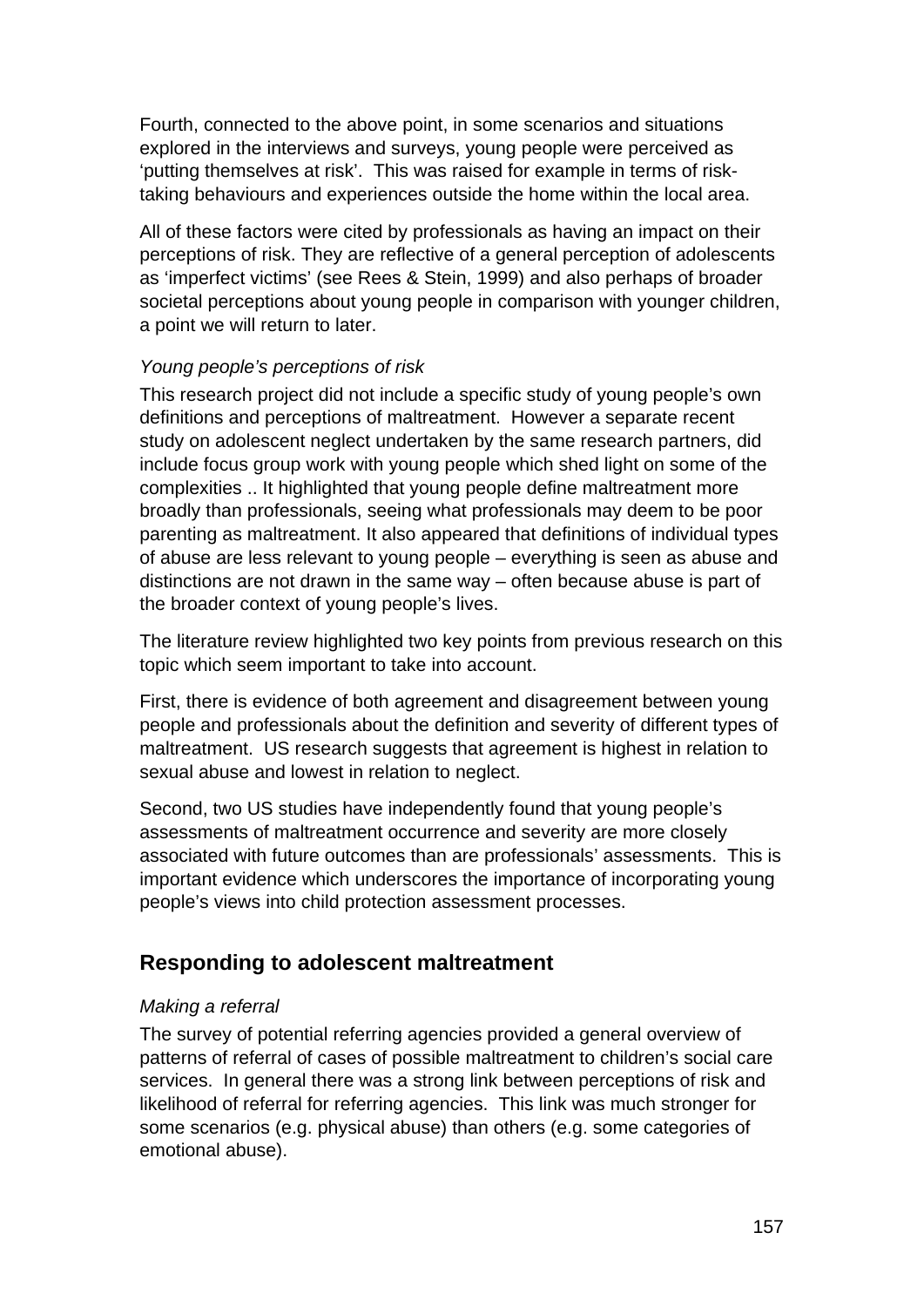Fourth, connected to the above point, in some scenarios and situations explored in the interviews and surveys, young people were perceived as 'putting themselves at risk'. This was raised for example in terms of risk-taking behaviours and experiences outside the home within the local area.

All of these factors were cited by professionals as having an impact on their perceptions of risk. They are reflective of a general perception of adolescents as 'imperfect victims' (see Rees & Stein, 1999) and also perhaps of broader societal perceptions about young people in comparison with younger children, a point we will return to later.

*Young people's perceptions of risk*

This research project did not include a specific study of young people's own definitions and perceptions of maltreatment. However a separate recent study on adolescent neglect undertaken by the same research partners, did include focus group work with young people which shed light on some of the complexities .. It highlighted that young people define maltreatment more broadly than professionals, seeing what professionals may deem to be poor parenting as maltreatment. It also appeared that definitions of individual types of abuse are less relevant to young people – everything is seen as abuse and distinctions are not drawn in the same way – often because abuse is part of the broader context of young people's lives.

The literature review highlighted two key points from previous research on this topic which seem important to take into account.

First, there is evidence of both agreement and disagreement between young people and professionals about the definition and severity of different types of maltreatment. US research suggests that agreement is highest in relation to sexual abuse and lowest in relation to neglect.

Second, two US studies have independently found that young people's assessments of maltreatment occurrence and severity are more closely associated with future outcomes than are professionals' assessments. This is important evidence which underscores the importance of incorporating young people's views into child protection assessment processes.

## Responding to adolescent maltreatment

*Making a referral*

The survey of potential referring agencies provided a general overview of patterns of referral of cases of possible maltreatment to children's social care services. In general there was a strong link between perceptions of risk and likelihood of referral for referring agencies. This link was much stronger for some scenarios (e.g. physical abuse) than others (e.g. some categories of emotional abuse).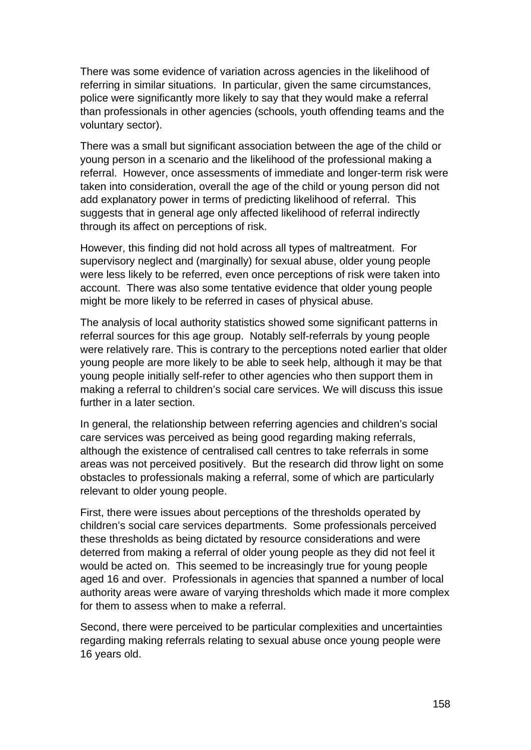There was some evidence of variation across agencies in the likelihood of referring in similar situations. In particular, given the same circumstances, police were significantly more likely to say that they would make a referral than professionals in other agencies (schools, youth offending teams and the voluntary sector).

There was a small but significant association between the age of the child or young person in a scenario and the likelihood of the professional making a referral. However, once assessments of immediate and longer-term risk were taken into consideration, overall the age of the child or young person did not add explanatory power in terms of predicting likelihood of referral. This suggests that in general age only affected likelihood of referral indirectly through its affect on perceptions of risk.

However, this finding did not hold across all types of maltreatment. For supervisory neglect and (marginally) for sexual abuse, older young people were less likely to be referred, even once perceptions of risk were taken into account. There was also some tentative evidence that older young people might be more likely to be referred in cases of physical abuse.

The analysis of local authority statistics showed some significant patterns in referral sources for this age group. Notably self-referrals by young people were relatively rare. This is contrary to the perceptions noted earlier that older young people are more likely to be able to seek help, although it may be that young people initially self-refer to other agencies who then support them in making a referral to children's social care services. We will discuss this issue further in a later section.

In general, the relationship between referring agencies and children's social care services was perceived as being good regarding making referrals, although the existence of centralised call centres to take referrals in some areas was not perceived positively. But the research did throw light on some obstacles to professionals making a referral, some of which are particularly relevant to older young people.

First, there were issues about perceptions of the thresholds operated by children's social care services departments. Some professionals perceived these thresholds as being dictated by resource considerations and were deterred from making a referral of older young people as they did not feel it would be acted on. This seemed to be increasingly true for young people aged 16 and over. Professionals in agencies that spanned a number of local authority areas were aware of varying thresholds which made it more complex for them to assess when to make a referral.

Second, there were perceived to be particular complexities and uncertainties regarding making referrals relating to sexual abuse once young people were 16 years old.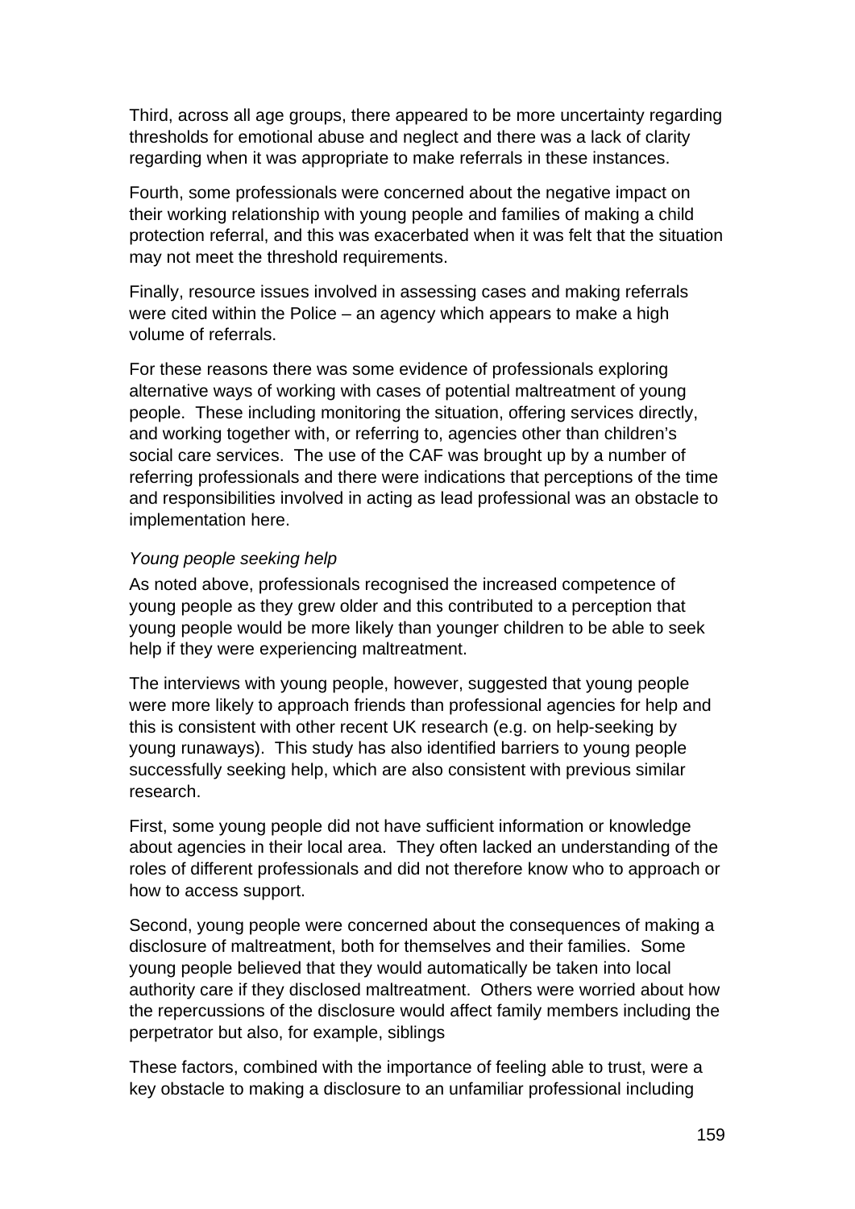Third, across all age groups, there appeared to be more uncertainty regarding thresholds for emotional abuse and neglect and there was a lack of clarity regarding when it was appropriate to make referrals in these instances.

Fourth, some professionals were concerned about the negative impact on their working relationship with young people and families of making a child protection referral, and this was exacerbated when it was felt that the situation may not meet the threshold requirements.

Finally, resource issues involved in assessing cases and making referrals were cited within the Police – an agency which appears to make a high volume of referrals.

For these reasons there was some evidence of professionals exploring alternative ways of working with cases of potential maltreatment of young people. These including monitoring the situation, offering services directly, and working together with, or referring to, agencies other than children's social care services. The use of the CAF was brought up by a number of referring professionals and there were indications that perceptions of the time and responsibilities involved in acting as lead professional was an obstacle to implementation here.

*Young people seeking help*

As noted above, professionals recognised the increased competence of young people as they grew older and this contributed to a perception that young people would be more likely than younger children to be able to seek help if they were experiencing maltreatment.

The interviews with young people, however, suggested that young people were more likely to approach friends than professional agencies for help and this is consistent with other recent UK research (e.g. on help-seeking by young runaways). This study has also identified barriers to young people successfully seeking help, which are also consistent with previous similar research.

First, some young people did not have sufficient information or knowledge about agencies in their local area. They often lacked an understanding of the roles of different professionals and did not therefore know who to approach or how to access support.

Second, young people were concerned about the consequences of making a disclosure of maltreatment, both for themselves and their families. Some young people believed that they would automatically be taken into local authority care if they disclosed maltreatment. Others were worried about how the repercussions of the disclosure would affect family members including the perpetrator but also, for example, siblings

These factors, combined with the importance of feeling able to trust, were a key obstacle to making a disclosure to an unfamiliar professional including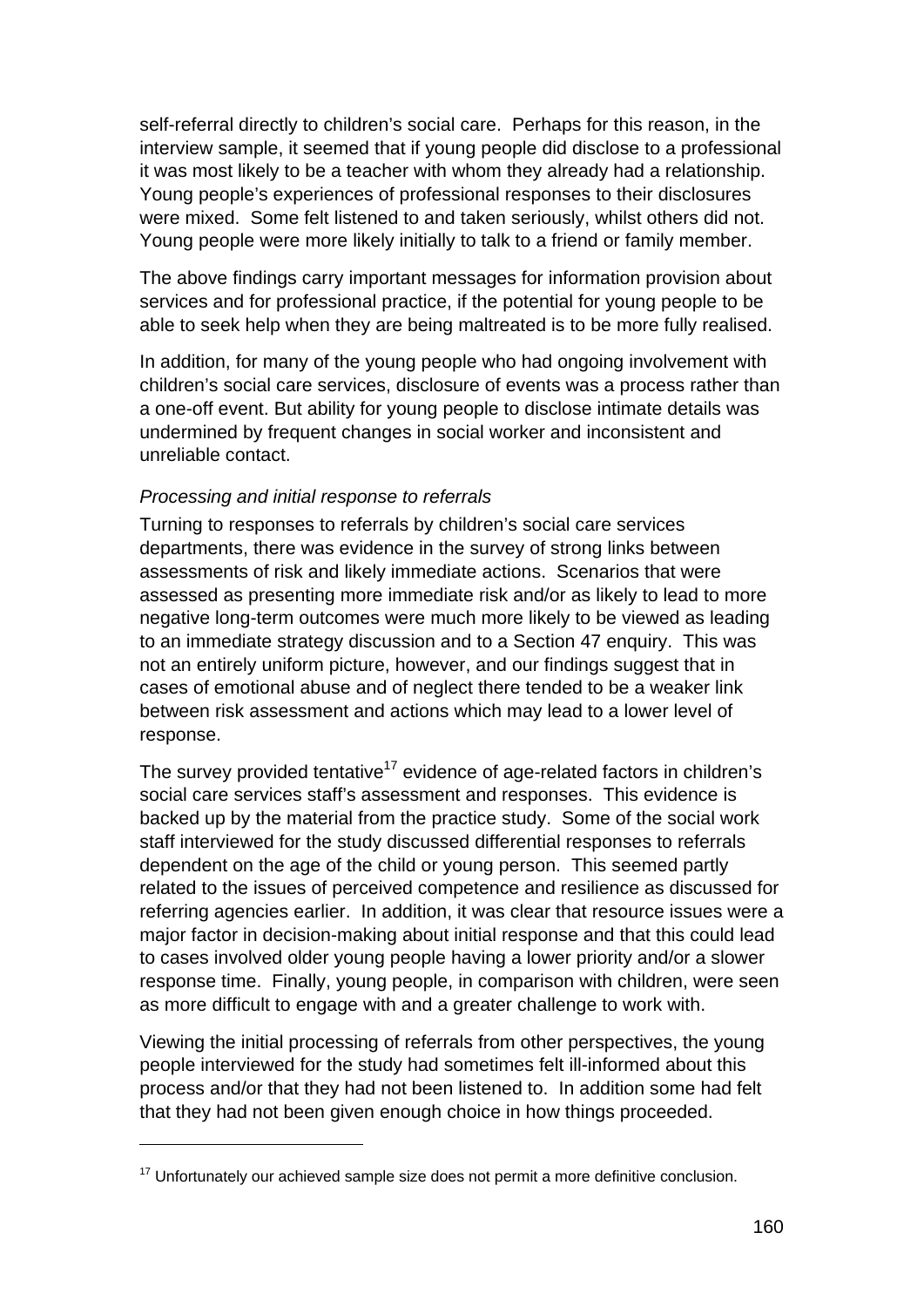self-referral directly to children's social care. Perhaps for this reason, in the interview sample, it seemed that if young people did disclose to a professional it was most likely to be a teacher with whom they already had a relationship. Young people's experiences of professional responses to their disclosures were mixed. Some felt listened to and taken seriously, whilst others did not. Young people were more likely initially to talk to a friend or family member.

The above findings carry important messages for information provision about services and for professional practice, if the potential for young people to be able to seek help when they are being maltreated is to be more fully realised.

In addition, for many of the young people who had ongoing involvement with children's social care services, disclosure of events was a process rather than a one-off event. But ability for young people to disclose intimate details was undermined by frequent changes in social worker and inconsistent and unreliable contact.

*Processing and initial response to referrals*

Turning to responses to referrals by children's social care services departments, there was evidence in the survey of strong links between assessments of risk and likely immediate actions. Scenarios that were assessed as presenting more immediate risk and/or as likely to lead to more negative long-term outcomes were much more likely to be viewed as leading to an immediate strategy discussion and to a Section 47 enquiry. This was not an entirely uniform picture, however, and our findings suggest that in cases of emotional abuse and of neglect there tended to be a weaker link between risk assessment and actions which may lead to a lower level of response.

The survey provided tentative[17] evidence of age-related factors in children's social care services staff's assessment and responses. This evidence is backed up by the material from the practice study. Some of the social work staff interviewed for the study discussed differential responses to referrals dependent on the age of the child or young person. This seemed partly related to the issues of perceived competence and resilience as discussed for referring agencies earlier. In addition, it was clear that resource issues were a major factor in decision-making about initial response and that this could lead to cases involved older young people having a lower priority and/or a slower response time. Finally, young people, in comparison with children, were seen as more difficult to engage with and a greater challenge to work with.

Viewing the initial processing of referrals from other perspectives, the young people interviewed for the study had sometimes felt ill-informed about this process and/or that they had not been listened to. In addition some had felt that they had not been given enough choice in how things proceeded.

[17] Unfortunately our achieved sample size does not permit a more definitive conclusion.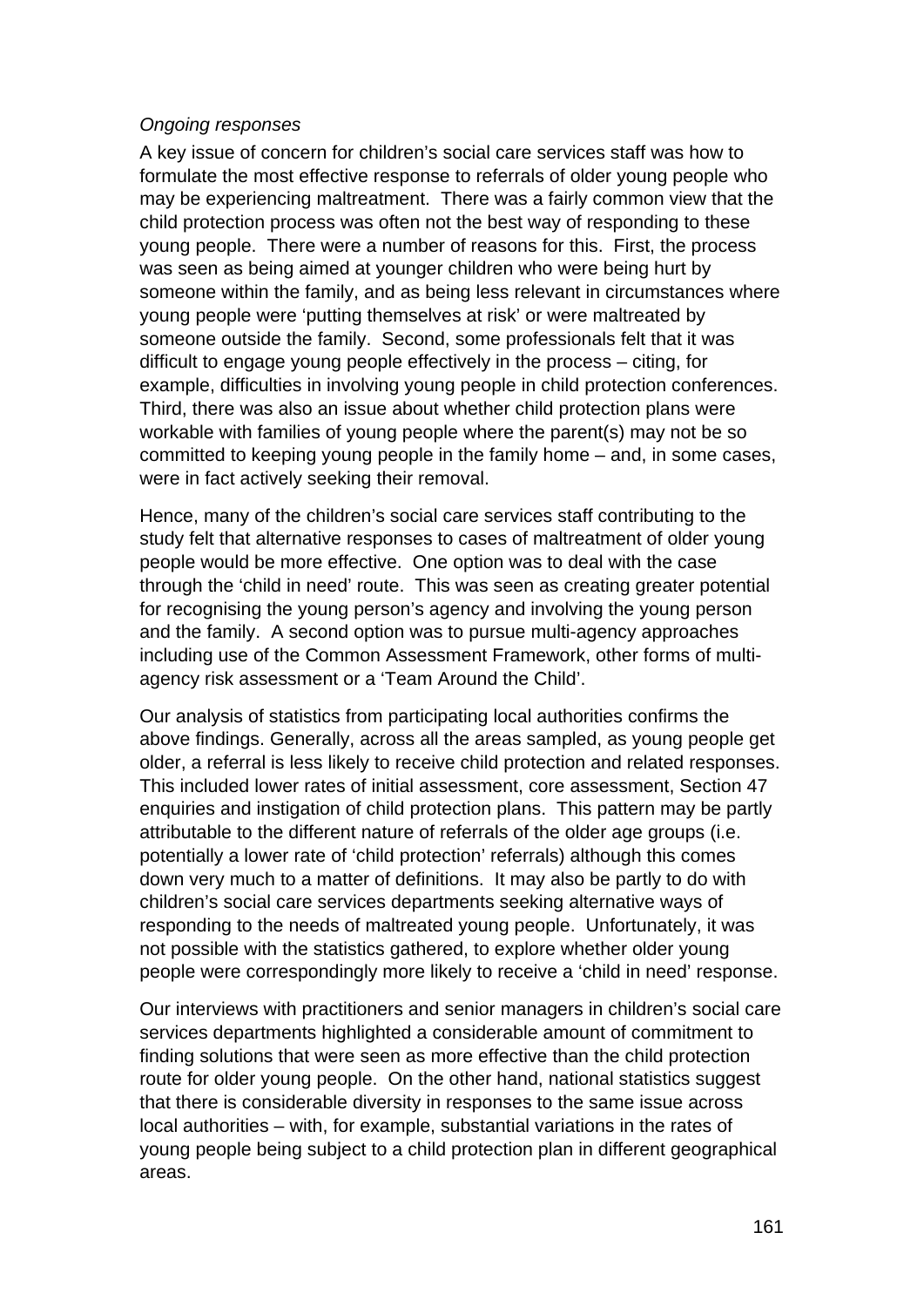*Ongoing responses*

A key issue of concern for children's social care services staff was how to formulate the most effective response to referrals of older young people who may be experiencing maltreatment. There was a fairly common view that the child protection process was often not the best way of responding to these young people. There were a number of reasons for this. First, the process was seen as being aimed at younger children who were being hurt by someone within the family, and as being less relevant in circumstances where young people were 'putting themselves at risk' or were maltreated by someone outside the family. Second, some professionals felt that it was difficult to engage young people effectively in the process – citing, for example, difficulties in involving young people in child protection conferences. Third, there was also an issue about whether child protection plans were workable with families of young people where the parent(s) may not be so committed to keeping young people in the family home – and, in some cases, were in fact actively seeking their removal.

Hence, many of the children's social care services staff contributing to the study felt that alternative responses to cases of maltreatment of older young people would be more effective. One option was to deal with the case through the 'child in need' route. This was seen as creating greater potential for recognising the young person's agency and involving the young person and the family. A second option was to pursue multi-agency approaches including use of the Common Assessment Framework, other forms of multi-agency risk assessment or a 'Team Around the Child'.

Our analysis of statistics from participating local authorities confirms the above findings. Generally, across all the areas sampled, as young people get older, a referral is less likely to receive child protection and related responses. This included lower rates of initial assessment, core assessment, Section 47 enquiries and instigation of child protection plans. This pattern may be partly attributable to the different nature of referrals of the older age groups (i.e. potentially a lower rate of 'child protection' referrals) although this comes down very much to a matter of definitions. It may also be partly to do with children's social care services departments seeking alternative ways of responding to the needs of maltreated young people. Unfortunately, it was not possible with the statistics gathered, to explore whether older young people were correspondingly more likely to receive a 'child in need' response.

Our interviews with practitioners and senior managers in children's social care services departments highlighted a considerable amount of commitment to finding solutions that were seen as more effective than the child protection route for older young people. On the other hand, national statistics suggest that there is considerable diversity in responses to the same issue across local authorities – with, for example, substantial variations in the rates of young people being subject to a child protection plan in different geographical areas.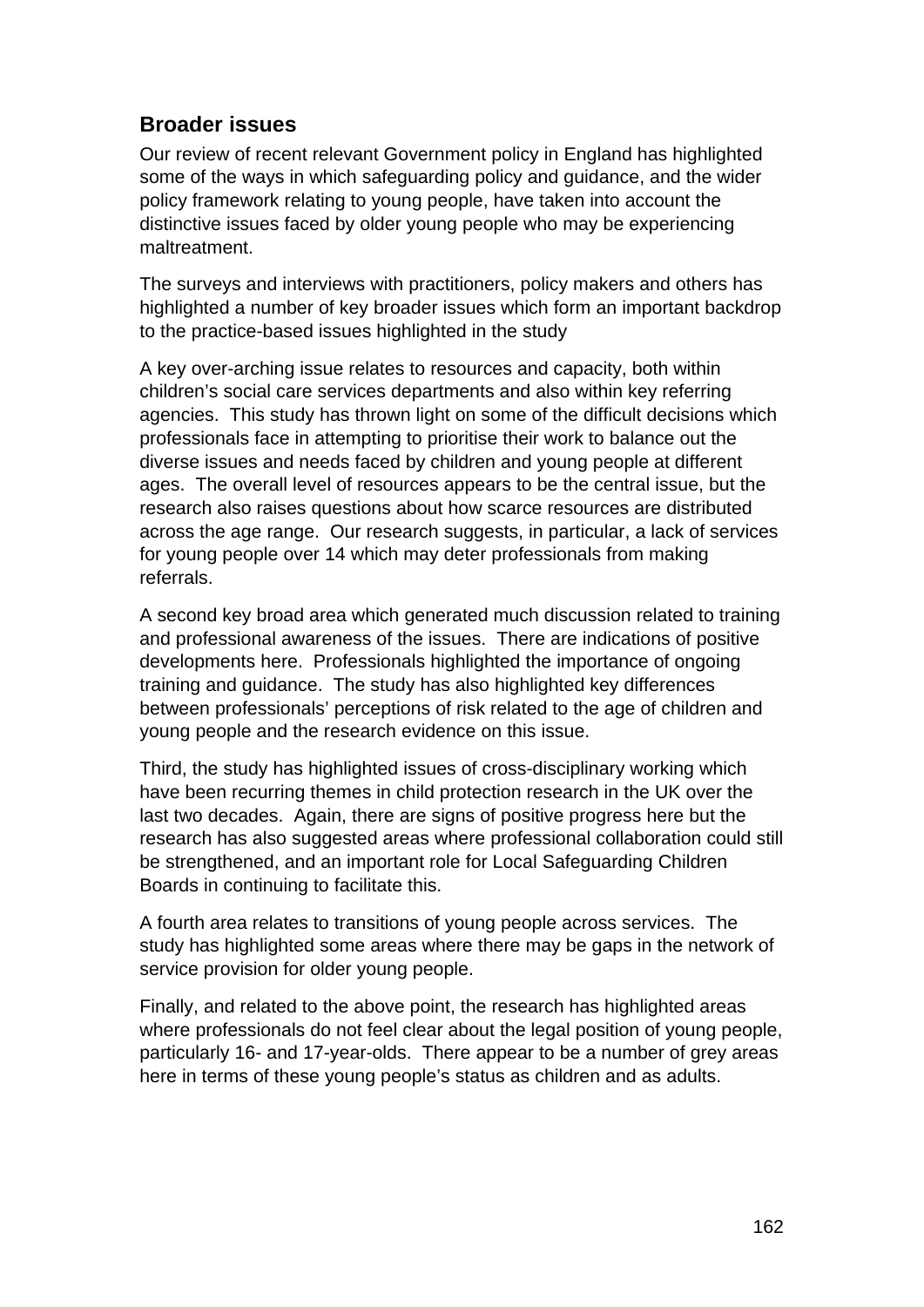## Broader issues

Our review of recent relevant Government policy in England has highlighted some of the ways in which safeguarding policy and guidance, and the wider policy framework relating to young people, have taken into account the distinctive issues faced by older young people who may be experiencing maltreatment.

The surveys and interviews with practitioners, policy makers and others has highlighted a number of key broader issues which form an important backdrop to the practice-based issues highlighted in the study

A key over-arching issue relates to resources and capacity, both within children's social care services departments and also within key referring agencies. This study has thrown light on some of the difficult decisions which professionals face in attempting to prioritise their work to balance out the diverse issues and needs faced by children and young people at different ages. The overall level of resources appears to be the central issue, but the research also raises questions about how scarce resources are distributed across the age range. Our research suggests, in particular, a lack of services for young people over 14 which may deter professionals from making referrals.

A second key broad area which generated much discussion related to training and professional awareness of the issues. There are indications of positive developments here. Professionals highlighted the importance of ongoing training and guidance. The study has also highlighted key differences between professionals' perceptions of risk related to the age of children and young people and the research evidence on this issue.

Third, the study has highlighted issues of cross-disciplinary working which have been recurring themes in child protection research in the UK over the last two decades. Again, there are signs of positive progress here but the research has also suggested areas where professional collaboration could still be strengthened, and an important role for Local Safeguarding Children Boards in continuing to facilitate this.

A fourth area relates to transitions of young people across services. The study has highlighted some areas where there may be gaps in the network of service provision for older young people.

Finally, and related to the above point, the research has highlighted areas where professionals do not feel clear about the legal position of young people, particularly 16- and 17-year-olds. There appear to be a number of grey areas here in terms of these young people's status as children and as adults.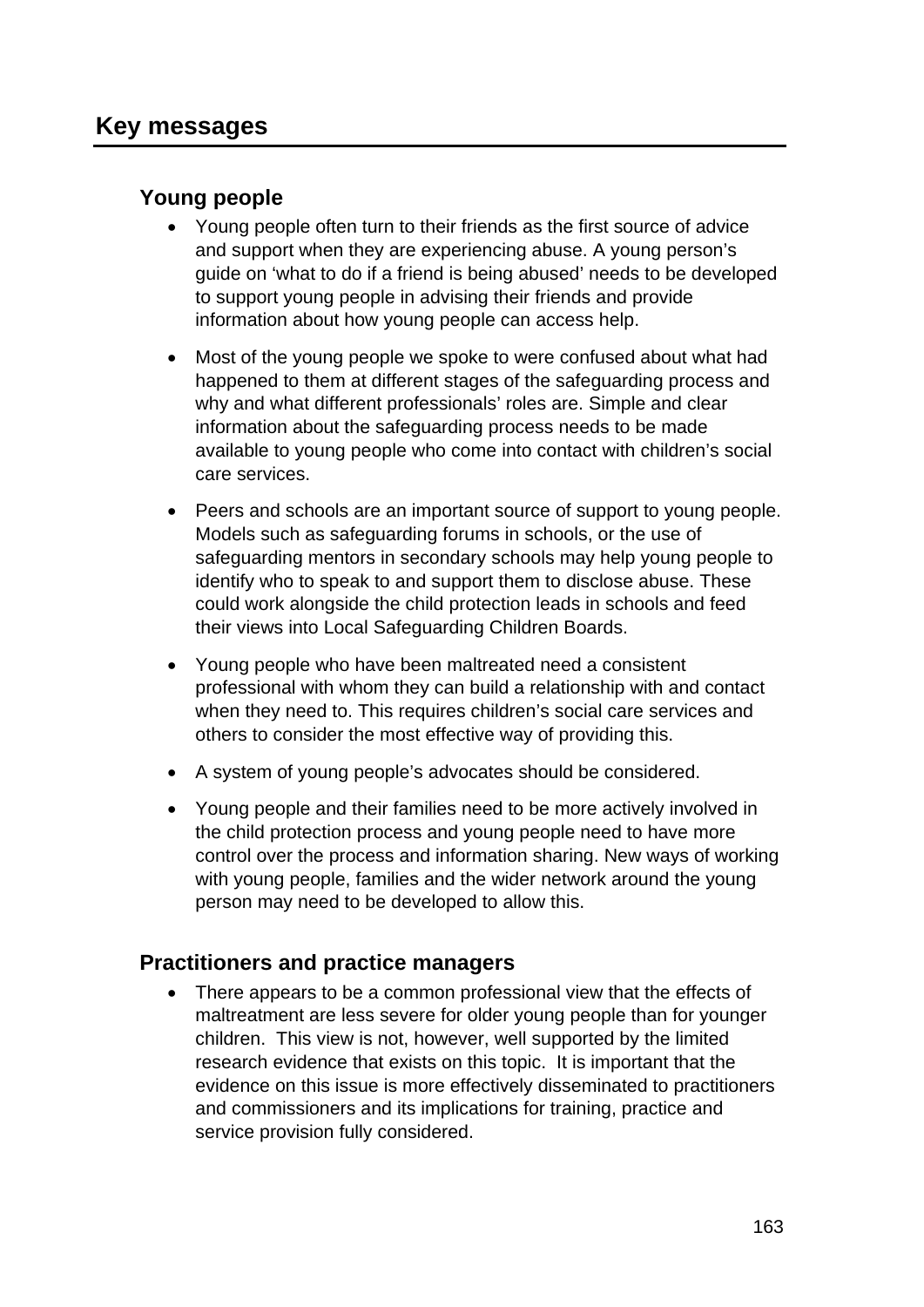## Key messages

### Young people

- Young people often turn to their friends as the first source of advice and support when they are experiencing abuse. A young person's guide on 'what to do if a friend is being abused' needs to be developed to support young people in advising their friends and provide information about how young people can access help.

- Most of the young people we spoke to were confused about what had happened to them at different stages of the safeguarding process and why and what different professionals' roles are. Simple and clear information about the safeguarding process needs to be made available to young people who come into contact with children's social care services.

- Peers and schools are an important source of support to young people. Models such as safeguarding forums in schools, or the use of safeguarding mentors in secondary schools may help young people to identify who to speak to and support them to disclose abuse. These could work alongside the child protection leads in schools and feed their views into Local Safeguarding Children Boards.

- Young people who have been maltreated need a consistent professional with whom they can build a relationship with and contact when they need to. This requires children's social care services and others to consider the most effective way of providing this.

- A system of young people's advocates should be considered.

- Young people and their families need to be more actively involved in the child protection process and young people need to have more control over the process and information sharing. New ways of working with young people, families and the wider network around the young person may need to be developed to allow this.

### Practitioners and practice managers

- There appears to be a common professional view that the effects of maltreatment are less severe for older young people than for younger children. This view is not, however, well supported by the limited research evidence that exists on this topic. It is important that the evidence on this issue is more effectively disseminated to practitioners and commissioners and its implications for training, practice and service provision fully considered.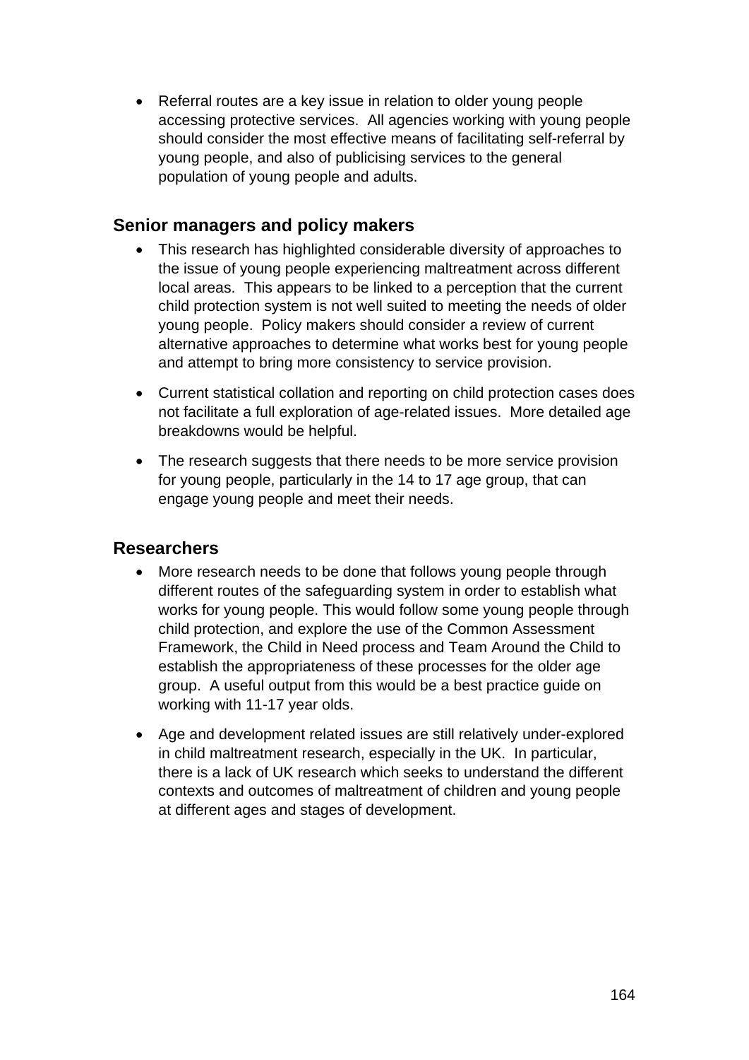- Referral routes are a key issue in relation to older young people accessing protective services. All agencies working with young people should consider the most effective means of facilitating self-referral by young people, and also of publicising services to the general population of young people and adults.

### Senior managers and policy makers

- This research has highlighted considerable diversity of approaches to the issue of young people experiencing maltreatment across different local areas. This appears to be linked to a perception that the current child protection system is not well suited to meeting the needs of older young people. Policy makers should consider a review of current alternative approaches to determine what works best for young people and attempt to bring more consistency to service provision.
- Current statistical collation and reporting on child protection cases does not facilitate a full exploration of age-related issues. More detailed age breakdowns would be helpful.
- The research suggests that there needs to be more service provision for young people, particularly in the 14 to 17 age group, that can engage young people and meet their needs.

### Researchers

- More research needs to be done that follows young people through different routes of the safeguarding system in order to establish what works for young people. This would follow some young people through child protection, and explore the use of the Common Assessment Framework, the Child in Need process and Team Around the Child to establish the appropriateness of these processes for the older age group. A useful output from this would be a best practice guide on working with 11-17 year olds.
- Age and development related issues are still relatively under-explored in child maltreatment research, especially in the UK. In particular, there is a lack of UK research which seeks to understand the different contexts and outcomes of maltreatment of children and young people at different ages and stages of development.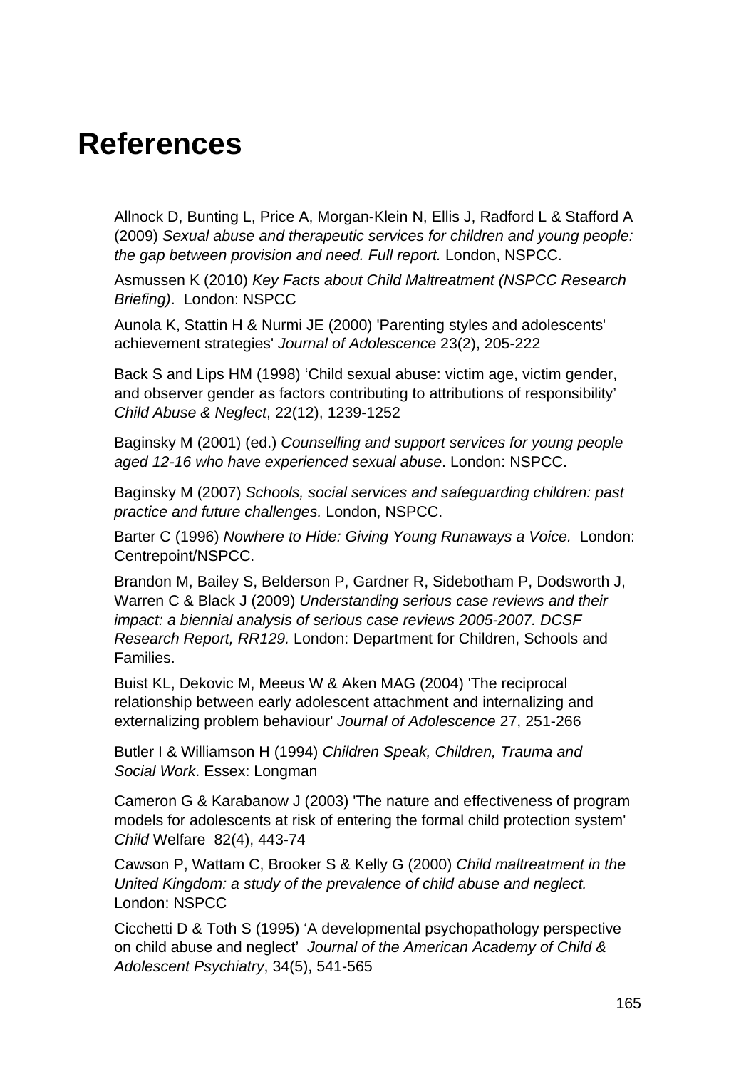# References

Allnock D, Bunting L, Price A, Morgan-Klein N, Ellis J, Radford L & Stafford A (2009) *Sexual abuse and therapeutic services for children and young people: the gap between provision and need. Full report.* London, NSPCC.

Asmussen K (2010) *Key Facts about Child Maltreatment (NSPCC Research Briefing)*. London: NSPCC

Aunola K, Stattin H & Nurmi JE (2000) 'Parenting styles and adolescents' achievement strategies' *Journal of Adolescence* 23(2), 205-222

Back S and Lips HM (1998) 'Child sexual abuse: victim age, victim gender, and observer gender as factors contributing to attributions of responsibility' *Child Abuse & Neglect*, 22(12), 1239-1252

Baginsky M (2001) (ed.) *Counselling and support services for young people aged 12-16 who have experienced sexual abuse*. London: NSPCC.

Baginsky M (2007) *Schools, social services and safeguarding children: past practice and future challenges.* London, NSPCC.

Barter C (1996) *Nowhere to Hide: Giving Young Runaways a Voice.* London: Centrepoint/NSPCC.

Brandon M, Bailey S, Belderson P, Gardner R, Sidebotham P, Dodsworth J, Warren C & Black J (2009) *Understanding serious case reviews and their impact: a biennial analysis of serious case reviews 2005-2007. DCSF Research Report, RR129.* London: Department for Children, Schools and Families.

Buist KL, Dekovic M, Meeus W & Aken MAG (2004) 'The reciprocal relationship between early adolescent attachment and internalizing and externalizing problem behaviour' *Journal of Adolescence* 27, 251-266

Butler I & Williamson H (1994) *Children Speak, Children, Trauma and Social Work*. Essex: Longman

Cameron G & Karabanow J (2003) 'The nature and effectiveness of program models for adolescents at risk of entering the formal child protection system' *Child* Welfare 82(4), 443-74

Cawson P, Wattam C, Brooker S & Kelly G (2000) *Child maltreatment in the United Kingdom: a study of the prevalence of child abuse and neglect.* London: NSPCC

Cicchetti D & Toth S (1995) 'A developmental psychopathology perspective on child abuse and neglect' *Journal of the American Academy of Child & Adolescent Psychiatry*, 34(5), 541-565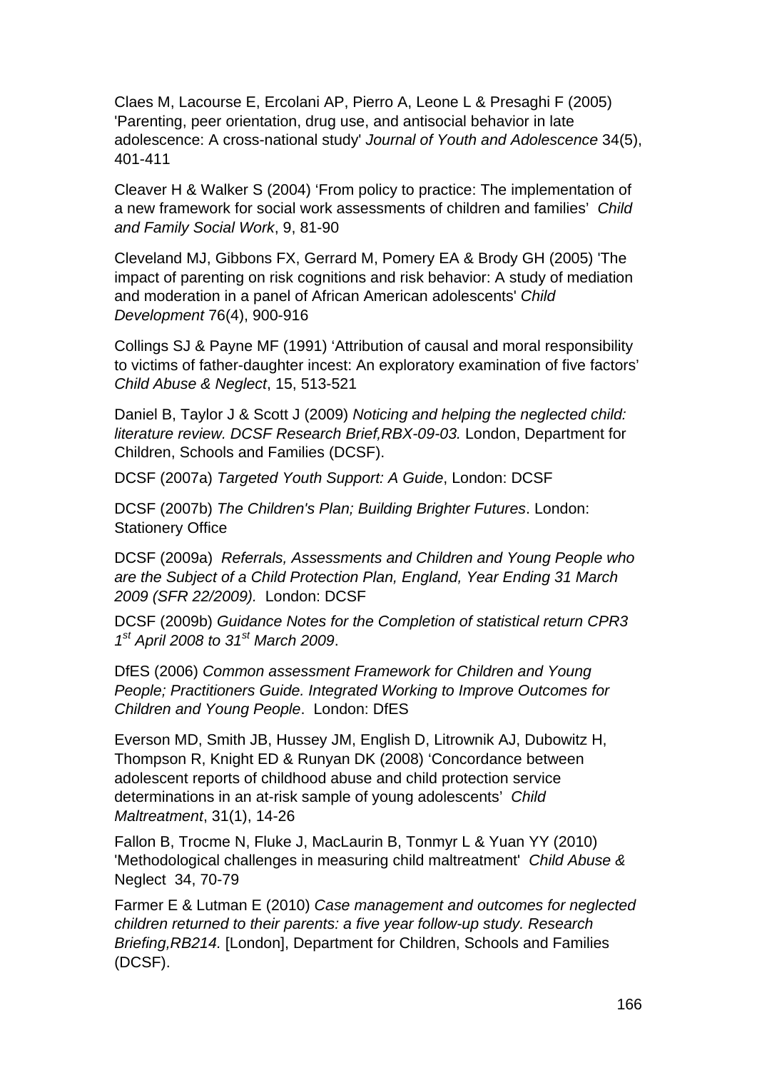Claes M, Lacourse E, Ercolani AP, Pierro A, Leone L & Presaghi F (2005) 'Parenting, peer orientation, drug use, and antisocial behavior in late adolescence: A cross-national study' *Journal of Youth and Adolescence* 34(5), 401-411

Cleaver H & Walker S (2004) 'From policy to practice: The implementation of a new framework for social work assessments of children and families' *Child and Family Social Work*, 9, 81-90

Cleveland MJ, Gibbons FX, Gerrard M, Pomery EA & Brody GH (2005) 'The impact of parenting on risk cognitions and risk behavior: A study of mediation and moderation in a panel of African American adolescents' *Child Development* 76(4), 900-916

Collings SJ & Payne MF (1991) 'Attribution of causal and moral responsibility to victims of father-daughter incest: An exploratory examination of five factors' *Child Abuse & Neglect*, 15, 513-521

Daniel B, Taylor J & Scott J (2009) *Noticing and helping the neglected child: literature review. DCSF Research Brief,RBX-09-03.* London, Department for Children, Schools and Families (DCSF).

DCSF (2007a) *Targeted Youth Support: A Guide*, London: DCSF

DCSF (2007b) *The Children's Plan; Building Brighter Futures*. London: Stationery Office

DCSF (2009a) *Referrals, Assessments and Children and Young People who are the Subject of a Child Protection Plan, England, Year Ending 31 March 2009 (SFR 22/2009).* London: DCSF

DCSF (2009b) *Guidance Notes for the Completion of statistical return CPR3 1st April 2008 to 31st March 2009*.

DfES (2006) *Common assessment Framework for Children and Young People; Practitioners Guide. Integrated Working to Improve Outcomes for Children and Young People*. London: DfES

Everson MD, Smith JB, Hussey JM, English D, Litrownik AJ, Dubowitz H, Thompson R, Knight ED & Runyan DK (2008) 'Concordance between adolescent reports of childhood abuse and child protection service determinations in an at-risk sample of young adolescents' *Child Maltreatment*, 31(1), 14-26

Fallon B, Trocme N, Fluke J, MacLaurin B, Tonmyr L & Yuan YY (2010) 'Methodological challenges in measuring child maltreatment' *Child Abuse &* Neglect 34, 70-79

Farmer E & Lutman E (2010) *Case management and outcomes for neglected children returned to their parents: a five year follow-up study. Research Briefing,RB214.* [London], Department for Children, Schools and Families (DCSF).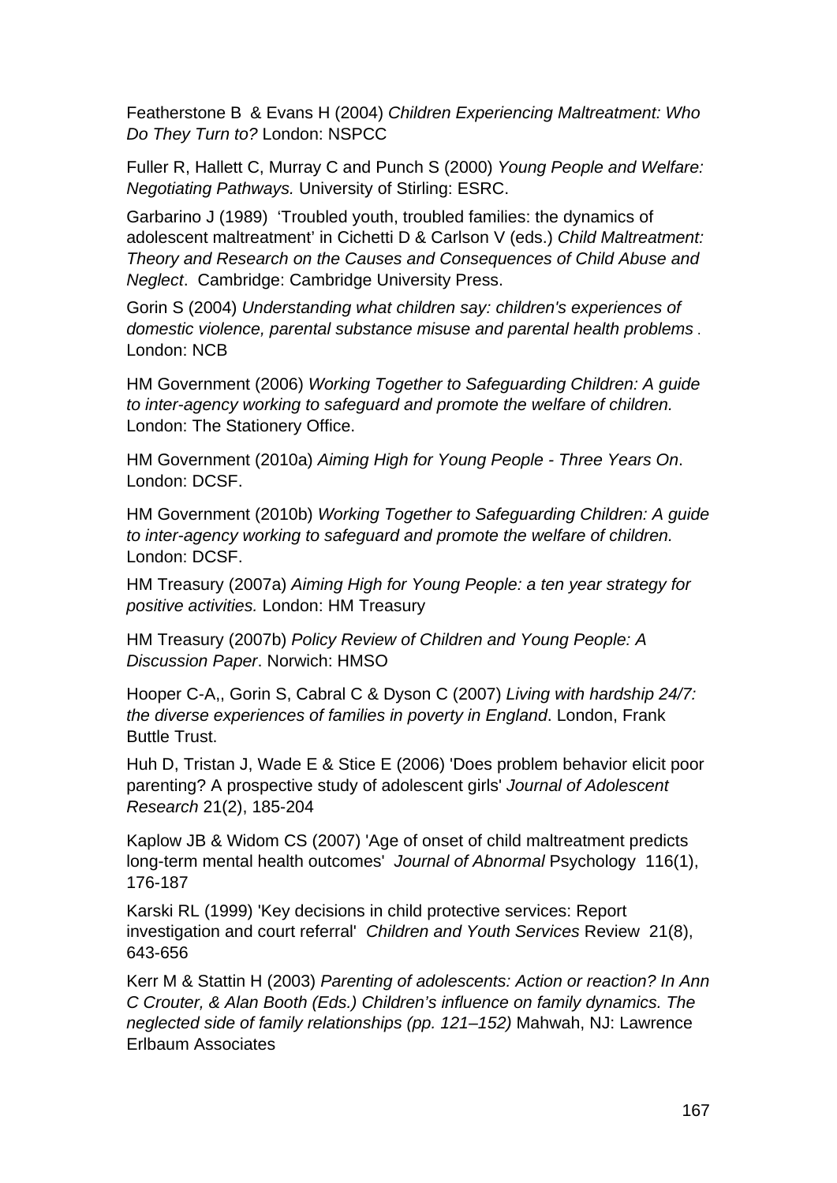Featherstone B & Evans H (2004) *Children Experiencing Maltreatment: Who Do They Turn to?* London: NSPCC

Fuller R, Hallett C, Murray C and Punch S (2000) *Young People and Welfare: Negotiating Pathways.* University of Stirling: ESRC.

Garbarino J (1989) 'Troubled youth, troubled families: the dynamics of adolescent maltreatment' in Cichetti D & Carlson V (eds.) *Child Maltreatment: Theory and Research on the Causes and Consequences of Child Abuse and Neglect*. Cambridge: Cambridge University Press.

Gorin S (2004) *Understanding what children say: children's experiences of domestic violence, parental substance misuse and parental health problems* . London: NCB

HM Government (2006) *Working Together to Safeguarding Children: A guide to inter-agency working to safeguard and promote the welfare of children.* London: The Stationery Office.

HM Government (2010a) *Aiming High for Young People - Three Years On*. London: DCSF.

HM Government (2010b) *Working Together to Safeguarding Children: A guide to inter-agency working to safeguard and promote the welfare of children.* London: DCSF.

HM Treasury (2007a) *Aiming High for Young People: a ten year strategy for positive activities.* London: HM Treasury

HM Treasury (2007b) *Policy Review of Children and Young People: A Discussion Paper*. Norwich: HMSO

Hooper C-A,, Gorin S, Cabral C & Dyson C (2007) *Living with hardship 24/7: the diverse experiences of families in poverty in England*. London, Frank Buttle Trust.

Huh D, Tristan J, Wade E & Stice E (2006) 'Does problem behavior elicit poor parenting? A prospective study of adolescent girls' *Journal of Adolescent Research* 21(2), 185-204

Kaplow JB & Widom CS (2007) 'Age of onset of child maltreatment predicts long-term mental health outcomes' *Journal of Abnormal* Psychology 116(1), 176-187

Karski RL (1999) 'Key decisions in child protective services: Report investigation and court referral' *Children and Youth Services* Review 21(8), 643-656

Kerr M & Stattin H (2003) *Parenting of adolescents: Action or reaction? In Ann C Crouter, & Alan Booth (Eds.) Children's influence on family dynamics. The neglected side of family relationships (pp. 121–152)* Mahwah, NJ: Lawrence Erlbaum Associates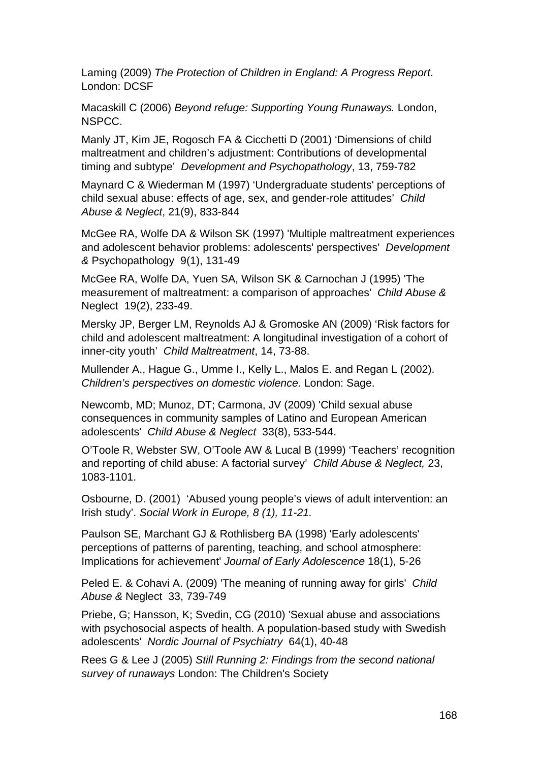Laming (2009) *The Protection of Children in England: A Progress Report*. London: DCSF

Macaskill C (2006) *Beyond refuge: Supporting Young Runaways.* London, NSPCC.

Manly JT, Kim JE, Rogosch FA & Cicchetti D (2001) 'Dimensions of child maltreatment and children's adjustment: Contributions of developmental timing and subtype' *Development and Psychopathology*, 13, 759-782

Maynard C & Wiederman M (1997) 'Undergraduate students' perceptions of child sexual abuse: effects of age, sex, and gender-role attitudes' *Child Abuse & Neglect*, 21(9), 833-844

McGee RA, Wolfe DA & Wilson SK (1997) 'Multiple maltreatment experiences and adolescent behavior problems: adolescents' perspectives' *Development &* Psychopathology 9(1), 131-49

McGee RA, Wolfe DA, Yuen SA, Wilson SK & Carnochan J (1995) 'The measurement of maltreatment: a comparison of approaches' *Child Abuse &* Neglect 19(2), 233-49.

Mersky JP, Berger LM, Reynolds AJ & Gromoske AN (2009) 'Risk factors for child and adolescent maltreatment: A longitudinal investigation of a cohort of inner-city youth' *Child Maltreatment*, 14, 73-88.

Mullender A., Hague G., Umme I., Kelly L., Malos E. and Regan L (2002). *Children's perspectives on domestic violence*. London: Sage.

Newcomb, MD; Munoz, DT; Carmona, JV (2009) 'Child sexual abuse consequences in community samples of Latino and European American adolescents' *Child Abuse & Neglect* 33(8), 533-544.

O'Toole R, Webster SW, O'Toole AW & Lucal B (1999) 'Teachers' recognition and reporting of child abuse: A factorial survey' *Child Abuse & Neglect,* 23, 1083-1101.

Osbourne, D. (2001) 'Abused young people's views of adult intervention: an Irish study'. *Social Work in Europe, 8 (1), 11-21.*

Paulson SE, Marchant GJ & Rothlisberg BA (1998) 'Early adolescents' perceptions of patterns of parenting, teaching, and school atmosphere: Implications for achievement' *Journal of Early Adolescence* 18(1), 5-26

Peled E. & Cohavi A. (2009) 'The meaning of running away for girls' *Child Abuse &* Neglect 33, 739-749

Priebe, G; Hansson, K; Svedin, CG (2010) 'Sexual abuse and associations with psychosocial aspects of health. A population-based study with Swedish adolescents' *Nordic Journal of Psychiatry* 64(1), 40-48

Rees G & Lee J (2005) *Still Running 2: Findings from the second national survey of runaways* London: The Children's Society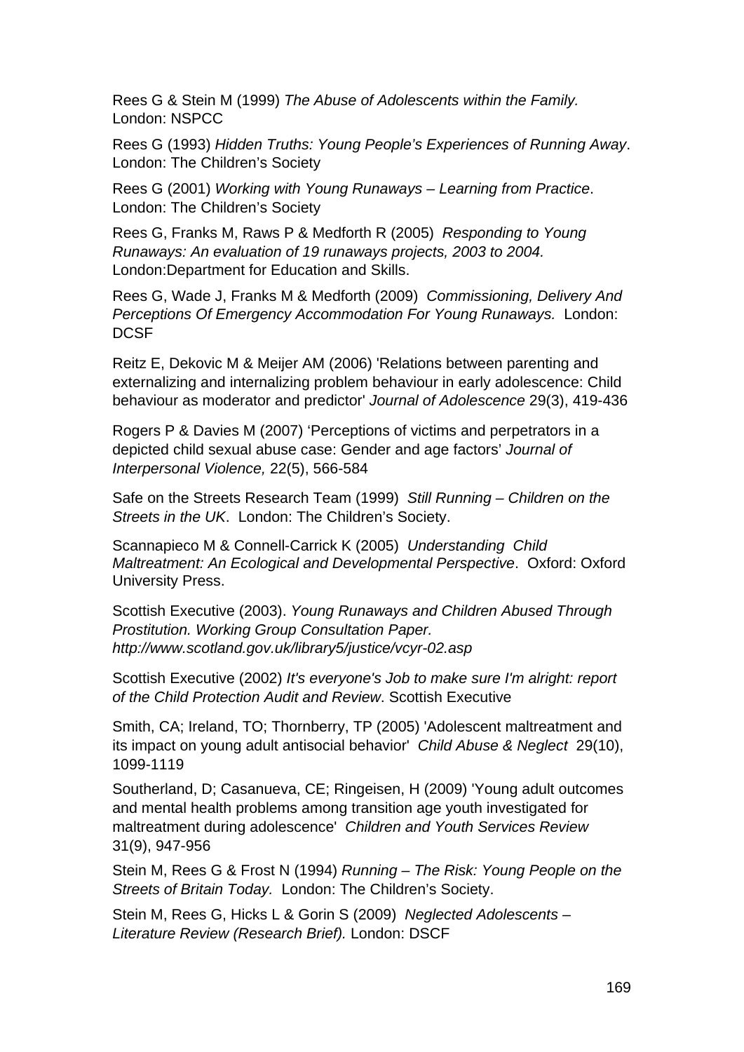Rees G & Stein M (1999) *The Abuse of Adolescents within the Family.* London: NSPCC

Rees G (1993) *Hidden Truths: Young People's Experiences of Running Away*. London: The Children's Society

Rees G (2001) *Working with Young Runaways – Learning from Practice*. London: The Children's Society

Rees G, Franks M, Raws P & Medforth R (2005) *Responding to Young Runaways: An evaluation of 19 runaways projects, 2003 to 2004.* London:Department for Education and Skills.

Rees G, Wade J, Franks M & Medforth (2009) *Commissioning, Delivery And Perceptions Of Emergency Accommodation For Young Runaways.* London: DCSF

Reitz E, Dekovic M & Meijer AM (2006) 'Relations between parenting and externalizing and internalizing problem behaviour in early adolescence: Child behaviour as moderator and predictor' *Journal of Adolescence* 29(3), 419-436

Rogers P & Davies M (2007) 'Perceptions of victims and perpetrators in a depicted child sexual abuse case: Gender and age factors' *Journal of Interpersonal Violence,* 22(5), 566-584

Safe on the Streets Research Team (1999) *Still Running – Children on the Streets in the UK*. London: The Children's Society.

Scannapieco M & Connell-Carrick K (2005) *Understanding Child Maltreatment: An Ecological and Developmental Perspective*. Oxford: Oxford University Press.

Scottish Executive (2003). *Young Runaways and Children Abused Through Prostitution. Working Group Consultation Paper. http://www.scotland.gov.uk/library5/justice/vcyr-02.asp*

Scottish Executive (2002) *It's everyone's Job to make sure I'm alright: report of the Child Protection Audit and Review*. Scottish Executive

Smith, CA; Ireland, TO; Thornberry, TP (2005) 'Adolescent maltreatment and its impact on young adult antisocial behavior' *Child Abuse & Neglect* 29(10), 1099-1119

Southerland, D; Casanueva, CE; Ringeisen, H (2009) 'Young adult outcomes and mental health problems among transition age youth investigated for maltreatment during adolescence' *Children and Youth Services Review* 31(9), 947-956

Stein M, Rees G & Frost N (1994) *Running – The Risk: Young People on the Streets of Britain Today.* London: The Children's Society.

Stein M, Rees G, Hicks L & Gorin S (2009) *Neglected Adolescents – Literature Review (Research Brief).* London: DSCF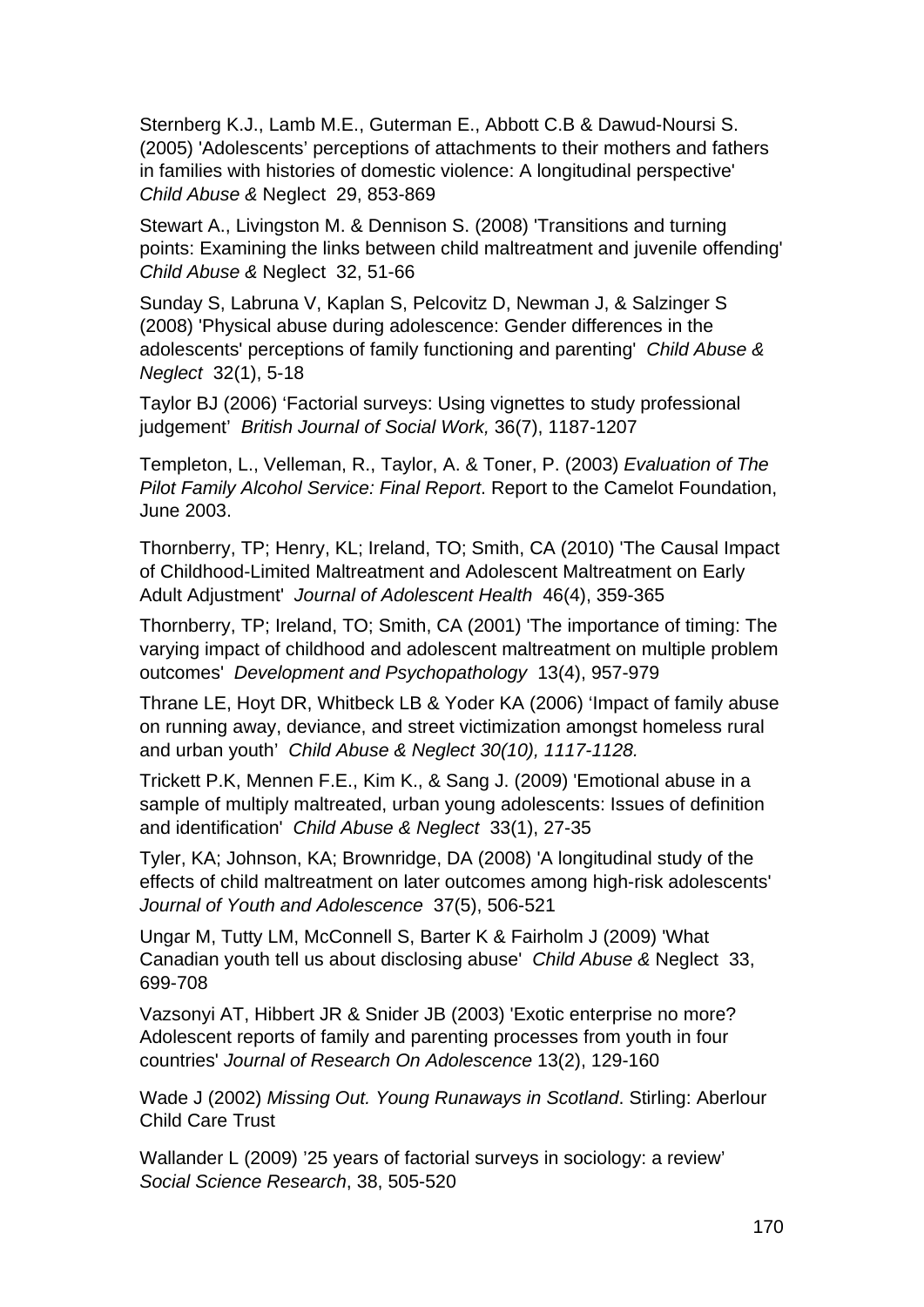Sternberg K.J., Lamb M.E., Guterman E., Abbott C.B & Dawud-Noursi S. (2005) 'Adolescents' perceptions of attachments to their mothers and fathers in families with histories of domestic violence: A longitudinal perspective' *Child Abuse &* Neglect 29, 853-869

Stewart A., Livingston M. & Dennison S. (2008) 'Transitions and turning points: Examining the links between child maltreatment and juvenile offending' *Child Abuse &* Neglect 32, 51-66

Sunday S, Labruna V, Kaplan S, Pelcovitz D, Newman J, & Salzinger S (2008) 'Physical abuse during adolescence: Gender differences in the adolescents' perceptions of family functioning and parenting' *Child Abuse & Neglect* 32(1), 5-18

Taylor BJ (2006) 'Factorial surveys: Using vignettes to study professional judgement' *British Journal of Social Work,* 36(7), 1187-1207

Templeton, L., Velleman, R., Taylor, A. & Toner, P. (2003) *Evaluation of The Pilot Family Alcohol Service: Final Report*. Report to the Camelot Foundation, June 2003.

Thornberry, TP; Henry, KL; Ireland, TO; Smith, CA (2010) 'The Causal Impact of Childhood-Limited Maltreatment and Adolescent Maltreatment on Early Adult Adjustment' *Journal of Adolescent Health* 46(4), 359-365

Thornberry, TP; Ireland, TO; Smith, CA (2001) 'The importance of timing: The varying impact of childhood and adolescent maltreatment on multiple problem outcomes' *Development and Psychopathology* 13(4), 957-979

Thrane LE, Hoyt DR, Whitbeck LB & Yoder KA (2006) 'Impact of family abuse on running away, deviance, and street victimization amongst homeless rural and urban youth' *Child Abuse & Neglect 30(10), 1117-1128.*

Trickett P.K, Mennen F.E., Kim K., & Sang J. (2009) 'Emotional abuse in a sample of multiply maltreated, urban young adolescents: Issues of definition and identification' *Child Abuse & Neglect* 33(1), 27-35

Tyler, KA; Johnson, KA; Brownridge, DA (2008) 'A longitudinal study of the effects of child maltreatment on later outcomes among high-risk adolescents' *Journal of Youth and Adolescence* 37(5), 506-521

Ungar M, Tutty LM, McConnell S, Barter K & Fairholm J (2009) 'What Canadian youth tell us about disclosing abuse' *Child Abuse &* Neglect 33, 699-708

Vazsonyi AT, Hibbert JR & Snider JB (2003) 'Exotic enterprise no more? Adolescent reports of family and parenting processes from youth in four countries' *Journal of Research On Adolescence* 13(2), 129-160

Wade J (2002) *Missing Out. Young Runaways in Scotland*. Stirling: Aberlour Child Care Trust

Wallander L (2009) '25 years of factorial surveys in sociology: a review' *Social Science Research*, 38, 505-520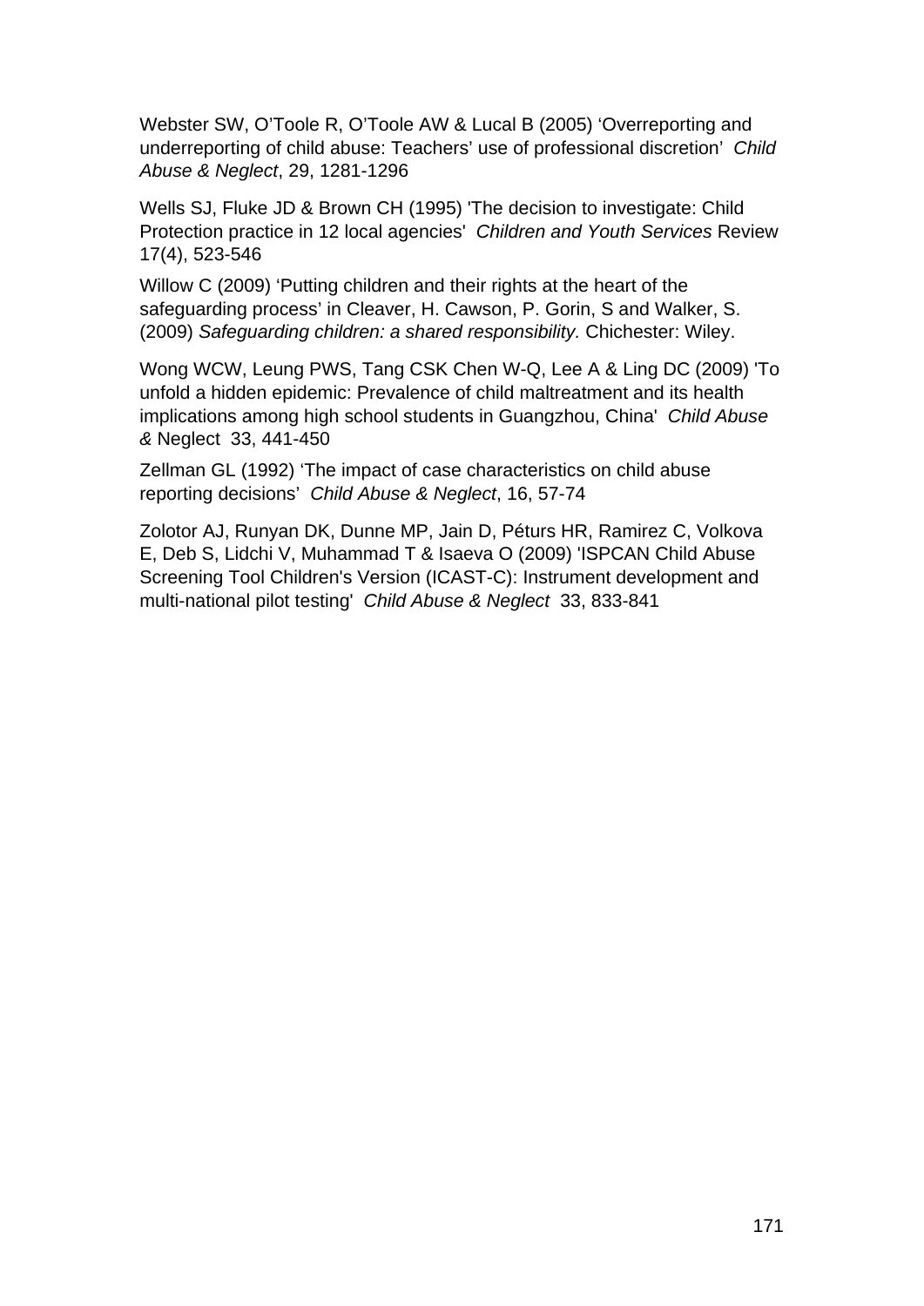Webster SW, O'Toole R, O'Toole AW & Lucal B (2005) 'Overreporting and underreporting of child abuse: Teachers' use of professional discretion' *Child Abuse & Neglect*, 29, 1281-1296

Wells SJ, Fluke JD & Brown CH (1995) 'The decision to investigate: Child Protection practice in 12 local agencies' *Children and Youth Services* Review 17(4), 523-546

Willow C (2009) 'Putting children and their rights at the heart of the safeguarding process' in Cleaver, H. Cawson, P. Gorin, S and Walker, S. (2009) *Safeguarding children: a shared responsibility.* Chichester: Wiley.

Wong WCW, Leung PWS, Tang CSK Chen W-Q, Lee A & Ling DC (2009) 'To unfold a hidden epidemic: Prevalence of child maltreatment and its health implications among high school students in Guangzhou, China' *Child Abuse &* Neglect 33, 441-450

Zellman GL (1992) 'The impact of case characteristics on child abuse reporting decisions' *Child Abuse & Neglect*, 16, 57-74

Zolotor AJ, Runyan DK, Dunne MP, Jain D, Péturs HR, Ramirez C, Volkova E, Deb S, Lidchi V, Muhammad T & Isaeva O (2009) 'ISPCAN Child Abuse Screening Tool Children's Version (ICAST-C): Instrument development and multi-national pilot testing' *Child Abuse & Neglect* 33, 833-841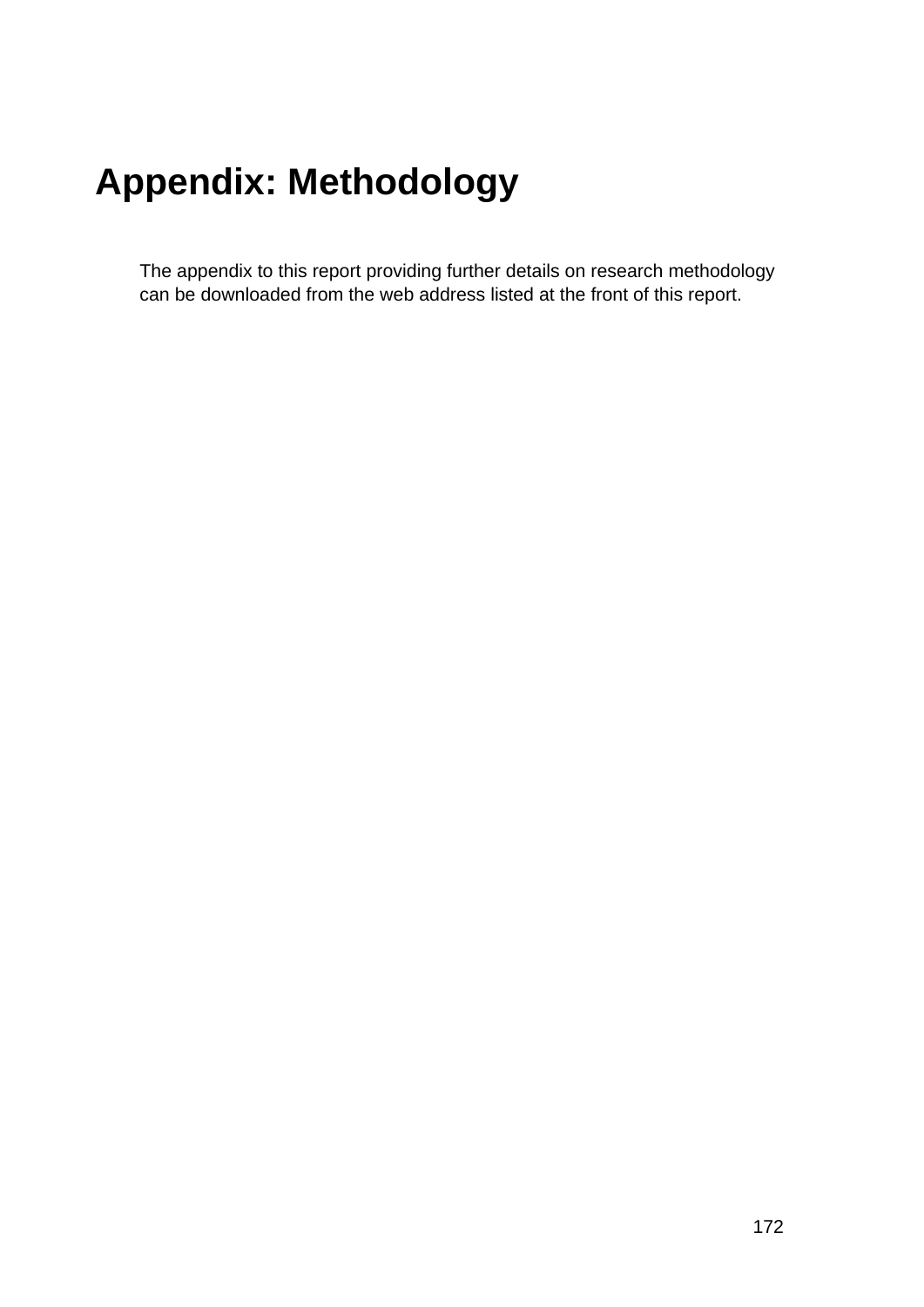# Appendix: Methodology

The appendix to this report providing further details on research methodology can be downloaded from the web address listed at the front of this report.